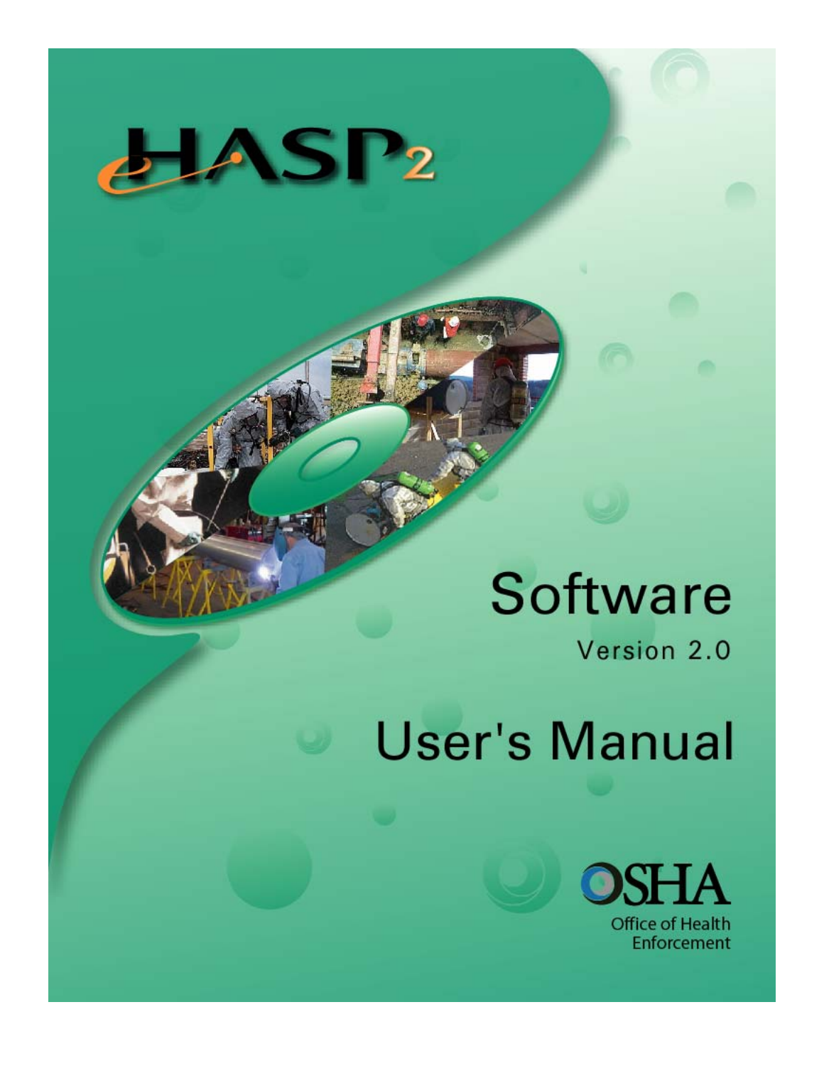# eHASP2

## Software

Version 2.0

## User's Manual

OSHA

Office of Health Enforcement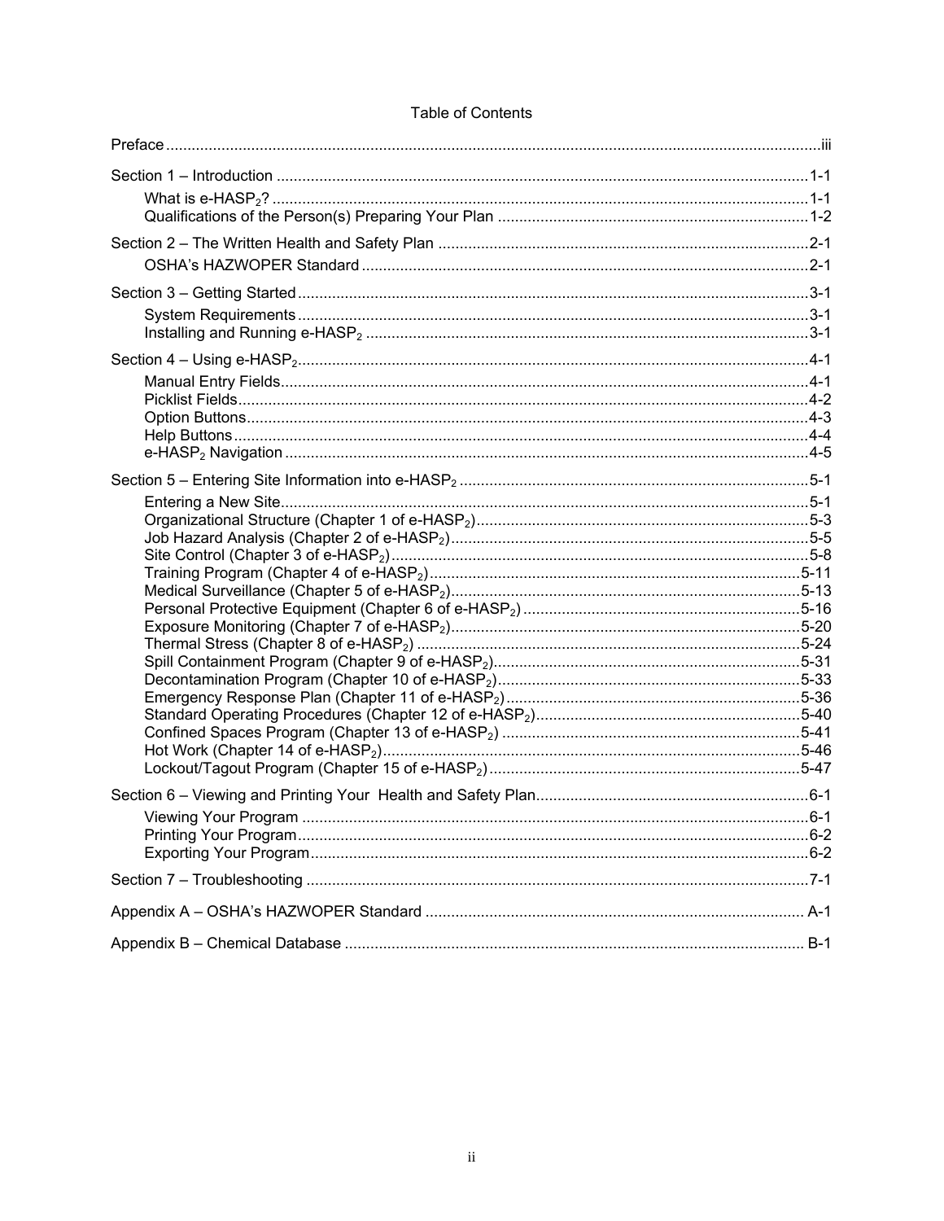# Table of Contents

Preface ........................................................................................................ iii

Section 1 – Introduction ........................................................................................ 1-1

- What is e-HASP$_2$? ........................................................................................ 1-1
- Qualifications of the Person(s) Preparing Your Plan ............................................ 1-2

Section 2 – The Written Health and Safety Plan .......................................................... 2-1

- OSHA's HAZWOPER Standard ............................................................................ 2-1

Section 3 – Getting Started ...................................................................................... 3-1

- System Requirements ....................................................................................... 3-1
- Installing and Running e-HASP$_2$ ....................................................................... 3-1

Section 4 – Using e-HASP$_2$ ...................................................................................... 4-1

- Manual Entry Fields .......................................................................................... 4-1
- Picklist Fields ................................................................................................... 4-2
- Option Buttons ................................................................................................. 4-3
- Help Buttons ..................................................................................................... 4-4
- e-HASP$_2$ Navigation ........................................................................................ 4-5

Section 5 – Entering Site Information into e-HASP$_2$ ..................................................... 5-1

- Entering a New Site .......................................................................................... 5-1
- Organizational Structure (Chapter 1 of e-HASP$_2$) .................................................. 5-3
- Job Hazard Analysis (Chapter 2 of e-HASP$_2$) ........................................................ 5-5
- Site Control (Chapter 3 of e-HASP$_2$) .................................................................... 5-8
- Training Program (Chapter 4 of e-HASP$_2$) ............................................................ 5-11
- Medical Surveillance (Chapter 5 of e-HASP$_2$) ........................................................ 5-13
- Personal Protective Equipment (Chapter 6 of e-HASP$_2$) .......................................... 5-16
- Exposure Monitoring (Chapter 7 of e-HASP$_2$) ........................................................ 5-20
- Thermal Stress (Chapter 8 of e-HASP$_2$) ................................................................ 5-24
- Spill Containment Program (Chapter 9 of e-HASP$_2$) ................................................ 5-31
- Decontamination Program (Chapter 10 of e-HASP$_2$) ............................................... 5-33
- Emergency Response Plan (Chapter 11 of e-HASP$_2$) .............................................. 5-36
- Standard Operating Procedures (Chapter 12 of e-HASP$_2$) ....................................... 5-40
- Confined Spaces Program (Chapter 13 of e-HASP$_2$) ............................................... 5-41
- Hot Work (Chapter 14 of e-HASP$_2$) ........................................................................ 5-46
- Lockout/Tagout Program (Chapter 15 of e-HASP$_2$) ................................................. 5-47

Section 6 – Viewing and Printing Your Health and Safety Plan ....................................... 6-1

- Viewing Your Program ....................................................................................... 6-1
- Printing Your Program ....................................................................................... 6-2
- Exporting Your Program .................................................................................... 6-2

Section 7 – Troubleshooting ...................................................................................... 7-1

Appendix A – OSHA's HAZWOPER Standard ................................................................. A-1

Appendix B – Chemical Database .............................................................................. B-1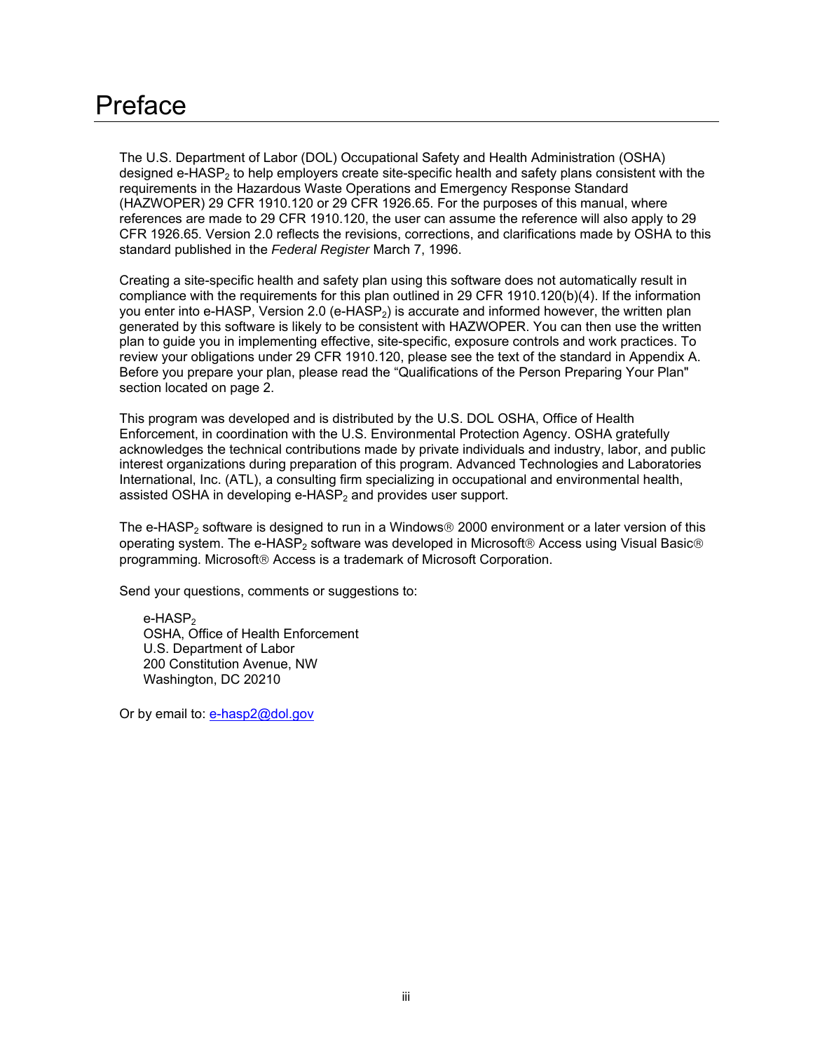# Preface

The U.S. Department of Labor (DOL) Occupational Safety and Health Administration (OSHA) designed e-$HASP_2$ to help employers create site-specific health and safety plans consistent with the requirements in the Hazardous Waste Operations and Emergency Response Standard (HAZWOPER) 29 CFR 1910.120 or 29 CFR 1926.65. For the purposes of this manual, where references are made to 29 CFR 1910.120, the user can assume the reference will also apply to 29 CFR 1926.65. Version 2.0 reflects the revisions, corrections, and clarifications made by OSHA to this standard published in the *Federal Register* March 7, 1996.

Creating a site-specific health and safety plan using this software does not automatically result in compliance with the requirements for this plan outlined in 29 CFR 1910.120(b)(4). If the information you enter into e-HASP, Version 2.0 (e-$HASP_2$) is accurate and informed however, the written plan generated by this software is likely to be consistent with HAZWOPER. You can then use the written plan to guide you in implementing effective, site-specific, exposure controls and work practices. To review your obligations under 29 CFR 1910.120, please see the text of the standard in Appendix A. Before you prepare your plan, please read the "Qualifications of the Person Preparing Your Plan" section located on page 2.

This program was developed and is distributed by the U.S. DOL OSHA, Office of Health Enforcement, in coordination with the U.S. Environmental Protection Agency. OSHA gratefully acknowledges the technical contributions made by private individuals and industry, labor, and public interest organizations during preparation of this program. Advanced Technologies and Laboratories International, Inc. (ATL), a consulting firm specializing in occupational and environmental health, assisted OSHA in developing e-$HASP_2$ and provides user support.

The e-$HASP_2$ software is designed to run in a Windows® 2000 environment or a later version of this operating system. The e-$HASP_2$ software was developed in Microsoft® Access using Visual Basic® programming. Microsoft® Access is a trademark of Microsoft Corporation.

Send your questions, comments or suggestions to:

e-$HASP_2$  
OSHA, Office of Health Enforcement  
U.S. Department of Labor  
200 Constitution Avenue, NW  
Washington, DC 20210

Or by email to: e-hasp2@dol.gov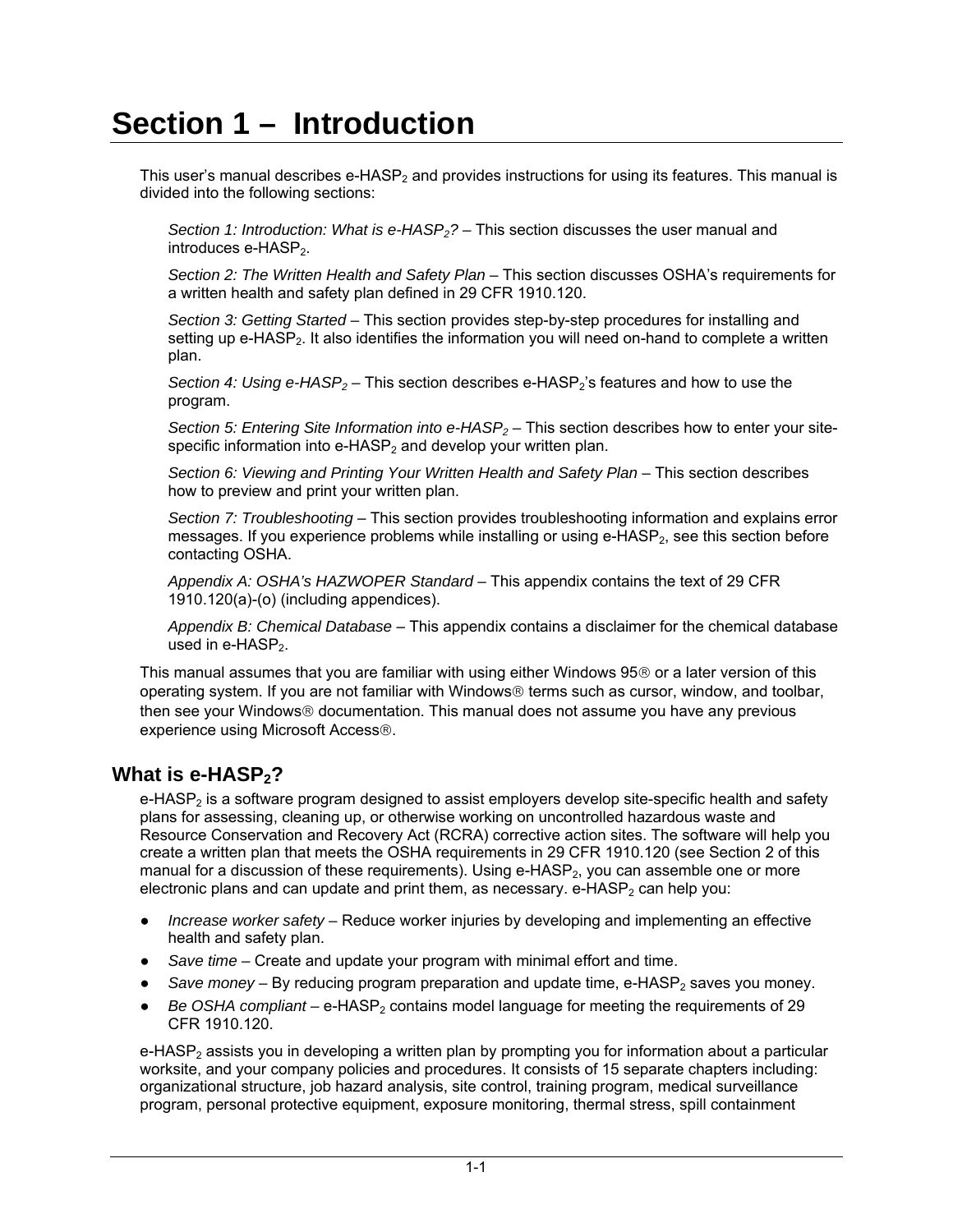# Section 1 – Introduction

This user's manual describes e-HASP$_2$ and provides instructions for using its features. This manual is divided into the following sections:

*Section 1: Introduction: What is e-HASP$_2$?* – This section discusses the user manual and introduces e-HASP$_2$.

*Section 2: The Written Health and Safety Plan* – This section discusses OSHA's requirements for a written health and safety plan defined in 29 CFR 1910.120.

*Section 3: Getting Started* – This section provides step-by-step procedures for installing and setting up e-HASP$_2$. It also identifies the information you will need on-hand to complete a written plan.

*Section 4: Using e-HASP$_2$* – This section describes e-HASP$_2$'s features and how to use the program.

*Section 5: Entering Site Information into e-HASP$_2$* – This section describes how to enter your site-specific information into e-HASP$_2$ and develop your written plan.

*Section 6: Viewing and Printing Your Written Health and Safety Plan* – This section describes how to preview and print your written plan.

*Section 7: Troubleshooting* – This section provides troubleshooting information and explains error messages. If you experience problems while installing or using e-HASP$_2$, see this section before contacting OSHA.

*Appendix A: OSHA's HAZWOPER Standard* – This appendix contains the text of 29 CFR 1910.120(a)-(o) (including appendices).

*Appendix B: Chemical Database* – This appendix contains a disclaimer for the chemical database used in e-HASP$_2$.

This manual assumes that you are familiar with using either Windows 95® or a later version of this operating system. If you are not familiar with Windows® terms such as cursor, window, and toolbar, then see your Windows® documentation. This manual does not assume you have any previous experience using Microsoft Access®.

## What is e-HASP$_2$?

e-HASP$_2$ is a software program designed to assist employers develop site-specific health and safety plans for assessing, cleaning up, or otherwise working on uncontrolled hazardous waste and Resource Conservation and Recovery Act (RCRA) corrective action sites. The software will help you create a written plan that meets the OSHA requirements in 29 CFR 1910.120 (see Section 2 of this manual for a discussion of these requirements). Using e-HASP$_2$, you can assemble one or more electronic plans and can update and print them, as necessary. e-HASP$_2$ can help you:

- *Increase worker safety* – Reduce worker injuries by developing and implementing an effective health and safety plan.
- *Save time* – Create and update your program with minimal effort and time.
- *Save money* – By reducing program preparation and update time, e-HASP$_2$ saves you money.
- *Be OSHA compliant* – e-HASP$_2$ contains model language for meeting the requirements of 29 CFR 1910.120.

e-HASP$_2$ assists you in developing a written plan by prompting you for information about a particular worksite, and your company policies and procedures. It consists of 15 separate chapters including: organizational structure, job hazard analysis, site control, training program, medical surveillance program, personal protective equipment, exposure monitoring, thermal stress, spill containment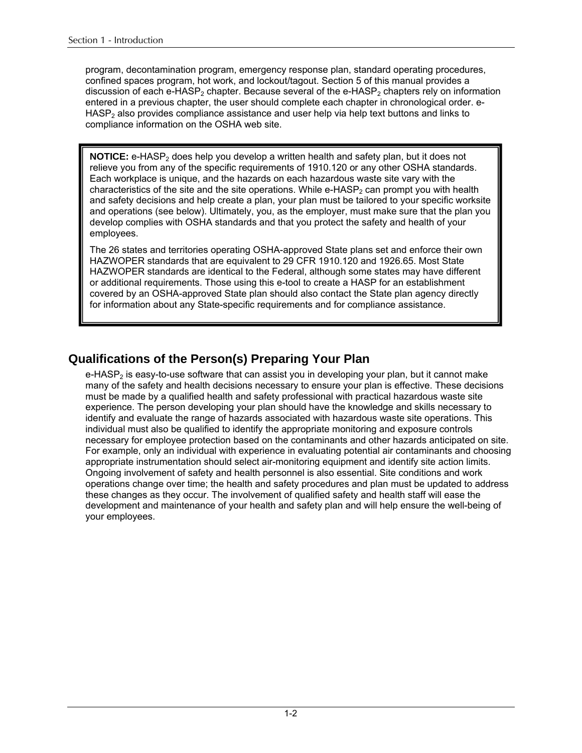program, decontamination program, emergency response plan, standard operating procedures, confined spaces program, hot work, and lockout/tagout. Section 5 of this manual provides a discussion of each e-HASP$_2$ chapter. Because several of the e-HASP$_2$ chapters rely on information entered in a previous chapter, the user should complete each chapter in chronological order. e-HASP$_2$ also provides compliance assistance and user help via help text buttons and links to compliance information on the OSHA web site.

> **NOTICE:** e-HASP$_2$ does help you develop a written health and safety plan, but it does not relieve you from any of the specific requirements of 1910.120 or any other OSHA standards. Each workplace is unique, and the hazards on each hazardous waste site vary with the characteristics of the site and the site operations. While e-HASP$_2$ can prompt you with health and safety decisions and help create a plan, your plan must be tailored to your specific worksite and operations (see below). Ultimately, you, as the employer, must make sure that the plan you develop complies with OSHA standards and that you protect the safety and health of your employees.
>
> The 26 states and territories operating OSHA-approved State plans set and enforce their own HAZWOPER standards that are equivalent to 29 CFR 1910.120 and 1926.65. Most State HAZWOPER standards are identical to the Federal, although some states may have different or additional requirements. Those using this e-tool to create a HASP for an establishment covered by an OSHA-approved State plan should also contact the State plan agency directly for information about any State-specific requirements and for compliance assistance.

## Qualifications of the Person(s) Preparing Your Plan

e-HASP$_2$ is easy-to-use software that can assist you in developing your plan, but it cannot make many of the safety and health decisions necessary to ensure your plan is effective. These decisions must be made by a qualified health and safety professional with practical hazardous waste site experience. The person developing your plan should have the knowledge and skills necessary to identify and evaluate the range of hazards associated with hazardous waste site operations. This individual must also be qualified to identify the appropriate monitoring and exposure controls necessary for employee protection based on the contaminants and other hazards anticipated on site. For example, only an individual with experience in evaluating potential air contaminants and choosing appropriate instrumentation should select air-monitoring equipment and identify site action limits. Ongoing involvement of safety and health personnel is also essential. Site conditions and work operations change over time; the health and safety procedures and plan must be updated to address these changes as they occur. The involvement of qualified safety and health staff will ease the development and maintenance of your health and safety plan and will help ensure the well-being of your employees.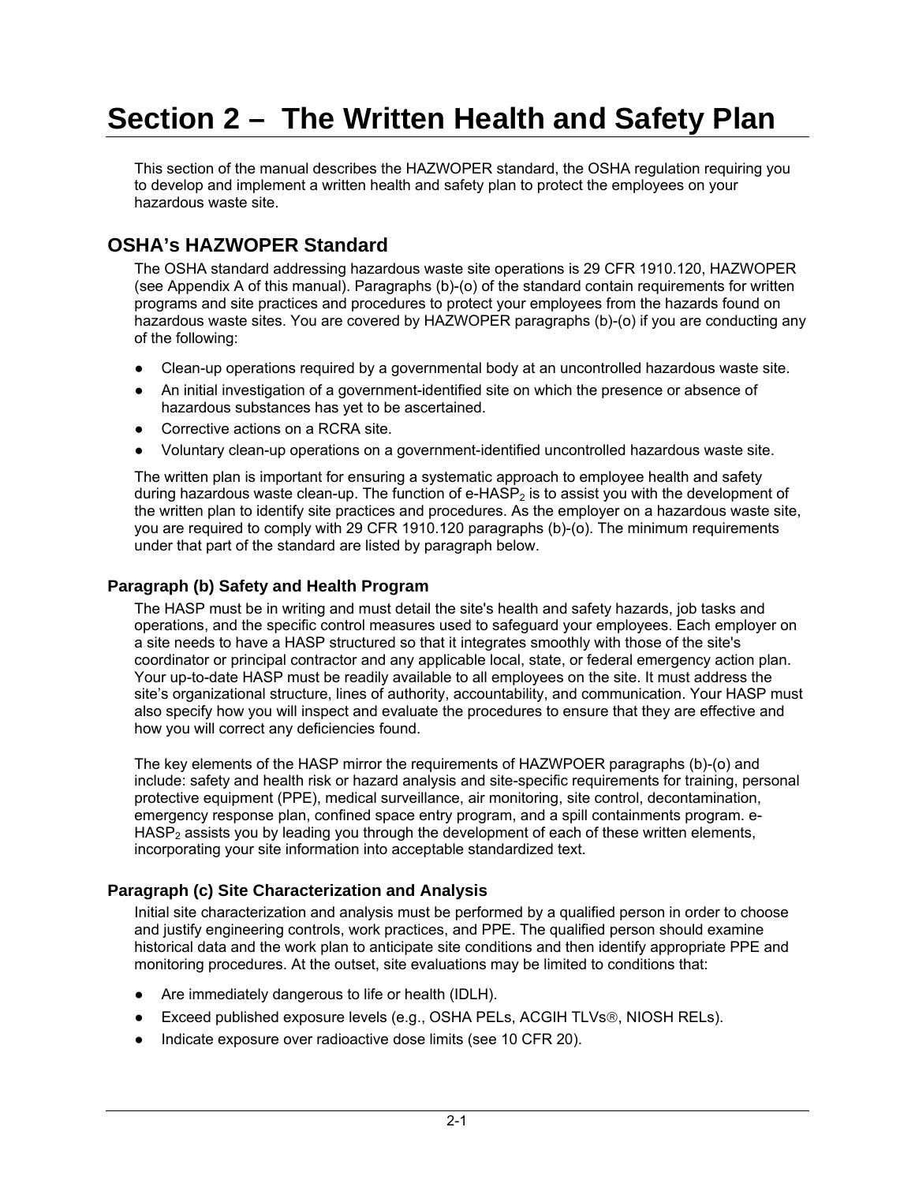# Section 2 – The Written Health and Safety Plan

This section of the manual describes the HAZWOPER standard, the OSHA regulation requiring you to develop and implement a written health and safety plan to protect the employees on your hazardous waste site.

## OSHA's HAZWOPER Standard

The OSHA standard addressing hazardous waste site operations is 29 CFR 1910.120, HAZWOPER (see Appendix A of this manual). Paragraphs (b)-(o) of the standard contain requirements for written programs and site practices and procedures to protect your employees from the hazards found on hazardous waste sites. You are covered by HAZWOPER paragraphs (b)-(o) if you are conducting any of the following:

- Clean-up operations required by a governmental body at an uncontrolled hazardous waste site.
- An initial investigation of a government-identified site on which the presence or absence of hazardous substances has yet to be ascertained.
- Corrective actions on a RCRA site.
- Voluntary clean-up operations on a government-identified uncontrolled hazardous waste site.

The written plan is important for ensuring a systematic approach to employee health and safety during hazardous waste clean-up. The function of e-$HASP_2$ is to assist you with the development of the written plan to identify site practices and procedures. As the employer on a hazardous waste site, you are required to comply with 29 CFR 1910.120 paragraphs (b)-(o). The minimum requirements under that part of the standard are listed by paragraph below.

### Paragraph (b) Safety and Health Program

The HASP must be in writing and must detail the site's health and safety hazards, job tasks and operations, and the specific control measures used to safeguard your employees. Each employer on a site needs to have a HASP structured so that it integrates smoothly with those of the site's coordinator or principal contractor and any applicable local, state, or federal emergency action plan. Your up-to-date HASP must be readily available to all employees on the site. It must address the site's organizational structure, lines of authority, accountability, and communication. Your HASP must also specify how you will inspect and evaluate the procedures to ensure that they are effective and how you will correct any deficiencies found.

The key elements of the HASP mirror the requirements of HAZWPOER paragraphs (b)-(o) and include: safety and health risk or hazard analysis and site-specific requirements for training, personal protective equipment (PPE), medical surveillance, air monitoring, site control, decontamination, emergency response plan, confined space entry program, and a spill containments program. e-$HASP_2$ assists you by leading you through the development of each of these written elements, incorporating your site information into acceptable standardized text.

### Paragraph (c) Site Characterization and Analysis

Initial site characterization and analysis must be performed by a qualified person in order to choose and justify engineering controls, work practices, and PPE. The qualified person should examine historical data and the work plan to anticipate site conditions and then identify appropriate PPE and monitoring procedures. At the outset, site evaluations may be limited to conditions that:

- Are immediately dangerous to life or health (IDLH).
- Exceed published exposure levels (e.g., OSHA PELs, ACGIH TLVs®, NIOSH RELs).
- Indicate exposure over radioactive dose limits (see 10 CFR 20).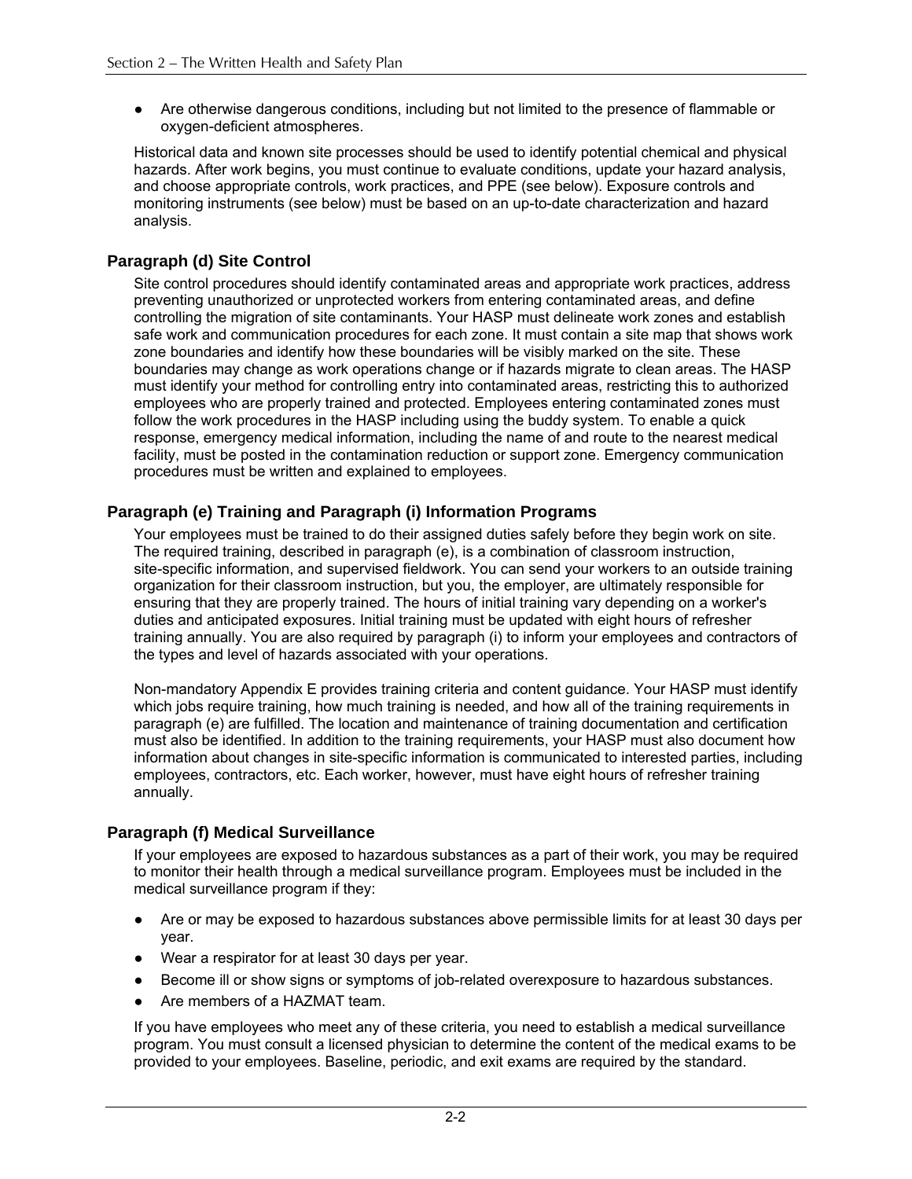- Are otherwise dangerous conditions, including but not limited to the presence of flammable or oxygen-deficient atmospheres.

Historical data and known site processes should be used to identify potential chemical and physical hazards. After work begins, you must continue to evaluate conditions, update your hazard analysis, and choose appropriate controls, work practices, and PPE (see below). Exposure controls and monitoring instruments (see below) must be based on an up-to-date characterization and hazard analysis.

## Paragraph (d) Site Control

Site control procedures should identify contaminated areas and appropriate work practices, address preventing unauthorized or unprotected workers from entering contaminated areas, and define controlling the migration of site contaminants. Your HASP must delineate work zones and establish safe work and communication procedures for each zone. It must contain a site map that shows work zone boundaries and identify how these boundaries will be visibly marked on the site. These boundaries may change as work operations change or if hazards migrate to clean areas. The HASP must identify your method for controlling entry into contaminated areas, restricting this to authorized employees who are properly trained and protected. Employees entering contaminated zones must follow the work procedures in the HASP including using the buddy system. To enable a quick response, emergency medical information, including the name of and route to the nearest medical facility, must be posted in the contamination reduction or support zone. Emergency communication procedures must be written and explained to employees.

## Paragraph (e) Training and Paragraph (i) Information Programs

Your employees must be trained to do their assigned duties safely before they begin work on site. The required training, described in paragraph (e), is a combination of classroom instruction, site-specific information, and supervised fieldwork. You can send your workers to an outside training organization for their classroom instruction, but you, the employer, are ultimately responsible for ensuring that they are properly trained. The hours of initial training vary depending on a worker's duties and anticipated exposures. Initial training must be updated with eight hours of refresher training annually. You are also required by paragraph (i) to inform your employees and contractors of the types and level of hazards associated with your operations.

Non-mandatory Appendix E provides training criteria and content guidance. Your HASP must identify which jobs require training, how much training is needed, and how all of the training requirements in paragraph (e) are fulfilled. The location and maintenance of training documentation and certification must also be identified. In addition to the training requirements, your HASP must also document how information about changes in site-specific information is communicated to interested parties, including employees, contractors, etc. Each worker, however, must have eight hours of refresher training annually.

## Paragraph (f) Medical Surveillance

If your employees are exposed to hazardous substances as a part of their work, you may be required to monitor their health through a medical surveillance program. Employees must be included in the medical surveillance program if they:

- Are or may be exposed to hazardous substances above permissible limits for at least 30 days per year.
- Wear a respirator for at least 30 days per year.
- Become ill or show signs or symptoms of job-related overexposure to hazardous substances.
- Are members of a HAZMAT team.

If you have employees who meet any of these criteria, you need to establish a medical surveillance program. You must consult a licensed physician to determine the content of the medical exams to be provided to your employees. Baseline, periodic, and exit exams are required by the standard.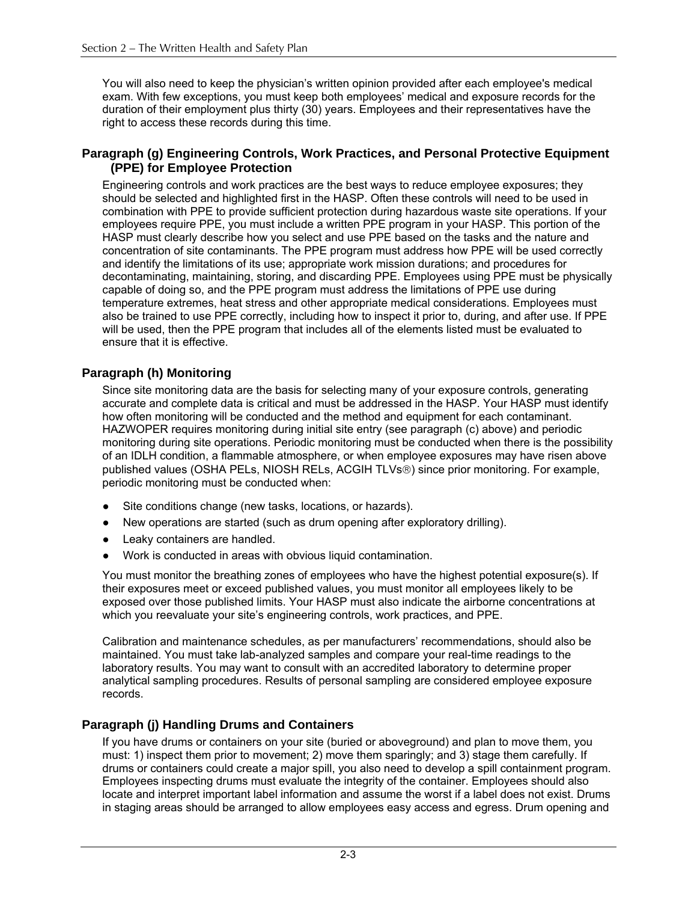You will also need to keep the physician's written opinion provided after each employee's medical exam. With few exceptions, you must keep both employees' medical and exposure records for the duration of their employment plus thirty (30) years. Employees and their representatives have the right to access these records during this time.

### Paragraph (g) Engineering Controls, Work Practices, and Personal Protective Equipment (PPE) for Employee Protection

Engineering controls and work practices are the best ways to reduce employee exposures; they should be selected and highlighted first in the HASP. Often these controls will need to be used in combination with PPE to provide sufficient protection during hazardous waste site operations. If your employees require PPE, you must include a written PPE program in your HASP. This portion of the HASP must clearly describe how you select and use PPE based on the tasks and the nature and concentration of site contaminants. The PPE program must address how PPE will be used correctly and identify the limitations of its use; appropriate work mission durations; and procedures for decontaminating, maintaining, storing, and discarding PPE. Employees using PPE must be physically capable of doing so, and the PPE program must address the limitations of PPE use during temperature extremes, heat stress and other appropriate medical considerations. Employees must also be trained to use PPE correctly, including how to inspect it prior to, during, and after use. If PPE will be used, then the PPE program that includes all of the elements listed must be evaluated to ensure that it is effective.

### Paragraph (h) Monitoring

Since site monitoring data are the basis for selecting many of your exposure controls, generating accurate and complete data is critical and must be addressed in the HASP. Your HASP must identify how often monitoring will be conducted and the method and equipment for each contaminant. HAZWOPER requires monitoring during initial site entry (see paragraph (c) above) and periodic monitoring during site operations. Periodic monitoring must be conducted when there is the possibility of an IDLH condition, a flammable atmosphere, or when employee exposures may have risen above published values (OSHA PELs, NIOSH RELs, ACGIH TLVs®) since prior monitoring. For example, periodic monitoring must be conducted when:

- Site conditions change (new tasks, locations, or hazards).
- New operations are started (such as drum opening after exploratory drilling).
- Leaky containers are handled.
- Work is conducted in areas with obvious liquid contamination.

You must monitor the breathing zones of employees who have the highest potential exposure(s). If their exposures meet or exceed published values, you must monitor all employees likely to be exposed over those published limits. Your HASP must also indicate the airborne concentrations at which you reevaluate your site's engineering controls, work practices, and PPE.

Calibration and maintenance schedules, as per manufacturers' recommendations, should also be maintained. You must take lab-analyzed samples and compare your real-time readings to the laboratory results. You may want to consult with an accredited laboratory to determine proper analytical sampling procedures. Results of personal sampling are considered employee exposure records.

### Paragraph (j) Handling Drums and Containers

If you have drums or containers on your site (buried or aboveground) and plan to move them, you must: 1) inspect them prior to movement; 2) move them sparingly; and 3) stage them carefully. If drums or containers could create a major spill, you also need to develop a spill containment program. Employees inspecting drums must evaluate the integrity of the container. Employees should also locate and interpret important label information and assume the worst if a label does not exist. Drums in staging areas should be arranged to allow employees easy access and egress. Drum opening and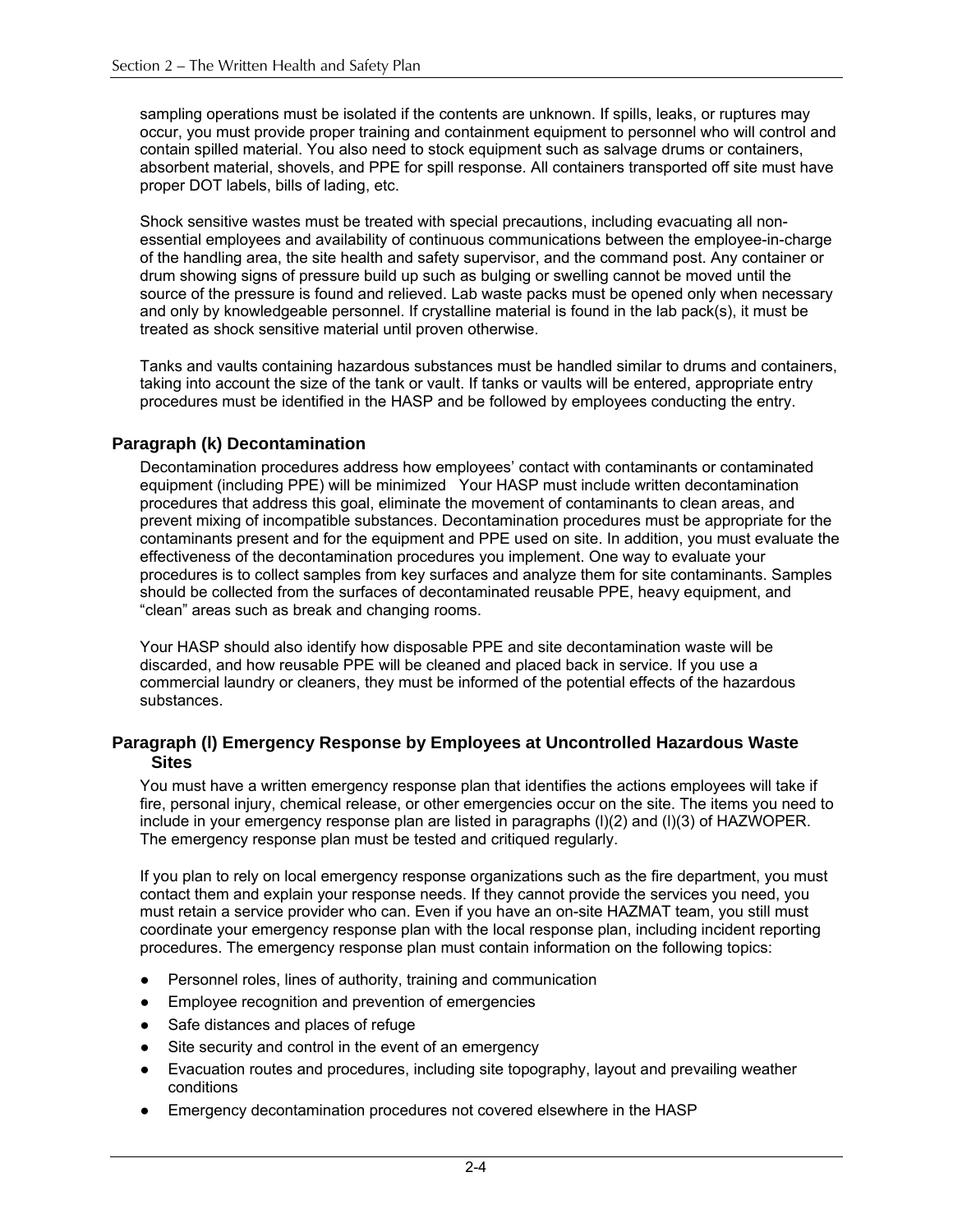sampling operations must be isolated if the contents are unknown. If spills, leaks, or ruptures may occur, you must provide proper training and containment equipment to personnel who will control and contain spilled material. You also need to stock equipment such as salvage drums or containers, absorbent material, shovels, and PPE for spill response. All containers transported off site must have proper DOT labels, bills of lading, etc.

Shock sensitive wastes must be treated with special precautions, including evacuating all non-essential employees and availability of continuous communications between the employee-in-charge of the handling area, the site health and safety supervisor, and the command post. Any container or drum showing signs of pressure build up such as bulging or swelling cannot be moved until the source of the pressure is found and relieved. Lab waste packs must be opened only when necessary and only by knowledgeable personnel. If crystalline material is found in the lab pack(s), it must be treated as shock sensitive material until proven otherwise.

Tanks and vaults containing hazardous substances must be handled similar to drums and containers, taking into account the size of the tank or vault. If tanks or vaults will be entered, appropriate entry procedures must be identified in the HASP and be followed by employees conducting the entry.

### Paragraph (k) Decontamination

Decontamination procedures address how employees' contact with contaminants or contaminated equipment (including PPE) will be minimized Your HASP must include written decontamination procedures that address this goal, eliminate the movement of contaminants to clean areas, and prevent mixing of incompatible substances. Decontamination procedures must be appropriate for the contaminants present and for the equipment and PPE used on site. In addition, you must evaluate the effectiveness of the decontamination procedures you implement. One way to evaluate your procedures is to collect samples from key surfaces and analyze them for site contaminants. Samples should be collected from the surfaces of decontaminated reusable PPE, heavy equipment, and "clean" areas such as break and changing rooms.

Your HASP should also identify how disposable PPE and site decontamination waste will be discarded, and how reusable PPE will be cleaned and placed back in service. If you use a commercial laundry or cleaners, they must be informed of the potential effects of the hazardous substances.

### Paragraph (l) Emergency Response by Employees at Uncontrolled Hazardous Waste Sites

You must have a written emergency response plan that identifies the actions employees will take if fire, personal injury, chemical release, or other emergencies occur on the site. The items you need to include in your emergency response plan are listed in paragraphs (l)(2) and (l)(3) of HAZWOPER. The emergency response plan must be tested and critiqued regularly.

If you plan to rely on local emergency response organizations such as the fire department, you must contact them and explain your response needs. If they cannot provide the services you need, you must retain a service provider who can. Even if you have an on-site HAZMAT team, you still must coordinate your emergency response plan with the local response plan, including incident reporting procedures. The emergency response plan must contain information on the following topics:

- Personnel roles, lines of authority, training and communication
- Employee recognition and prevention of emergencies
- Safe distances and places of refuge
- Site security and control in the event of an emergency
- Evacuation routes and procedures, including site topography, layout and prevailing weather conditions
- Emergency decontamination procedures not covered elsewhere in the HASP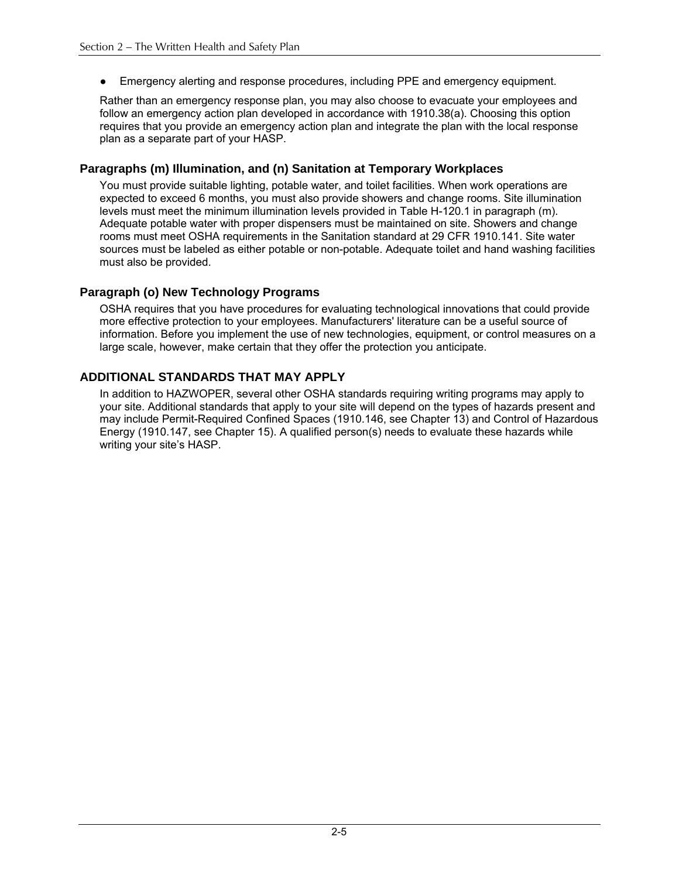- Emergency alerting and response procedures, including PPE and emergency equipment.

Rather than an emergency response plan, you may also choose to evacuate your employees and follow an emergency action plan developed in accordance with 1910.38(a). Choosing this option requires that you provide an emergency action plan and integrate the plan with the local response plan as a separate part of your HASP.

### Paragraphs (m) Illumination, and (n) Sanitation at Temporary Workplaces

You must provide suitable lighting, potable water, and toilet facilities. When work operations are expected to exceed 6 months, you must also provide showers and change rooms. Site illumination levels must meet the minimum illumination levels provided in Table H-120.1 in paragraph (m). Adequate potable water with proper dispensers must be maintained on site. Showers and change rooms must meet OSHA requirements in the Sanitation standard at 29 CFR 1910.141. Site water sources must be labeled as either potable or non-potable. Adequate toilet and hand washing facilities must also be provided.

### Paragraph (o) New Technology Programs

OSHA requires that you have procedures for evaluating technological innovations that could provide more effective protection to your employees. Manufacturers' literature can be a useful source of information. Before you implement the use of new technologies, equipment, or control measures on a large scale, however, make certain that they offer the protection you anticipate.

## ADDITIONAL STANDARDS THAT MAY APPLY

In addition to HAZWOPER, several other OSHA standards requiring writing programs may apply to your site. Additional standards that apply to your site will depend on the types of hazards present and may include Permit-Required Confined Spaces (1910.146, see Chapter 13) and Control of Hazardous Energy (1910.147, see Chapter 15). A qualified person(s) needs to evaluate these hazards while writing your site's HASP.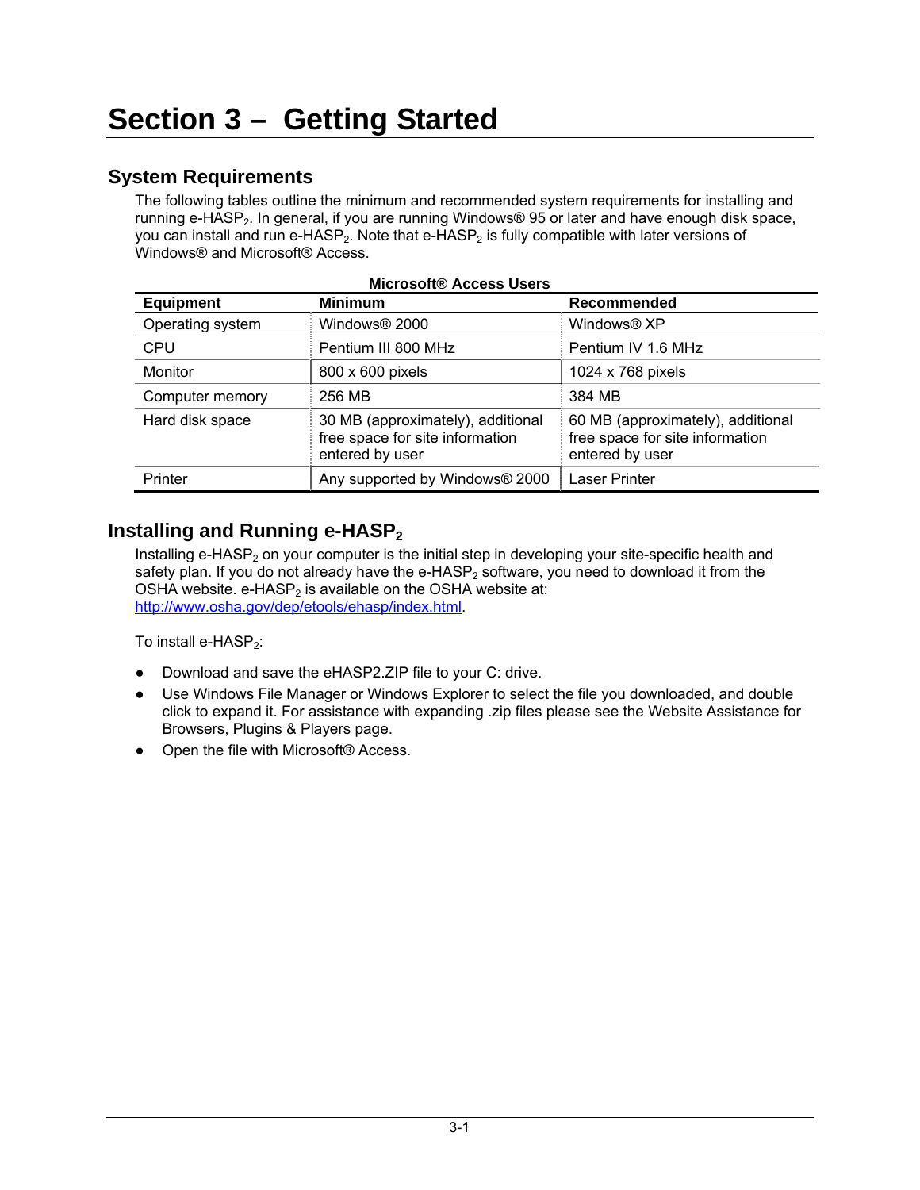# Section 3 – Getting Started

## System Requirements

The following tables outline the minimum and recommended system requirements for installing and running e-HASP$_2$. In general, if you are running Windows® 95 or later and have enough disk space, you can install and run e-HASP$_2$. Note that e-HASP$_2$ is fully compatible with later versions of Windows® and Microsoft® Access.

**Microsoft® Access Users**

| Equipment | Minimum | Recommended |
|---|---|---|
| Operating system | Windows® 2000 | Windows® XP |
| CPU | Pentium III 800 MHz | Pentium IV 1.6 MHz |
| Monitor | 800 x 600 pixels | 1024 x 768 pixels |
| Computer memory | 256 MB | 384 MB |
| Hard disk space | 30 MB (approximately), additional free space for site information entered by user | 60 MB (approximately), additional free space for site information entered by user |
| Printer | Any supported by Windows® 2000 | Laser Printer |

## Installing and Running e-HASP$_2$

Installing e-HASP$_2$ on your computer is the initial step in developing your site-specific health and safety plan. If you do not already have the e-HASP$_2$ software, you need to download it from the OSHA website. e-HASP$_2$ is available on the OSHA website at: http://www.osha.gov/dep/etools/ehasp/index.html.

To install e-HASP$_2$:

- Download and save the eHASP2.ZIP file to your C: drive.
- Use Windows File Manager or Windows Explorer to select the file you downloaded, and double click to expand it. For assistance with expanding .zip files please see the Website Assistance for Browsers, Plugins & Players page.
- Open the file with Microsoft® Access.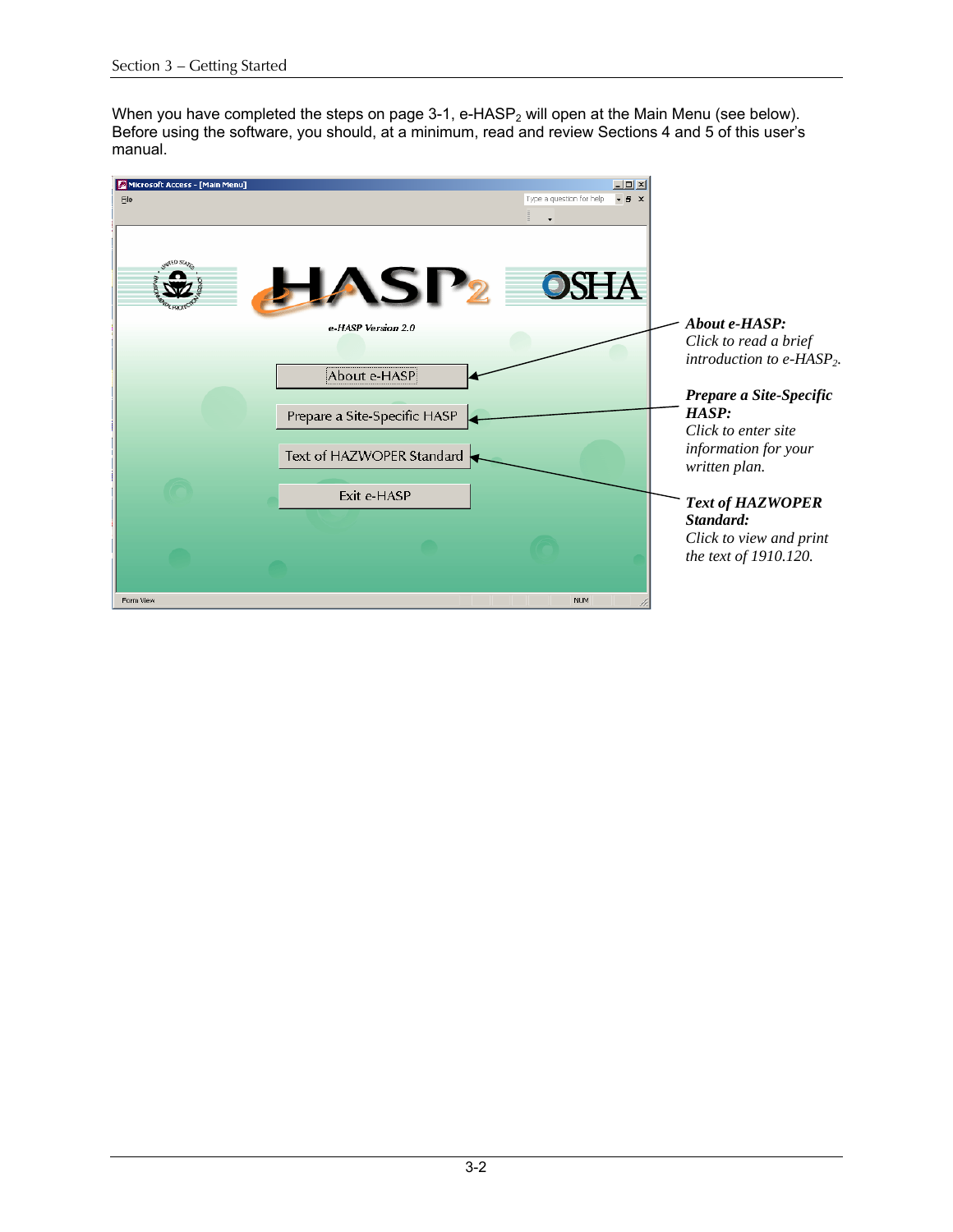When you have completed the steps on page 3-1, e-HASP$_2$ will open at the Main Menu (see below). Before using the software, you should, at a minimum, read and review Sections 4 and 5 of this user's manual.

***About e-HASP:***
*Click to read a brief introduction to e-HASP$_2$.*

***Prepare a Site-Specific HASP:***
*Click to enter site information for your written plan.*

***Text of HAZWOPER Standard:***
*Click to view and print the text of 1910.120.*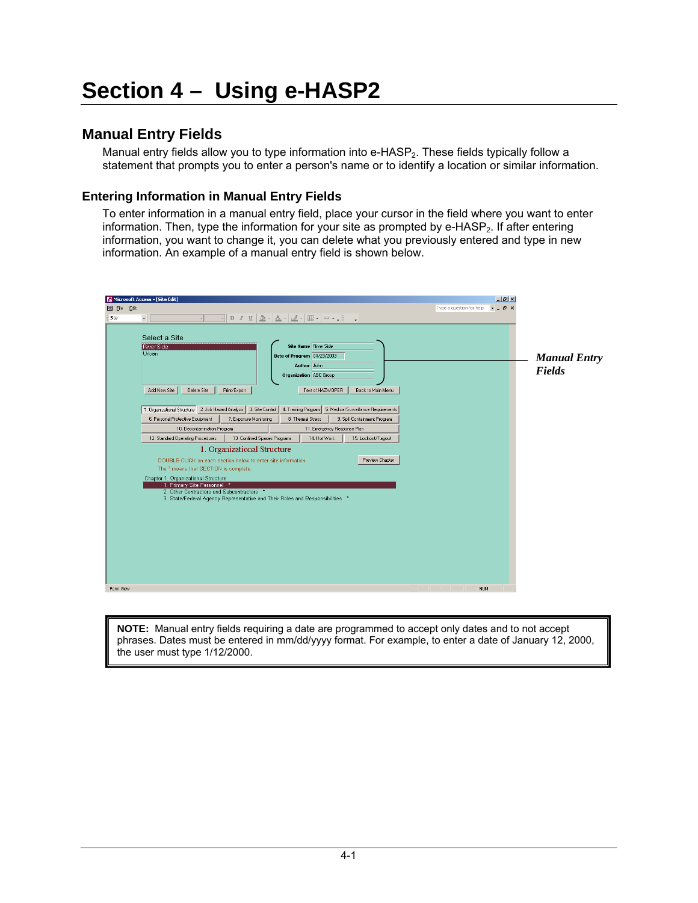# Section 4 – Using e-HASP2

## Manual Entry Fields

Manual entry fields allow you to type information into e-HASP$_2$. These fields typically follow a statement that prompts you to enter a person's name or to identify a location or similar information.

### Entering Information in Manual Entry Fields

To enter information in a manual entry field, place your cursor in the field where you want to enter information. Then, type the information for your site as prompted by e-HASP$_2$. If after entering information, you want to change it, you can delete what you previously entered and type in new information. An example of a manual entry field is shown below.

***Manual Entry Fields***

**NOTE:** Manual entry fields requiring a date are programmed to accept only dates and to not accept phrases. Dates must be entered in mm/dd/yyyy format. For example, to enter a date of January 12, 2000, the user must type 1/12/2000.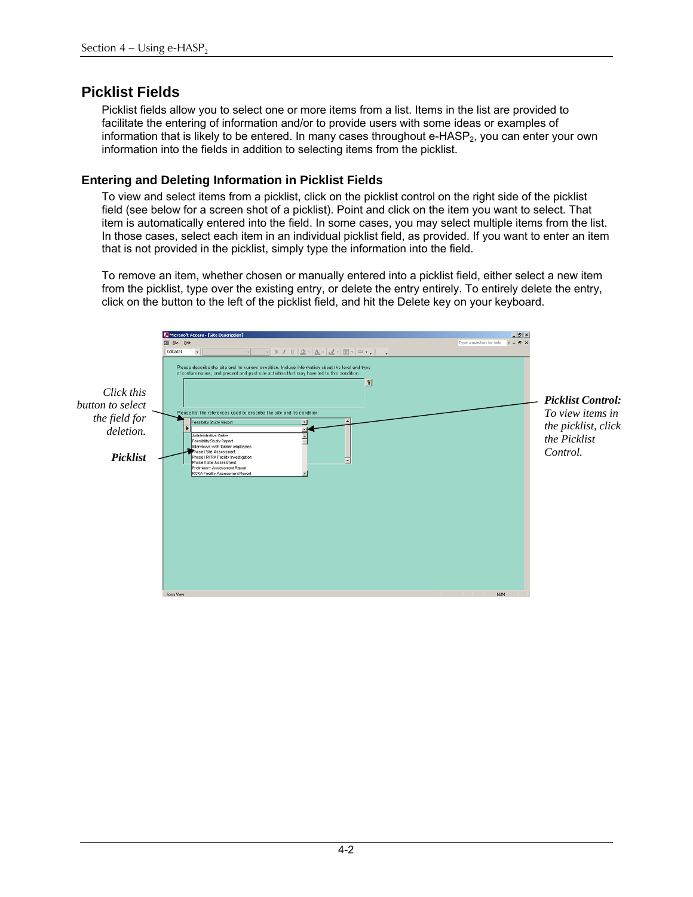## Picklist Fields

Picklist fields allow you to select one or more items from a list. Items in the list are provided to facilitate the entering of information and/or to provide users with some ideas or examples of information that is likely to be entered. In many cases throughout e-HASP$_2$, you can enter your own information into the fields in addition to selecting items from the picklist.

### Entering and Deleting Information in Picklist Fields

To view and select items from a picklist, click on the picklist control on the right side of the picklist field (see below for a screen shot of a picklist). Point and click on the item you want to select. That item is automatically entered into the field. In some cases, you may select multiple items from the list. In those cases, select each item in an individual picklist field, as provided. If you want to enter an item that is not provided in the picklist, simply type the information into the field.

To remove an item, whether chosen or manually entered into a picklist field, either select a new item from the picklist, type over the existing entry, or delete the entry entirely. To entirely delete the entry, click on the button to the left of the picklist field, and hit the Delete key on your keyboard.

*Click this button to select the field for deletion.*

***Picklist***

***Picklist Control:*** *To view items in the picklist, click the Picklist Control.*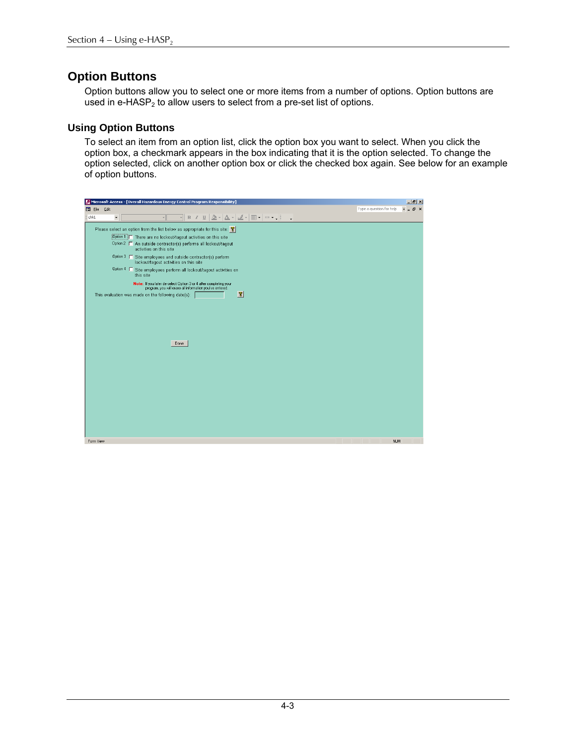## Option Buttons

Option buttons allow you to select one or more items from a number of options. Option buttons are used in e-HASP$_2$ to allow users to select from a pre-set list of options.

### Using Option Buttons

To select an item from an option list, click the option box you want to select. When you click the option box, a checkmark appears in the box indicating that it is the option selected. To change the option selected, click on another option box or click the checked box again. See below for an example of option buttons.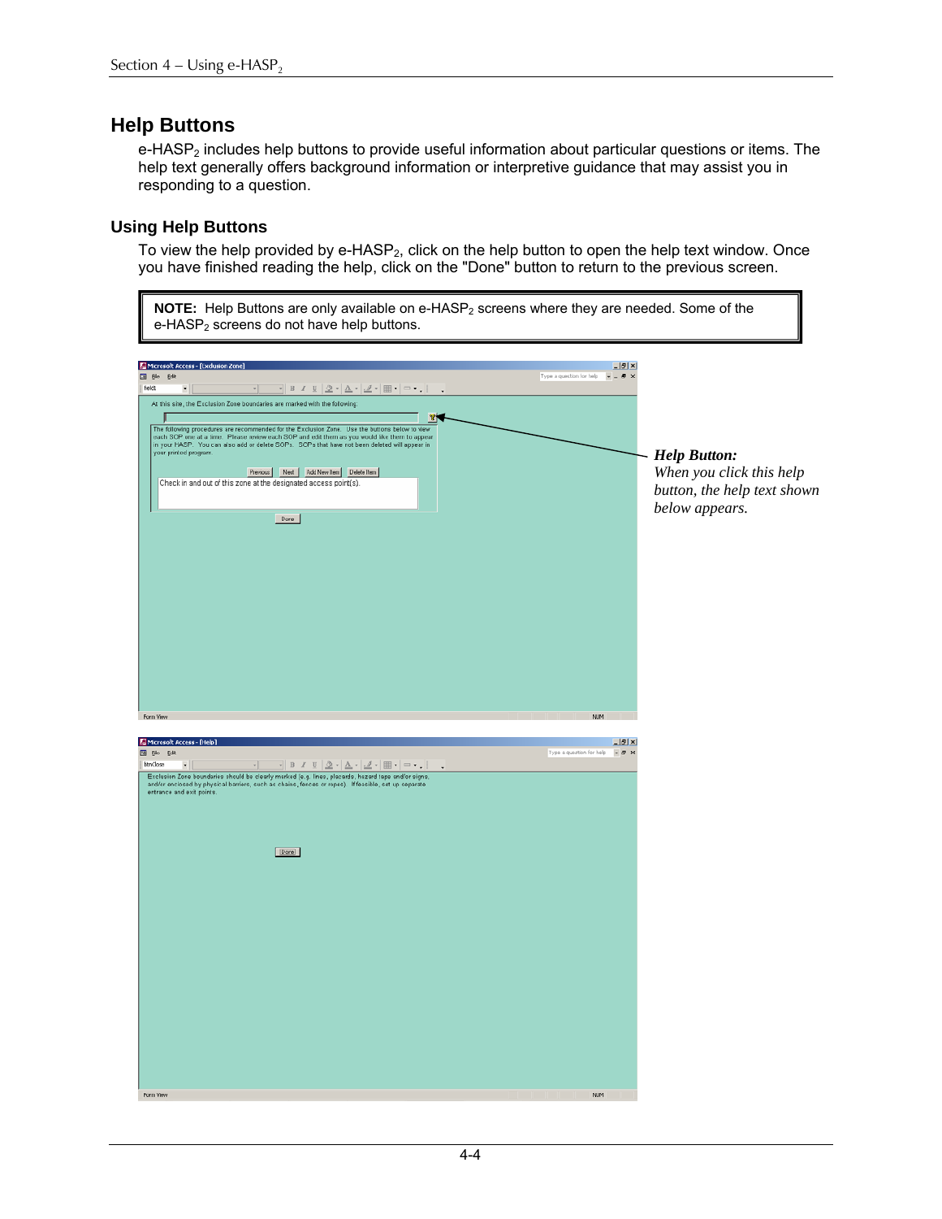## Help Buttons

e-HASP$_2$ includes help buttons to provide useful information about particular questions or items. The help text generally offers background information or interpretive guidance that may assist you in responding to a question.

### Using Help Buttons

To view the help provided by e-HASP$_2$, click on the help button to open the help text window. Once you have finished reading the help, click on the "Done" button to return to the previous screen.

> **NOTE:** Help Buttons are only available on e-HASP$_2$ screens where they are needed. Some of the e-HASP$_2$ screens do not have help buttons.

***Help Button:***
*When you click this help button, the help text shown below appears.*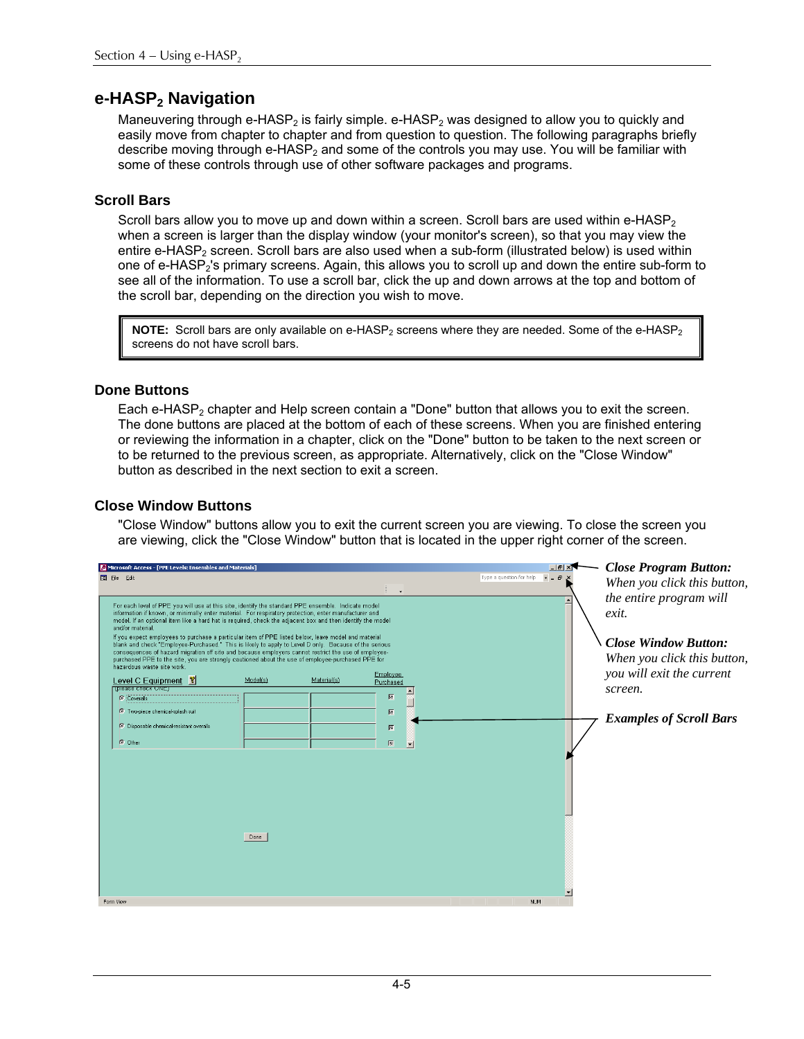## e-HASP$_2$ Navigation

Maneuvering through e-HASP$_2$ is fairly simple. e-HASP$_2$ was designed to allow you to quickly and easily move from chapter to chapter and from question to question. The following paragraphs briefly describe moving through e-HASP$_2$ and some of the controls you may use. You will be familiar with some of these controls through use of other software packages and programs.

### Scroll Bars

Scroll bars allow you to move up and down within a screen. Scroll bars are used within e-HASP$_2$ when a screen is larger than the display window (your monitor's screen), so that you may view the entire e-HASP$_2$ screen. Scroll bars are also used when a sub-form (illustrated below) is used within one of e-HASP$_2$'s primary screens. Again, this allows you to scroll up and down the entire sub-form to see all of the information. To use a scroll bar, click the up and down arrows at the top and bottom of the scroll bar, depending on the direction you wish to move.

> **NOTE:** Scroll bars are only available on e-HASP$_2$ screens where they are needed. Some of the e-HASP$_2$ screens do not have scroll bars.

### Done Buttons

Each e-HASP$_2$ chapter and Help screen contain a "Done" button that allows you to exit the screen. The done buttons are placed at the bottom of each of these screens. When you are finished entering or reviewing the information in a chapter, click on the "Done" button to be taken to the next screen or to be returned to the previous screen, as appropriate. Alternatively, click on the "Close Window" button as described in the next section to exit a screen.

### Close Window Buttons

"Close Window" buttons allow you to exit the current screen you are viewing. To close the screen you are viewing, click the "Close Window" button that is located in the upper right corner of the screen.

***Close Program Button:*** *When you click this button, the entire program will exit.*

***Close Window Button:*** *When you click this button, you will exit the current screen.*

***Examples of Scroll Bars***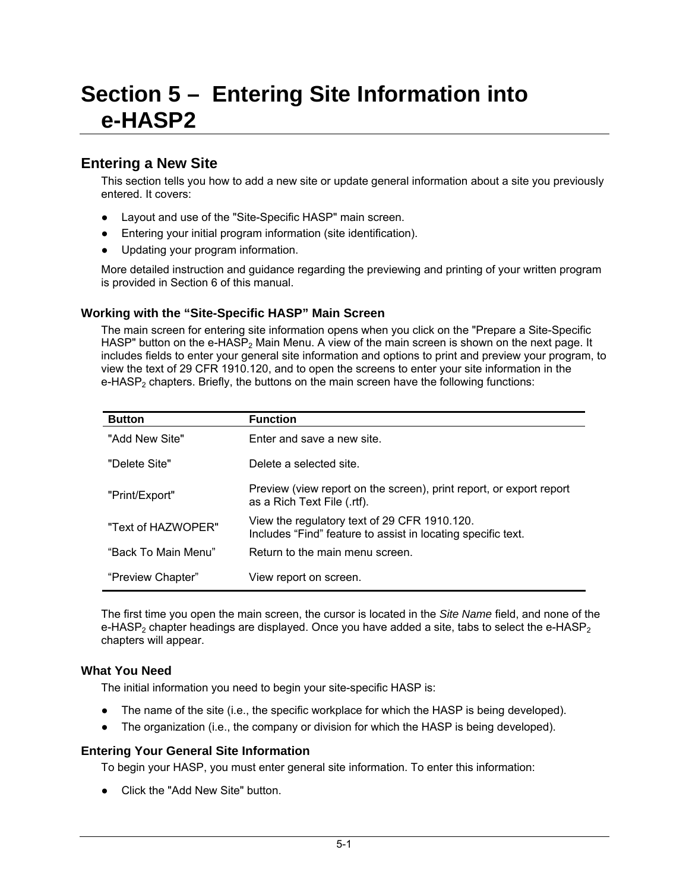# Section 5 – Entering Site Information into e-HASP2

## Entering a New Site

This section tells you how to add a new site or update general information about a site you previously entered. It covers:

- Layout and use of the "Site-Specific HASP" main screen.
- Entering your initial program information (site identification).
- Updating your program information.

More detailed instruction and guidance regarding the previewing and printing of your written program is provided in Section 6 of this manual.

### Working with the "Site-Specific HASP" Main Screen

The main screen for entering site information opens when you click on the "Prepare a Site-Specific HASP" button on the e-HASP$_2$ Main Menu. A view of the main screen is shown on the next page. It includes fields to enter your general site information and options to print and preview your program, to view the text of 29 CFR 1910.120, and to open the screens to enter your site information in the e-HASP$_2$ chapters. Briefly, the buttons on the main screen have the following functions:

| Button | Function |
|---|---|
| "Add New Site" | Enter and save a new site. |
| "Delete Site" | Delete a selected site. |
| "Print/Export" | Preview (view report on the screen), print report, or export report as a Rich Text File (.rtf). |
| "Text of HAZWOPER" | View the regulatory text of 29 CFR 1910.120. Includes "Find" feature to assist in locating specific text. |
| "Back To Main Menu" | Return to the main menu screen. |
| "Preview Chapter" | View report on screen. |

The first time you open the main screen, the cursor is located in the *Site Name* field, and none of the e-HASP$_2$ chapter headings are displayed. Once you have added a site, tabs to select the e-HASP$_2$ chapters will appear.

### What You Need

The initial information you need to begin your site-specific HASP is:

- The name of the site (i.e., the specific workplace for which the HASP is being developed).
- The organization (i.e., the company or division for which the HASP is being developed).

### Entering Your General Site Information

To begin your HASP, you must enter general site information. To enter this information:

- Click the "Add New Site" button.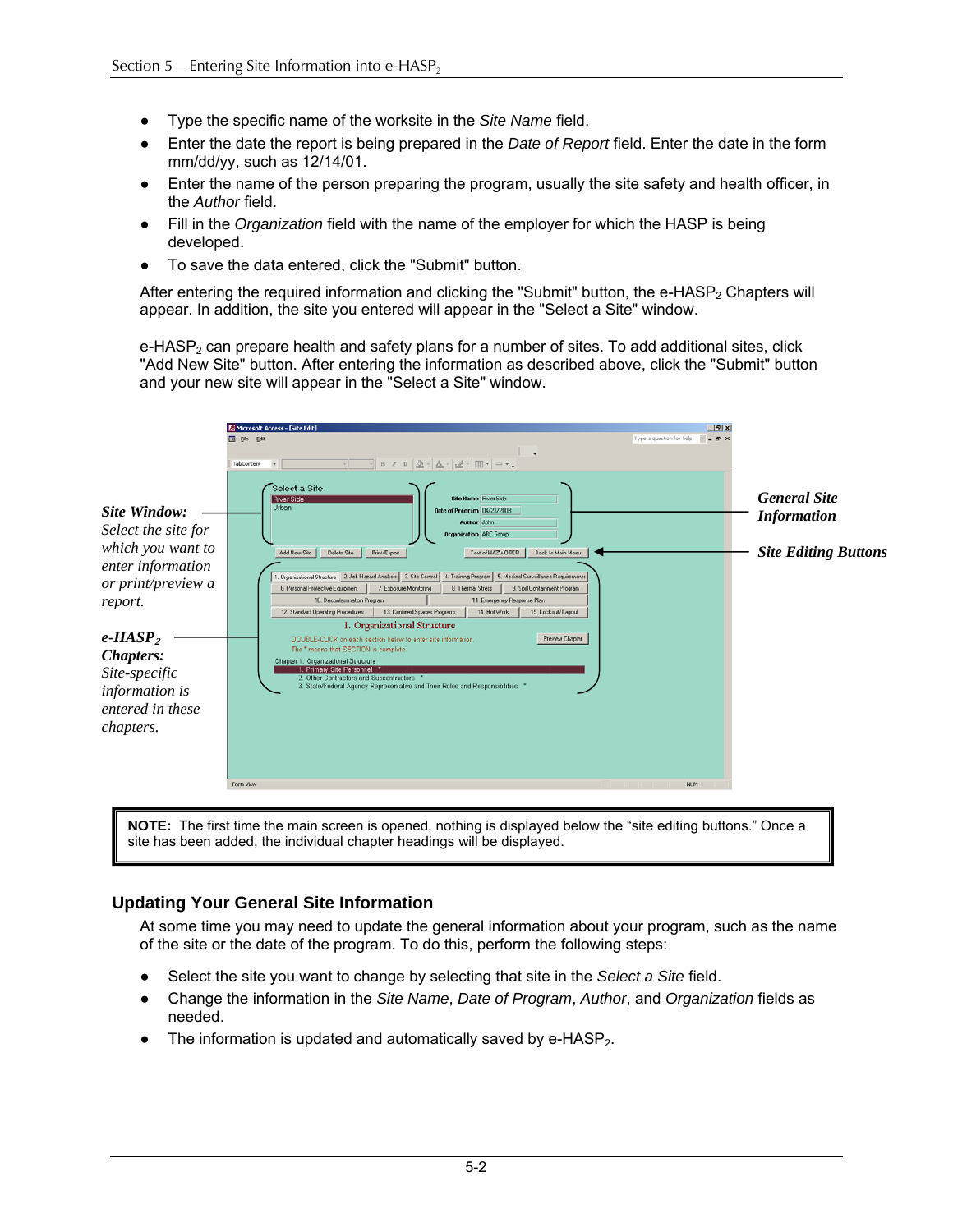- Type the specific name of the worksite in the *Site Name* field.
- Enter the date the report is being prepared in the *Date of Report* field. Enter the date in the form mm/dd/yy, such as 12/14/01.
- Enter the name of the person preparing the program, usually the site safety and health officer, in the *Author* field.
- Fill in the *Organization* field with the name of the employer for which the HASP is being developed.
- To save the data entered, click the "Submit" button.

After entering the required information and clicking the "Submit" button, the e-HASP$_2$ Chapters will appear. In addition, the site you entered will appear in the "Select a Site" window.

e-HASP$_2$ can prepare health and safety plans for a number of sites. To add additional sites, click "Add New Site" button. After entering the information as described above, click the "Submit" button and your new site will appear in the "Select a Site" window.

***Site Window:*** *Select the site for which you want to enter information or print/preview a report.*

***General Site Information***

***Site Editing Buttons***

***e-HASP$_2$ Chapters:*** *Site-specific information is entered in these chapters.*

> **NOTE:** The first time the main screen is opened, nothing is displayed below the "site editing buttons." Once a site has been added, the individual chapter headings will be displayed.

### Updating Your General Site Information

At some time you may need to update the general information about your program, such as the name of the site or the date of the program. To do this, perform the following steps:

- Select the site you want to change by selecting that site in the *Select a Site* field.
- Change the information in the *Site Name*, *Date of Program*, *Author*, and *Organization* fields as needed.
- The information is updated and automatically saved by e-HASP$_2$.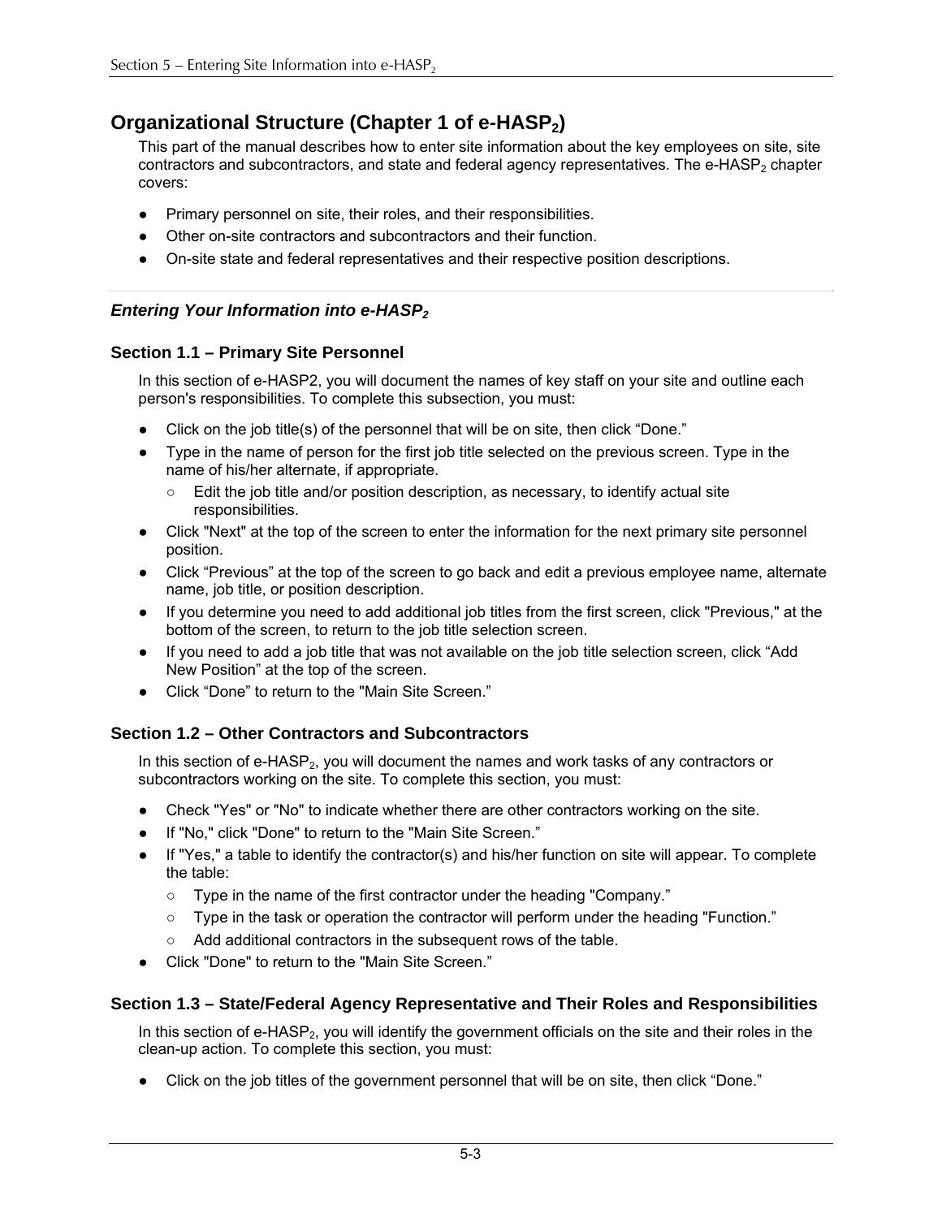## Organizational Structure (Chapter 1 of e-HASP$_2$)

This part of the manual describes how to enter site information about the key employees on site, site contractors and subcontractors, and state and federal agency representatives. The e-HASP$_2$ chapter covers:

- Primary personnel on site, their roles, and their responsibilities.
- Other on-site contractors and subcontractors and their function.
- On-site state and federal representatives and their respective position descriptions.

### *Entering Your Information into e-HASP$_2$*

#### Section 1.1 – Primary Site Personnel

In this section of e-HASP2, you will document the names of key staff on your site and outline each person's responsibilities. To complete this subsection, you must:

- Click on the job title(s) of the personnel that will be on site, then click "Done."
- Type in the name of person for the first job title selected on the previous screen. Type in the name of his/her alternate, if appropriate.
  - Edit the job title and/or position description, as necessary, to identify actual site responsibilities.
- Click "Next" at the top of the screen to enter the information for the next primary site personnel position.
- Click "Previous" at the top of the screen to go back and edit a previous employee name, alternate name, job title, or position description.
- If you determine you need to add additional job titles from the first screen, click "Previous," at the bottom of the screen, to return to the job title selection screen.
- If you need to add a job title that was not available on the job title selection screen, click "Add New Position" at the top of the screen.
- Click "Done" to return to the "Main Site Screen."

#### Section 1.2 – Other Contractors and Subcontractors

In this section of e-HASP$_2$, you will document the names and work tasks of any contractors or subcontractors working on the site. To complete this section, you must:

- Check "Yes" or "No" to indicate whether there are other contractors working on the site.
- If "No," click "Done" to return to the "Main Site Screen."
- If "Yes," a table to identify the contractor(s) and his/her function on site will appear. To complete the table:
  - Type in the name of the first contractor under the heading "Company."
  - Type in the task or operation the contractor will perform under the heading "Function."
  - Add additional contractors in the subsequent rows of the table.
- Click "Done" to return to the "Main Site Screen."

#### Section 1.3 – State/Federal Agency Representative and Their Roles and Responsibilities

In this section of e-HASP$_2$, you will identify the government officials on the site and their roles in the clean-up action. To complete this section, you must:

- Click on the job titles of the government personnel that will be on site, then click "Done."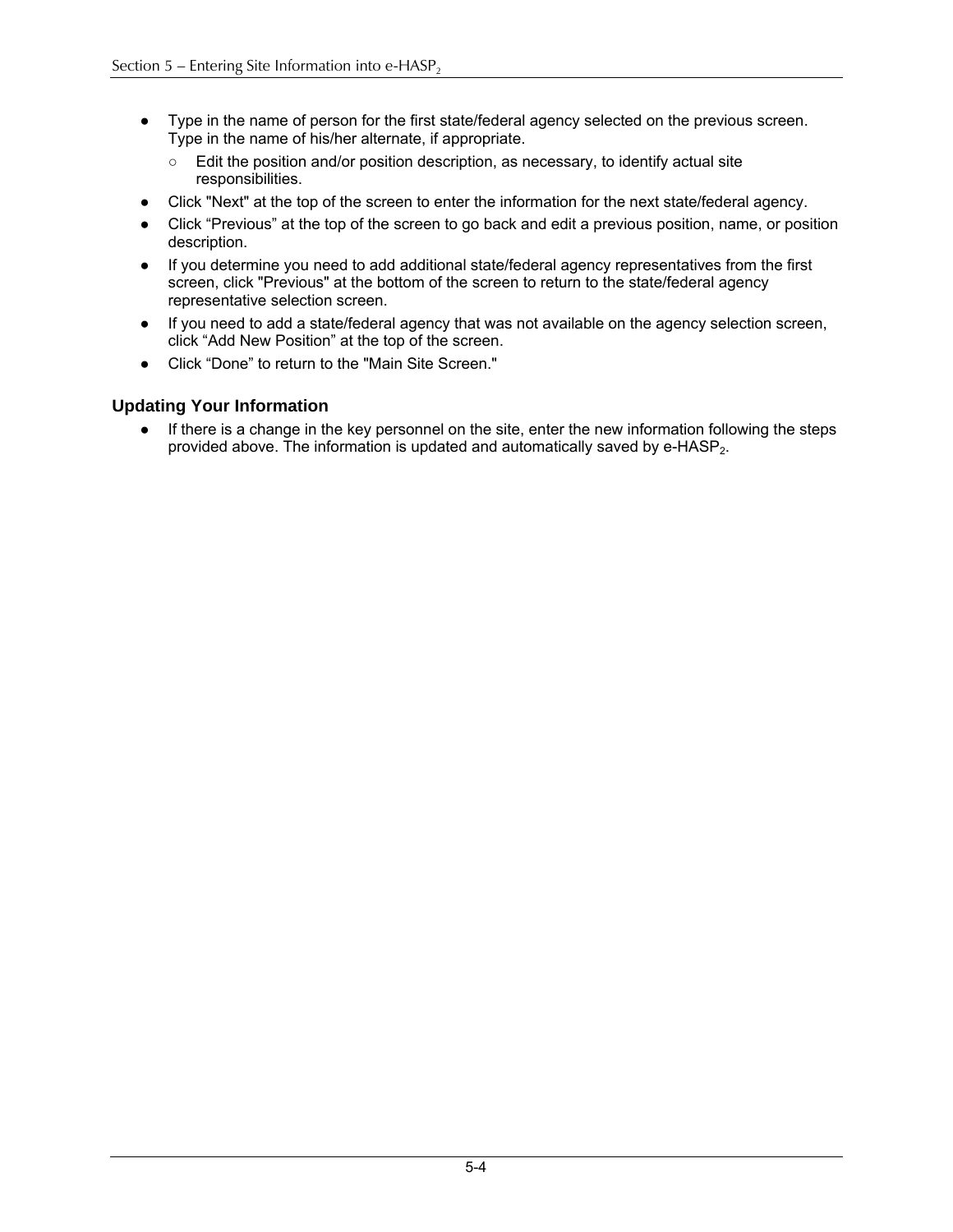- Type in the name of person for the first state/federal agency selected on the previous screen. Type in the name of his/her alternate, if appropriate.
  - Edit the position and/or position description, as necessary, to identify actual site responsibilities.
- Click "Next" at the top of the screen to enter the information for the next state/federal agency.
- Click “Previous” at the top of the screen to go back and edit a previous position, name, or position description.
- If you determine you need to add additional state/federal agency representatives from the first screen, click "Previous" at the bottom of the screen to return to the state/federal agency representative selection screen.
- If you need to add a state/federal agency that was not available on the agency selection screen, click “Add New Position” at the top of the screen.
- Click “Done” to return to the "Main Site Screen."

### Updating Your Information

- If there is a change in the key personnel on the site, enter the new information following the steps provided above. The information is updated and automatically saved by e-HASP$_2$.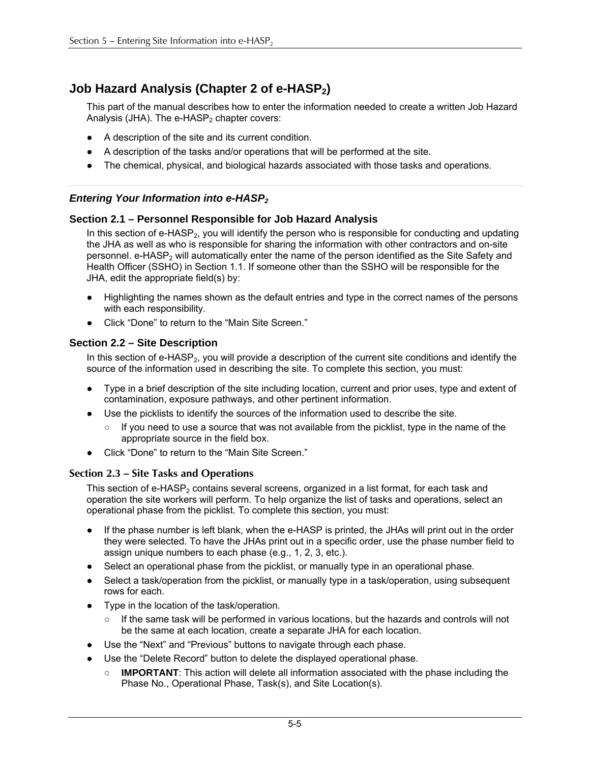## Job Hazard Analysis (Chapter 2 of e-HASP$_2$)

This part of the manual describes how to enter the information needed to create a written Job Hazard Analysis (JHA). The e-HASP$_2$ chapter covers:

- A description of the site and its current condition.
- A description of the tasks and/or operations that will be performed at the site.
- The chemical, physical, and biological hazards associated with those tasks and operations.

### *Entering Your Information into e-HASP$_2$*

#### Section 2.1 – Personnel Responsible for Job Hazard Analysis

In this section of e-HASP$_2$, you will identify the person who is responsible for conducting and updating the JHA as well as who is responsible for sharing the information with other contractors and on-site personnel. e-HASP$_2$ will automatically enter the name of the person identified as the Site Safety and Health Officer (SSHO) in Section 1.1. If someone other than the SSHO will be responsible for the JHA, edit the appropriate field(s) by:

- Highlighting the names shown as the default entries and type in the correct names of the persons with each responsibility.
- Click “Done” to return to the “Main Site Screen.”

#### Section 2.2 – Site Description

In this section of e-HASP$_2$, you will provide a description of the current site conditions and identify the source of the information used in describing the site. To complete this section, you must:

- Type in a brief description of the site including location, current and prior uses, type and extent of contamination, exposure pathways, and other pertinent information.
- Use the picklists to identify the sources of the information used to describe the site.
  - If you need to use a source that was not available from the picklist, type in the name of the appropriate source in the field box.
- Click “Done” to return to the “Main Site Screen.”

#### Section 2.3 – Site Tasks and Operations

This section of e-HASP$_2$ contains several screens, organized in a list format, for each task and operation the site workers will perform. To help organize the list of tasks and operations, select an operational phase from the picklist. To complete this section, you must:

- If the phase number is left blank, when the e-HASP is printed, the JHAs will print out in the order they were selected. To have the JHAs print out in a specific order, use the phase number field to assign unique numbers to each phase (e.g., 1, 2, 3, etc.).
- Select an operational phase from the picklist, or manually type in an operational phase.
- Select a task/operation from the picklist, or manually type in a task/operation, using subsequent rows for each.
- Type in the location of the task/operation.
  - If the same task will be performed in various locations, but the hazards and controls will not be the same at each location, create a separate JHA for each location.
- Use the “Next” and “Previous” buttons to navigate through each phase.
- Use the “Delete Record” button to delete the displayed operational phase.
  - **IMPORTANT**: This action will delete all information associated with the phase including the Phase No., Operational Phase, Task(s), and Site Location(s).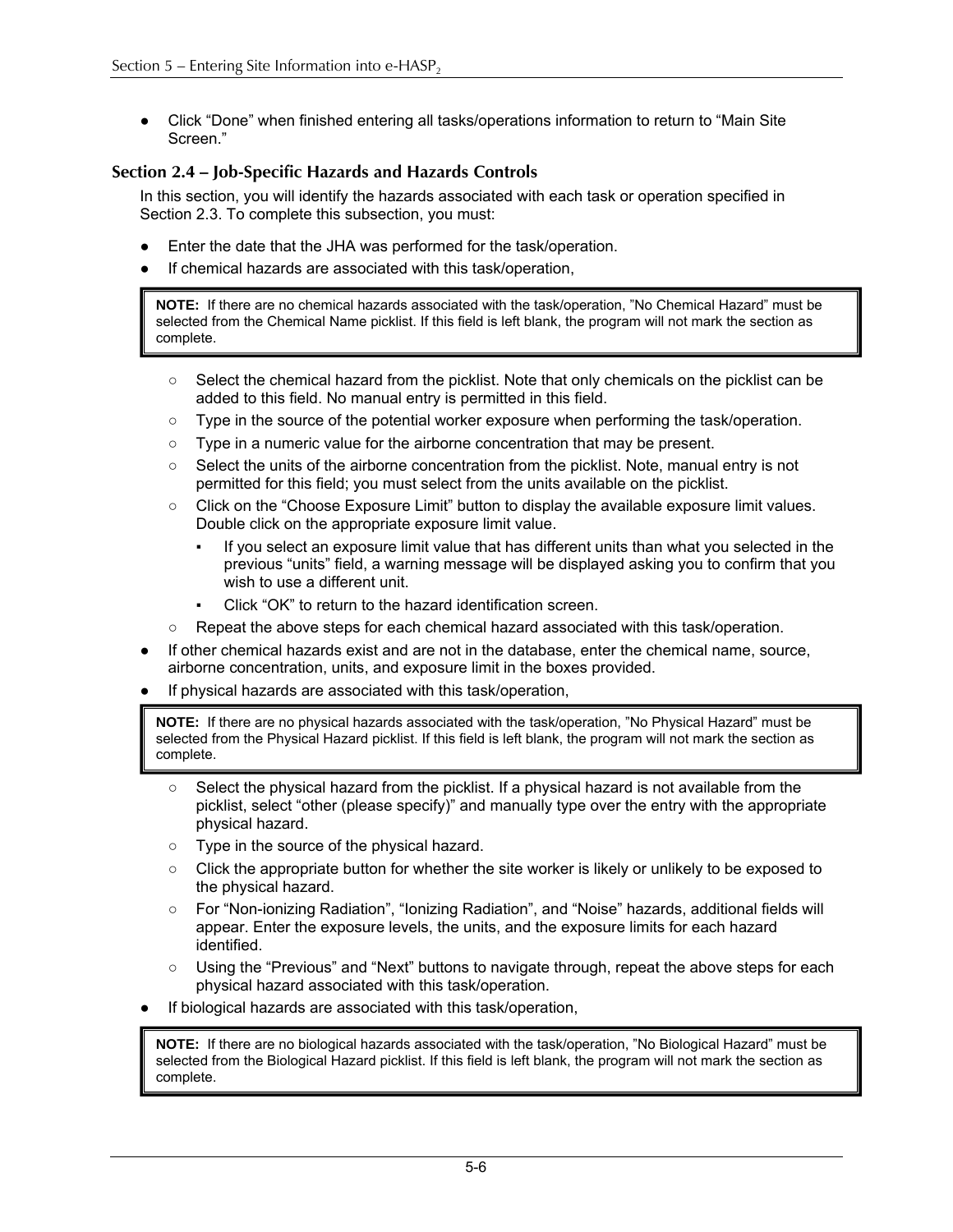- Click “Done” when finished entering all tasks/operations information to return to “Main Site Screen.”

### Section 2.4 – Job-Specific Hazards and Hazards Controls

In this section, you will identify the hazards associated with each task or operation specified in Section 2.3. To complete this subsection, you must:

- Enter the date that the JHA was performed for the task/operation.
- If chemical hazards are associated with this task/operation,

> **NOTE:** If there are no chemical hazards associated with the task/operation, ”No Chemical Hazard” must be selected from the Chemical Name picklist. If this field is left blank, the program will not mark the section as complete.

  - Select the chemical hazard from the picklist. Note that only chemicals on the picklist can be added to this field. No manual entry is permitted in this field.
  - Type in the source of the potential worker exposure when performing the task/operation.
  - Type in a numeric value for the airborne concentration that may be present.
  - Select the units of the airborne concentration from the picklist. Note, manual entry is not permitted for this field; you must select from the units available on the picklist.
  - Click on the “Choose Exposure Limit” button to display the available exposure limit values. Double click on the appropriate exposure limit value.
    - If you select an exposure limit value that has different units than what you selected in the previous “units” field, a warning message will be displayed asking you to confirm that you wish to use a different unit.
    - Click “OK” to return to the hazard identification screen.
  - Repeat the above steps for each chemical hazard associated with this task/operation.
- If other chemical hazards exist and are not in the database, enter the chemical name, source, airborne concentration, units, and exposure limit in the boxes provided.
- If physical hazards are associated with this task/operation,

> **NOTE:** If there are no physical hazards associated with the task/operation, ”No Physical Hazard” must be selected from the Physical Hazard picklist. If this field is left blank, the program will not mark the section as complete.

  - Select the physical hazard from the picklist. If a physical hazard is not available from the picklist, select “other (please specify)” and manually type over the entry with the appropriate physical hazard.
  - Type in the source of the physical hazard.
  - Click the appropriate button for whether the site worker is likely or unlikely to be exposed to the physical hazard.
  - For “Non-ionizing Radiation”, “Ionizing Radiation”, and “Noise” hazards, additional fields will appear. Enter the exposure levels, the units, and the exposure limits for each hazard identified.
  - Using the “Previous” and “Next” buttons to navigate through, repeat the above steps for each physical hazard associated with this task/operation.
- If biological hazards are associated with this task/operation,

> **NOTE:** If there are no biological hazards associated with the task/operation, ”No Biological Hazard” must be selected from the Biological Hazard picklist. If this field is left blank, the program will not mark the section as complete.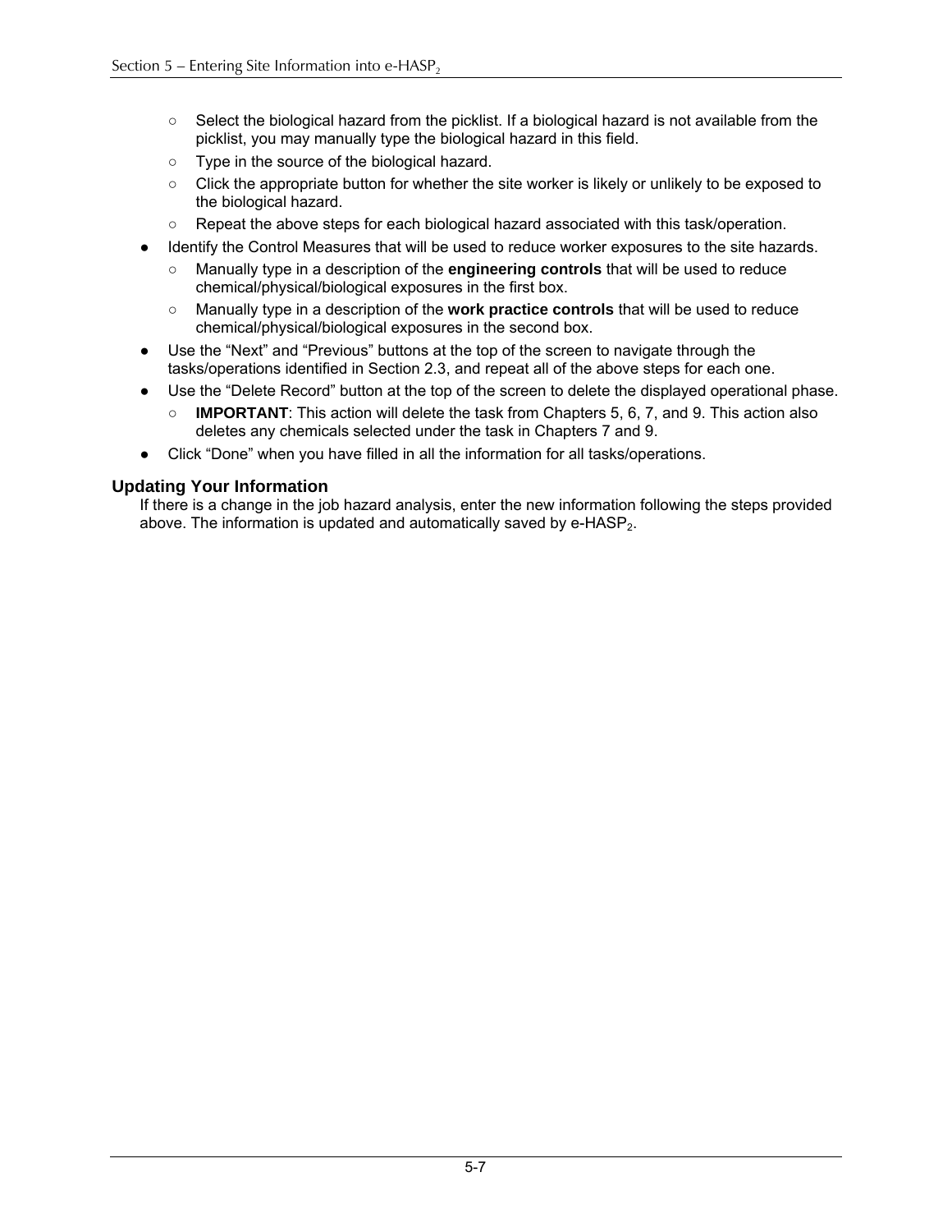- Select the biological hazard from the picklist. If a biological hazard is not available from the picklist, you may manually type the biological hazard in this field.
  - Type in the source of the biological hazard.
  - Click the appropriate button for whether the site worker is likely or unlikely to be exposed to the biological hazard.
  - Repeat the above steps for each biological hazard associated with this task/operation.
- Identify the Control Measures that will be used to reduce worker exposures to the site hazards.
  - Manually type in a description of the **engineering controls** that will be used to reduce chemical/physical/biological exposures in the first box.
  - Manually type in a description of the **work practice controls** that will be used to reduce chemical/physical/biological exposures in the second box.
- Use the "Next" and "Previous" buttons at the top of the screen to navigate through the tasks/operations identified in Section 2.3, and repeat all of the above steps for each one.
- Use the "Delete Record" button at the top of the screen to delete the displayed operational phase.
  - **IMPORTANT**: This action will delete the task from Chapters 5, 6, 7, and 9. This action also deletes any chemicals selected under the task in Chapters 7 and 9.
- Click "Done" when you have filled in all the information for all tasks/operations.

### Updating Your Information

If there is a change in the job hazard analysis, enter the new information following the steps provided above. The information is updated and automatically saved by e-HASP$_2$.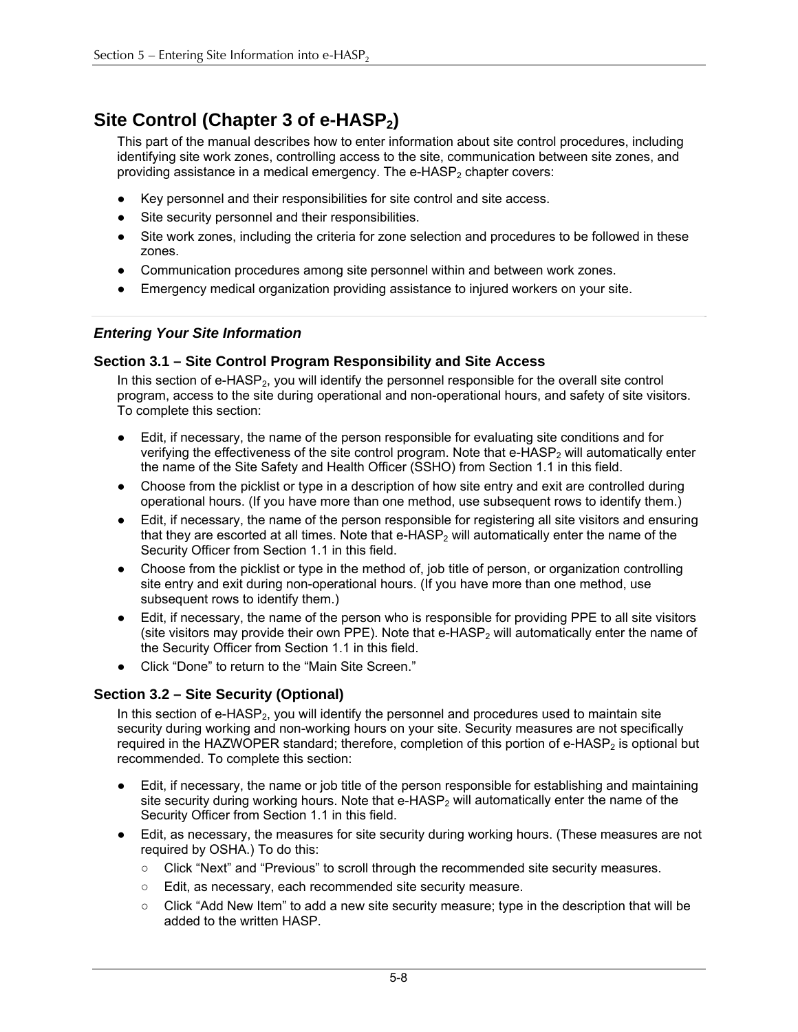# Site Control (Chapter 3 of e-HASP$_2$)

This part of the manual describes how to enter information about site control procedures, including identifying site work zones, controlling access to the site, communication between site zones, and providing assistance in a medical emergency. The e-HASP$_2$ chapter covers:

- Key personnel and their responsibilities for site control and site access.
- Site security personnel and their responsibilities.
- Site work zones, including the criteria for zone selection and procedures to be followed in these zones.
- Communication procedures among site personnel within and between work zones.
- Emergency medical organization providing assistance to injured workers on your site.

### *Entering Your Site Information*

### Section 3.1 – Site Control Program Responsibility and Site Access

In this section of e-HASP$_2$, you will identify the personnel responsible for the overall site control program, access to the site during operational and non-operational hours, and safety of site visitors. To complete this section:

- Edit, if necessary, the name of the person responsible for evaluating site conditions and for verifying the effectiveness of the site control program. Note that e-HASP$_2$ will automatically enter the name of the Site Safety and Health Officer (SSHO) from Section 1.1 in this field.
- Choose from the picklist or type in a description of how site entry and exit are controlled during operational hours. (If you have more than one method, use subsequent rows to identify them.)
- Edit, if necessary, the name of the person responsible for registering all site visitors and ensuring that they are escorted at all times. Note that e-HASP$_2$ will automatically enter the name of the Security Officer from Section 1.1 in this field.
- Choose from the picklist or type in the method of, job title of person, or organization controlling site entry and exit during non-operational hours. (If you have more than one method, use subsequent rows to identify them.)
- Edit, if necessary, the name of the person who is responsible for providing PPE to all site visitors (site visitors may provide their own PPE). Note that e-HASP$_2$ will automatically enter the name of the Security Officer from Section 1.1 in this field.
- Click “Done” to return to the “Main Site Screen.”

### Section 3.2 – Site Security (Optional)

In this section of e-HASP$_2$, you will identify the personnel and procedures used to maintain site security during working and non-working hours on your site. Security measures are not specifically required in the HAZWOPER standard; therefore, completion of this portion of e-HASP$_2$ is optional but recommended. To complete this section:

- Edit, if necessary, the name or job title of the person responsible for establishing and maintaining site security during working hours. Note that e-HASP$_2$ will automatically enter the name of the Security Officer from Section 1.1 in this field.
- Edit, as necessary, the measures for site security during working hours. (These measures are not required by OSHA.) To do this:
  - Click “Next” and “Previous” to scroll through the recommended site security measures.
  - Edit, as necessary, each recommended site security measure.
  - Click “Add New Item” to add a new site security measure; type in the description that will be added to the written HASP.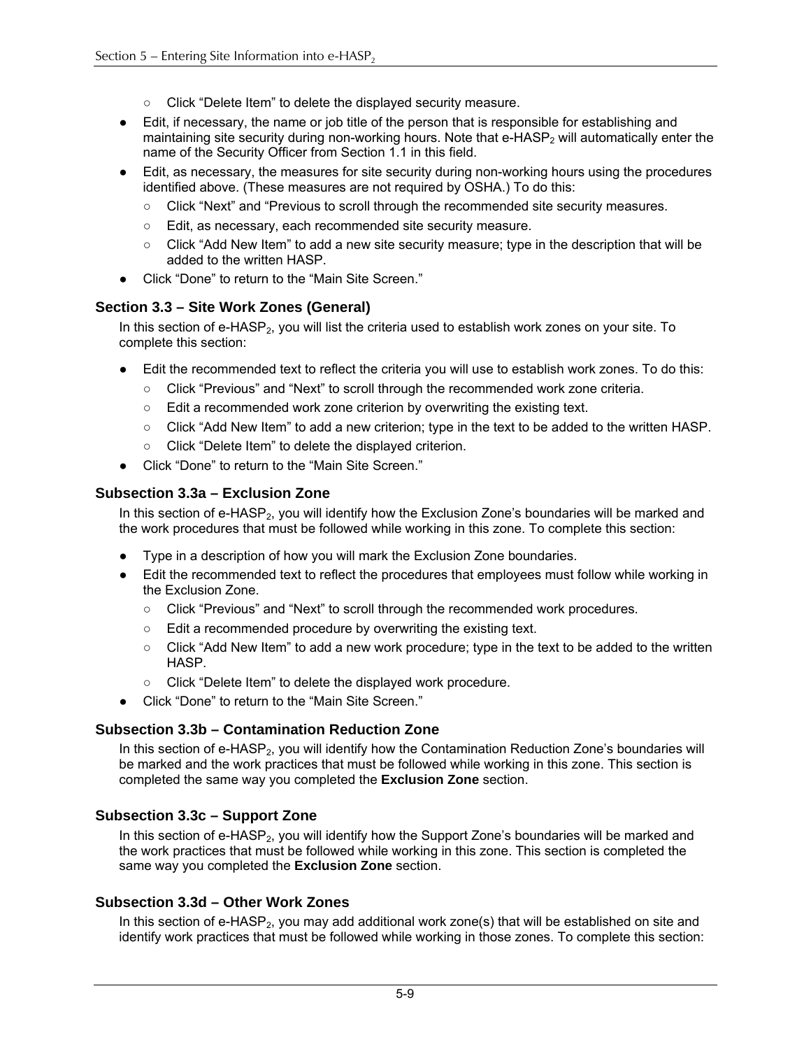- Click “Delete Item” to delete the displayed security measure.

- Edit, if necessary, the name or job title of the person that is responsible for establishing and maintaining site security during non-working hours. Note that e-HASP$_2$ will automatically enter the name of the Security Officer from Section 1.1 in this field.
- Edit, as necessary, the measures for site security during non-working hours using the procedures identified above. (These measures are not required by OSHA.) To do this:
  - Click “Next” and “Previous to scroll through the recommended site security measures.
  - Edit, as necessary, each recommended site security measure.
  - Click “Add New Item” to add a new site security measure; type in the description that will be added to the written HASP.
- Click “Done” to return to the “Main Site Screen.”

### Section 3.3 – Site Work Zones (General)

In this section of e-HASP$_2$, you will list the criteria used to establish work zones on your site. To complete this section:

- Edit the recommended text to reflect the criteria you will use to establish work zones. To do this:
  - Click “Previous” and “Next” to scroll through the recommended work zone criteria.
  - Edit a recommended work zone criterion by overwriting the existing text.
  - Click “Add New Item” to add a new criterion; type in the text to be added to the written HASP.
  - Click “Delete Item” to delete the displayed criterion.
- Click “Done” to return to the “Main Site Screen.”

### Subsection 3.3a – Exclusion Zone

In this section of e-HASP$_2$, you will identify how the Exclusion Zone’s boundaries will be marked and the work procedures that must be followed while working in this zone. To complete this section:

- Type in a description of how you will mark the Exclusion Zone boundaries.
- Edit the recommended text to reflect the procedures that employees must follow while working in the Exclusion Zone.
  - Click “Previous” and “Next” to scroll through the recommended work procedures.
  - Edit a recommended procedure by overwriting the existing text.
  - Click “Add New Item” to add a new work procedure; type in the text to be added to the written HASP.
  - Click “Delete Item” to delete the displayed work procedure.
- Click “Done” to return to the “Main Site Screen.”

### Subsection 3.3b – Contamination Reduction Zone

In this section of e-HASP$_2$, you will identify how the Contamination Reduction Zone’s boundaries will be marked and the work practices that must be followed while working in this zone. This section is completed the same way you completed the **Exclusion Zone** section.

### Subsection 3.3c – Support Zone

In this section of e-HASP$_2$, you will identify how the Support Zone’s boundaries will be marked and the work practices that must be followed while working in this zone. This section is completed the same way you completed the **Exclusion Zone** section.

### Subsection 3.3d – Other Work Zones

In this section of e-HASP$_2$, you may add additional work zone(s) that will be established on site and identify work practices that must be followed while working in those zones. To complete this section: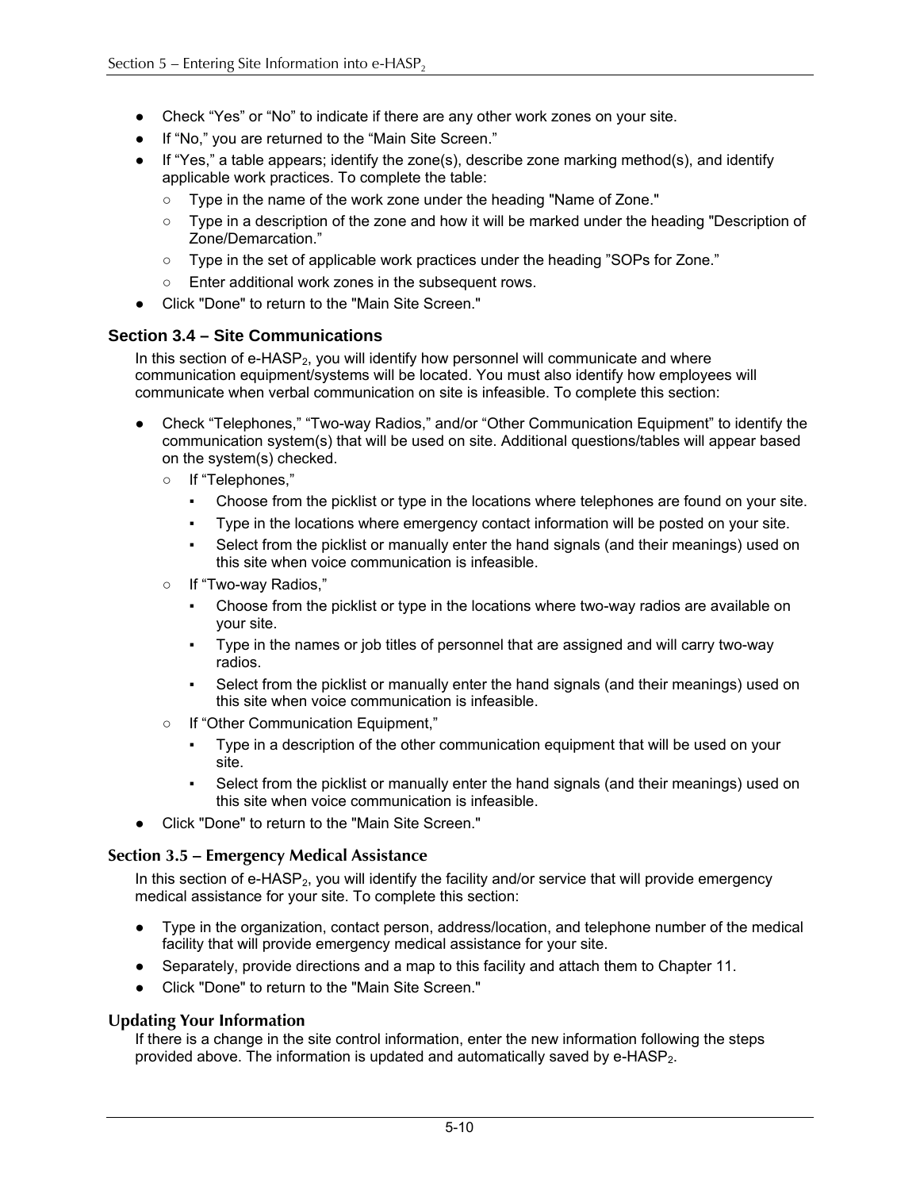- Check “Yes” or “No” to indicate if there are any other work zones on your site.
- If “No,” you are returned to the “Main Site Screen.”
- If “Yes,” a table appears; identify the zone(s), describe zone marking method(s), and identify applicable work practices. To complete the table:
  - Type in the name of the work zone under the heading "Name of Zone."
  - Type in a description of the zone and how it will be marked under the heading "Description of Zone/Demarcation.”
  - Type in the set of applicable work practices under the heading ”SOPs for Zone.”
  - Enter additional work zones in the subsequent rows.
- Click "Done" to return to the "Main Site Screen."

### Section 3.4 – Site Communications

In this section of e-HASP$_2$, you will identify how personnel will communicate and where communication equipment/systems will be located. You must also identify how employees will communicate when verbal communication on site is infeasible. To complete this section:

- Check “Telephones,” “Two-way Radios,” and/or “Other Communication Equipment” to identify the communication system(s) that will be used on site. Additional questions/tables will appear based on the system(s) checked.
  - If “Telephones,”
    - Choose from the picklist or type in the locations where telephones are found on your site.
    - Type in the locations where emergency contact information will be posted on your site.
    - Select from the picklist or manually enter the hand signals (and their meanings) used on this site when voice communication is infeasible.
  - If “Two-way Radios,”
    - Choose from the picklist or type in the locations where two-way radios are available on your site.
    - Type in the names or job titles of personnel that are assigned and will carry two-way radios.
    - Select from the picklist or manually enter the hand signals (and their meanings) used on this site when voice communication is infeasible.
  - If “Other Communication Equipment,”
    - Type in a description of the other communication equipment that will be used on your site.
    - Select from the picklist or manually enter the hand signals (and their meanings) used on this site when voice communication is infeasible.
- Click "Done" to return to the "Main Site Screen."

### Section 3.5 – Emergency Medical Assistance

In this section of e-HASP$_2$, you will identify the facility and/or service that will provide emergency medical assistance for your site. To complete this section:

- Type in the organization, contact person, address/location, and telephone number of the medical facility that will provide emergency medical assistance for your site.
- Separately, provide directions and a map to this facility and attach them to Chapter 11.
- Click "Done" to return to the "Main Site Screen."

### Updating Your Information

If there is a change in the site control information, enter the new information following the steps provided above. The information is updated and automatically saved by e-HASP$_2$.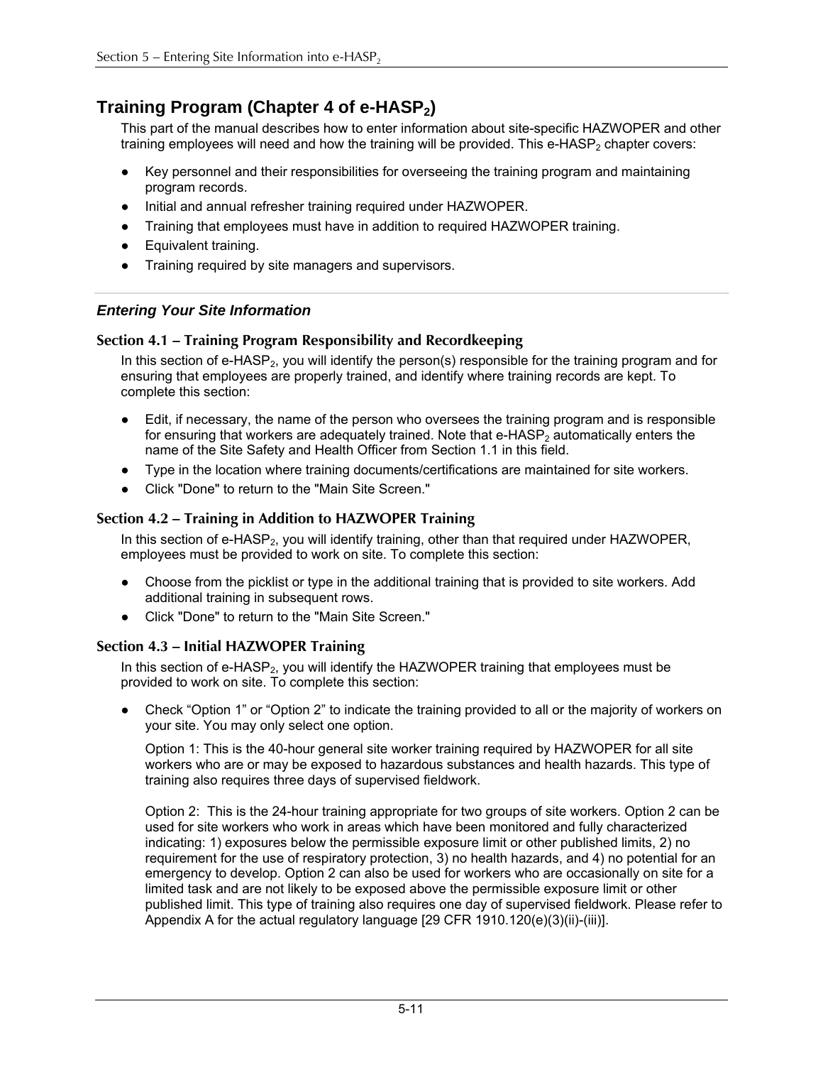## Training Program (Chapter 4 of e-HASP$_2$)

This part of the manual describes how to enter information about site-specific HAZWOPER and other training employees will need and how the training will be provided. This e-HASP$_2$ chapter covers:

- Key personnel and their responsibilities for overseeing the training program and maintaining program records.
- Initial and annual refresher training required under HAZWOPER.
- Training that employees must have in addition to required HAZWOPER training.
- Equivalent training.
- Training required by site managers and supervisors.

---

### *Entering Your Site Information*

#### Section 4.1 – Training Program Responsibility and Recordkeeping

In this section of e-HASP$_2$, you will identify the person(s) responsible for the training program and for ensuring that employees are properly trained, and identify where training records are kept. To complete this section:

- Edit, if necessary, the name of the person who oversees the training program and is responsible for ensuring that workers are adequately trained. Note that e-HASP$_2$ automatically enters the name of the Site Safety and Health Officer from Section 1.1 in this field.
- Type in the location where training documents/certifications are maintained for site workers.
- Click "Done" to return to the "Main Site Screen."

#### Section 4.2 – Training in Addition to HAZWOPER Training

In this section of e-HASP$_2$, you will identify training, other than that required under HAZWOPER, employees must be provided to work on site. To complete this section:

- Choose from the picklist or type in the additional training that is provided to site workers. Add additional training in subsequent rows.
- Click "Done" to return to the "Main Site Screen."

#### Section 4.3 – Initial HAZWOPER Training

In this section of e-HASP$_2$, you will identify the HAZWOPER training that employees must be provided to work on site. To complete this section:

- Check “Option 1” or “Option 2” to indicate the training provided to all or the majority of workers on your site. You may only select one option.

  Option 1: This is the 40-hour general site worker training required by HAZWOPER for all site workers who are or may be exposed to hazardous substances and health hazards. This type of training also requires three days of supervised fieldwork.

  Option 2: This is the 24-hour training appropriate for two groups of site workers. Option 2 can be used for site workers who work in areas which have been monitored and fully characterized indicating: 1) exposures below the permissible exposure limit or other published limits, 2) no requirement for the use of respiratory protection, 3) no health hazards, and 4) no potential for an emergency to develop. Option 2 can also be used for workers who are occasionally on site for a limited task and are not likely to be exposed above the permissible exposure limit or other published limit. This type of training also requires one day of supervised fieldwork. Please refer to Appendix A for the actual regulatory language [29 CFR 1910.120(e)(3)(ii)-(iii)].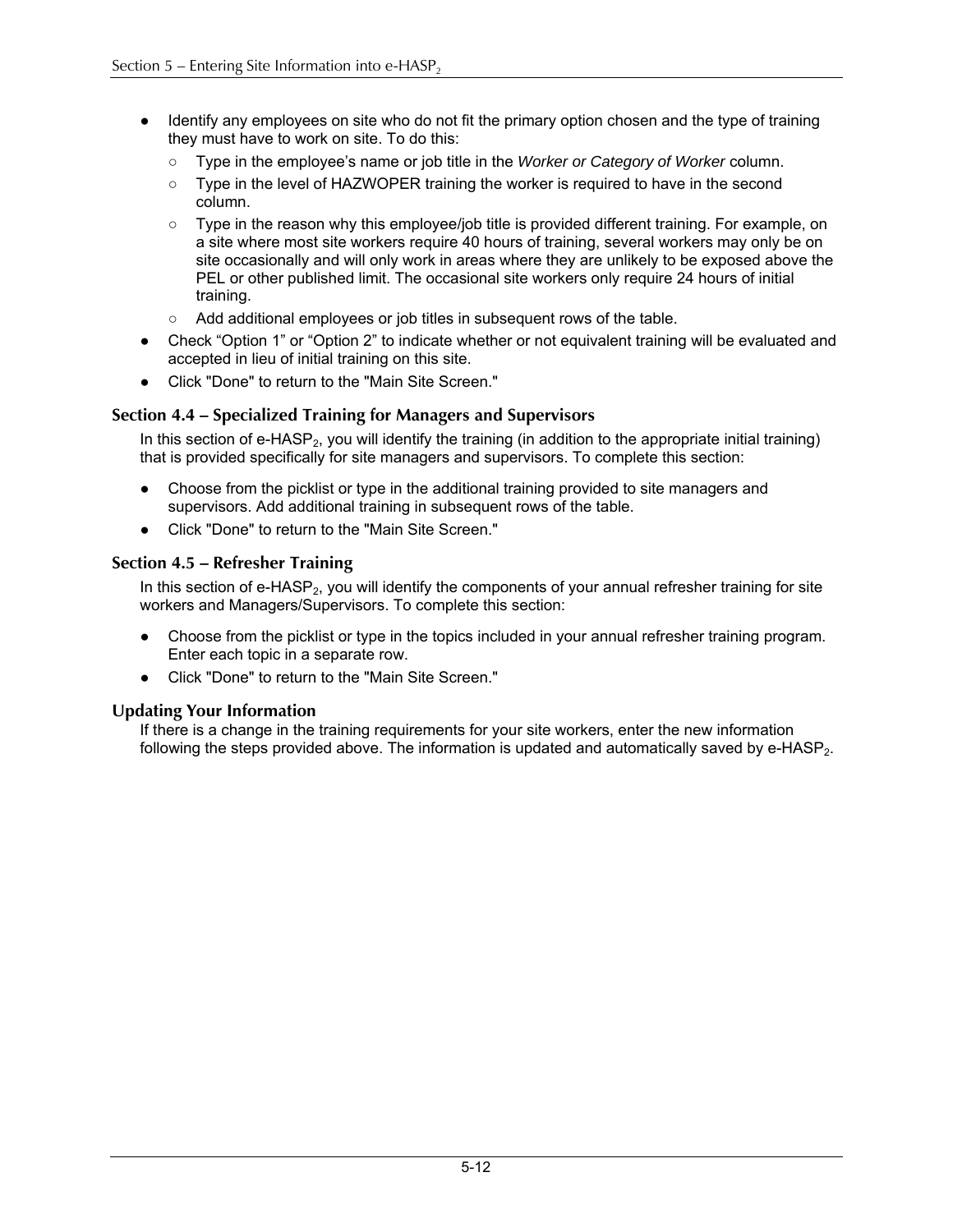- Identify any employees on site who do not fit the primary option chosen and the type of training they must have to work on site. To do this:
  - Type in the employee's name or job title in the *Worker or Category of Worker* column.
  - Type in the level of HAZWOPER training the worker is required to have in the second column.
  - Type in the reason why this employee/job title is provided different training. For example, on a site where most site workers require 40 hours of training, several workers may only be on site occasionally and will only work in areas where they are unlikely to be exposed above the PEL or other published limit. The occasional site workers only require 24 hours of initial training.
  - Add additional employees or job titles in subsequent rows of the table.
- Check "Option 1" or "Option 2" to indicate whether or not equivalent training will be evaluated and accepted in lieu of initial training on this site.
- Click "Done" to return to the "Main Site Screen."

### Section 4.4 – Specialized Training for Managers and Supervisors

In this section of e-HASP$_2$, you will identify the training (in addition to the appropriate initial training) that is provided specifically for site managers and supervisors. To complete this section:

- Choose from the picklist or type in the additional training provided to site managers and supervisors. Add additional training in subsequent rows of the table.
- Click "Done" to return to the "Main Site Screen."

### Section 4.5 – Refresher Training

In this section of e-HASP$_2$, you will identify the components of your annual refresher training for site workers and Managers/Supervisors. To complete this section:

- Choose from the picklist or type in the topics included in your annual refresher training program. Enter each topic in a separate row.
- Click "Done" to return to the "Main Site Screen."

### Updating Your Information

If there is a change in the training requirements for your site workers, enter the new information following the steps provided above. The information is updated and automatically saved by e-HASP$_2$.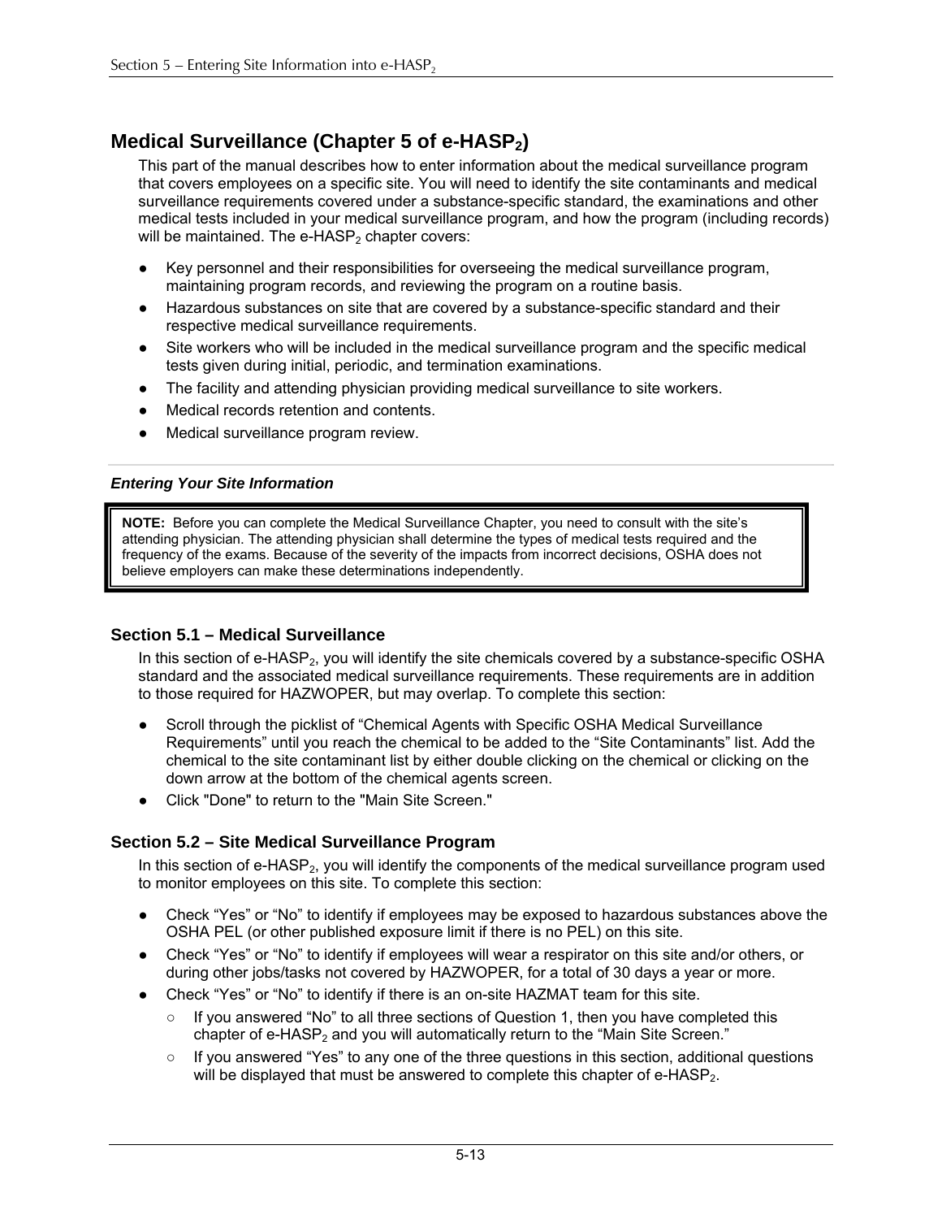## Medical Surveillance (Chapter 5 of e-HASP$_2$)

This part of the manual describes how to enter information about the medical surveillance program that covers employees on a specific site. You will need to identify the site contaminants and medical surveillance requirements covered under a substance-specific standard, the examinations and other medical tests included in your medical surveillance program, and how the program (including records) will be maintained. The e-HASP$_2$ chapter covers:

- Key personnel and their responsibilities for overseeing the medical surveillance program, maintaining program records, and reviewing the program on a routine basis.
- Hazardous substances on site that are covered by a substance-specific standard and their respective medical surveillance requirements.
- Site workers who will be included in the medical surveillance program and the specific medical tests given during initial, periodic, and termination examinations.
- The facility and attending physician providing medical surveillance to site workers.
- Medical records retention and contents.
- Medical surveillance program review.

***Entering Your Site Information***

> **NOTE:** Before you can complete the Medical Surveillance Chapter, you need to consult with the site's attending physician. The attending physician shall determine the types of medical tests required and the frequency of the exams. Because of the severity of the impacts from incorrect decisions, OSHA does not believe employers can make these determinations independently.

### Section 5.1 – Medical Surveillance

In this section of e-HASP$_2$, you will identify the site chemicals covered by a substance-specific OSHA standard and the associated medical surveillance requirements. These requirements are in addition to those required for HAZWOPER, but may overlap. To complete this section:

- Scroll through the picklist of "Chemical Agents with Specific OSHA Medical Surveillance Requirements" until you reach the chemical to be added to the "Site Contaminants" list. Add the chemical to the site contaminant list by either double clicking on the chemical or clicking on the down arrow at the bottom of the chemical agents screen.
- Click "Done" to return to the "Main Site Screen."

### Section 5.2 – Site Medical Surveillance Program

In this section of e-HASP$_2$, you will identify the components of the medical surveillance program used to monitor employees on this site. To complete this section:

- Check "Yes" or "No" to identify if employees may be exposed to hazardous substances above the OSHA PEL (or other published exposure limit if there is no PEL) on this site.
- Check "Yes" or "No" to identify if employees will wear a respirator on this site and/or others, or during other jobs/tasks not covered by HAZWOPER, for a total of 30 days a year or more.
- Check "Yes" or "No" to identify if there is an on-site HAZMAT team for this site.
  - If you answered "No" to all three sections of Question 1, then you have completed this chapter of e-HASP$_2$ and you will automatically return to the "Main Site Screen."
  - If you answered "Yes" to any one of the three questions in this section, additional questions will be displayed that must be answered to complete this chapter of e-HASP$_2$.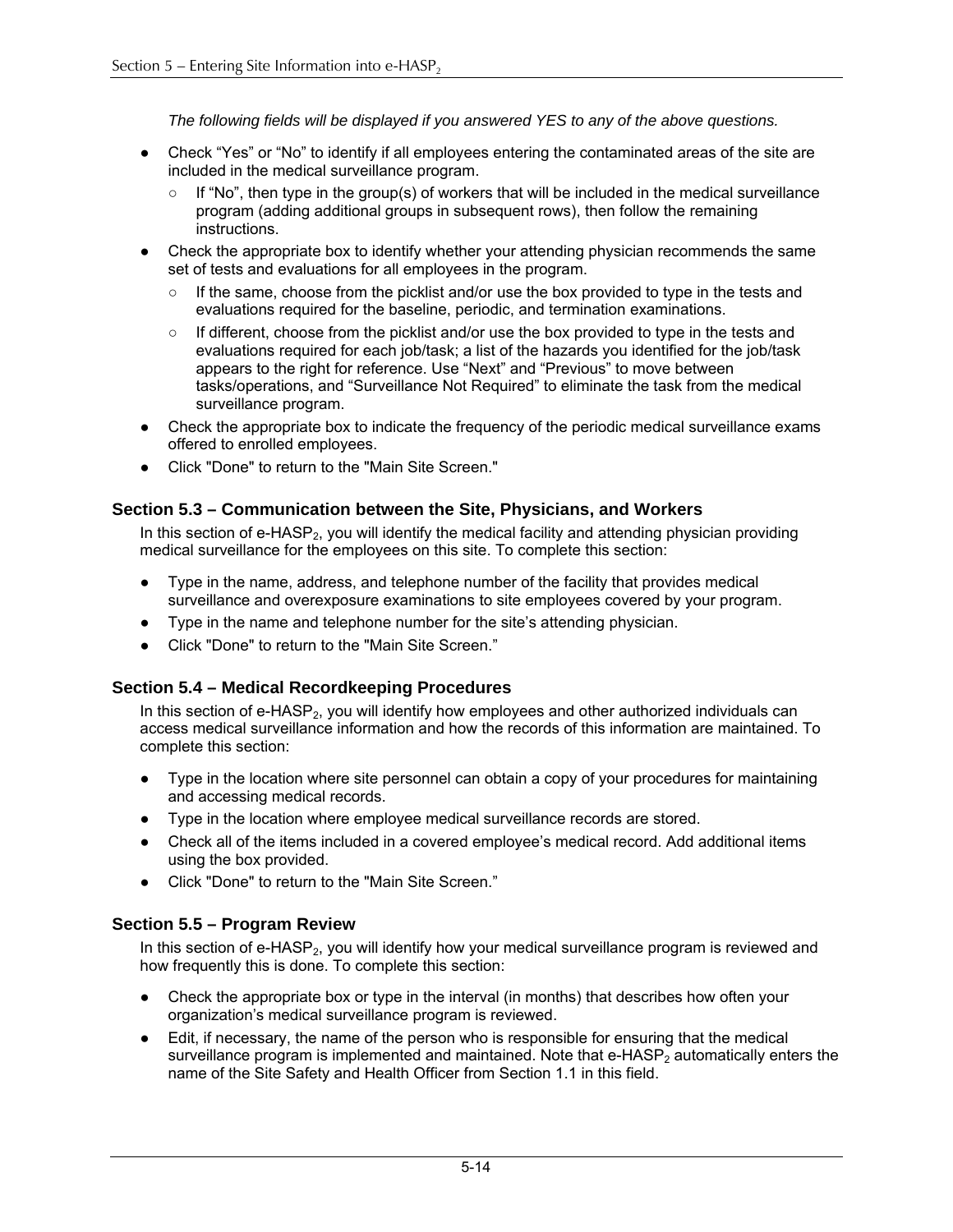*The following fields will be displayed if you answered YES to any of the above questions.*

- Check “Yes” or “No” to identify if all employees entering the contaminated areas of the site are included in the medical surveillance program.
  - If “No”, then type in the group(s) of workers that will be included in the medical surveillance program (adding additional groups in subsequent rows), then follow the remaining instructions.
- Check the appropriate box to identify whether your attending physician recommends the same set of tests and evaluations for all employees in the program.
  - If the same, choose from the picklist and/or use the box provided to type in the tests and evaluations required for the baseline, periodic, and termination examinations.
  - If different, choose from the picklist and/or use the box provided to type in the tests and evaluations required for each job/task; a list of the hazards you identified for the job/task appears to the right for reference. Use “Next” and “Previous” to move between tasks/operations, and “Surveillance Not Required” to eliminate the task from the medical surveillance program.
- Check the appropriate box to indicate the frequency of the periodic medical surveillance exams offered to enrolled employees.
- Click "Done" to return to the "Main Site Screen."

### Section 5.3 – Communication between the Site, Physicians, and Workers

In this section of e-HASP$_2$, you will identify the medical facility and attending physician providing medical surveillance for the employees on this site. To complete this section:

- Type in the name, address, and telephone number of the facility that provides medical surveillance and overexposure examinations to site employees covered by your program.
- Type in the name and telephone number for the site’s attending physician.
- Click "Done" to return to the "Main Site Screen.”

### Section 5.4 – Medical Recordkeeping Procedures

In this section of e-HASP$_2$, you will identify how employees and other authorized individuals can access medical surveillance information and how the records of this information are maintained. To complete this section:

- Type in the location where site personnel can obtain a copy of your procedures for maintaining and accessing medical records.
- Type in the location where employee medical surveillance records are stored.
- Check all of the items included in a covered employee’s medical record. Add additional items using the box provided.
- Click "Done" to return to the "Main Site Screen.”

### Section 5.5 – Program Review

In this section of e-HASP$_2$, you will identify how your medical surveillance program is reviewed and how frequently this is done. To complete this section:

- Check the appropriate box or type in the interval (in months) that describes how often your organization’s medical surveillance program is reviewed.
- Edit, if necessary, the name of the person who is responsible for ensuring that the medical surveillance program is implemented and maintained. Note that e-HASP$_2$ automatically enters the name of the Site Safety and Health Officer from Section 1.1 in this field.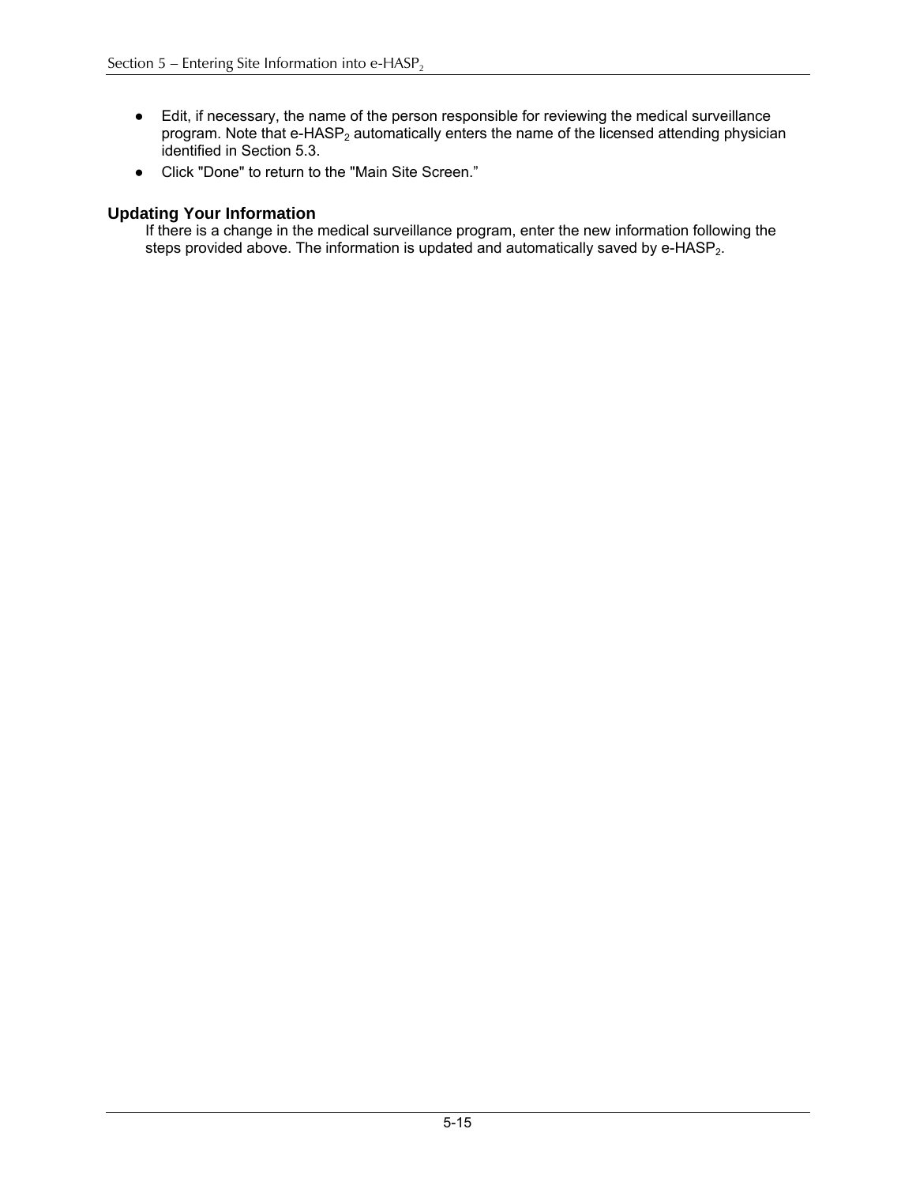- Edit, if necessary, the name of the person responsible for reviewing the medical surveillance program. Note that e-HASP$_2$ automatically enters the name of the licensed attending physician identified in Section 5.3.
- Click "Done" to return to the "Main Site Screen."

### Updating Your Information

If there is a change in the medical surveillance program, enter the new information following the steps provided above. The information is updated and automatically saved by e-HASP$_2$.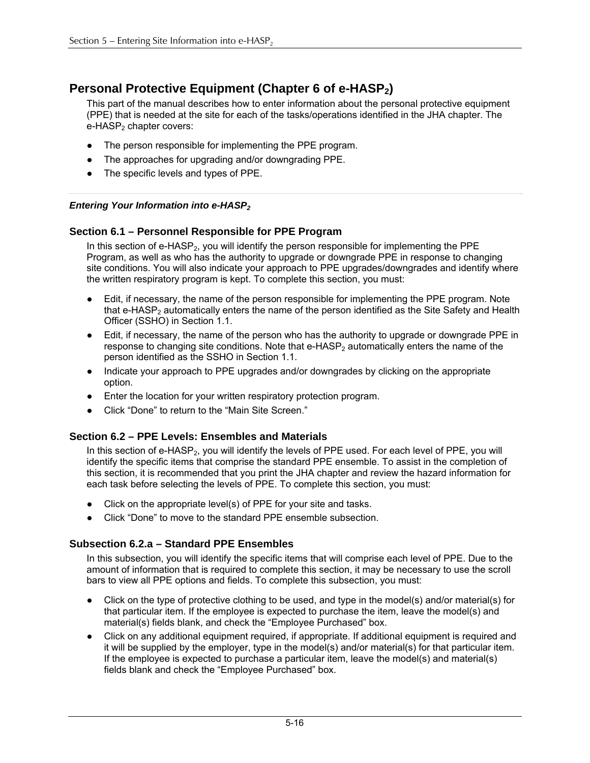## Personal Protective Equipment (Chapter 6 of e-HASP$_2$)

This part of the manual describes how to enter information about the personal protective equipment (PPE) that is needed at the site for each of the tasks/operations identified in the JHA chapter. The e-HASP$_2$ chapter covers:

- The person responsible for implementing the PPE program.
- The approaches for upgrading and/or downgrading PPE.
- The specific levels and types of PPE.

***Entering Your Information into e-HASP$_2$***

### Section 6.1 – Personnel Responsible for PPE Program

In this section of e-HASP$_2$, you will identify the person responsible for implementing the PPE Program, as well as who has the authority to upgrade or downgrade PPE in response to changing site conditions. You will also indicate your approach to PPE upgrades/downgrades and identify where the written respiratory program is kept. To complete this section, you must:

- Edit, if necessary, the name of the person responsible for implementing the PPE program. Note that e-HASP$_2$ automatically enters the name of the person identified as the Site Safety and Health Officer (SSHO) in Section 1.1.
- Edit, if necessary, the name of the person who has the authority to upgrade or downgrade PPE in response to changing site conditions. Note that e-HASP$_2$ automatically enters the name of the person identified as the SSHO in Section 1.1.
- Indicate your approach to PPE upgrades and/or downgrades by clicking on the appropriate option.
- Enter the location for your written respiratory protection program.
- Click “Done” to return to the “Main Site Screen.”

### Section 6.2 – PPE Levels: Ensembles and Materials

In this section of e-HASP$_2$, you will identify the levels of PPE used. For each level of PPE, you will identify the specific items that comprise the standard PPE ensemble. To assist in the completion of this section, it is recommended that you print the JHA chapter and review the hazard information for each task before selecting the levels of PPE. To complete this section, you must:

- Click on the appropriate level(s) of PPE for your site and tasks.
- Click “Done” to move to the standard PPE ensemble subsection.

### Subsection 6.2.a – Standard PPE Ensembles

In this subsection, you will identify the specific items that will comprise each level of PPE. Due to the amount of information that is required to complete this section, it may be necessary to use the scroll bars to view all PPE options and fields. To complete this subsection, you must:

- Click on the type of protective clothing to be used, and type in the model(s) and/or material(s) for that particular item. If the employee is expected to purchase the item, leave the model(s) and material(s) fields blank, and check the “Employee Purchased” box.
- Click on any additional equipment required, if appropriate. If additional equipment is required and it will be supplied by the employer, type in the model(s) and/or material(s) for that particular item. If the employee is expected to purchase a particular item, leave the model(s) and material(s) fields blank and check the “Employee Purchased” box.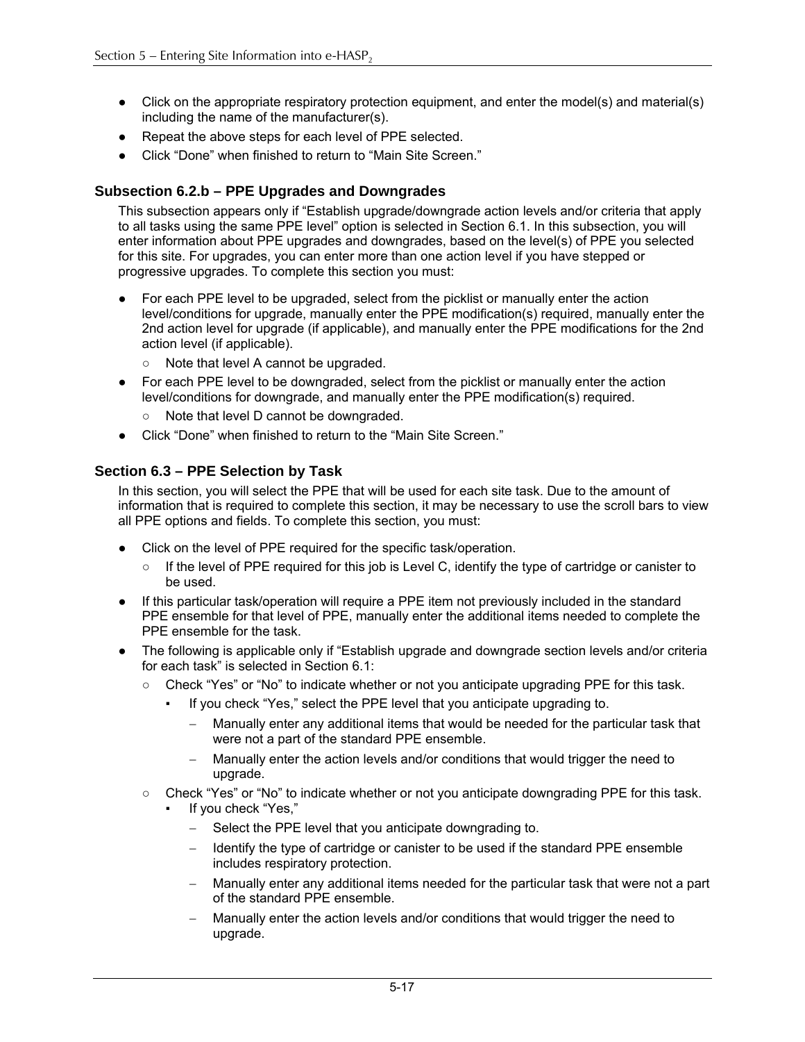- Click on the appropriate respiratory protection equipment, and enter the model(s) and material(s) including the name of the manufacturer(s).
- Repeat the above steps for each level of PPE selected.
- Click “Done” when finished to return to “Main Site Screen.”

### Subsection 6.2.b – PPE Upgrades and Downgrades

This subsection appears only if “Establish upgrade/downgrade action levels and/or criteria that apply to all tasks using the same PPE level” option is selected in Section 6.1. In this subsection, you will enter information about PPE upgrades and downgrades, based on the level(s) of PPE you selected for this site. For upgrades, you can enter more than one action level if you have stepped or progressive upgrades. To complete this section you must:

- For each PPE level to be upgraded, select from the picklist or manually enter the action level/conditions for upgrade, manually enter the PPE modification(s) required, manually enter the 2nd action level for upgrade (if applicable), and manually enter the PPE modifications for the 2nd action level (if applicable).
  - Note that level A cannot be upgraded.
- For each PPE level to be downgraded, select from the picklist or manually enter the action level/conditions for downgrade, and manually enter the PPE modification(s) required.
  - Note that level D cannot be downgraded.
- Click “Done” when finished to return to the “Main Site Screen.”

### Section 6.3 – PPE Selection by Task

In this section, you will select the PPE that will be used for each site task. Due to the amount of information that is required to complete this section, it may be necessary to use the scroll bars to view all PPE options and fields. To complete this section, you must:

- Click on the level of PPE required for the specific task/operation.
  - If the level of PPE required for this job is Level C, identify the type of cartridge or canister to be used.
- If this particular task/operation will require a PPE item not previously included in the standard PPE ensemble for that level of PPE, manually enter the additional items needed to complete the PPE ensemble for the task.
- The following is applicable only if “Establish upgrade and downgrade section levels and/or criteria for each task” is selected in Section 6.1:
  - Check “Yes” or “No” to indicate whether or not you anticipate upgrading PPE for this task.
    - If you check “Yes,” select the PPE level that you anticipate upgrading to.
      - Manually enter any additional items that would be needed for the particular task that were not a part of the standard PPE ensemble.
      - Manually enter the action levels and/or conditions that would trigger the need to upgrade.
  - Check “Yes” or “No” to indicate whether or not you anticipate downgrading PPE for this task.
    - If you check “Yes,”
      - Select the PPE level that you anticipate downgrading to.
      - Identify the type of cartridge or canister to be used if the standard PPE ensemble includes respiratory protection.
      - Manually enter any additional items needed for the particular task that were not a part of the standard PPE ensemble.
      - Manually enter the action levels and/or conditions that would trigger the need to upgrade.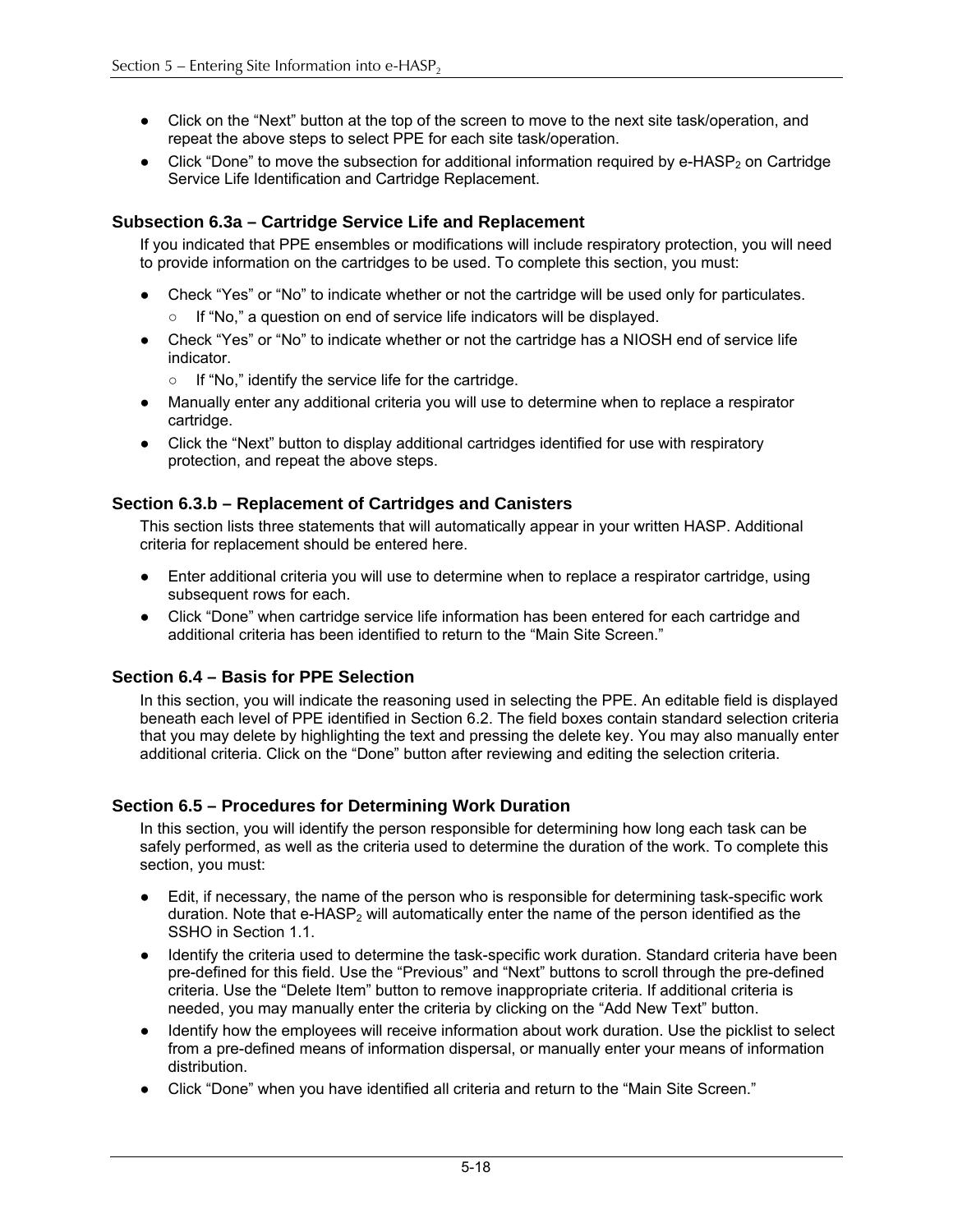- Click on the "Next" button at the top of the screen to move to the next site task/operation, and repeat the above steps to select PPE for each site task/operation.
- Click "Done" to move the subsection for additional information required by e-HASP$_2$ on Cartridge Service Life Identification and Cartridge Replacement.

### Subsection 6.3a – Cartridge Service Life and Replacement

If you indicated that PPE ensembles or modifications will include respiratory protection, you will need to provide information on the cartridges to be used. To complete this section, you must:

- Check "Yes" or "No" to indicate whether or not the cartridge will be used only for particulates.
  - If "No," a question on end of service life indicators will be displayed.
- Check "Yes" or "No" to indicate whether or not the cartridge has a NIOSH end of service life indicator.
  - If "No," identify the service life for the cartridge.
- Manually enter any additional criteria you will use to determine when to replace a respirator cartridge.
- Click the "Next" button to display additional cartridges identified for use with respiratory protection, and repeat the above steps.

### Section 6.3.b – Replacement of Cartridges and Canisters

This section lists three statements that will automatically appear in your written HASP. Additional criteria for replacement should be entered here.

- Enter additional criteria you will use to determine when to replace a respirator cartridge, using subsequent rows for each.
- Click "Done" when cartridge service life information has been entered for each cartridge and additional criteria has been identified to return to the "Main Site Screen."

### Section 6.4 – Basis for PPE Selection

In this section, you will indicate the reasoning used in selecting the PPE. An editable field is displayed beneath each level of PPE identified in Section 6.2. The field boxes contain standard selection criteria that you may delete by highlighting the text and pressing the delete key. You may also manually enter additional criteria. Click on the "Done" button after reviewing and editing the selection criteria.

### Section 6.5 – Procedures for Determining Work Duration

In this section, you will identify the person responsible for determining how long each task can be safely performed, as well as the criteria used to determine the duration of the work. To complete this section, you must:

- Edit, if necessary, the name of the person who is responsible for determining task-specific work duration. Note that e-HASP$_2$ will automatically enter the name of the person identified as the SSHO in Section 1.1.
- Identify the criteria used to determine the task-specific work duration. Standard criteria have been pre-defined for this field. Use the "Previous" and "Next" buttons to scroll through the pre-defined criteria. Use the "Delete Item" button to remove inappropriate criteria. If additional criteria is needed, you may manually enter the criteria by clicking on the "Add New Text" button.
- Identify how the employees will receive information about work duration. Use the picklist to select from a pre-defined means of information dispersal, or manually enter your means of information distribution.
- Click "Done" when you have identified all criteria and return to the "Main Site Screen."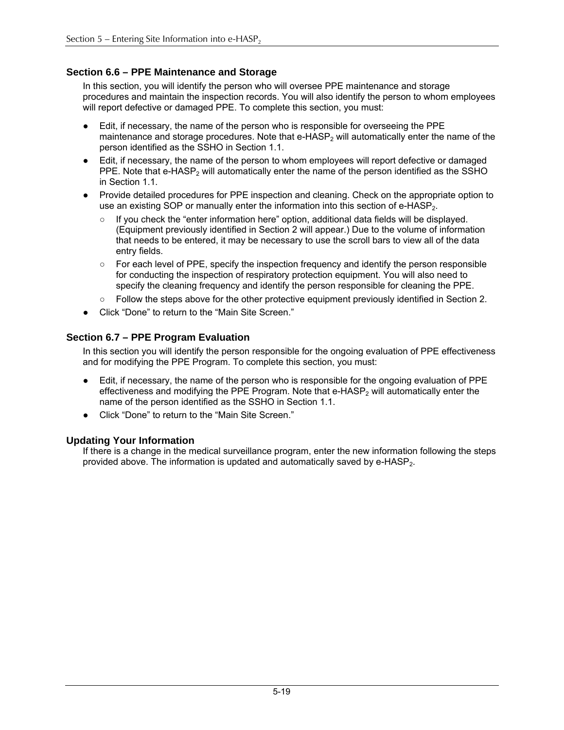## Section 6.6 – PPE Maintenance and Storage

In this section, you will identify the person who will oversee PPE maintenance and storage procedures and maintain the inspection records. You will also identify the person to whom employees will report defective or damaged PPE. To complete this section, you must:

- Edit, if necessary, the name of the person who is responsible for overseeing the PPE maintenance and storage procedures. Note that e-HASP$_2$ will automatically enter the name of the person identified as the SSHO in Section 1.1.
- Edit, if necessary, the name of the person to whom employees will report defective or damaged PPE. Note that e-HASP$_2$ will automatically enter the name of the person identified as the SSHO in Section 1.1.
- Provide detailed procedures for PPE inspection and cleaning. Check on the appropriate option to use an existing SOP or manually enter the information into this section of e-HASP$_2$.
  - If you check the “enter information here” option, additional data fields will be displayed. (Equipment previously identified in Section 2 will appear.) Due to the volume of information that needs to be entered, it may be necessary to use the scroll bars to view all of the data entry fields.
  - For each level of PPE, specify the inspection frequency and identify the person responsible for conducting the inspection of respiratory protection equipment. You will also need to specify the cleaning frequency and identify the person responsible for cleaning the PPE.
  - Follow the steps above for the other protective equipment previously identified in Section 2.
- Click “Done” to return to the “Main Site Screen.”

## Section 6.7 – PPE Program Evaluation

In this section you will identify the person responsible for the ongoing evaluation of PPE effectiveness and for modifying the PPE Program. To complete this section, you must:

- Edit, if necessary, the name of the person who is responsible for the ongoing evaluation of PPE effectiveness and modifying the PPE Program. Note that e-HASP$_2$ will automatically enter the name of the person identified as the SSHO in Section 1.1.
- Click “Done” to return to the “Main Site Screen.”

## Updating Your Information

If there is a change in the medical surveillance program, enter the new information following the steps provided above. The information is updated and automatically saved by e-HASP$_2$.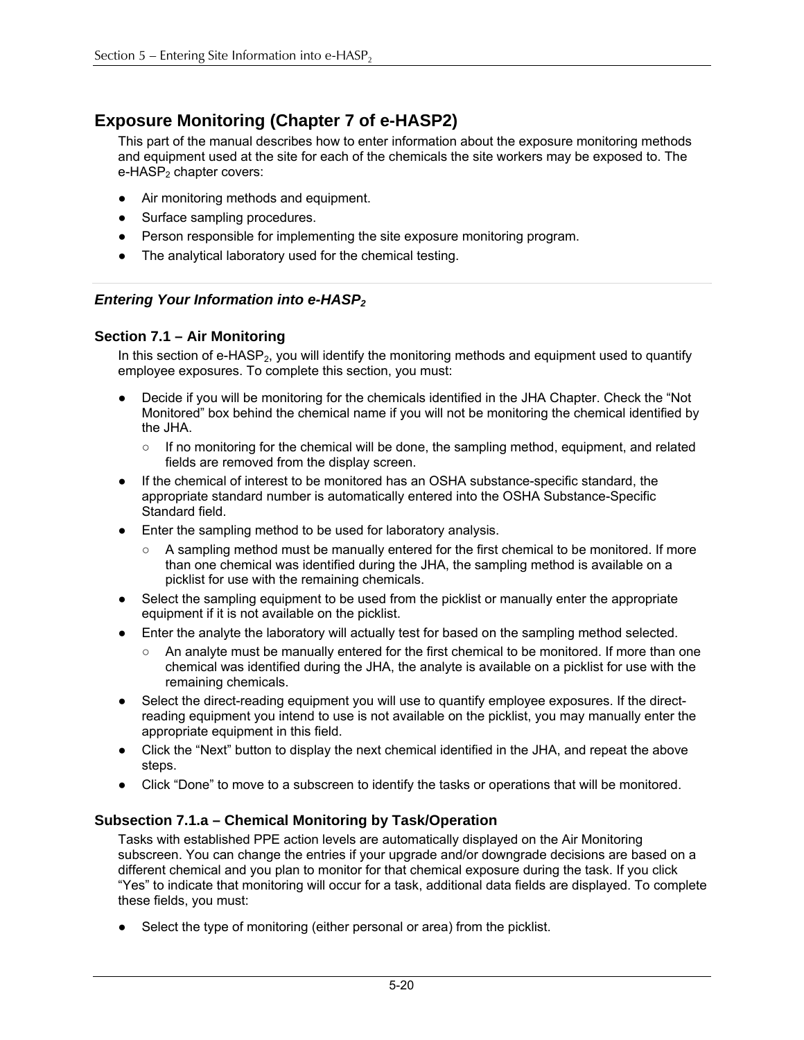## Exposure Monitoring (Chapter 7 of e-HASP2)

This part of the manual describes how to enter information about the exposure monitoring methods and equipment used at the site for each of the chemicals the site workers may be exposed to. The e-HASP$_2$ chapter covers:

- Air monitoring methods and equipment.
- Surface sampling procedures.
- Person responsible for implementing the site exposure monitoring program.
- The analytical laboratory used for the chemical testing.

### *Entering Your Information into e-HASP$_2$*

### Section 7.1 – Air Monitoring

In this section of e-HASP$_2$, you will identify the monitoring methods and equipment used to quantify employee exposures. To complete this section, you must:

- Decide if you will be monitoring for the chemicals identified in the JHA Chapter. Check the "Not Monitored" box behind the chemical name if you will not be monitoring the chemical identified by the JHA.
  - If no monitoring for the chemical will be done, the sampling method, equipment, and related fields are removed from the display screen.
- If the chemical of interest to be monitored has an OSHA substance-specific standard, the appropriate standard number is automatically entered into the OSHA Substance-Specific Standard field.
- Enter the sampling method to be used for laboratory analysis.
  - A sampling method must be manually entered for the first chemical to be monitored. If more than one chemical was identified during the JHA, the sampling method is available on a picklist for use with the remaining chemicals.
- Select the sampling equipment to be used from the picklist or manually enter the appropriate equipment if it is not available on the picklist.
- Enter the analyte the laboratory will actually test for based on the sampling method selected.
  - An analyte must be manually entered for the first chemical to be monitored. If more than one chemical was identified during the JHA, the analyte is available on a picklist for use with the remaining chemicals.
- Select the direct-reading equipment you will use to quantify employee exposures. If the direct-reading equipment you intend to use is not available on the picklist, you may manually enter the appropriate equipment in this field.
- Click the "Next" button to display the next chemical identified in the JHA, and repeat the above steps.
- Click "Done" to move to a subscreen to identify the tasks or operations that will be monitored.

### Subsection 7.1.a – Chemical Monitoring by Task/Operation

Tasks with established PPE action levels are automatically displayed on the Air Monitoring subscreen. You can change the entries if your upgrade and/or downgrade decisions are based on a different chemical and you plan to monitor for that chemical exposure during the task. If you click "Yes" to indicate that monitoring will occur for a task, additional data fields are displayed. To complete these fields, you must:

- Select the type of monitoring (either personal or area) from the picklist.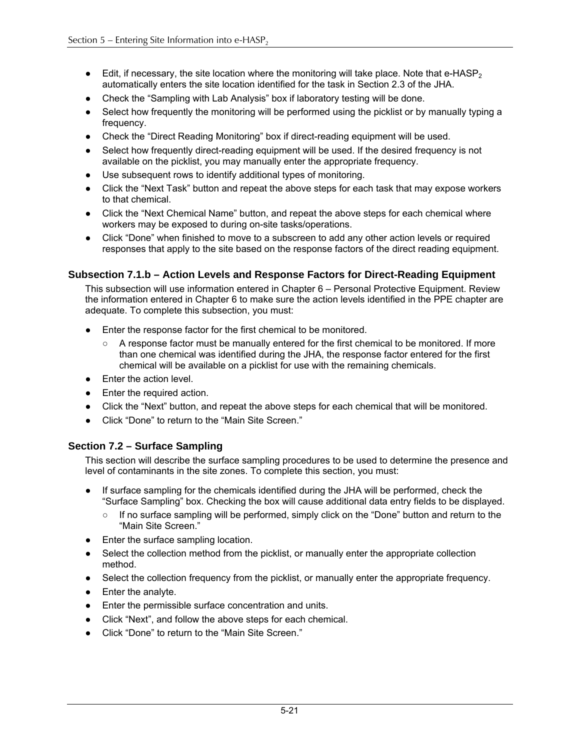- Edit, if necessary, the site location where the monitoring will take place. Note that e-HASP$_2$ automatically enters the site location identified for the task in Section 2.3 of the JHA.
- Check the “Sampling with Lab Analysis” box if laboratory testing will be done.
- Select how frequently the monitoring will be performed using the picklist or by manually typing a frequency.
- Check the “Direct Reading Monitoring” box if direct-reading equipment will be used.
- Select how frequently direct-reading equipment will be used. If the desired frequency is not available on the picklist, you may manually enter the appropriate frequency.
- Use subsequent rows to identify additional types of monitoring.
- Click the “Next Task” button and repeat the above steps for each task that may expose workers to that chemical.
- Click the “Next Chemical Name” button, and repeat the above steps for each chemical where workers may be exposed to during on-site tasks/operations.
- Click “Done” when finished to move to a subscreen to add any other action levels or required responses that apply to the site based on the response factors of the direct reading equipment.

### Subsection 7.1.b – Action Levels and Response Factors for Direct-Reading Equipment

This subsection will use information entered in Chapter 6 – Personal Protective Equipment. Review the information entered in Chapter 6 to make sure the action levels identified in the PPE chapter are adequate. To complete this subsection, you must:

- Enter the response factor for the first chemical to be monitored.
  - A response factor must be manually entered for the first chemical to be monitored. If more than one chemical was identified during the JHA, the response factor entered for the first chemical will be available on a picklist for use with the remaining chemicals.
- Enter the action level.
- Enter the required action.
- Click the “Next” button, and repeat the above steps for each chemical that will be monitored.
- Click “Done” to return to the “Main Site Screen.”

### Section 7.2 – Surface Sampling

This section will describe the surface sampling procedures to be used to determine the presence and level of contaminants in the site zones. To complete this section, you must:

- If surface sampling for the chemicals identified during the JHA will be performed, check the “Surface Sampling” box. Checking the box will cause additional data entry fields to be displayed.
  - If no surface sampling will be performed, simply click on the “Done” button and return to the “Main Site Screen.”
- Enter the surface sampling location.
- Select the collection method from the picklist, or manually enter the appropriate collection method.
- Select the collection frequency from the picklist, or manually enter the appropriate frequency.
- Enter the analyte.
- Enter the permissible surface concentration and units.
- Click “Next”, and follow the above steps for each chemical.
- Click “Done” to return to the “Main Site Screen.”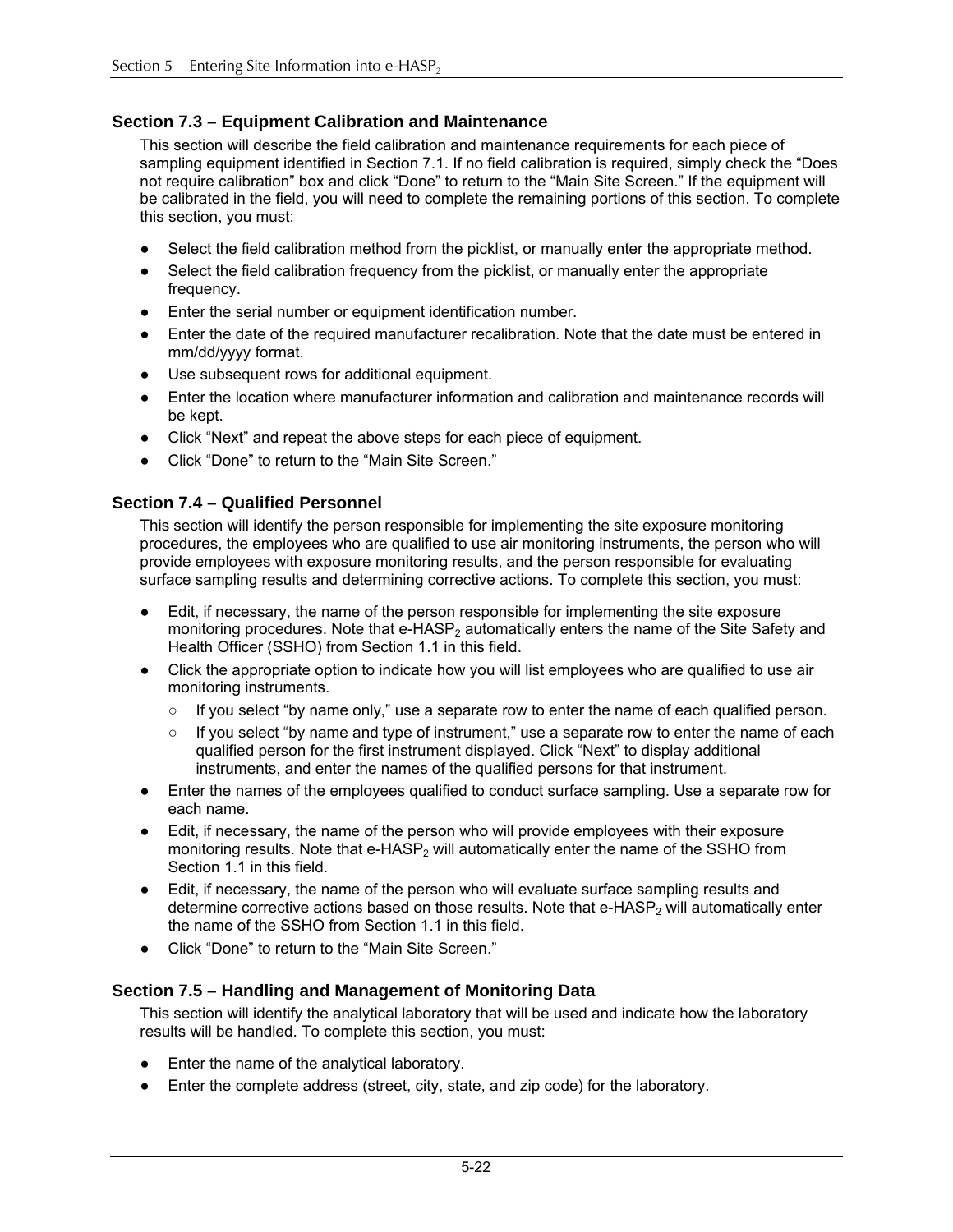### Section 7.3 – Equipment Calibration and Maintenance

This section will describe the field calibration and maintenance requirements for each piece of sampling equipment identified in Section 7.1. If no field calibration is required, simply check the “Does not require calibration” box and click “Done” to return to the “Main Site Screen.” If the equipment will be calibrated in the field, you will need to complete the remaining portions of this section. To complete this section, you must:

- Select the field calibration method from the picklist, or manually enter the appropriate method.
- Select the field calibration frequency from the picklist, or manually enter the appropriate frequency.
- Enter the serial number or equipment identification number.
- Enter the date of the required manufacturer recalibration. Note that the date must be entered in mm/dd/yyyy format.
- Use subsequent rows for additional equipment.
- Enter the location where manufacturer information and calibration and maintenance records will be kept.
- Click “Next” and repeat the above steps for each piece of equipment.
- Click “Done” to return to the “Main Site Screen.”

### Section 7.4 – Qualified Personnel

This section will identify the person responsible for implementing the site exposure monitoring procedures, the employees who are qualified to use air monitoring instruments, the person who will provide employees with exposure monitoring results, and the person responsible for evaluating surface sampling results and determining corrective actions. To complete this section, you must:

- Edit, if necessary, the name of the person responsible for implementing the site exposure monitoring procedures. Note that e-HASP$_2$ automatically enters the name of the Site Safety and Health Officer (SSHO) from Section 1.1 in this field.
- Click the appropriate option to indicate how you will list employees who are qualified to use air monitoring instruments.
  - If you select “by name only,” use a separate row to enter the name of each qualified person.
  - If you select “by name and type of instrument,” use a separate row to enter the name of each qualified person for the first instrument displayed. Click “Next” to display additional instruments, and enter the names of the qualified persons for that instrument.
- Enter the names of the employees qualified to conduct surface sampling. Use a separate row for each name.
- Edit, if necessary, the name of the person who will provide employees with their exposure monitoring results. Note that e-HASP$_2$ will automatically enter the name of the SSHO from Section 1.1 in this field.
- Edit, if necessary, the name of the person who will evaluate surface sampling results and determine corrective actions based on those results. Note that e-HASP$_2$ will automatically enter the name of the SSHO from Section 1.1 in this field.
- Click “Done” to return to the “Main Site Screen.”

### Section 7.5 – Handling and Management of Monitoring Data

This section will identify the analytical laboratory that will be used and indicate how the laboratory results will be handled. To complete this section, you must:

- Enter the name of the analytical laboratory.
- Enter the complete address (street, city, state, and zip code) for the laboratory.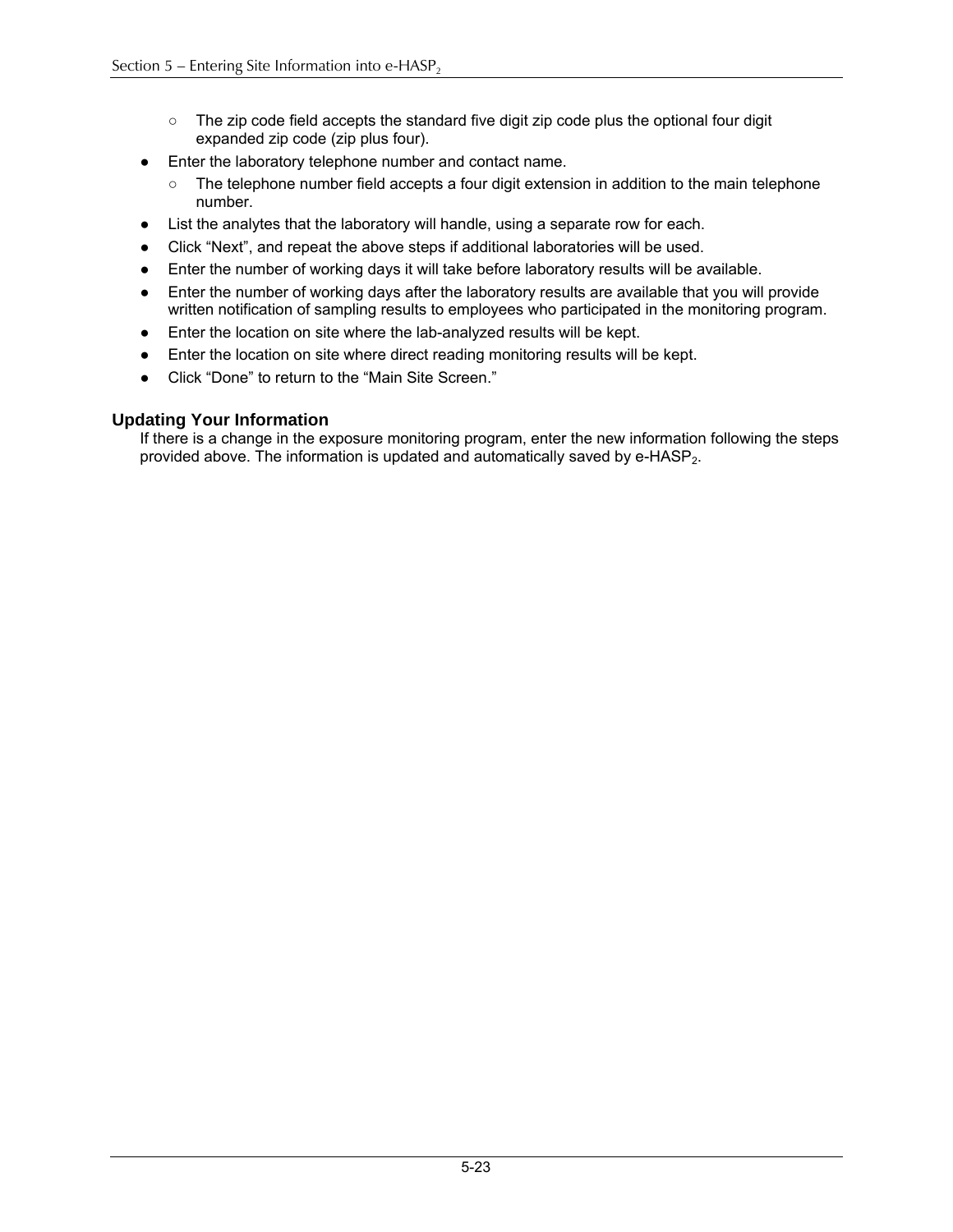- The zip code field accepts the standard five digit zip code plus the optional four digit expanded zip code (zip plus four).
- Enter the laboratory telephone number and contact name.
    - The telephone number field accepts a four digit extension in addition to the main telephone number.
- List the analytes that the laboratory will handle, using a separate row for each.
- Click "Next", and repeat the above steps if additional laboratories will be used.
- Enter the number of working days it will take before laboratory results will be available.
- Enter the number of working days after the laboratory results are available that you will provide written notification of sampling results to employees who participated in the monitoring program.
- Enter the location on site where the lab-analyzed results will be kept.
- Enter the location on site where direct reading monitoring results will be kept.
- Click "Done" to return to the "Main Site Screen."

### Updating Your Information

If there is a change in the exposure monitoring program, enter the new information following the steps provided above. The information is updated and automatically saved by e-HASP$_2$.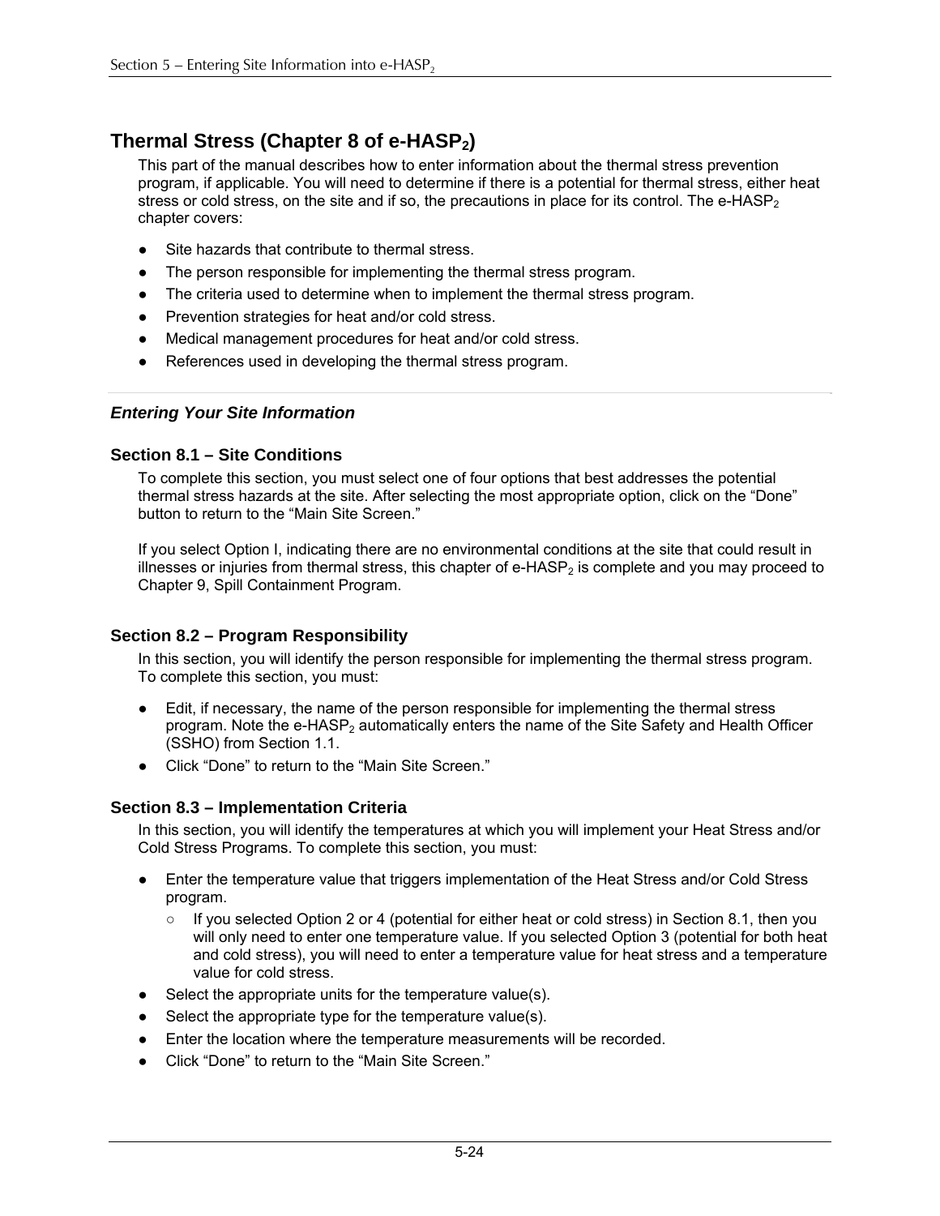## Thermal Stress (Chapter 8 of e-HASP$_2$)

This part of the manual describes how to enter information about the thermal stress prevention program, if applicable. You will need to determine if there is a potential for thermal stress, either heat stress or cold stress, on the site and if so, the precautions in place for its control. The e-HASP$_2$ chapter covers:

- Site hazards that contribute to thermal stress.
- The person responsible for implementing the thermal stress program.
- The criteria used to determine when to implement the thermal stress program.
- Prevention strategies for heat and/or cold stress.
- Medical management procedures for heat and/or cold stress.
- References used in developing the thermal stress program.

### *Entering Your Site Information*

#### Section 8.1 – Site Conditions

To complete this section, you must select one of four options that best addresses the potential thermal stress hazards at the site. After selecting the most appropriate option, click on the “Done” button to return to the “Main Site Screen.”

If you select Option I, indicating there are no environmental conditions at the site that could result in illnesses or injuries from thermal stress, this chapter of e-HASP$_2$ is complete and you may proceed to Chapter 9, Spill Containment Program.

#### Section 8.2 – Program Responsibility

In this section, you will identify the person responsible for implementing the thermal stress program. To complete this section, you must:

- Edit, if necessary, the name of the person responsible for implementing the thermal stress program. Note the e-HASP$_2$ automatically enters the name of the Site Safety and Health Officer (SSHO) from Section 1.1.
- Click “Done” to return to the “Main Site Screen.”

#### Section 8.3 – Implementation Criteria

In this section, you will identify the temperatures at which you will implement your Heat Stress and/or Cold Stress Programs. To complete this section, you must:

- Enter the temperature value that triggers implementation of the Heat Stress and/or Cold Stress program.
  - If you selected Option 2 or 4 (potential for either heat or cold stress) in Section 8.1, then you will only need to enter one temperature value. If you selected Option 3 (potential for both heat and cold stress), you will need to enter a temperature value for heat stress and a temperature value for cold stress.
- Select the appropriate units for the temperature value(s).
- Select the appropriate type for the temperature value(s).
- Enter the location where the temperature measurements will be recorded.
- Click “Done” to return to the “Main Site Screen.”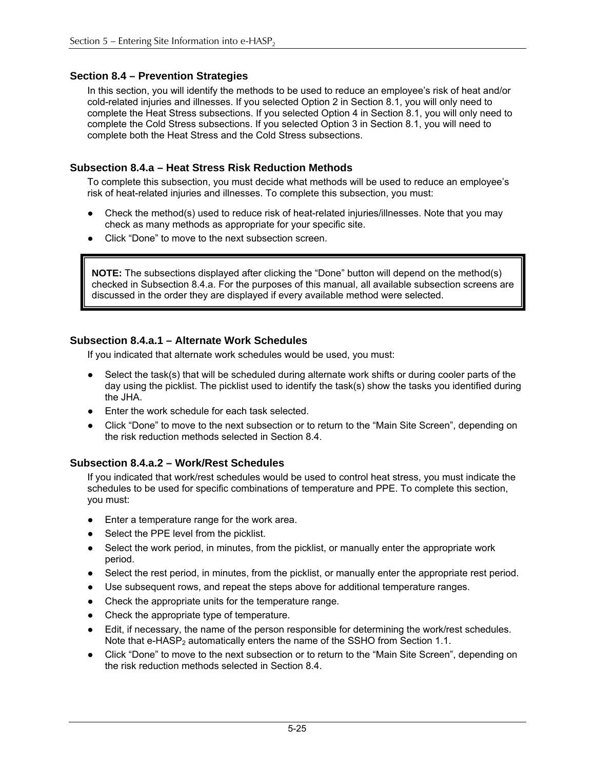### Section 8.4 – Prevention Strategies

In this section, you will identify the methods to be used to reduce an employee's risk of heat and/or cold-related injuries and illnesses. If you selected Option 2 in Section 8.1, you will only need to complete the Heat Stress subsections. If you selected Option 4 in Section 8.1, you will only need to complete the Cold Stress subsections. If you selected Option 3 in Section 8.1, you will need to complete both the Heat Stress and the Cold Stress subsections.

### Subsection 8.4.a – Heat Stress Risk Reduction Methods

To complete this subsection, you must decide what methods will be used to reduce an employee's risk of heat-related injuries and illnesses. To complete this subsection, you must:

- Check the method(s) used to reduce risk of heat-related injuries/illnesses. Note that you may check as many methods as appropriate for your specific site.
- Click "Done" to move to the next subsection screen.

> **NOTE:** The subsections displayed after clicking the "Done" button will depend on the method(s) checked in Subsection 8.4.a. For the purposes of this manual, all available subsection screens are discussed in the order they are displayed if every available method were selected.

### Subsection 8.4.a.1 – Alternate Work Schedules

If you indicated that alternate work schedules would be used, you must:

- Select the task(s) that will be scheduled during alternate work shifts or during cooler parts of the day using the picklist. The picklist used to identify the task(s) show the tasks you identified during the JHA.
- Enter the work schedule for each task selected.
- Click "Done" to move to the next subsection or to return to the "Main Site Screen", depending on the risk reduction methods selected in Section 8.4.

### Subsection 8.4.a.2 – Work/Rest Schedules

If you indicated that work/rest schedules would be used to control heat stress, you must indicate the schedules to be used for specific combinations of temperature and PPE. To complete this section, you must:

- Enter a temperature range for the work area.
- Select the PPE level from the picklist.
- Select the work period, in minutes, from the picklist, or manually enter the appropriate work period.
- Select the rest period, in minutes, from the picklist, or manually enter the appropriate rest period.
- Use subsequent rows, and repeat the steps above for additional temperature ranges.
- Check the appropriate units for the temperature range.
- Check the appropriate type of temperature.
- Edit, if necessary, the name of the person responsible for determining the work/rest schedules. Note that e-HASP$_2$ automatically enters the name of the SSHO from Section 1.1.
- Click "Done" to move to the next subsection or to return to the "Main Site Screen", depending on the risk reduction methods selected in Section 8.4.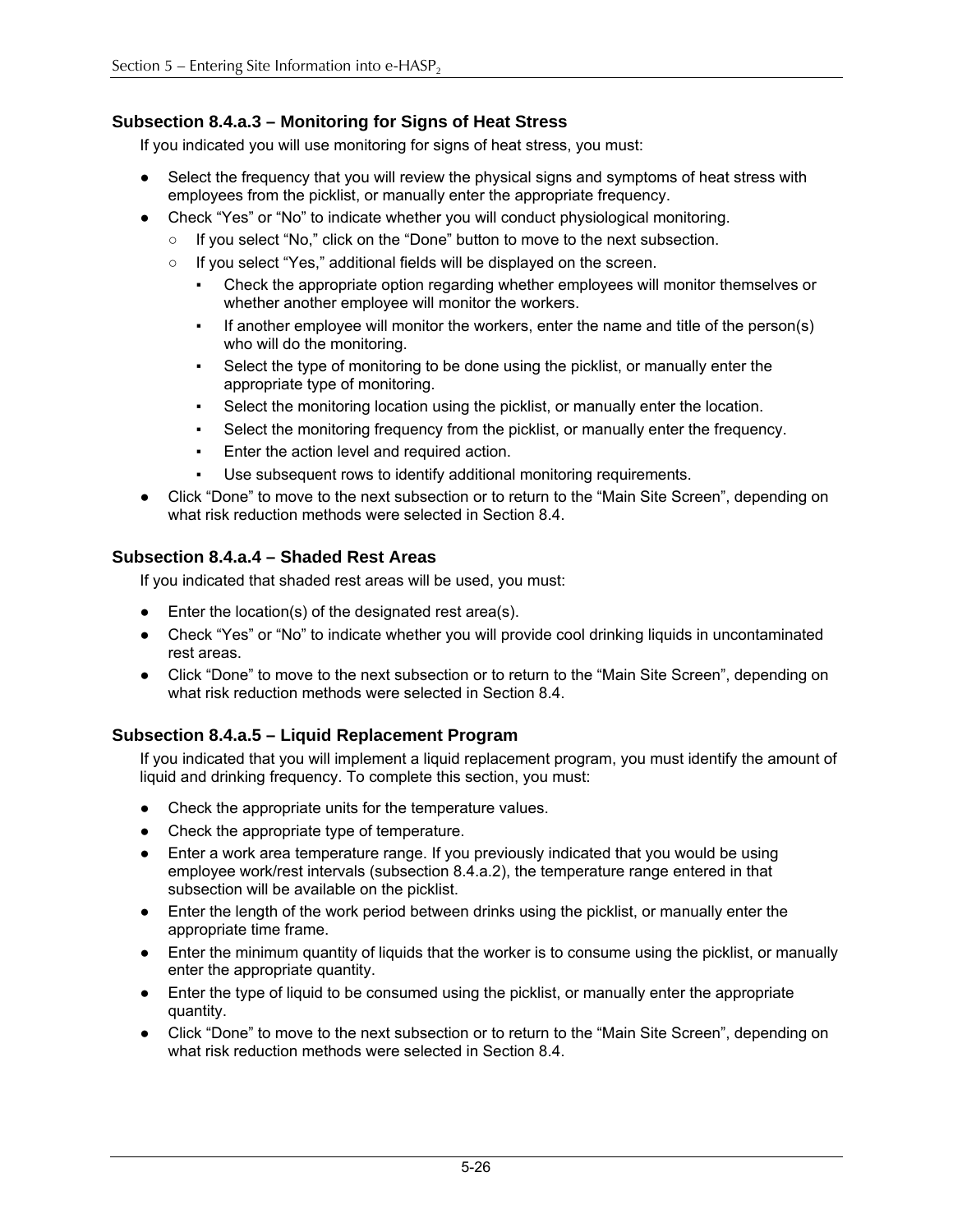### Subsection 8.4.a.3 – Monitoring for Signs of Heat Stress

If you indicated you will use monitoring for signs of heat stress, you must:

- Select the frequency that you will review the physical signs and symptoms of heat stress with employees from the picklist, or manually enter the appropriate frequency.
- Check “Yes” or “No” to indicate whether you will conduct physiological monitoring.
  - If you select “No,” click on the “Done” button to move to the next subsection.
  - If you select “Yes,” additional fields will be displayed on the screen.
    - Check the appropriate option regarding whether employees will monitor themselves or whether another employee will monitor the workers.
    - If another employee will monitor the workers, enter the name and title of the person(s) who will do the monitoring.
    - Select the type of monitoring to be done using the picklist, or manually enter the appropriate type of monitoring.
    - Select the monitoring location using the picklist, or manually enter the location.
    - Select the monitoring frequency from the picklist, or manually enter the frequency.
    - Enter the action level and required action.
    - Use subsequent rows to identify additional monitoring requirements.
- Click “Done” to move to the next subsection or to return to the “Main Site Screen”, depending on what risk reduction methods were selected in Section 8.4.

### Subsection 8.4.a.4 – Shaded Rest Areas

If you indicated that shaded rest areas will be used, you must:

- Enter the location(s) of the designated rest area(s).
- Check “Yes” or “No” to indicate whether you will provide cool drinking liquids in uncontaminated rest areas.
- Click “Done” to move to the next subsection or to return to the “Main Site Screen”, depending on what risk reduction methods were selected in Section 8.4.

### Subsection 8.4.a.5 – Liquid Replacement Program

If you indicated that you will implement a liquid replacement program, you must identify the amount of liquid and drinking frequency. To complete this section, you must:

- Check the appropriate units for the temperature values.
- Check the appropriate type of temperature.
- Enter a work area temperature range. If you previously indicated that you would be using employee work/rest intervals (subsection 8.4.a.2), the temperature range entered in that subsection will be available on the picklist.
- Enter the length of the work period between drinks using the picklist, or manually enter the appropriate time frame.
- Enter the minimum quantity of liquids that the worker is to consume using the picklist, or manually enter the appropriate quantity.
- Enter the type of liquid to be consumed using the picklist, or manually enter the appropriate quantity.
- Click “Done” to move to the next subsection or to return to the “Main Site Screen”, depending on what risk reduction methods were selected in Section 8.4.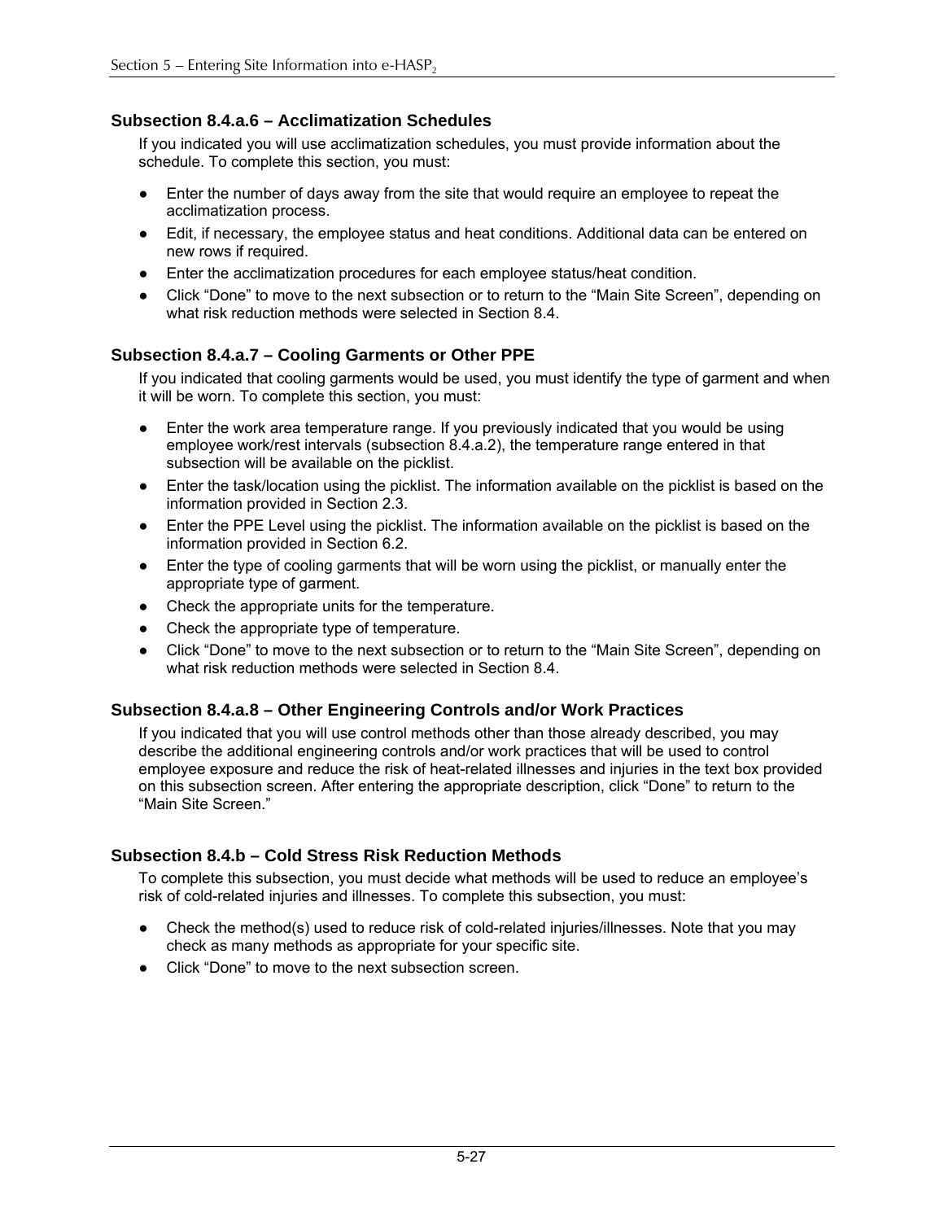### Subsection 8.4.a.6 – Acclimatization Schedules

If you indicated you will use acclimatization schedules, you must provide information about the schedule. To complete this section, you must:

- Enter the number of days away from the site that would require an employee to repeat the acclimatization process.
- Edit, if necessary, the employee status and heat conditions. Additional data can be entered on new rows if required.
- Enter the acclimatization procedures for each employee status/heat condition.
- Click “Done” to move to the next subsection or to return to the “Main Site Screen”, depending on what risk reduction methods were selected in Section 8.4.

### Subsection 8.4.a.7 – Cooling Garments or Other PPE

If you indicated that cooling garments would be used, you must identify the type of garment and when it will be worn. To complete this section, you must:

- Enter the work area temperature range. If you previously indicated that you would be using employee work/rest intervals (subsection 8.4.a.2), the temperature range entered in that subsection will be available on the picklist.
- Enter the task/location using the picklist. The information available on the picklist is based on the information provided in Section 2.3.
- Enter the PPE Level using the picklist. The information available on the picklist is based on the information provided in Section 6.2.
- Enter the type of cooling garments that will be worn using the picklist, or manually enter the appropriate type of garment.
- Check the appropriate units for the temperature.
- Check the appropriate type of temperature.
- Click “Done” to move to the next subsection or to return to the “Main Site Screen”, depending on what risk reduction methods were selected in Section 8.4.

### Subsection 8.4.a.8 – Other Engineering Controls and/or Work Practices

If you indicated that you will use control methods other than those already described, you may describe the additional engineering controls and/or work practices that will be used to control employee exposure and reduce the risk of heat-related illnesses and injuries in the text box provided on this subsection screen. After entering the appropriate description, click “Done” to return to the “Main Site Screen.”

### Subsection 8.4.b – Cold Stress Risk Reduction Methods

To complete this subsection, you must decide what methods will be used to reduce an employee’s risk of cold-related injuries and illnesses. To complete this subsection, you must:

- Check the method(s) used to reduce risk of cold-related injuries/illnesses. Note that you may check as many methods as appropriate for your specific site.
- Click “Done” to move to the next subsection screen.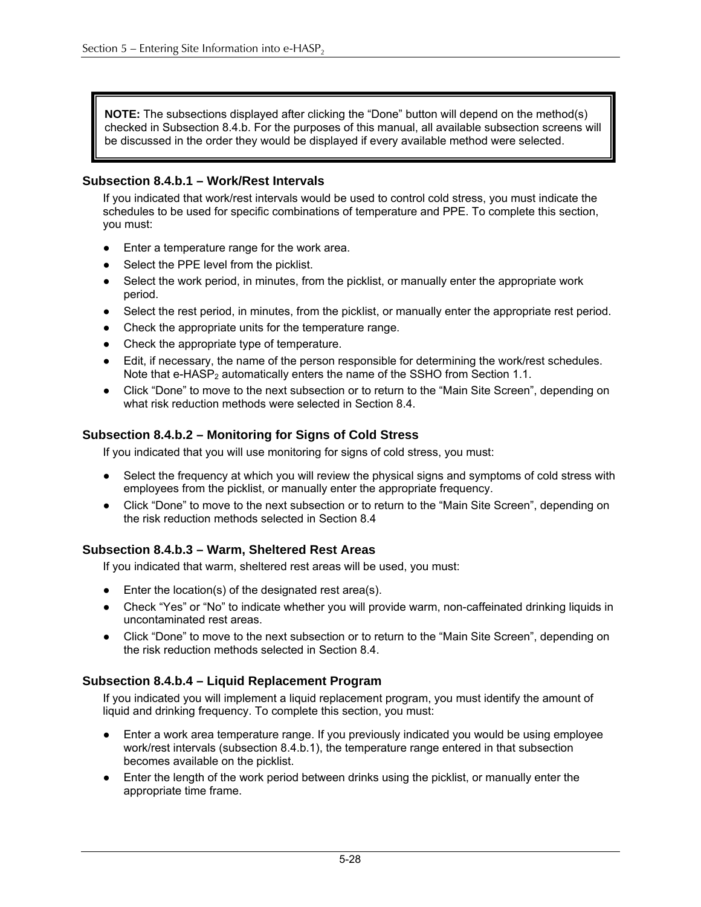> **NOTE:** The subsections displayed after clicking the "Done" button will depend on the method(s) checked in Subsection 8.4.b. For the purposes of this manual, all available subsection screens will be discussed in the order they would be displayed if every available method were selected.

### Subsection 8.4.b.1 – Work/Rest Intervals

If you indicated that work/rest intervals would be used to control cold stress, you must indicate the schedules to be used for specific combinations of temperature and PPE. To complete this section, you must:

- Enter a temperature range for the work area.
- Select the PPE level from the picklist.
- Select the work period, in minutes, from the picklist, or manually enter the appropriate work period.
- Select the rest period, in minutes, from the picklist, or manually enter the appropriate rest period.
- Check the appropriate units for the temperature range.
- Check the appropriate type of temperature.
- Edit, if necessary, the name of the person responsible for determining the work/rest schedules. Note that e-HASP$_2$ automatically enters the name of the SSHO from Section 1.1.
- Click "Done" to move to the next subsection or to return to the "Main Site Screen", depending on what risk reduction methods were selected in Section 8.4.

### Subsection 8.4.b.2 – Monitoring for Signs of Cold Stress

If you indicated that you will use monitoring for signs of cold stress, you must:

- Select the frequency at which you will review the physical signs and symptoms of cold stress with employees from the picklist, or manually enter the appropriate frequency.
- Click "Done" to move to the next subsection or to return to the "Main Site Screen", depending on the risk reduction methods selected in Section 8.4

### Subsection 8.4.b.3 – Warm, Sheltered Rest Areas

If you indicated that warm, sheltered rest areas will be used, you must:

- Enter the location(s) of the designated rest area(s).
- Check "Yes" or "No" to indicate whether you will provide warm, non-caffeinated drinking liquids in uncontaminated rest areas.
- Click "Done" to move to the next subsection or to return to the "Main Site Screen", depending on the risk reduction methods selected in Section 8.4.

### Subsection 8.4.b.4 – Liquid Replacement Program

If you indicated you will implement a liquid replacement program, you must identify the amount of liquid and drinking frequency. To complete this section, you must:

- Enter a work area temperature range. If you previously indicated you would be using employee work/rest intervals (subsection 8.4.b.1), the temperature range entered in that subsection becomes available on the picklist.
- Enter the length of the work period between drinks using the picklist, or manually enter the appropriate time frame.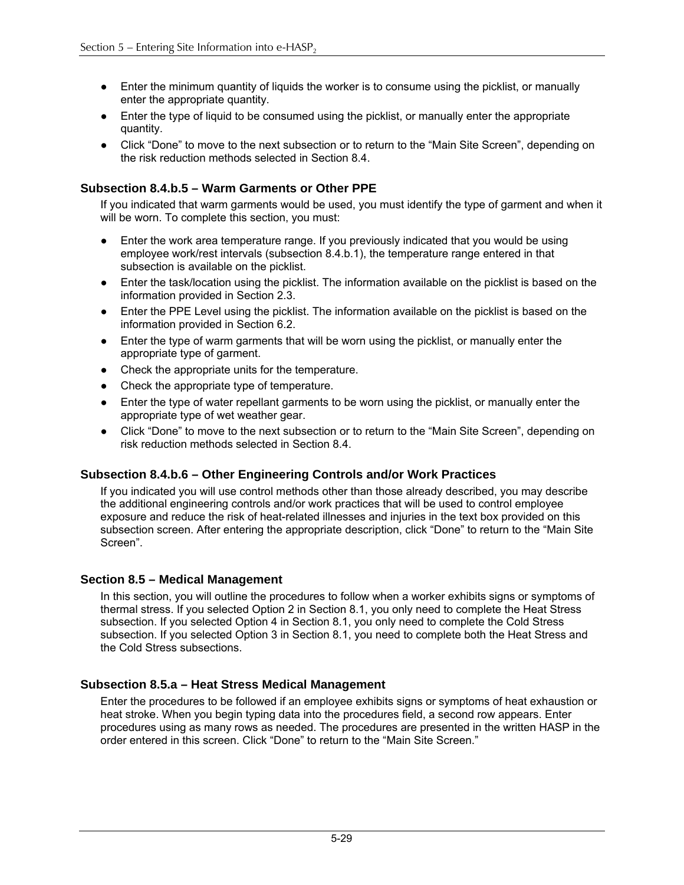- Enter the minimum quantity of liquids the worker is to consume using the picklist, or manually enter the appropriate quantity.
- Enter the type of liquid to be consumed using the picklist, or manually enter the appropriate quantity.
- Click "Done" to move to the next subsection or to return to the "Main Site Screen", depending on the risk reduction methods selected in Section 8.4.

### Subsection 8.4.b.5 – Warm Garments or Other PPE

If you indicated that warm garments would be used, you must identify the type of garment and when it will be worn. To complete this section, you must:

- Enter the work area temperature range. If you previously indicated that you would be using employee work/rest intervals (subsection 8.4.b.1), the temperature range entered in that subsection is available on the picklist.
- Enter the task/location using the picklist. The information available on the picklist is based on the information provided in Section 2.3.
- Enter the PPE Level using the picklist. The information available on the picklist is based on the information provided in Section 6.2.
- Enter the type of warm garments that will be worn using the picklist, or manually enter the appropriate type of garment.
- Check the appropriate units for the temperature.
- Check the appropriate type of temperature.
- Enter the type of water repellant garments to be worn using the picklist, or manually enter the appropriate type of wet weather gear.
- Click "Done" to move to the next subsection or to return to the "Main Site Screen", depending on risk reduction methods selected in Section 8.4.

### Subsection 8.4.b.6 – Other Engineering Controls and/or Work Practices

If you indicated you will use control methods other than those already described, you may describe the additional engineering controls and/or work practices that will be used to control employee exposure and reduce the risk of heat-related illnesses and injuries in the text box provided on this subsection screen. After entering the appropriate description, click "Done" to return to the "Main Site Screen".

### Section 8.5 – Medical Management

In this section, you will outline the procedures to follow when a worker exhibits signs or symptoms of thermal stress. If you selected Option 2 in Section 8.1, you only need to complete the Heat Stress subsection. If you selected Option 4 in Section 8.1, you only need to complete the Cold Stress subsection. If you selected Option 3 in Section 8.1, you need to complete both the Heat Stress and the Cold Stress subsections.

### Subsection 8.5.a – Heat Stress Medical Management

Enter the procedures to be followed if an employee exhibits signs or symptoms of heat exhaustion or heat stroke. When you begin typing data into the procedures field, a second row appears. Enter procedures using as many rows as needed. The procedures are presented in the written HASP in the order entered in this screen. Click "Done" to return to the "Main Site Screen."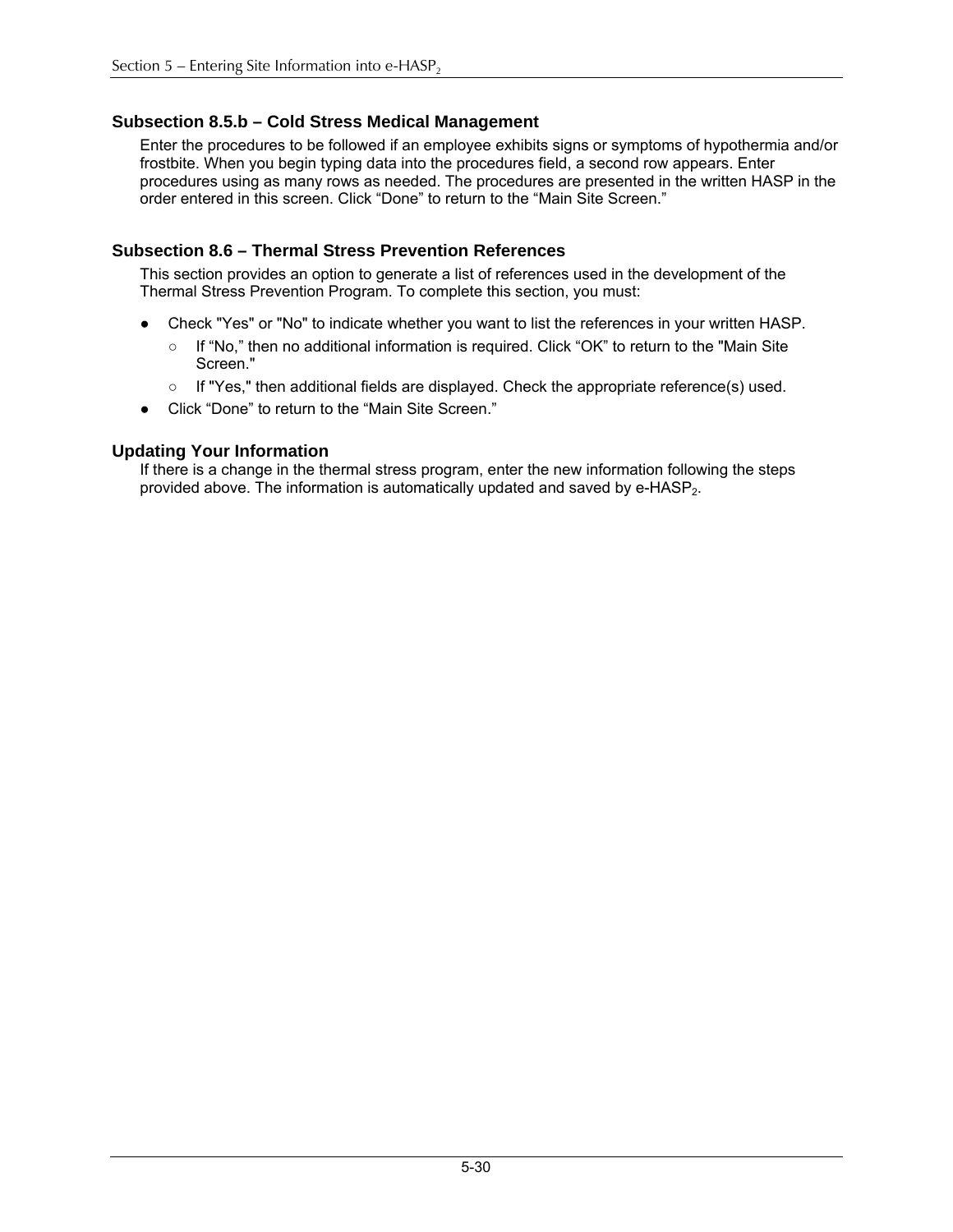### Subsection 8.5.b – Cold Stress Medical Management

Enter the procedures to be followed if an employee exhibits signs or symptoms of hypothermia and/or frostbite. When you begin typing data into the procedures field, a second row appears. Enter procedures using as many rows as needed. The procedures are presented in the written HASP in the order entered in this screen. Click “Done” to return to the “Main Site Screen.”

### Subsection 8.6 – Thermal Stress Prevention References

This section provides an option to generate a list of references used in the development of the Thermal Stress Prevention Program. To complete this section, you must:

- Check "Yes" or "No" to indicate whether you want to list the references in your written HASP.
  - If “No,” then no additional information is required. Click “OK” to return to the "Main Site Screen."
  - If "Yes," then additional fields are displayed. Check the appropriate reference(s) used.
- Click “Done” to return to the “Main Site Screen.”

### Updating Your Information

If there is a change in the thermal stress program, enter the new information following the steps provided above. The information is automatically updated and saved by e-HASP$_2$.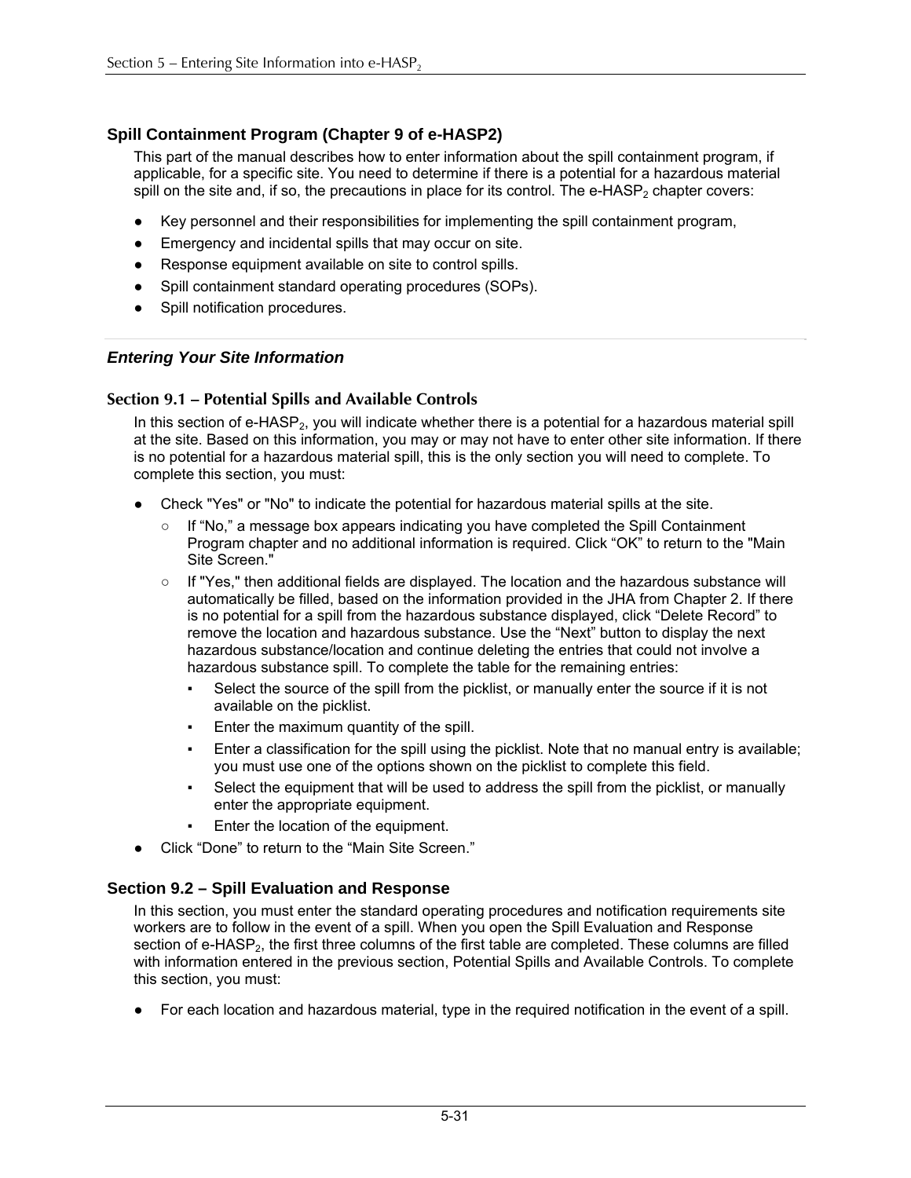## Spill Containment Program (Chapter 9 of e-HASP2)

This part of the manual describes how to enter information about the spill containment program, if applicable, for a specific site. You need to determine if there is a potential for a hazardous material spill on the site and, if so, the precautions in place for its control. The e-HASP$_2$ chapter covers:

- Key personnel and their responsibilities for implementing the spill containment program,
- Emergency and incidental spills that may occur on site.
- Response equipment available on site to control spills.
- Spill containment standard operating procedures (SOPs).
- Spill notification procedures.

### *Entering Your Site Information*

### Section 9.1 – Potential Spills and Available Controls

In this section of e-HASP$_2$, you will indicate whether there is a potential for a hazardous material spill at the site. Based on this information, you may or may not have to enter other site information. If there is no potential for a hazardous material spill, this is the only section you will need to complete. To complete this section, you must:

- Check "Yes" or "No" to indicate the potential for hazardous material spills at the site.
  - If "No," a message box appears indicating you have completed the Spill Containment Program chapter and no additional information is required. Click "OK" to return to the "Main Site Screen."
  - If "Yes," then additional fields are displayed. The location and the hazardous substance will automatically be filled, based on the information provided in the JHA from Chapter 2. If there is no potential for a spill from the hazardous substance displayed, click "Delete Record" to remove the location and hazardous substance. Use the "Next" button to display the next hazardous substance/location and continue deleting the entries that could not involve a hazardous substance spill. To complete the table for the remaining entries:
    - Select the source of the spill from the picklist, or manually enter the source if it is not available on the picklist.
    - Enter the maximum quantity of the spill.
    - Enter a classification for the spill using the picklist. Note that no manual entry is available; you must use one of the options shown on the picklist to complete this field.
    - Select the equipment that will be used to address the spill from the picklist, or manually enter the appropriate equipment.
    - Enter the location of the equipment.
- Click "Done" to return to the "Main Site Screen."

### Section 9.2 – Spill Evaluation and Response

In this section, you must enter the standard operating procedures and notification requirements site workers are to follow in the event of a spill. When you open the Spill Evaluation and Response section of e-HASP$_2$, the first three columns of the first table are completed. These columns are filled with information entered in the previous section, Potential Spills and Available Controls. To complete this section, you must:

- For each location and hazardous material, type in the required notification in the event of a spill.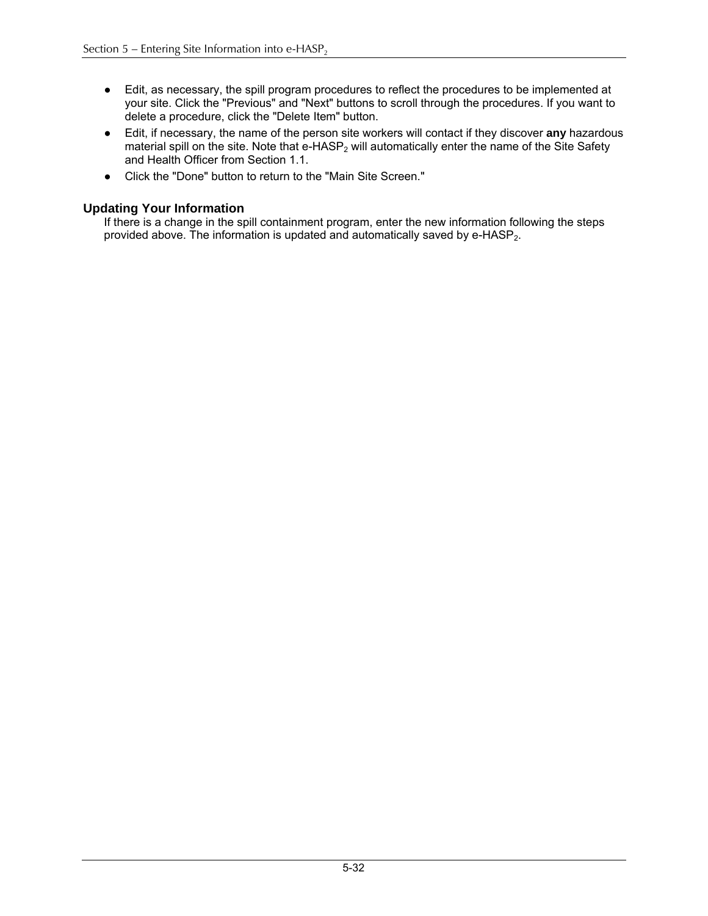- Edit, as necessary, the spill program procedures to reflect the procedures to be implemented at your site. Click the "Previous" and "Next" buttons to scroll through the procedures. If you want to delete a procedure, click the "Delete Item" button.
- Edit, if necessary, the name of the person site workers will contact if they discover **any** hazardous material spill on the site. Note that e-HASP$_2$ will automatically enter the name of the Site Safety and Health Officer from Section 1.1.
- Click the "Done" button to return to the "Main Site Screen."

### Updating Your Information

If there is a change in the spill containment program, enter the new information following the steps provided above. The information is updated and automatically saved by e-HASP$_2$.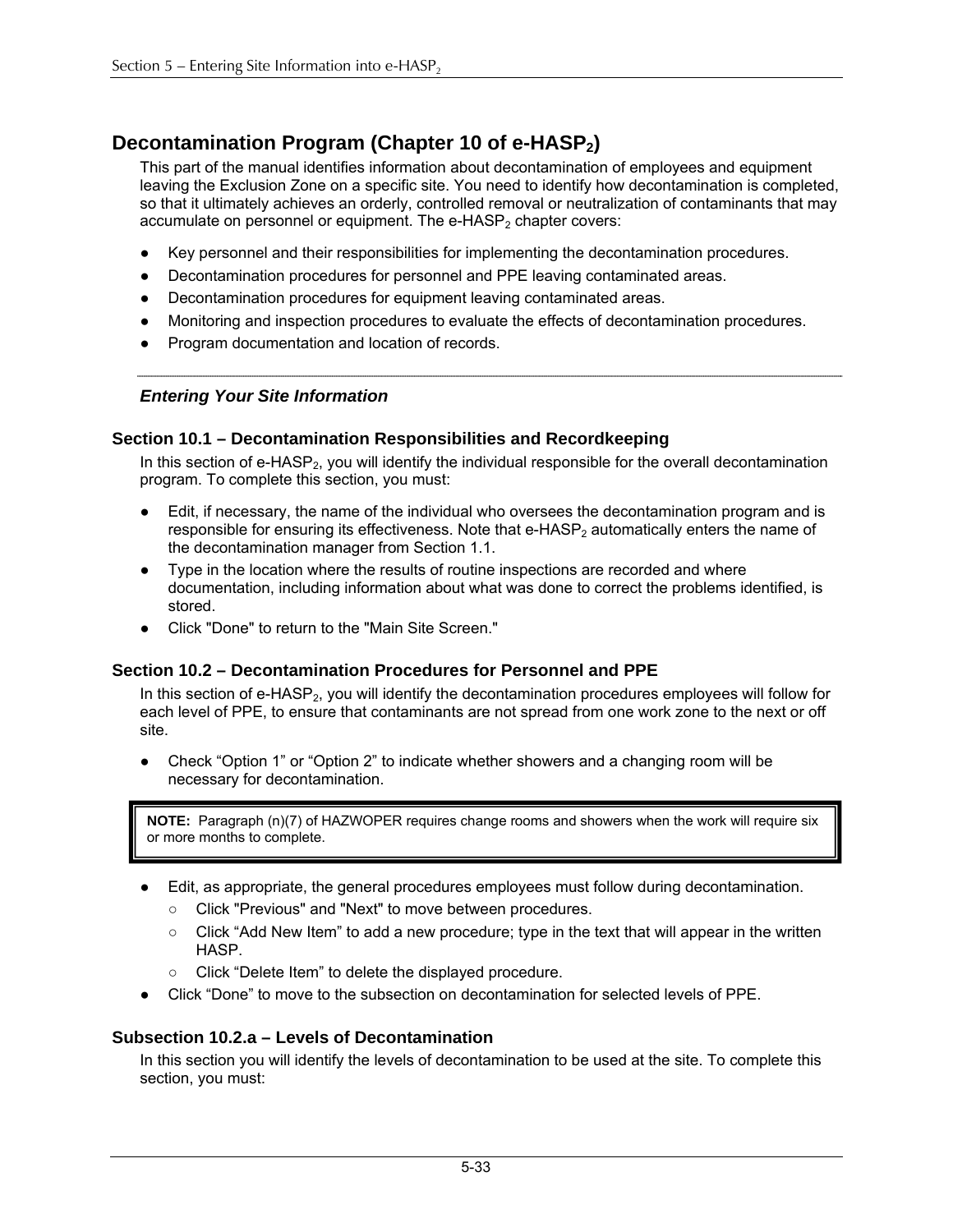## Decontamination Program (Chapter 10 of e-HASP$_2$)

This part of the manual identifies information about decontamination of employees and equipment leaving the Exclusion Zone on a specific site. You need to identify how decontamination is completed, so that it ultimately achieves an orderly, controlled removal or neutralization of contaminants that may accumulate on personnel or equipment. The e-HASP$_2$ chapter covers:

- Key personnel and their responsibilities for implementing the decontamination procedures.
- Decontamination procedures for personnel and PPE leaving contaminated areas.
- Decontamination procedures for equipment leaving contaminated areas.
- Monitoring and inspection procedures to evaluate the effects of decontamination procedures.
- Program documentation and location of records.

---

#### *Entering Your Site Information*

### Section 10.1 – Decontamination Responsibilities and Recordkeeping

In this section of e-HASP$_2$, you will identify the individual responsible for the overall decontamination program. To complete this section, you must:

- Edit, if necessary, the name of the individual who oversees the decontamination program and is responsible for ensuring its effectiveness. Note that e-HASP$_2$ automatically enters the name of the decontamination manager from Section 1.1.
- Type in the location where the results of routine inspections are recorded and where documentation, including information about what was done to correct the problems identified, is stored.
- Click "Done" to return to the "Main Site Screen."

### Section 10.2 – Decontamination Procedures for Personnel and PPE

In this section of e-HASP$_2$, you will identify the decontamination procedures employees will follow for each level of PPE, to ensure that contaminants are not spread from one work zone to the next or off site.

- Check "Option 1" or "Option 2" to indicate whether showers and a changing room will be necessary for decontamination.

> **NOTE:** Paragraph (n)(7) of HAZWOPER requires change rooms and showers when the work will require six or more months to complete.

- Edit, as appropriate, the general procedures employees must follow during decontamination.
  - Click "Previous" and "Next" to move between procedures.
  - Click "Add New Item" to add a new procedure; type in the text that will appear in the written HASP.
  - Click "Delete Item" to delete the displayed procedure.
- Click "Done" to move to the subsection on decontamination for selected levels of PPE.

### Subsection 10.2.a – Levels of Decontamination

In this section you will identify the levels of decontamination to be used at the site. To complete this section, you must: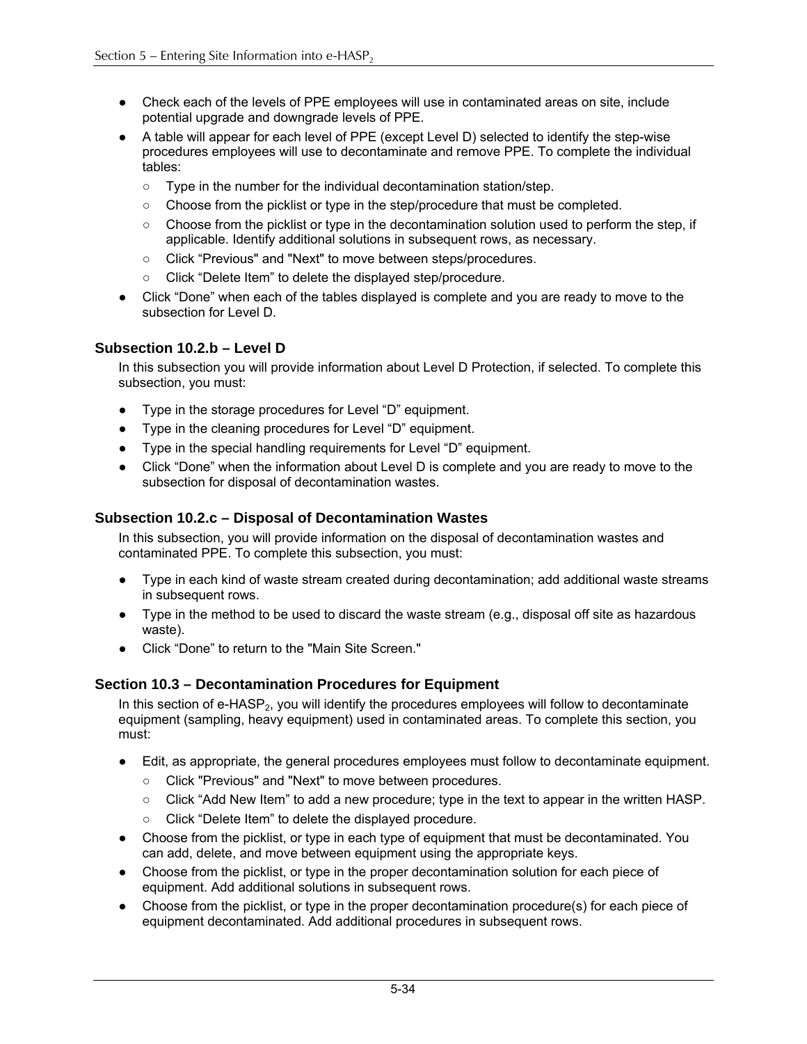- Check each of the levels of PPE employees will use in contaminated areas on site, include potential upgrade and downgrade levels of PPE.
- A table will appear for each level of PPE (except Level D) selected to identify the step-wise procedures employees will use to decontaminate and remove PPE. To complete the individual tables:
  - Type in the number for the individual decontamination station/step.
  - Choose from the picklist or type in the step/procedure that must be completed.
  - Choose from the picklist or type in the decontamination solution used to perform the step, if applicable. Identify additional solutions in subsequent rows, as necessary.
  - Click "Previous" and "Next" to move between steps/procedures.
  - Click "Delete Item" to delete the displayed step/procedure.
- Click "Done" when each of the tables displayed is complete and you are ready to move to the subsection for Level D.

### Subsection 10.2.b – Level D

In this subsection you will provide information about Level D Protection, if selected. To complete this subsection, you must:

- Type in the storage procedures for Level "D" equipment.
- Type in the cleaning procedures for Level "D" equipment.
- Type in the special handling requirements for Level "D" equipment.
- Click "Done" when the information about Level D is complete and you are ready to move to the subsection for disposal of decontamination wastes.

### Subsection 10.2.c – Disposal of Decontamination Wastes

In this subsection, you will provide information on the disposal of decontamination wastes and contaminated PPE. To complete this subsection, you must:

- Type in each kind of waste stream created during decontamination; add additional waste streams in subsequent rows.
- Type in the method to be used to discard the waste stream (e.g., disposal off site as hazardous waste).
- Click "Done" to return to the "Main Site Screen."

### Section 10.3 – Decontamination Procedures for Equipment

In this section of e-HASP$_2$, you will identify the procedures employees will follow to decontaminate equipment (sampling, heavy equipment) used in contaminated areas. To complete this section, you must:

- Edit, as appropriate, the general procedures employees must follow to decontaminate equipment.
  - Click "Previous" and "Next" to move between procedures.
  - Click "Add New Item" to add a new procedure; type in the text to appear in the written HASP.
  - Click "Delete Item" to delete the displayed procedure.
- Choose from the picklist, or type in each type of equipment that must be decontaminated. You can add, delete, and move between equipment using the appropriate keys.
- Choose from the picklist, or type in the proper decontamination solution for each piece of equipment. Add additional solutions in subsequent rows.
- Choose from the picklist, or type in the proper decontamination procedure(s) for each piece of equipment decontaminated. Add additional procedures in subsequent rows.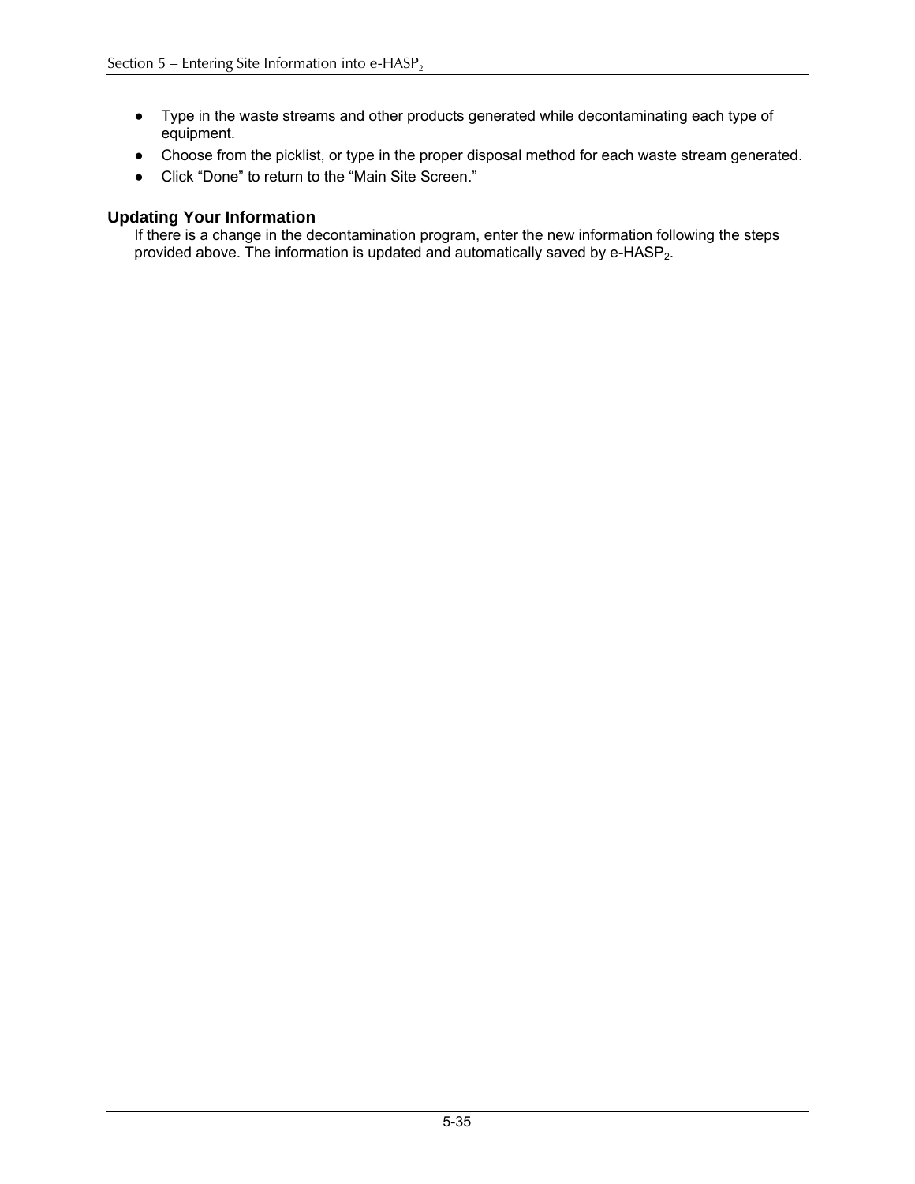- Type in the waste streams and other products generated while decontaminating each type of equipment.
- Choose from the picklist, or type in the proper disposal method for each waste stream generated.
- Click "Done" to return to the "Main Site Screen."

### Updating Your Information

If there is a change in the decontamination program, enter the new information following the steps provided above. The information is updated and automatically saved by e-$HASP_2$.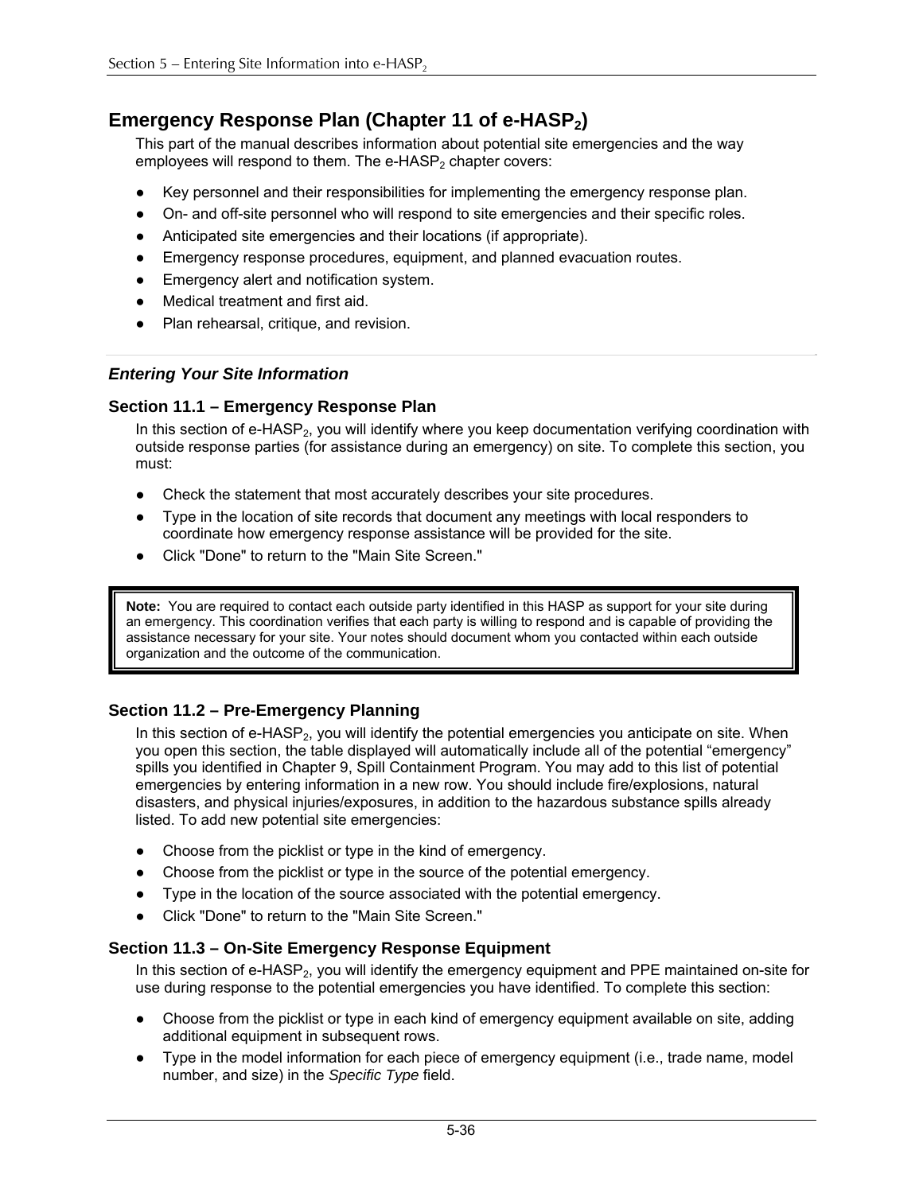## Emergency Response Plan (Chapter 11 of e-HASP$_2$)

This part of the manual describes information about potential site emergencies and the way employees will respond to them. The e-HASP$_2$ chapter covers:

- Key personnel and their responsibilities for implementing the emergency response plan.
- On- and off-site personnel who will respond to site emergencies and their specific roles.
- Anticipated site emergencies and their locations (if appropriate).
- Emergency response procedures, equipment, and planned evacuation routes.
- Emergency alert and notification system.
- Medical treatment and first aid.
- Plan rehearsal, critique, and revision.

### *Entering Your Site Information*

#### Section 11.1 – Emergency Response Plan

In this section of e-HASP$_2$, you will identify where you keep documentation verifying coordination with outside response parties (for assistance during an emergency) on site. To complete this section, you must:

- Check the statement that most accurately describes your site procedures.
- Type in the location of site records that document any meetings with local responders to coordinate how emergency response assistance will be provided for the site.
- Click "Done" to return to the "Main Site Screen."

> **Note:** You are required to contact each outside party identified in this HASP as support for your site during an emergency. This coordination verifies that each party is willing to respond and is capable of providing the assistance necessary for your site. Your notes should document whom you contacted within each outside organization and the outcome of the communication.

#### Section 11.2 – Pre-Emergency Planning

In this section of e-HASP$_2$, you will identify the potential emergencies you anticipate on site. When you open this section, the table displayed will automatically include all of the potential "emergency" spills you identified in Chapter 9, Spill Containment Program. You may add to this list of potential emergencies by entering information in a new row. You should include fire/explosions, natural disasters, and physical injuries/exposures, in addition to the hazardous substance spills already listed. To add new potential site emergencies:

- Choose from the picklist or type in the kind of emergency.
- Choose from the picklist or type in the source of the potential emergency.
- Type in the location of the source associated with the potential emergency.
- Click "Done" to return to the "Main Site Screen."

#### Section 11.3 – On-Site Emergency Response Equipment

In this section of e-HASP$_2$, you will identify the emergency equipment and PPE maintained on-site for use during response to the potential emergencies you have identified. To complete this section:

- Choose from the picklist or type in each kind of emergency equipment available on site, adding additional equipment in subsequent rows.
- Type in the model information for each piece of emergency equipment (i.e., trade name, model number, and size) in the *Specific Type* field.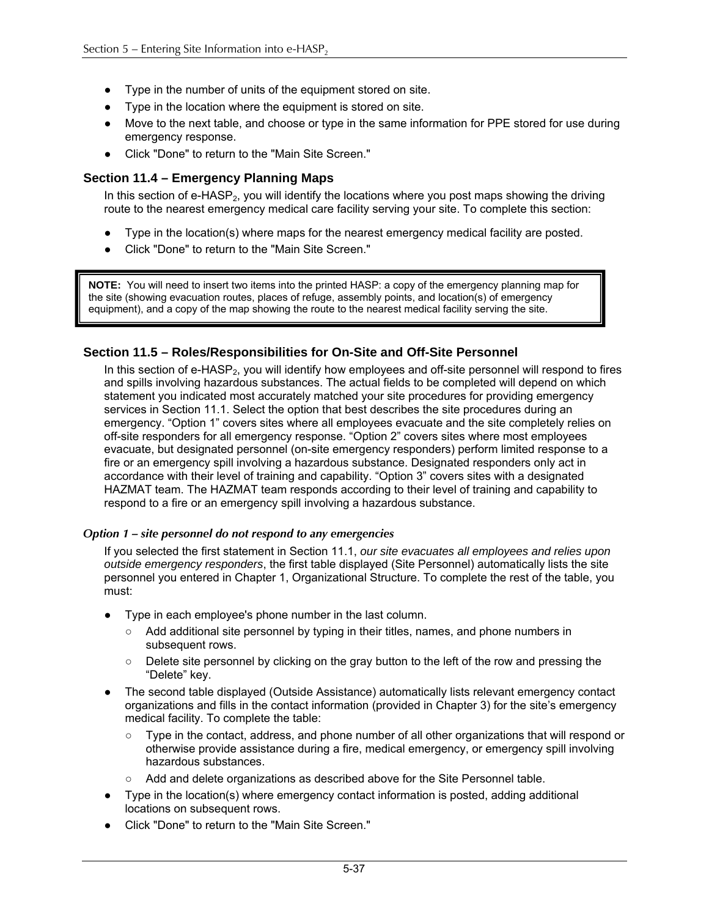- Type in the number of units of the equipment stored on site.
- Type in the location where the equipment is stored on site.
- Move to the next table, and choose or type in the same information for PPE stored for use during emergency response.
- Click "Done" to return to the "Main Site Screen."

### Section 11.4 – Emergency Planning Maps

In this section of e-HASP$_2$, you will identify the locations where you post maps showing the driving route to the nearest emergency medical care facility serving your site. To complete this section:

- Type in the location(s) where maps for the nearest emergency medical facility are posted.
- Click "Done" to return to the "Main Site Screen."

> **NOTE:** You will need to insert two items into the printed HASP: a copy of the emergency planning map for the site (showing evacuation routes, places of refuge, assembly points, and location(s) of emergency equipment), and a copy of the map showing the route to the nearest medical facility serving the site.

### Section 11.5 – Roles/Responsibilities for On-Site and Off-Site Personnel

In this section of e-HASP$_2$, you will identify how employees and off-site personnel will respond to fires and spills involving hazardous substances. The actual fields to be completed will depend on which statement you indicated most accurately matched your site procedures for providing emergency services in Section 11.1. Select the option that best describes the site procedures during an emergency. “Option 1” covers sites where all employees evacuate and the site completely relies on off-site responders for all emergency response. “Option 2” covers sites where most employees evacuate, but designated personnel (on-site emergency responders) perform limited response to a fire or an emergency spill involving a hazardous substance. Designated responders only act in accordance with their level of training and capability. “Option 3” covers sites with a designated HAZMAT team. The HAZMAT team responds according to their level of training and capability to respond to a fire or an emergency spill involving a hazardous substance.

#### *Option 1 – site personnel do not respond to any emergencies*

If you selected the first statement in Section 11.1, *our site evacuates all employees and relies upon outside emergency responders*, the first table displayed (Site Personnel) automatically lists the site personnel you entered in Chapter 1, Organizational Structure. To complete the rest of the table, you must:

- Type in each employee's phone number in the last column.
  - Add additional site personnel by typing in their titles, names, and phone numbers in subsequent rows.
  - Delete site personnel by clicking on the gray button to the left of the row and pressing the “Delete” key.
- The second table displayed (Outside Assistance) automatically lists relevant emergency contact organizations and fills in the contact information (provided in Chapter 3) for the site’s emergency medical facility. To complete the table:
  - Type in the contact, address, and phone number of all other organizations that will respond or otherwise provide assistance during a fire, medical emergency, or emergency spill involving hazardous substances.
  - Add and delete organizations as described above for the Site Personnel table.
- Type in the location(s) where emergency contact information is posted, adding additional locations on subsequent rows.
- Click "Done" to return to the "Main Site Screen."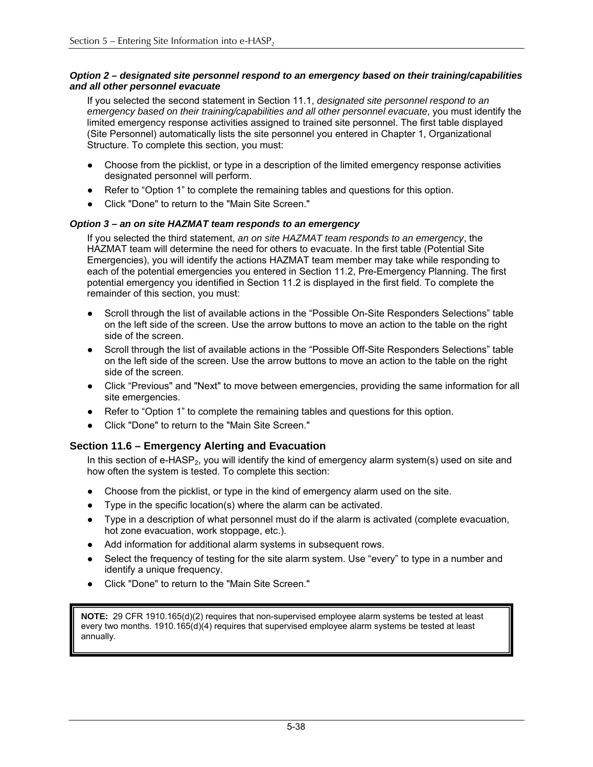***Option 2 – designated site personnel respond to an emergency based on their training/capabilities and all other personnel evacuate***

If you selected the second statement in Section 11.1, *designated site personnel respond to an emergency based on their training/capabilities and all other personnel evacuate*, you must identify the limited emergency response activities assigned to trained site personnel. The first table displayed (Site Personnel) automatically lists the site personnel you entered in Chapter 1, Organizational Structure. To complete this section, you must:

- Choose from the picklist, or type in a description of the limited emergency response activities designated personnel will perform.
- Refer to "Option 1" to complete the remaining tables and questions for this option.
- Click "Done" to return to the "Main Site Screen."

***Option 3 – an on site HAZMAT team responds to an emergency***

If you selected the third statement, *an on site HAZMAT team responds to an emergency*, the HAZMAT team will determine the need for others to evacuate. In the first table (Potential Site Emergencies), you will identify the actions HAZMAT team member may take while responding to each of the potential emergencies you entered in Section 11.2, Pre-Emergency Planning. The first potential emergency you identified in Section 11.2 is displayed in the first field. To complete the remainder of this section, you must:

- Scroll through the list of available actions in the "Possible On-Site Responders Selections" table on the left side of the screen. Use the arrow buttons to move an action to the table on the right side of the screen.
- Scroll through the list of available actions in the "Possible Off-Site Responders Selections" table on the left side of the screen. Use the arrow buttons to move an action to the table on the right side of the screen.
- Click "Previous" and "Next" to move between emergencies, providing the same information for all site emergencies.
- Refer to "Option 1" to complete the remaining tables and questions for this option.
- Click "Done" to return to the "Main Site Screen."

## Section 11.6 – Emergency Alerting and Evacuation

In this section of e-HASP$_2$, you will identify the kind of emergency alarm system(s) used on site and how often the system is tested. To complete this section:

- Choose from the picklist, or type in the kind of emergency alarm used on the site.
- Type in the specific location(s) where the alarm can be activated.
- Type in a description of what personnel must do if the alarm is activated (complete evacuation, hot zone evacuation, work stoppage, etc.).
- Add information for additional alarm systems in subsequent rows.
- Select the frequency of testing for the site alarm system. Use "every" to type in a number and identify a unique frequency.
- Click "Done" to return to the "Main Site Screen."

> **NOTE:** 29 CFR 1910.165(d)(2) requires that non-supervised employee alarm systems be tested at least every two months. 1910.165(d)(4) requires that supervised employee alarm systems be tested at least annually.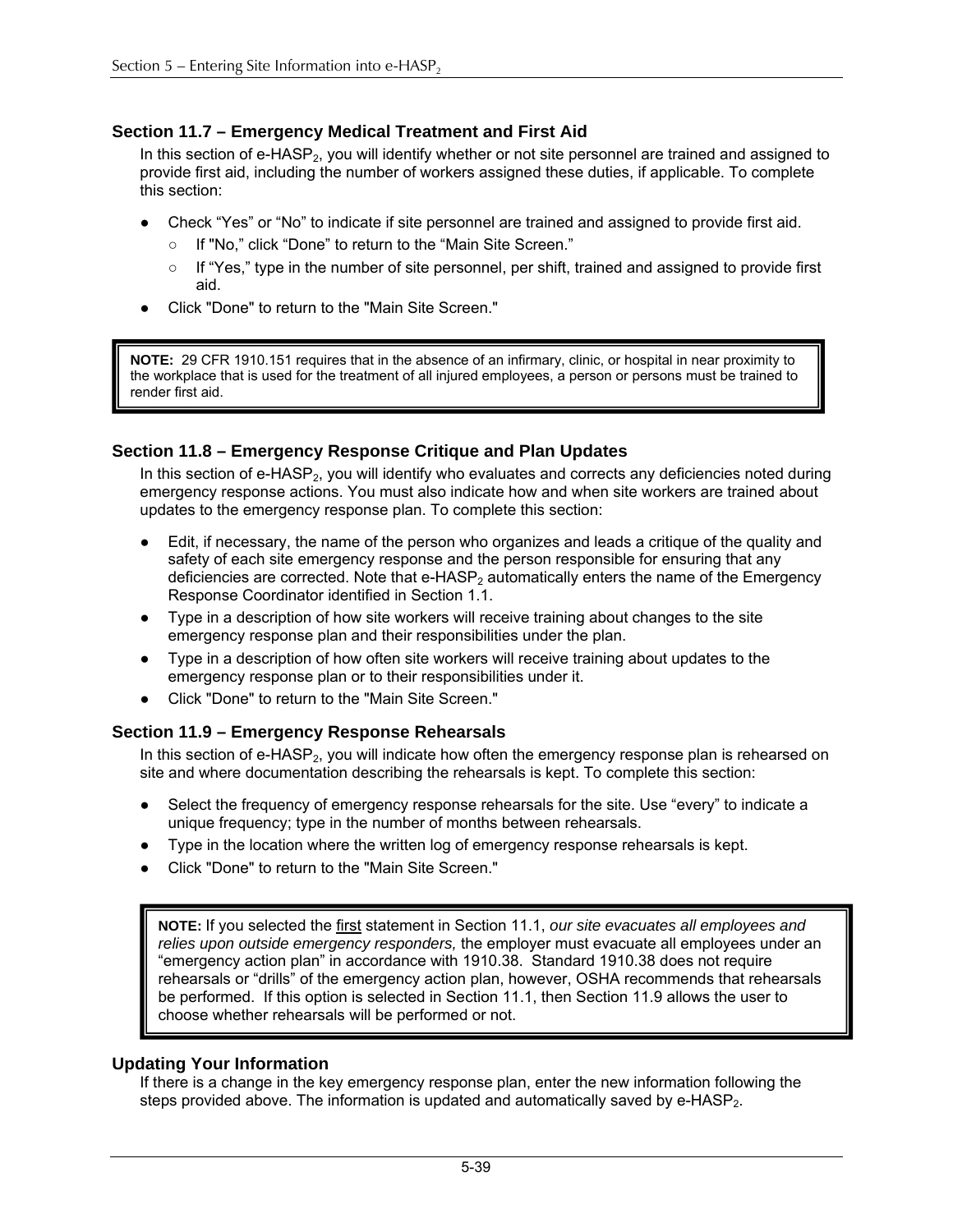### Section 11.7 – Emergency Medical Treatment and First Aid

In this section of e-HASP$_2$, you will identify whether or not site personnel are trained and assigned to provide first aid, including the number of workers assigned these duties, if applicable. To complete this section:

- Check "Yes" or "No" to indicate if site personnel are trained and assigned to provide first aid.
  - If "No," click "Done" to return to the "Main Site Screen."
  - If "Yes," type in the number of site personnel, per shift, trained and assigned to provide first aid.
- Click "Done" to return to the "Main Site Screen."

> **NOTE:** 29 CFR 1910.151 requires that in the absence of an infirmary, clinic, or hospital in near proximity to the workplace that is used for the treatment of all injured employees, a person or persons must be trained to render first aid.

### Section 11.8 – Emergency Response Critique and Plan Updates

In this section of e-HASP$_2$, you will identify who evaluates and corrects any deficiencies noted during emergency response actions. You must also indicate how and when site workers are trained about updates to the emergency response plan. To complete this section:

- Edit, if necessary, the name of the person who organizes and leads a critique of the quality and safety of each site emergency response and the person responsible for ensuring that any deficiencies are corrected. Note that e-HASP$_2$ automatically enters the name of the Emergency Response Coordinator identified in Section 1.1.
- Type in a description of how site workers will receive training about changes to the site emergency response plan and their responsibilities under the plan.
- Type in a description of how often site workers will receive training about updates to the emergency response plan or to their responsibilities under it.
- Click "Done" to return to the "Main Site Screen."

### Section 11.9 – Emergency Response Rehearsals

In this section of e-HASP$_2$, you will indicate how often the emergency response plan is rehearsed on site and where documentation describing the rehearsals is kept. To complete this section:

- Select the frequency of emergency response rehearsals for the site. Use "every" to indicate a unique frequency; type in the number of months between rehearsals.
- Type in the location where the written log of emergency response rehearsals is kept.
- Click "Done" to return to the "Main Site Screen."

> **NOTE:** If you selected the first statement in Section 11.1, *our site evacuates all employees and relies upon outside emergency responders,* the employer must evacuate all employees under an "emergency action plan" in accordance with 1910.38. Standard 1910.38 does not require rehearsals or "drills" of the emergency action plan, however, OSHA recommends that rehearsals be performed. If this option is selected in Section 11.1, then Section 11.9 allows the user to choose whether rehearsals will be performed or not.

### Updating Your Information

If there is a change in the key emergency response plan, enter the new information following the steps provided above. The information is updated and automatically saved by e-HASP$_2$.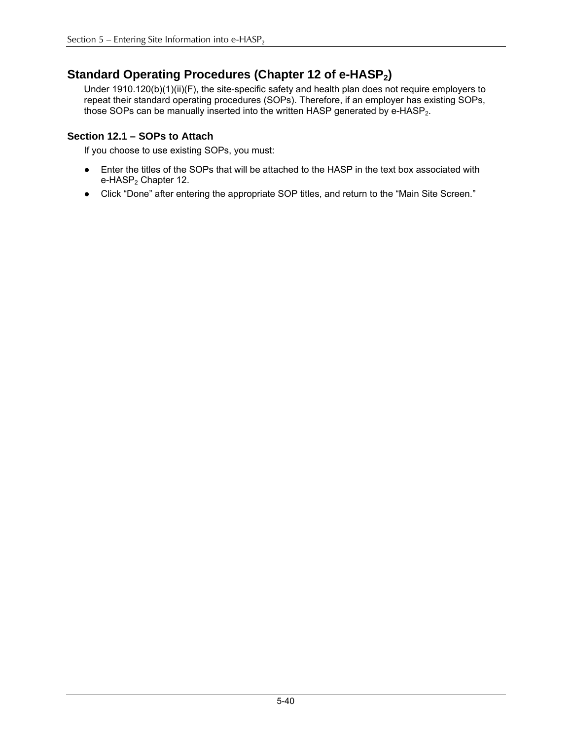## Standard Operating Procedures (Chapter 12 of e-HASP$_2$)

Under 1910.120(b)(1)(ii)(F), the site-specific safety and health plan does not require employers to repeat their standard operating procedures (SOPs). Therefore, if an employer has existing SOPs, those SOPs can be manually inserted into the written HASP generated by e-HASP$_2$.

### Section 12.1 – SOPs to Attach

If you choose to use existing SOPs, you must:

- Enter the titles of the SOPs that will be attached to the HASP in the text box associated with e-HASP$_2$ Chapter 12.
- Click “Done” after entering the appropriate SOP titles, and return to the “Main Site Screen.”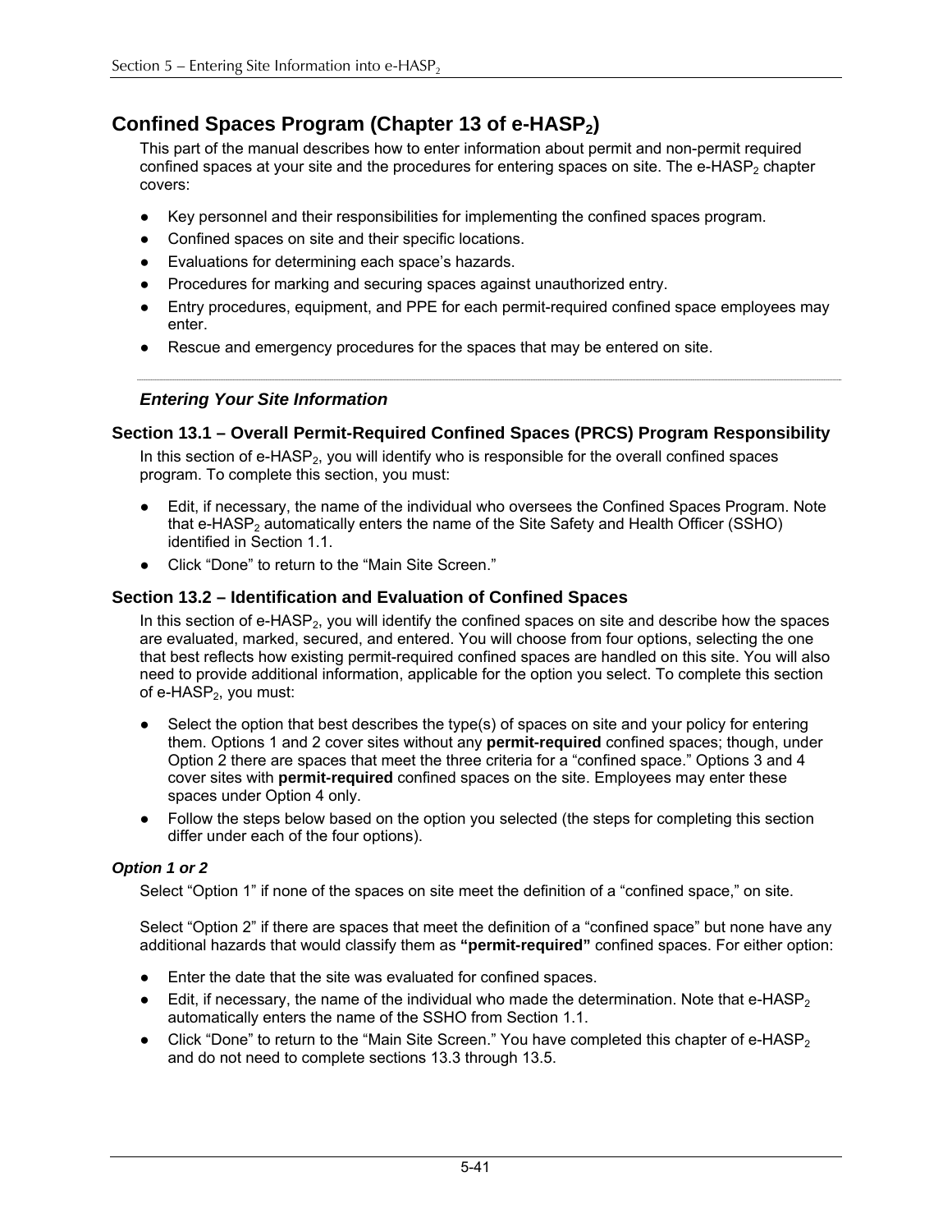## Confined Spaces Program (Chapter 13 of e-HASP$_2$)

This part of the manual describes how to enter information about permit and non-permit required confined spaces at your site and the procedures for entering spaces on site. The e-HASP$_2$ chapter covers:

- Key personnel and their responsibilities for implementing the confined spaces program.
- Confined spaces on site and their specific locations.
- Evaluations for determining each space's hazards.
- Procedures for marking and securing spaces against unauthorized entry.
- Entry procedures, equipment, and PPE for each permit-required confined space employees may enter.
- Rescue and emergency procedures for the spaces that may be entered on site.

---

### *Entering Your Site Information*

### Section 13.1 – Overall Permit-Required Confined Spaces (PRCS) Program Responsibility

In this section of e-HASP$_2$, you will identify who is responsible for the overall confined spaces program. To complete this section, you must:

- Edit, if necessary, the name of the individual who oversees the Confined Spaces Program. Note that e-HASP$_2$ automatically enters the name of the Site Safety and Health Officer (SSHO) identified in Section 1.1.
- Click "Done" to return to the "Main Site Screen."

### Section 13.2 – Identification and Evaluation of Confined Spaces

In this section of e-HASP$_2$, you will identify the confined spaces on site and describe how the spaces are evaluated, marked, secured, and entered. You will choose from four options, selecting the one that best reflects how existing permit-required confined spaces are handled on this site. You will also need to provide additional information, applicable for the option you select. To complete this section of e-HASP$_2$, you must:

- Select the option that best describes the type(s) of spaces on site and your policy for entering them. Options 1 and 2 cover sites without any **permit-required** confined spaces; though, under Option 2 there are spaces that meet the three criteria for a "confined space." Options 3 and 4 cover sites with **permit-required** confined spaces on the site. Employees may enter these spaces under Option 4 only.
- Follow the steps below based on the option you selected (the steps for completing this section differ under each of the four options).

#### *Option 1 or 2*

Select "Option 1" if none of the spaces on site meet the definition of a "confined space," on site.

Select "Option 2" if there are spaces that meet the definition of a "confined space" but none have any additional hazards that would classify them as **"permit-required"** confined spaces. For either option:

- Enter the date that the site was evaluated for confined spaces.
- Edit, if necessary, the name of the individual who made the determination. Note that e-HASP$_2$ automatically enters the name of the SSHO from Section 1.1.
- Click "Done" to return to the "Main Site Screen." You have completed this chapter of e-HASP$_2$ and do not need to complete sections 13.3 through 13.5.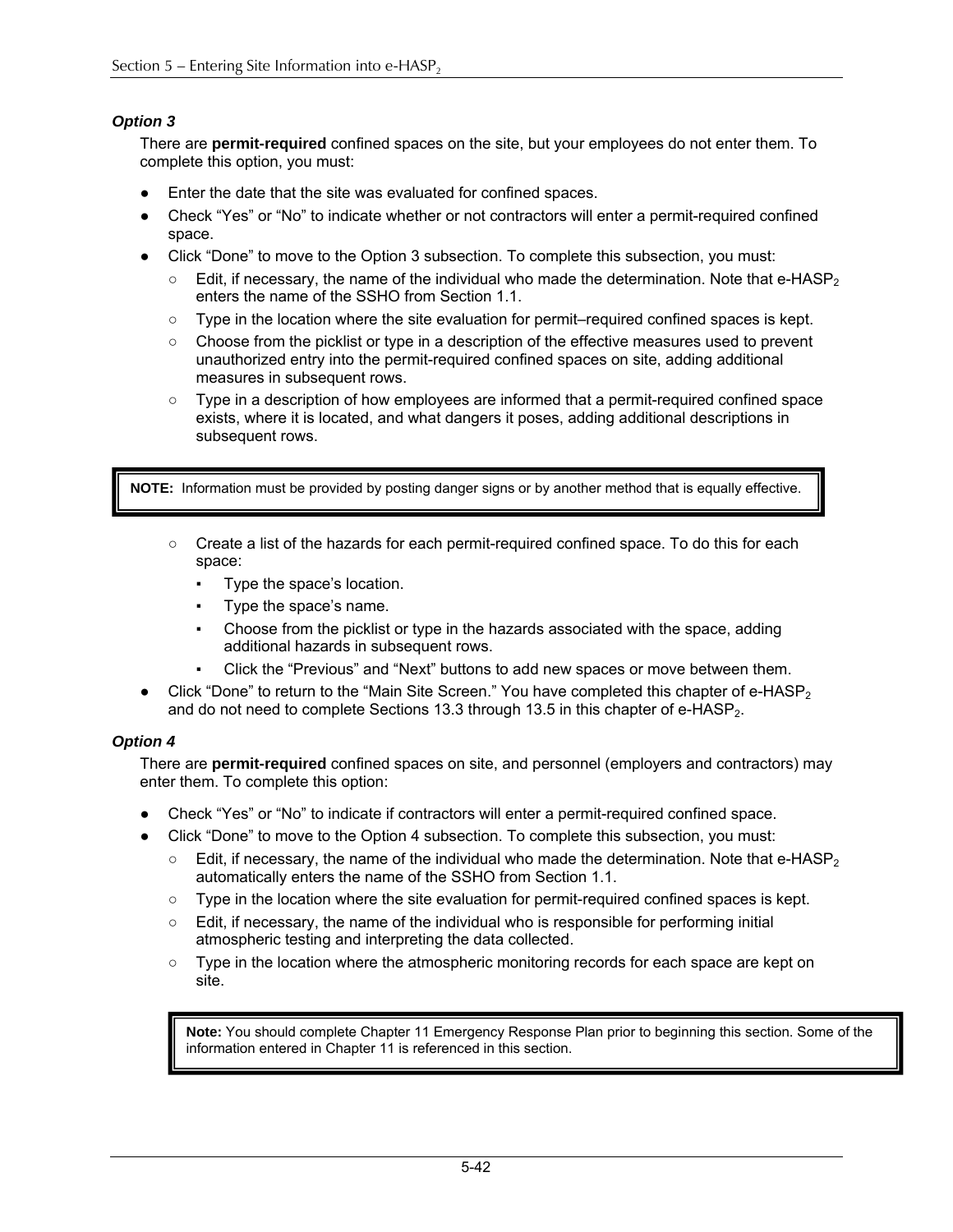***Option 3***

There are **permit-required** confined spaces on the site, but your employees do not enter them. To complete this option, you must:

- Enter the date that the site was evaluated for confined spaces.
- Check "Yes" or "No" to indicate whether or not contractors will enter a permit-required confined space.
- Click "Done" to move to the Option 3 subsection. To complete this subsection, you must:
  - Edit, if necessary, the name of the individual who made the determination. Note that e-HASP$_2$ enters the name of the SSHO from Section 1.1.
  - Type in the location where the site evaluation for permit–required confined spaces is kept.
  - Choose from the picklist or type in a description of the effective measures used to prevent unauthorized entry into the permit-required confined spaces on site, adding additional measures in subsequent rows.
  - Type in a description of how employees are informed that a permit-required confined space exists, where it is located, and what dangers it poses, adding additional descriptions in subsequent rows.

> **NOTE:** Information must be provided by posting danger signs or by another method that is equally effective.

  - Create a list of the hazards for each permit-required confined space. To do this for each space:
    - Type the space's location.
    - Type the space's name.
    - Choose from the picklist or type in the hazards associated with the space, adding additional hazards in subsequent rows.
    - Click the "Previous" and "Next" buttons to add new spaces or move between them.
- Click "Done" to return to the "Main Site Screen." You have completed this chapter of e-HASP$_2$ and do not need to complete Sections 13.3 through 13.5 in this chapter of e-HASP$_2$.

***Option 4***

There are **permit-required** confined spaces on site, and personnel (employers and contractors) may enter them. To complete this option:

- Check "Yes" or "No" to indicate if contractors will enter a permit-required confined space.
- Click "Done" to move to the Option 4 subsection. To complete this subsection, you must:
  - Edit, if necessary, the name of the individual who made the determination. Note that e-HASP$_2$ automatically enters the name of the SSHO from Section 1.1.
  - Type in the location where the site evaluation for permit-required confined spaces is kept.
  - Edit, if necessary, the name of the individual who is responsible for performing initial atmospheric testing and interpreting the data collected.
  - Type in the location where the atmospheric monitoring records for each space are kept on site.

> **Note:** You should complete Chapter 11 Emergency Response Plan prior to beginning this section. Some of the information entered in Chapter 11 is referenced in this section.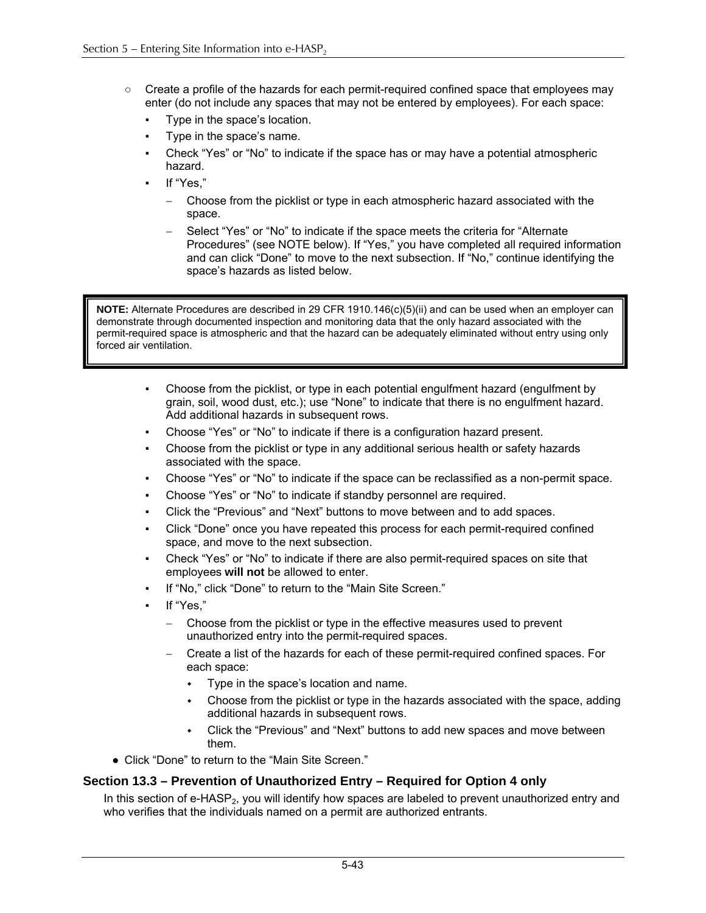- Create a profile of the hazards for each permit-required confined space that employees may enter (do not include any spaces that may not be entered by employees). For each space:
  - Type in the space's location.
  - Type in the space's name.
  - Check "Yes" or "No" to indicate if the space has or may have a potential atmospheric hazard.
  - If "Yes,"
    - Choose from the picklist or type in each atmospheric hazard associated with the space.
    - Select "Yes" or "No" to indicate if the space meets the criteria for "Alternate Procedures" (see NOTE below). If "Yes," you have completed all required information and can click "Done" to move to the next subsection. If "No," continue identifying the space's hazards as listed below.

> **NOTE:** Alternate Procedures are described in 29 CFR 1910.146(c)(5)(ii) and can be used when an employer can demonstrate through documented inspection and monitoring data that the only hazard associated with the permit-required space is atmospheric and that the hazard can be adequately eliminated without entry using only forced air ventilation.

  - Choose from the picklist, or type in each potential engulfment hazard (engulfment by grain, soil, wood dust, etc.); use "None" to indicate that there is no engulfment hazard. Add additional hazards in subsequent rows.
  - Choose "Yes" or "No" to indicate if there is a configuration hazard present.
  - Choose from the picklist or type in any additional serious health or safety hazards associated with the space.
  - Choose "Yes" or "No" to indicate if the space can be reclassified as a non-permit space.
  - Choose "Yes" or "No" to indicate if standby personnel are required.
  - Click the "Previous" and "Next" buttons to move between and to add spaces.
  - Click "Done" once you have repeated this process for each permit-required confined space, and move to the next subsection.
  - Check "Yes" or "No" to indicate if there are also permit-required spaces on site that employees **will not** be allowed to enter.
  - If "No," click "Done" to return to the "Main Site Screen."
  - If "Yes,"
    - Choose from the picklist or type in the effective measures used to prevent unauthorized entry into the permit-required spaces.
    - Create a list of the hazards for each of these permit-required confined spaces. For each space:
      - Type in the space's location and name.
      - Choose from the picklist or type in the hazards associated with the space, adding additional hazards in subsequent rows.
      - Click the "Previous" and "Next" buttons to add new spaces and move between them.
- Click "Done" to return to the "Main Site Screen."

### Section 13.3 – Prevention of Unauthorized Entry – Required for Option 4 only

In this section of e-HASP$_2$, you will identify how spaces are labeled to prevent unauthorized entry and who verifies that the individuals named on a permit are authorized entrants.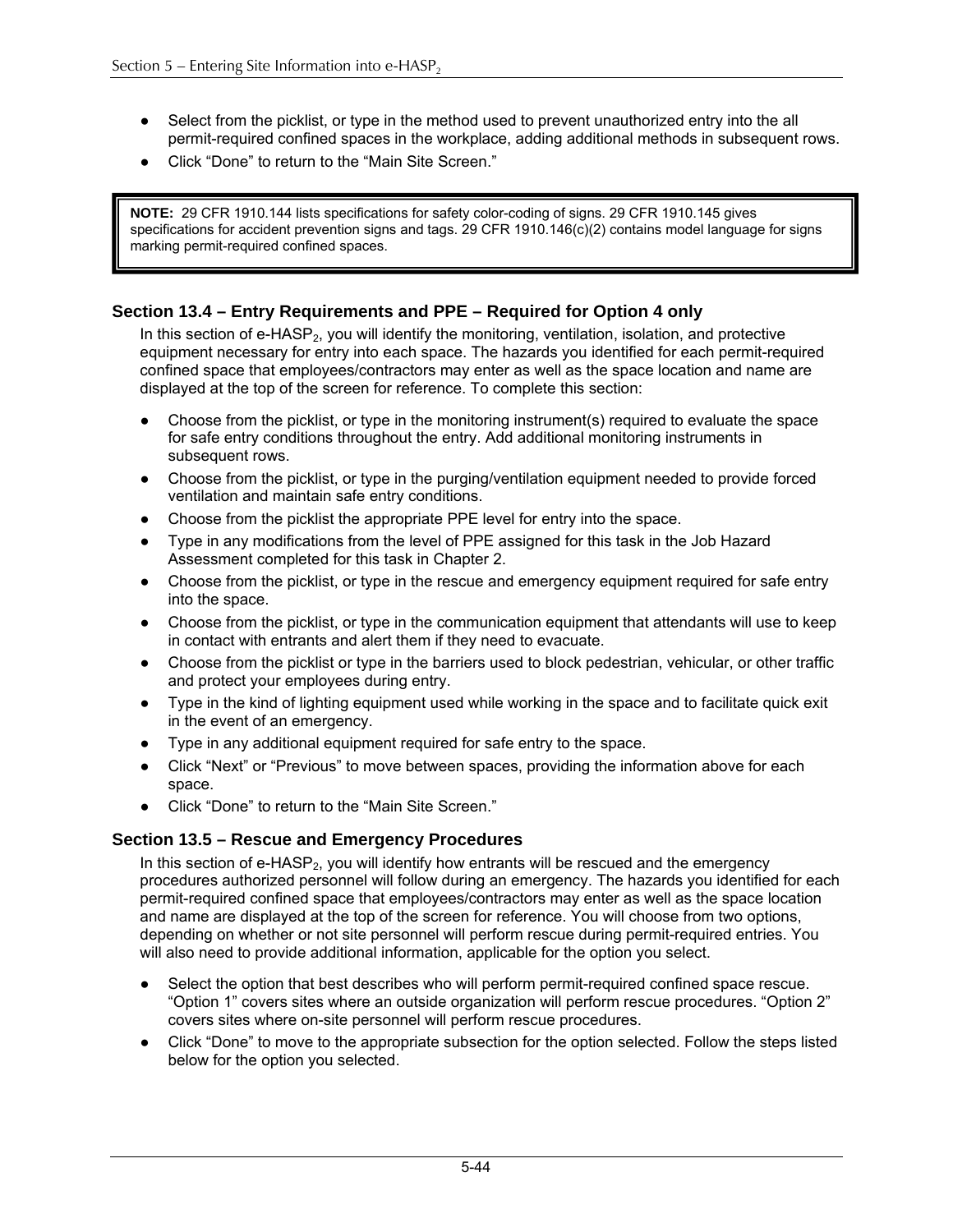- Select from the picklist, or type in the method used to prevent unauthorized entry into the all permit-required confined spaces in the workplace, adding additional methods in subsequent rows.
- Click “Done” to return to the “Main Site Screen.”

> **NOTE:** 29 CFR 1910.144 lists specifications for safety color-coding of signs. 29 CFR 1910.145 gives specifications for accident prevention signs and tags. 29 CFR 1910.146(c)(2) contains model language for signs marking permit-required confined spaces.

## Section 13.4 – Entry Requirements and PPE – Required for Option 4 only

In this section of e-HASP$_2$, you will identify the monitoring, ventilation, isolation, and protective equipment necessary for entry into each space. The hazards you identified for each permit-required confined space that employees/contractors may enter as well as the space location and name are displayed at the top of the screen for reference. To complete this section:

- Choose from the picklist, or type in the monitoring instrument(s) required to evaluate the space for safe entry conditions throughout the entry. Add additional monitoring instruments in subsequent rows.
- Choose from the picklist, or type in the purging/ventilation equipment needed to provide forced ventilation and maintain safe entry conditions.
- Choose from the picklist the appropriate PPE level for entry into the space.
- Type in any modifications from the level of PPE assigned for this task in the Job Hazard Assessment completed for this task in Chapter 2.
- Choose from the picklist, or type in the rescue and emergency equipment required for safe entry into the space.
- Choose from the picklist, or type in the communication equipment that attendants will use to keep in contact with entrants and alert them if they need to evacuate.
- Choose from the picklist or type in the barriers used to block pedestrian, vehicular, or other traffic and protect your employees during entry.
- Type in the kind of lighting equipment used while working in the space and to facilitate quick exit in the event of an emergency.
- Type in any additional equipment required for safe entry to the space.
- Click “Next” or “Previous” to move between spaces, providing the information above for each space.
- Click “Done” to return to the “Main Site Screen.”

## Section 13.5 – Rescue and Emergency Procedures

In this section of e-HASP$_2$, you will identify how entrants will be rescued and the emergency procedures authorized personnel will follow during an emergency. The hazards you identified for each permit-required confined space that employees/contractors may enter as well as the space location and name are displayed at the top of the screen for reference. You will choose from two options, depending on whether or not site personnel will perform rescue during permit-required entries. You will also need to provide additional information, applicable for the option you select.

- Select the option that best describes who will perform permit-required confined space rescue. “Option 1” covers sites where an outside organization will perform rescue procedures. “Option 2” covers sites where on-site personnel will perform rescue procedures.
- Click “Done” to move to the appropriate subsection for the option selected. Follow the steps listed below for the option you selected.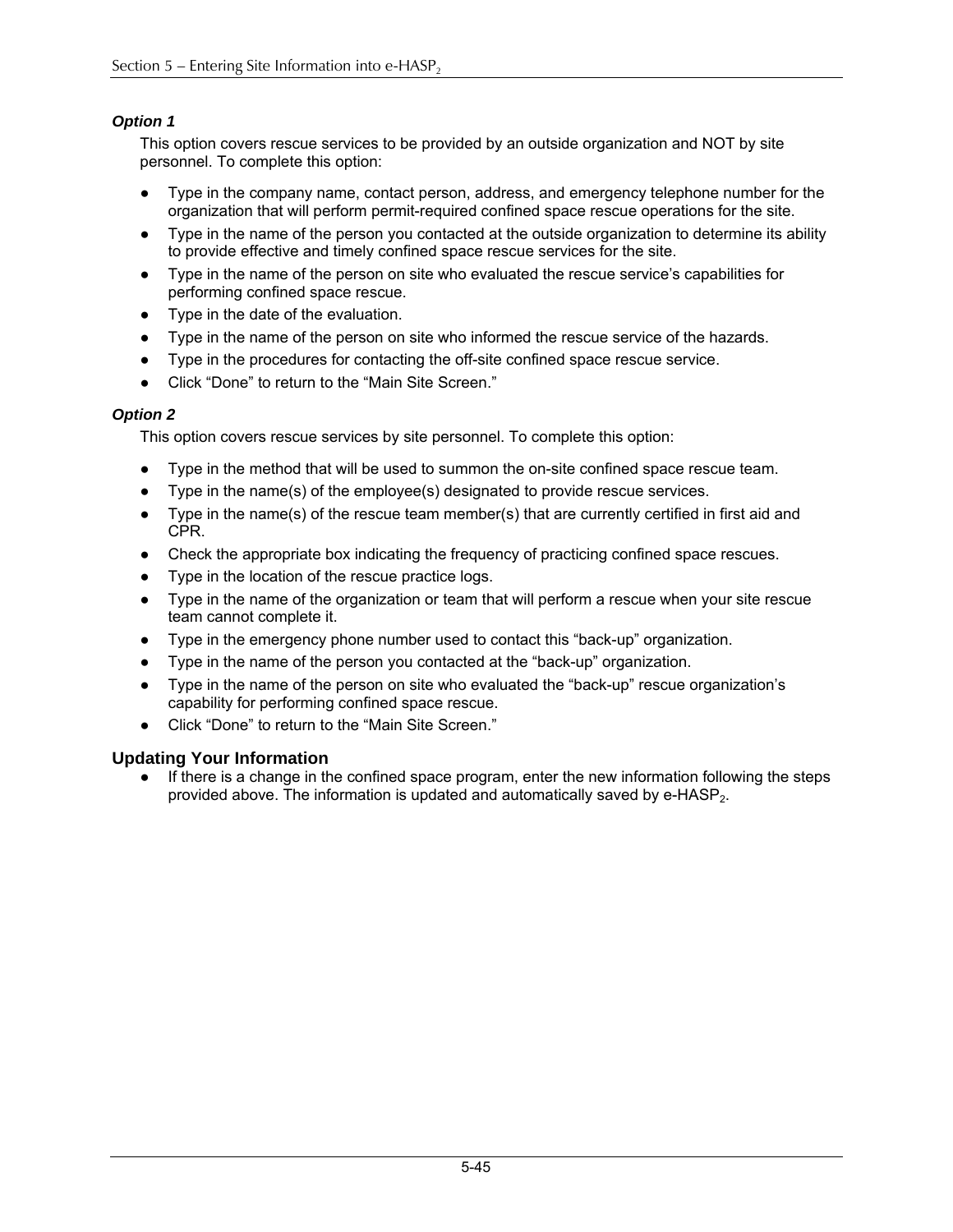***Option 1***

This option covers rescue services to be provided by an outside organization and NOT by site personnel. To complete this option:

- Type in the company name, contact person, address, and emergency telephone number for the organization that will perform permit-required confined space rescue operations for the site.
- Type in the name of the person you contacted at the outside organization to determine its ability to provide effective and timely confined space rescue services for the site.
- Type in the name of the person on site who evaluated the rescue service's capabilities for performing confined space rescue.
- Type in the date of the evaluation.
- Type in the name of the person on site who informed the rescue service of the hazards.
- Type in the procedures for contacting the off-site confined space rescue service.
- Click "Done" to return to the "Main Site Screen."

***Option 2***

This option covers rescue services by site personnel. To complete this option:

- Type in the method that will be used to summon the on-site confined space rescue team.
- Type in the name(s) of the employee(s) designated to provide rescue services.
- Type in the name(s) of the rescue team member(s) that are currently certified in first aid and CPR.
- Check the appropriate box indicating the frequency of practicing confined space rescues.
- Type in the location of the rescue practice logs.
- Type in the name of the organization or team that will perform a rescue when your site rescue team cannot complete it.
- Type in the emergency phone number used to contact this "back-up" organization.
- Type in the name of the person you contacted at the "back-up" organization.
- Type in the name of the person on site who evaluated the "back-up" rescue organization's capability for performing confined space rescue.
- Click "Done" to return to the "Main Site Screen."

### Updating Your Information

- If there is a change in the confined space program, enter the new information following the steps provided above. The information is updated and automatically saved by e-HASP$_2$.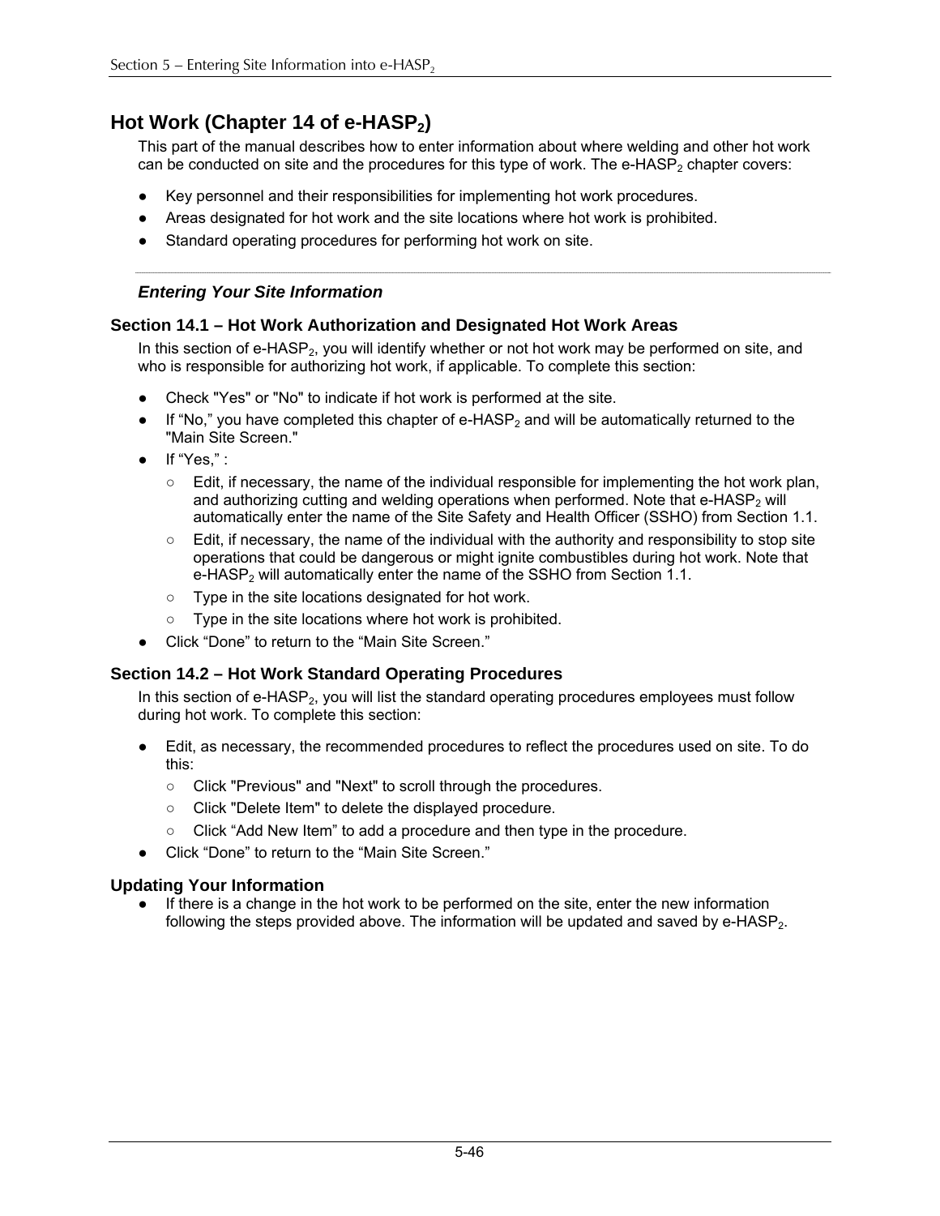# Hot Work (Chapter 14 of e-HASP$_2$)

This part of the manual describes how to enter information about where welding and other hot work can be conducted on site and the procedures for this type of work. The e-HASP$_2$ chapter covers:

- Key personnel and their responsibilities for implementing hot work procedures.
- Areas designated for hot work and the site locations where hot work is prohibited.
- Standard operating procedures for performing hot work on site.

---

## *Entering Your Site Information*

### Section 14.1 – Hot Work Authorization and Designated Hot Work Areas

In this section of e-HASP$_2$, you will identify whether or not hot work may be performed on site, and who is responsible for authorizing hot work, if applicable. To complete this section:

- Check "Yes" or "No" to indicate if hot work is performed at the site.
- If "No," you have completed this chapter of e-HASP$_2$ and will be automatically returned to the "Main Site Screen."
- If "Yes," :
  - Edit, if necessary, the name of the individual responsible for implementing the hot work plan, and authorizing cutting and welding operations when performed. Note that e-HASP$_2$ will automatically enter the name of the Site Safety and Health Officer (SSHO) from Section 1.1.
  - Edit, if necessary, the name of the individual with the authority and responsibility to stop site operations that could be dangerous or might ignite combustibles during hot work. Note that e-HASP$_2$ will automatically enter the name of the SSHO from Section 1.1.
  - Type in the site locations designated for hot work.
  - Type in the site locations where hot work is prohibited.
- Click "Done" to return to the "Main Site Screen."

### Section 14.2 – Hot Work Standard Operating Procedures

In this section of e-HASP$_2$, you will list the standard operating procedures employees must follow during hot work. To complete this section:

- Edit, as necessary, the recommended procedures to reflect the procedures used on site. To do this:
  - Click "Previous" and "Next" to scroll through the procedures.
  - Click "Delete Item" to delete the displayed procedure.
  - Click "Add New Item" to add a procedure and then type in the procedure.
- Click "Done" to return to the "Main Site Screen."

### Updating Your Information

- If there is a change in the hot work to be performed on the site, enter the new information following the steps provided above. The information will be updated and saved by e-HASP$_2$.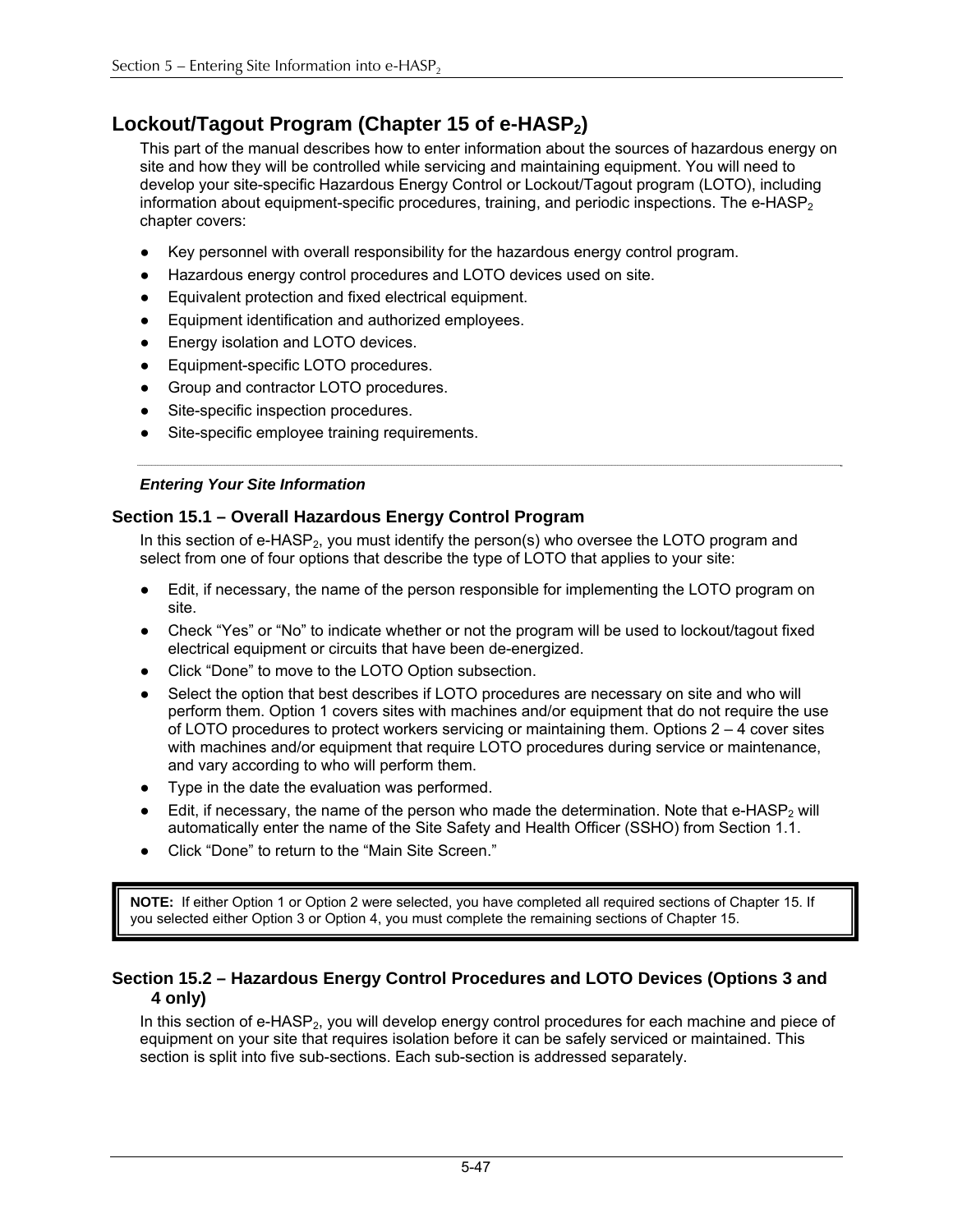## Lockout/Tagout Program (Chapter 15 of e-HASP$_2$)

This part of the manual describes how to enter information about the sources of hazardous energy on site and how they will be controlled while servicing and maintaining equipment. You will need to develop your site-specific Hazardous Energy Control or Lockout/Tagout program (LOTO), including information about equipment-specific procedures, training, and periodic inspections. The e-HASP$_2$ chapter covers:

- Key personnel with overall responsibility for the hazardous energy control program.
- Hazardous energy control procedures and LOTO devices used on site.
- Equivalent protection and fixed electrical equipment.
- Equipment identification and authorized employees.
- Energy isolation and LOTO devices.
- Equipment-specific LOTO procedures.
- Group and contractor LOTO procedures.
- Site-specific inspection procedures.
- Site-specific employee training requirements.

---

***Entering Your Site Information***

### Section 15.1 – Overall Hazardous Energy Control Program

In this section of e-HASP$_2$, you must identify the person(s) who oversee the LOTO program and select from one of four options that describe the type of LOTO that applies to your site:

- Edit, if necessary, the name of the person responsible for implementing the LOTO program on site.
- Check “Yes” or “No” to indicate whether or not the program will be used to lockout/tagout fixed electrical equipment or circuits that have been de-energized.
- Click “Done” to move to the LOTO Option subsection.
- Select the option that best describes if LOTO procedures are necessary on site and who will perform them. Option 1 covers sites with machines and/or equipment that do not require the use of LOTO procedures to protect workers servicing or maintaining them. Options 2 – 4 cover sites with machines and/or equipment that require LOTO procedures during service or maintenance, and vary according to who will perform them.
- Type in the date the evaluation was performed.
- Edit, if necessary, the name of the person who made the determination. Note that e-HASP$_2$ will automatically enter the name of the Site Safety and Health Officer (SSHO) from Section 1.1.
- Click “Done” to return to the “Main Site Screen.”

> **NOTE:** If either Option 1 or Option 2 were selected, you have completed all required sections of Chapter 15. If you selected either Option 3 or Option 4, you must complete the remaining sections of Chapter 15.

### Section 15.2 – Hazardous Energy Control Procedures and LOTO Devices (Options 3 and 4 only)

In this section of e-HASP$_2$, you will develop energy control procedures for each machine and piece of equipment on your site that requires isolation before it can be safely serviced or maintained. This section is split into five sub-sections. Each sub-section is addressed separately.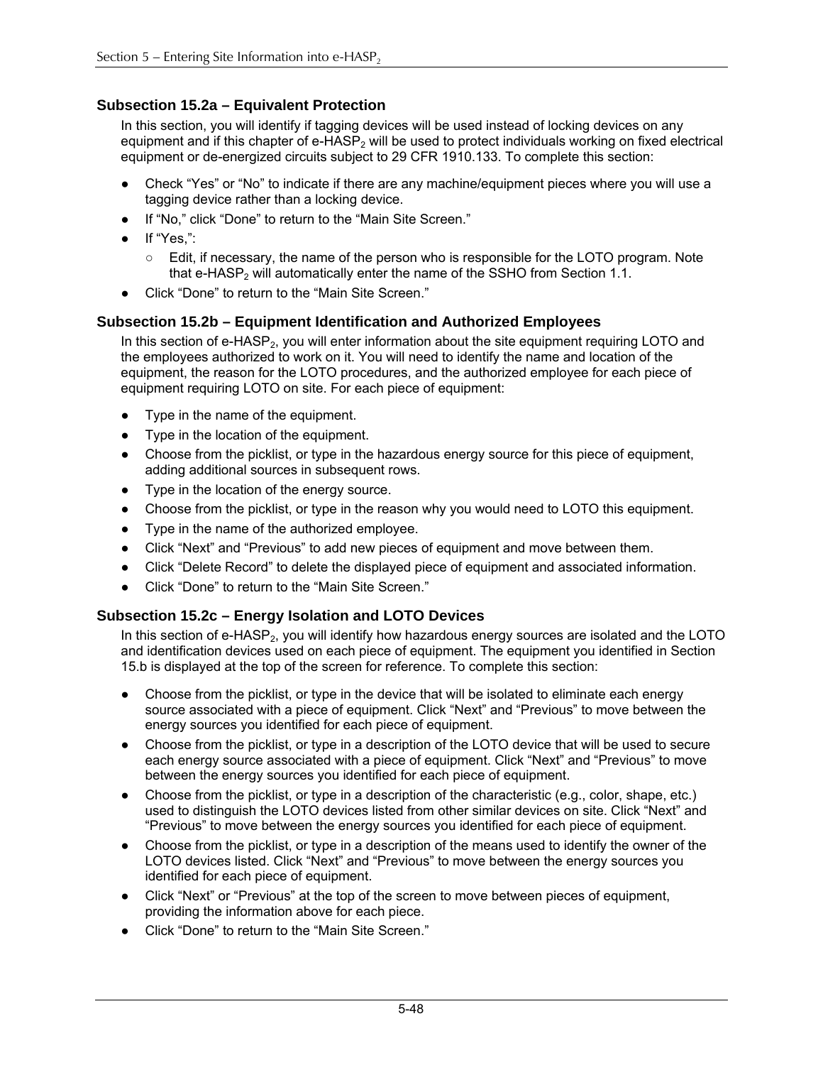### Subsection 15.2a – Equivalent Protection

In this section, you will identify if tagging devices will be used instead of locking devices on any equipment and if this chapter of e-HASP$_2$ will be used to protect individuals working on fixed electrical equipment or de-energized circuits subject to 29 CFR 1910.133. To complete this section:

- Check "Yes" or "No" to indicate if there are any machine/equipment pieces where you will use a tagging device rather than a locking device.
- If "No," click "Done" to return to the "Main Site Screen."
- If "Yes,":
  - Edit, if necessary, the name of the person who is responsible for the LOTO program. Note that e-HASP$_2$ will automatically enter the name of the SSHO from Section 1.1.
- Click "Done" to return to the "Main Site Screen."

### Subsection 15.2b – Equipment Identification and Authorized Employees

In this section of e-HASP$_2$, you will enter information about the site equipment requiring LOTO and the employees authorized to work on it. You will need to identify the name and location of the equipment, the reason for the LOTO procedures, and the authorized employee for each piece of equipment requiring LOTO on site. For each piece of equipment:

- Type in the name of the equipment.
- Type in the location of the equipment.
- Choose from the picklist, or type in the hazardous energy source for this piece of equipment, adding additional sources in subsequent rows.
- Type in the location of the energy source.
- Choose from the picklist, or type in the reason why you would need to LOTO this equipment.
- Type in the name of the authorized employee.
- Click "Next" and "Previous" to add new pieces of equipment and move between them.
- Click "Delete Record" to delete the displayed piece of equipment and associated information.
- Click "Done" to return to the "Main Site Screen."

### Subsection 15.2c – Energy Isolation and LOTO Devices

In this section of e-HASP$_2$, you will identify how hazardous energy sources are isolated and the LOTO and identification devices used on each piece of equipment. The equipment you identified in Section 15.b is displayed at the top of the screen for reference. To complete this section:

- Choose from the picklist, or type in the device that will be isolated to eliminate each energy source associated with a piece of equipment. Click "Next" and "Previous" to move between the energy sources you identified for each piece of equipment.
- Choose from the picklist, or type in a description of the LOTO device that will be used to secure each energy source associated with a piece of equipment. Click "Next" and "Previous" to move between the energy sources you identified for each piece of equipment.
- Choose from the picklist, or type in a description of the characteristic (e.g., color, shape, etc.) used to distinguish the LOTO devices listed from other similar devices on site. Click "Next" and "Previous" to move between the energy sources you identified for each piece of equipment.
- Choose from the picklist, or type in a description of the means used to identify the owner of the LOTO devices listed. Click "Next" and "Previous" to move between the energy sources you identified for each piece of equipment.
- Click "Next" or "Previous" at the top of the screen to move between pieces of equipment, providing the information above for each piece.
- Click "Done" to return to the "Main Site Screen."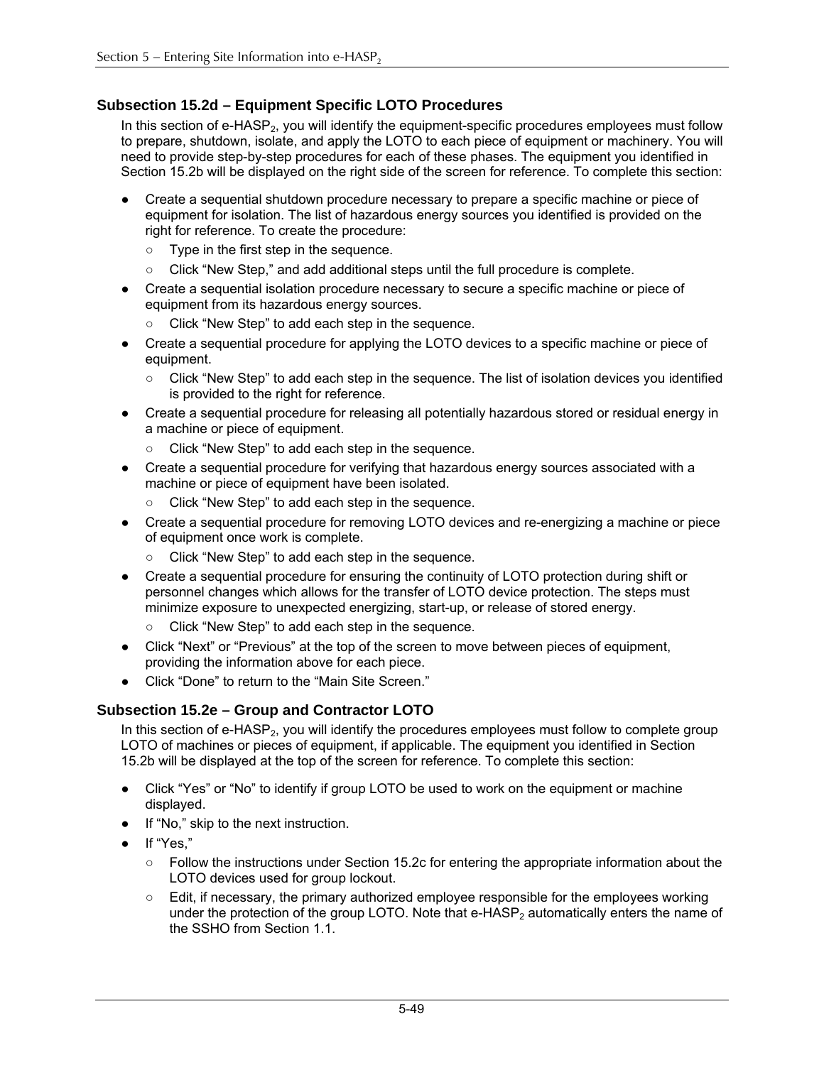### Subsection 15.2d – Equipment Specific LOTO Procedures

In this section of e-HASP$_2$, you will identify the equipment-specific procedures employees must follow to prepare, shutdown, isolate, and apply the LOTO to each piece of equipment or machinery. You will need to provide step-by-step procedures for each of these phases. The equipment you identified in Section 15.2b will be displayed on the right side of the screen for reference. To complete this section:

- Create a sequential shutdown procedure necessary to prepare a specific machine or piece of equipment for isolation. The list of hazardous energy sources you identified is provided on the right for reference. To create the procedure:
  - Type in the first step in the sequence.
  - Click "New Step," and add additional steps until the full procedure is complete.
- Create a sequential isolation procedure necessary to secure a specific machine or piece of equipment from its hazardous energy sources.
  - Click "New Step" to add each step in the sequence.
- Create a sequential procedure for applying the LOTO devices to a specific machine or piece of equipment.
  - Click "New Step" to add each step in the sequence. The list of isolation devices you identified is provided to the right for reference.
- Create a sequential procedure for releasing all potentially hazardous stored or residual energy in a machine or piece of equipment.
  - Click "New Step" to add each step in the sequence.
- Create a sequential procedure for verifying that hazardous energy sources associated with a machine or piece of equipment have been isolated.
  - Click "New Step" to add each step in the sequence.
- Create a sequential procedure for removing LOTO devices and re-energizing a machine or piece of equipment once work is complete.
  - Click "New Step" to add each step in the sequence.
- Create a sequential procedure for ensuring the continuity of LOTO protection during shift or personnel changes which allows for the transfer of LOTO device protection. The steps must minimize exposure to unexpected energizing, start-up, or release of stored energy.
  - Click "New Step" to add each step in the sequence.
- Click "Next" or "Previous" at the top of the screen to move between pieces of equipment, providing the information above for each piece.
- Click "Done" to return to the "Main Site Screen."

### Subsection 15.2e – Group and Contractor LOTO

In this section of e-HASP$_2$, you will identify the procedures employees must follow to complete group LOTO of machines or pieces of equipment, if applicable. The equipment you identified in Section 15.2b will be displayed at the top of the screen for reference. To complete this section:

- Click "Yes" or "No" to identify if group LOTO be used to work on the equipment or machine displayed.
- If "No," skip to the next instruction.
- If "Yes,"
  - Follow the instructions under Section 15.2c for entering the appropriate information about the LOTO devices used for group lockout.
  - Edit, if necessary, the primary authorized employee responsible for the employees working under the protection of the group LOTO. Note that e-HASP$_2$ automatically enters the name of the SSHO from Section 1.1.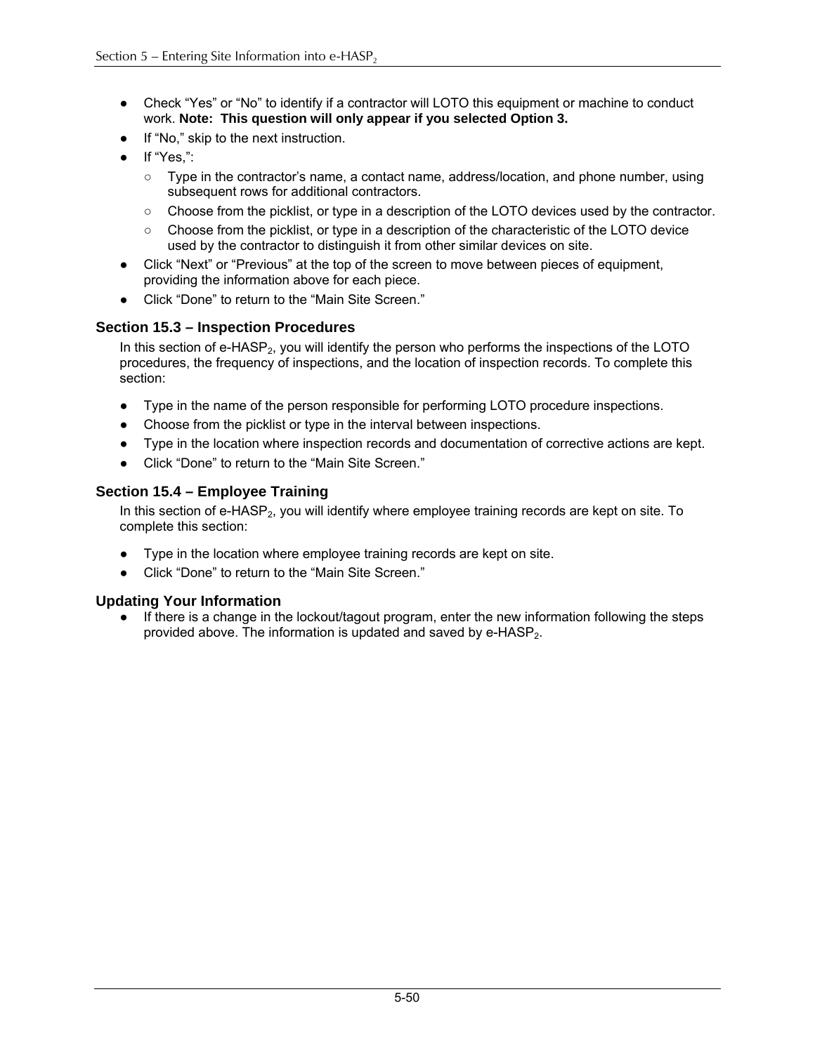- Check “Yes” or “No” to identify if a contractor will LOTO this equipment or machine to conduct work. **Note: This question will only appear if you selected Option 3.**
- If “No,” skip to the next instruction.
- If “Yes,”:
  - Type in the contractor’s name, a contact name, address/location, and phone number, using subsequent rows for additional contractors.
  - Choose from the picklist, or type in a description of the LOTO devices used by the contractor.
  - Choose from the picklist, or type in a description of the characteristic of the LOTO device used by the contractor to distinguish it from other similar devices on site.
- Click “Next” or “Previous” at the top of the screen to move between pieces of equipment, providing the information above for each piece.
- Click “Done” to return to the “Main Site Screen.”

### Section 15.3 – Inspection Procedures

In this section of e-HASP$_2$, you will identify the person who performs the inspections of the LOTO procedures, the frequency of inspections, and the location of inspection records. To complete this section:

- Type in the name of the person responsible for performing LOTO procedure inspections.
- Choose from the picklist or type in the interval between inspections.
- Type in the location where inspection records and documentation of corrective actions are kept.
- Click “Done” to return to the “Main Site Screen.”

### Section 15.4 – Employee Training

In this section of e-HASP$_2$, you will identify where employee training records are kept on site. To complete this section:

- Type in the location where employee training records are kept on site.
- Click “Done” to return to the “Main Site Screen.”

### Updating Your Information

- If there is a change in the lockout/tagout program, enter the new information following the steps provided above. The information is updated and saved by e-HASP$_2$.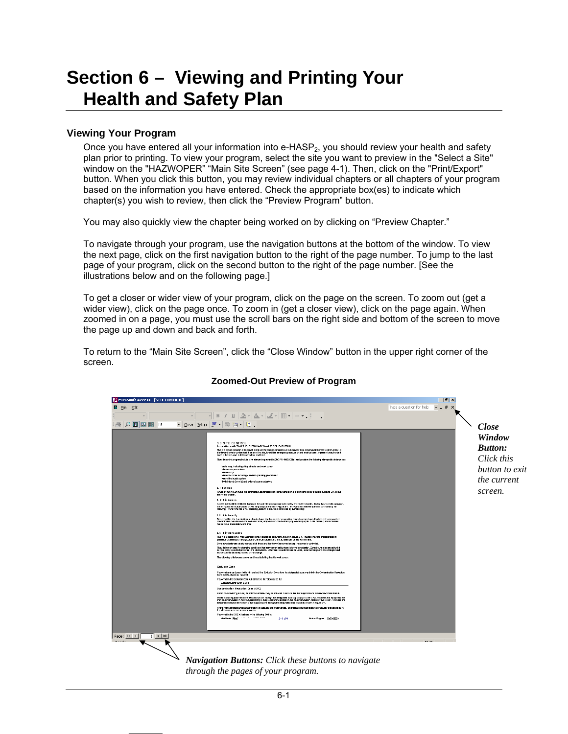# Section 6 – Viewing and Printing Your Health and Safety Plan

## Viewing Your Program

Once you have entered all your information into e-HASP$_2$, you should review your health and safety plan prior to printing. To view your program, select the site you want to preview in the "Select a Site" window on the "HAZWOPER" "Main Site Screen" (see page 4-1). Then, click on the "Print/Export" button. When you click this button, you may review individual chapters or all chapters of your program based on the information you have entered. Check the appropriate box(es) to indicate which chapter(s) you wish to review, then click the "Preview Program" button.

You may also quickly view the chapter being worked on by clicking on "Preview Chapter."

To navigate through your program, use the navigation buttons at the bottom of the window. To view the next page, click on the first navigation button to the right of the page number. To jump to the last page of your program, click on the second button to the right of the page number. [See the illustrations below and on the following page.]

To get a closer or wider view of your program, click on the page on the screen. To zoom out (get a wider view), click on the page once. To zoom in (get a closer view), click on the page again. When zoomed in on a page, you must use the scroll bars on the right side and bottom of the screen to move the page up and down and back and forth.

To return to the "Main Site Screen", click the "Close Window" button in the upper right corner of the screen.

**Zoomed-Out Preview of Program**

***Close Window Button:*** *Click this button to exit the current screen.*

***Navigation Buttons:*** *Click these buttons to navigate through the pages of your program.*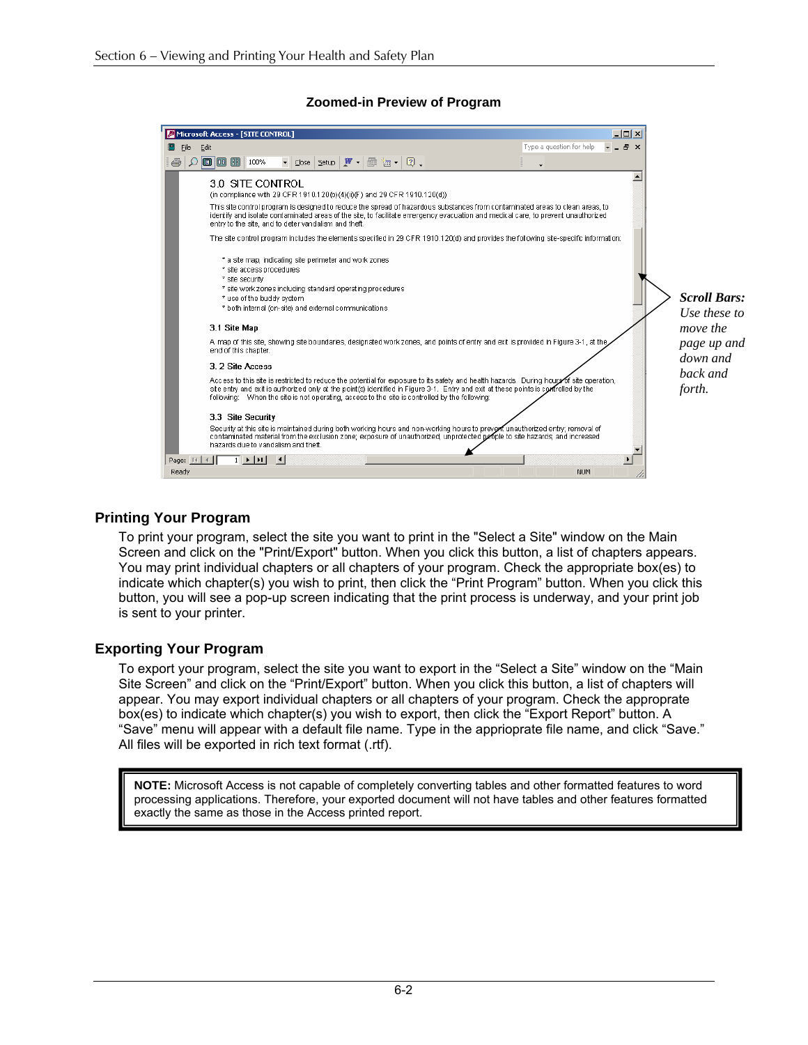**Zoomed-in Preview of Program**

*Scroll Bars: Use these to move the page up and down and back and forth.*

## Printing Your Program

To print your program, select the site you want to print in the "Select a Site" window on the Main Screen and click on the "Print/Export" button. When you click this button, a list of chapters appears. You may print individual chapters or all chapters of your program. Check the appropriate box(es) to indicate which chapter(s) you wish to print, then click the "Print Program" button. When you click this button, you will see a pop-up screen indicating that the print process is underway, and your print job is sent to your printer.

## Exporting Your Program

To export your program, select the site you want to export in the "Select a Site" window on the "Main Site Screen" and click on the "Print/Export" button. When you click this button, a list of chapters will appear. You may export individual chapters or all chapters of your program. Check the approprate box(es) to indicate which chapter(s) you wish to export, then click the "Export Report" button. A "Save" menu will appear with a default file name. Type in the apprioprate file name, and click "Save." All files will be exported in rich text format (.rtf).

> **NOTE:** Microsoft Access is not capable of completely converting tables and other formatted features to word processing applications. Therefore, your exported document will not have tables and other features formatted exactly the same as those in the Access printed report.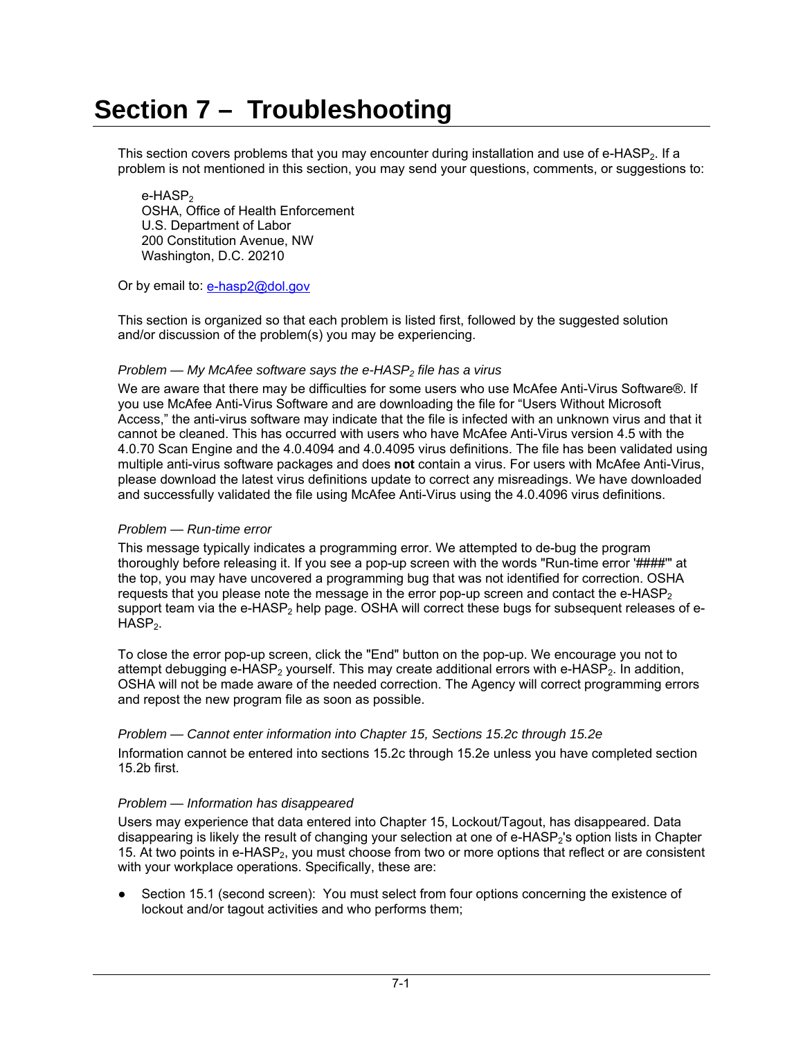# Section 7 – Troubleshooting

This section covers problems that you may encounter during installation and use of e-HASP$_2$. If a problem is not mentioned in this section, you may send your questions, comments, or suggestions to:

e-HASP$_2$  
OSHA, Office of Health Enforcement  
U.S. Department of Labor  
200 Constitution Avenue, NW  
Washington, D.C. 20210

Or by email to: e-hasp2@dol.gov

This section is organized so that each problem is listed first, followed by the suggested solution and/or discussion of the problem(s) you may be experiencing.

*Problem — My McAfee software says the e-HASP$_2$ file has a virus*

We are aware that there may be difficulties for some users who use McAfee Anti-Virus Software®. If you use McAfee Anti-Virus Software and are downloading the file for "Users Without Microsoft Access," the anti-virus software may indicate that the file is infected with an unknown virus and that it cannot be cleaned. This has occurred with users who have McAfee Anti-Virus version 4.5 with the 4.0.70 Scan Engine and the 4.0.4094 and 4.0.4095 virus definitions. The file has been validated using multiple anti-virus software packages and does **not** contain a virus. For users with McAfee Anti-Virus, please download the latest virus definitions update to correct any misreadings. We have downloaded and successfully validated the file using McAfee Anti-Virus using the 4.0.4096 virus definitions.

*Problem — Run-time error*

This message typically indicates a programming error. We attempted to de-bug the program thoroughly before releasing it. If you see a pop-up screen with the words "Run-time error '####'" at the top, you may have uncovered a programming bug that was not identified for correction. OSHA requests that you please note the message in the error pop-up screen and contact the e-HASP$_2$ support team via the e-HASP$_2$ help page. OSHA will correct these bugs for subsequent releases of e-HASP$_2$.

To close the error pop-up screen, click the "End" button on the pop-up. We encourage you not to attempt debugging e-HASP$_2$ yourself. This may create additional errors with e-HASP$_2$. In addition, OSHA will not be made aware of the needed correction. The Agency will correct programming errors and repost the new program file as soon as possible.

*Problem — Cannot enter information into Chapter 15, Sections 15.2c through 15.2e*

Information cannot be entered into sections 15.2c through 15.2e unless you have completed section 15.2b first.

*Problem — Information has disappeared*

Users may experience that data entered into Chapter 15, Lockout/Tagout, has disappeared. Data disappearing is likely the result of changing your selection at one of e-HASP$_2$'s option lists in Chapter 15. At two points in e-HASP$_2$, you must choose from two or more options that reflect or are consistent with your workplace operations. Specifically, these are:

- Section 15.1 (second screen): You must select from four options concerning the existence of lockout and/or tagout activities and who performs them;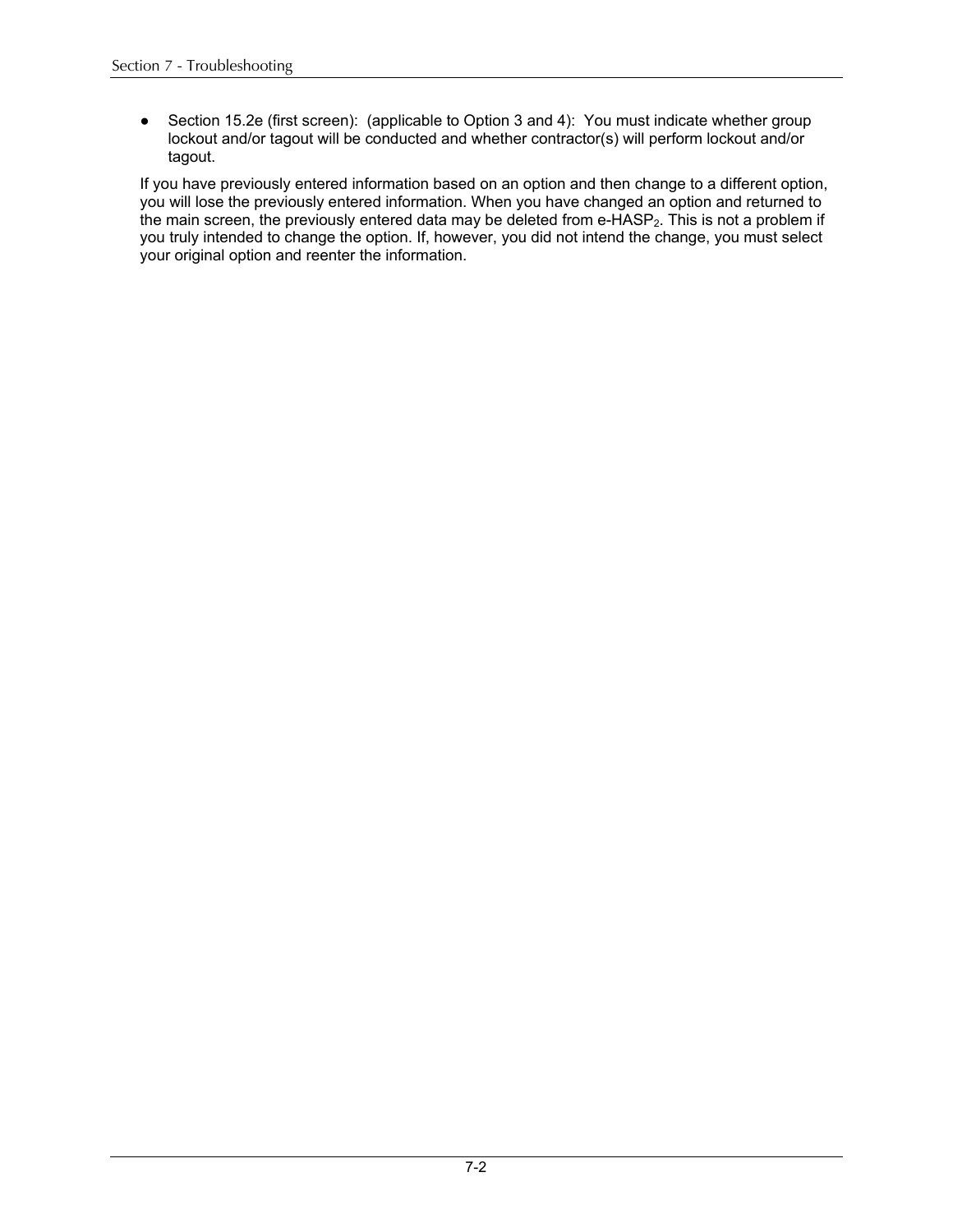- Section 15.2e (first screen): (applicable to Option 3 and 4): You must indicate whether group lockout and/or tagout will be conducted and whether contractor(s) will perform lockout and/or tagout.

If you have previously entered information based on an option and then change to a different option, you will lose the previously entered information. When you have changed an option and returned to the main screen, the previously entered data may be deleted from e-HASP$_2$. This is not a problem if you truly intended to change the option. If, however, you did not intend the change, you must select your original option and reenter the information.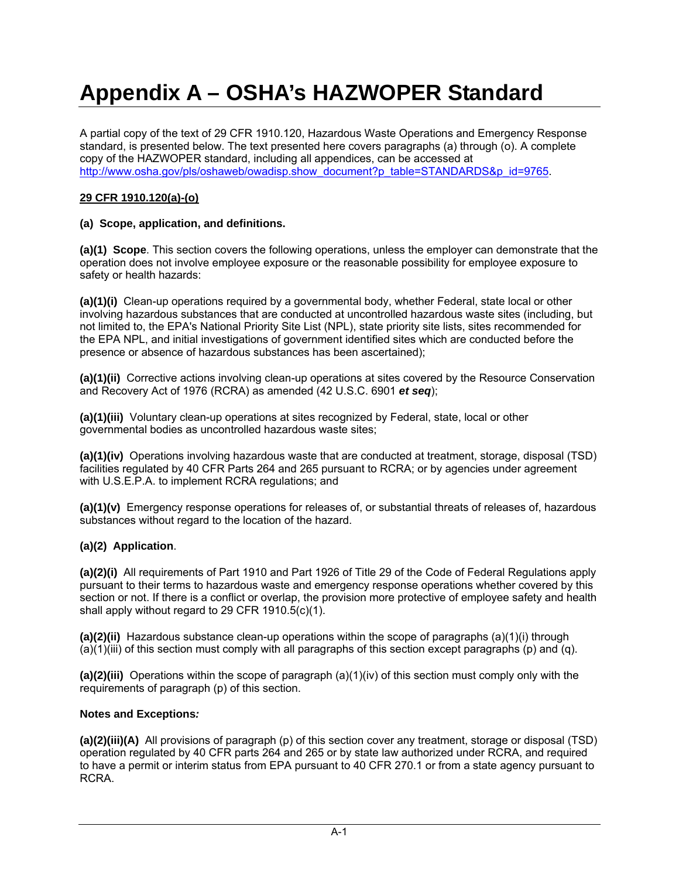# Appendix A – OSHA's HAZWOPER Standard

A partial copy of the text of 29 CFR 1910.120, Hazardous Waste Operations and Emergency Response standard, is presented below. The text presented here covers paragraphs (a) through (o). A complete copy of the HAZWOPER standard, including all appendices, can be accessed at http://www.osha.gov/pls/oshaweb/owadisp.show_document?p_table=STANDARDS&p_id=9765.

**29 CFR 1910.120(a)-(o)**

**(a) Scope, application, and definitions.**

**(a)(1) Scope**. This section covers the following operations, unless the employer can demonstrate that the operation does not involve employee exposure or the reasonable possibility for employee exposure to safety or health hazards:

**(a)(1)(i)** Clean-up operations required by a governmental body, whether Federal, state local or other involving hazardous substances that are conducted at uncontrolled hazardous waste sites (including, but not limited to, the EPA's National Priority Site List (NPL), state priority site lists, sites recommended for the EPA NPL, and initial investigations of government identified sites which are conducted before the presence or absence of hazardous substances has been ascertained);

**(a)(1)(ii)** Corrective actions involving clean-up operations at sites covered by the Resource Conservation and Recovery Act of 1976 (RCRA) as amended (42 U.S.C. 6901 ***et seq***);

**(a)(1)(iii)** Voluntary clean-up operations at sites recognized by Federal, state, local or other governmental bodies as uncontrolled hazardous waste sites;

**(a)(1)(iv)** Operations involving hazardous waste that are conducted at treatment, storage, disposal (TSD) facilities regulated by 40 CFR Parts 264 and 265 pursuant to RCRA; or by agencies under agreement with U.S.E.P.A. to implement RCRA regulations; and

**(a)(1)(v)** Emergency response operations for releases of, or substantial threats of releases of, hazardous substances without regard to the location of the hazard.

**(a)(2) Application**.

**(a)(2)(i)** All requirements of Part 1910 and Part 1926 of Title 29 of the Code of Federal Regulations apply pursuant to their terms to hazardous waste and emergency response operations whether covered by this section or not. If there is a conflict or overlap, the provision more protective of employee safety and health shall apply without regard to 29 CFR 1910.5(c)(1).

**(a)(2)(ii)** Hazardous substance clean-up operations within the scope of paragraphs (a)(1)(i) through (a)(1)(iii) of this section must comply with all paragraphs of this section except paragraphs (p) and (q).

**(a)(2)(iii)** Operations within the scope of paragraph (a)(1)(iv) of this section must comply only with the requirements of paragraph (p) of this section.

**Notes and Exceptions*:***

**(a)(2)(iii)(A)** All provisions of paragraph (p) of this section cover any treatment, storage or disposal (TSD) operation regulated by 40 CFR parts 264 and 265 or by state law authorized under RCRA, and required to have a permit or interim status from EPA pursuant to 40 CFR 270.1 or from a state agency pursuant to RCRA.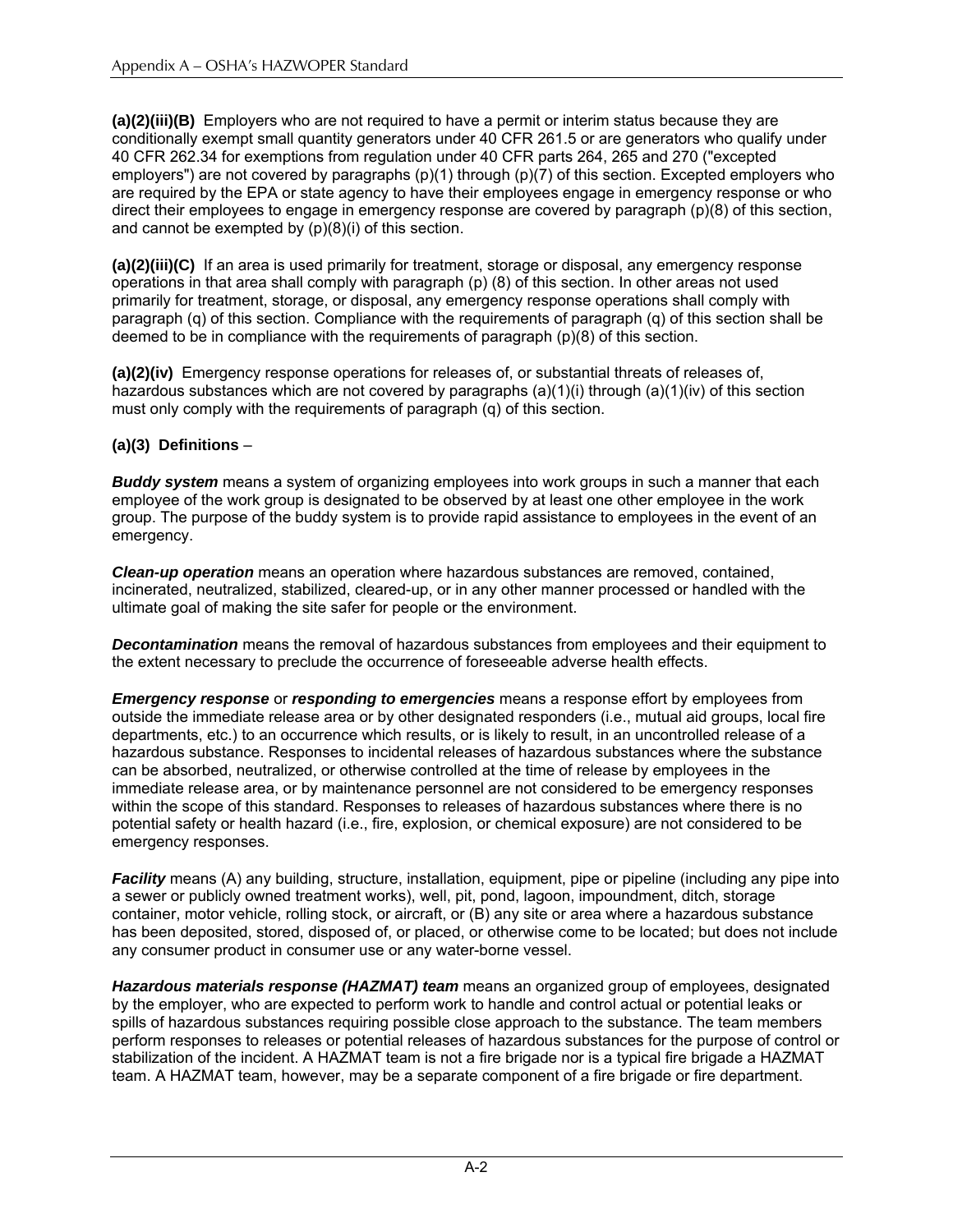**(a)(2)(iii)(B)** Employers who are not required to have a permit or interim status because they are conditionally exempt small quantity generators under 40 CFR 261.5 or are generators who qualify under 40 CFR 262.34 for exemptions from regulation under 40 CFR parts 264, 265 and 270 ("excepted employers") are not covered by paragraphs (p)(1) through (p)(7) of this section. Excepted employers who are required by the EPA or state agency to have their employees engage in emergency response or who direct their employees to engage in emergency response are covered by paragraph (p)(8) of this section, and cannot be exempted by (p)(8)(i) of this section.

**(a)(2)(iii)(C)** If an area is used primarily for treatment, storage or disposal, any emergency response operations in that area shall comply with paragraph (p) (8) of this section. In other areas not used primarily for treatment, storage, or disposal, any emergency response operations shall comply with paragraph (q) of this section. Compliance with the requirements of paragraph (q) of this section shall be deemed to be in compliance with the requirements of paragraph (p)(8) of this section.

**(a)(2)(iv)** Emergency response operations for releases of, or substantial threats of releases of, hazardous substances which are not covered by paragraphs (a)(1)(i) through (a)(1)(iv) of this section must only comply with the requirements of paragraph (q) of this section.

**(a)(3) Definitions** –

***Buddy system*** means a system of organizing employees into work groups in such a manner that each employee of the work group is designated to be observed by at least one other employee in the work group. The purpose of the buddy system is to provide rapid assistance to employees in the event of an emergency.

***Clean-up operation*** means an operation where hazardous substances are removed, contained, incinerated, neutralized, stabilized, cleared-up, or in any other manner processed or handled with the ultimate goal of making the site safer for people or the environment.

***Decontamination*** means the removal of hazardous substances from employees and their equipment to the extent necessary to preclude the occurrence of foreseeable adverse health effects.

***Emergency response*** or ***responding to emergencies*** means a response effort by employees from outside the immediate release area or by other designated responders (i.e., mutual aid groups, local fire departments, etc.) to an occurrence which results, or is likely to result, in an uncontrolled release of a hazardous substance. Responses to incidental releases of hazardous substances where the substance can be absorbed, neutralized, or otherwise controlled at the time of release by employees in the immediate release area, or by maintenance personnel are not considered to be emergency responses within the scope of this standard. Responses to releases of hazardous substances where there is no potential safety or health hazard (i.e., fire, explosion, or chemical exposure) are not considered to be emergency responses.

***Facility*** means (A) any building, structure, installation, equipment, pipe or pipeline (including any pipe into a sewer or publicly owned treatment works), well, pit, pond, lagoon, impoundment, ditch, storage container, motor vehicle, rolling stock, or aircraft, or (B) any site or area where a hazardous substance has been deposited, stored, disposed of, or placed, or otherwise come to be located; but does not include any consumer product in consumer use or any water-borne vessel.

***Hazardous materials response (HAZMAT) team*** means an organized group of employees, designated by the employer, who are expected to perform work to handle and control actual or potential leaks or spills of hazardous substances requiring possible close approach to the substance. The team members perform responses to releases or potential releases of hazardous substances for the purpose of control or stabilization of the incident. A HAZMAT team is not a fire brigade nor is a typical fire brigade a HAZMAT team. A HAZMAT team, however, may be a separate component of a fire brigade or fire department.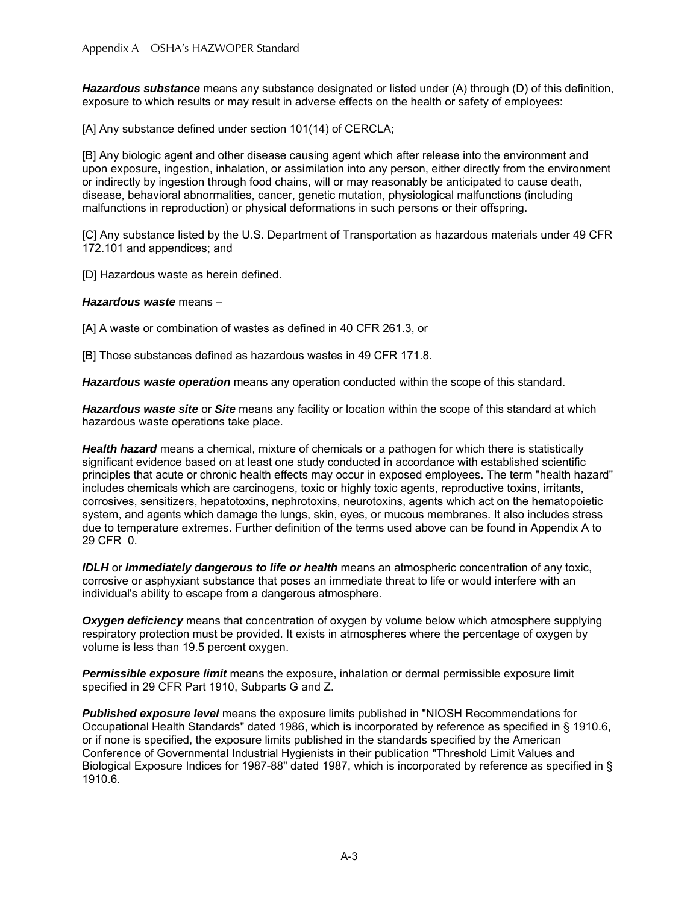***Hazardous substance*** means any substance designated or listed under (A) through (D) of this definition, exposure to which results or may result in adverse effects on the health or safety of employees:

[A] Any substance defined under section 101(14) of CERCLA;

[B] Any biologic agent and other disease causing agent which after release into the environment and upon exposure, ingestion, inhalation, or assimilation into any person, either directly from the environment or indirectly by ingestion through food chains, will or may reasonably be anticipated to cause death, disease, behavioral abnormalities, cancer, genetic mutation, physiological malfunctions (including malfunctions in reproduction) or physical deformations in such persons or their offspring.

[C] Any substance listed by the U.S. Department of Transportation as hazardous materials under 49 CFR 172.101 and appendices; and

[D] Hazardous waste as herein defined.

***Hazardous waste*** means –

[A] A waste or combination of wastes as defined in 40 CFR 261.3, or

[B] Those substances defined as hazardous wastes in 49 CFR 171.8.

***Hazardous waste operation*** means any operation conducted within the scope of this standard.

***Hazardous waste site*** or ***Site*** means any facility or location within the scope of this standard at which hazardous waste operations take place.

***Health hazard*** means a chemical, mixture of chemicals or a pathogen for which there is statistically significant evidence based on at least one study conducted in accordance with established scientific principles that acute or chronic health effects may occur in exposed employees. The term "health hazard" includes chemicals which are carcinogens, toxic or highly toxic agents, reproductive toxins, irritants, corrosives, sensitizers, hepatotoxins, nephrotoxins, neurotoxins, agents which act on the hematopoietic system, and agents which damage the lungs, skin, eyes, or mucous membranes. It also includes stress due to temperature extremes. Further definition of the terms used above can be found in Appendix A to 29 CFR 0.

***IDLH*** or ***Immediately dangerous to life or health*** means an atmospheric concentration of any toxic, corrosive or asphyxiant substance that poses an immediate threat to life or would interfere with an individual's ability to escape from a dangerous atmosphere.

***Oxygen deficiency*** means that concentration of oxygen by volume below which atmosphere supplying respiratory protection must be provided. It exists in atmospheres where the percentage of oxygen by volume is less than 19.5 percent oxygen.

***Permissible exposure limit*** means the exposure, inhalation or dermal permissible exposure limit specified in 29 CFR Part 1910, Subparts G and Z.

***Published exposure level*** means the exposure limits published in "NIOSH Recommendations for Occupational Health Standards" dated 1986, which is incorporated by reference as specified in § 1910.6, or if none is specified, the exposure limits published in the standards specified by the American Conference of Governmental Industrial Hygienists in their publication "Threshold Limit Values and Biological Exposure Indices for 1987-88" dated 1987, which is incorporated by reference as specified in § 1910.6.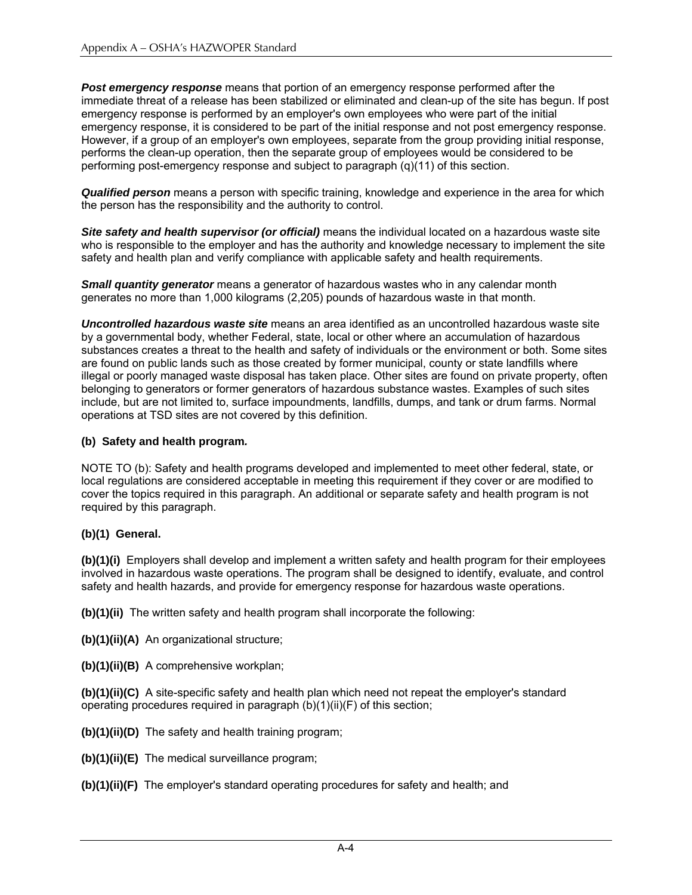***Post emergency response*** means that portion of an emergency response performed after the immediate threat of a release has been stabilized or eliminated and clean-up of the site has begun. If post emergency response is performed by an employer's own employees who were part of the initial emergency response, it is considered to be part of the initial response and not post emergency response. However, if a group of an employer's own employees, separate from the group providing initial response, performs the clean-up operation, then the separate group of employees would be considered to be performing post-emergency response and subject to paragraph (q)(11) of this section.

***Qualified person*** means a person with specific training, knowledge and experience in the area for which the person has the responsibility and the authority to control.

***Site safety and health supervisor (or official)*** means the individual located on a hazardous waste site who is responsible to the employer and has the authority and knowledge necessary to implement the site safety and health plan and verify compliance with applicable safety and health requirements.

***Small quantity generator*** means a generator of hazardous wastes who in any calendar month generates no more than 1,000 kilograms (2,205) pounds of hazardous waste in that month.

***Uncontrolled hazardous waste site*** means an area identified as an uncontrolled hazardous waste site by a governmental body, whether Federal, state, local or other where an accumulation of hazardous substances creates a threat to the health and safety of individuals or the environment or both. Some sites are found on public lands such as those created by former municipal, county or state landfills where illegal or poorly managed waste disposal has taken place. Other sites are found on private property, often belonging to generators or former generators of hazardous substance wastes. Examples of such sites include, but are not limited to, surface impoundments, landfills, dumps, and tank or drum farms. Normal operations at TSD sites are not covered by this definition.

**(b) Safety and health program.**

NOTE TO (b): Safety and health programs developed and implemented to meet other federal, state, or local regulations are considered acceptable in meeting this requirement if they cover or are modified to cover the topics required in this paragraph. An additional or separate safety and health program is not required by this paragraph.

**(b)(1) General.**

**(b)(1)(i)** Employers shall develop and implement a written safety and health program for their employees involved in hazardous waste operations. The program shall be designed to identify, evaluate, and control safety and health hazards, and provide for emergency response for hazardous waste operations.

**(b)(1)(ii)** The written safety and health program shall incorporate the following:

**(b)(1)(ii)(A)** An organizational structure;

**(b)(1)(ii)(B)** A comprehensive workplan;

**(b)(1)(ii)(C)** A site-specific safety and health plan which need not repeat the employer's standard operating procedures required in paragraph (b)(1)(ii)(F) of this section;

**(b)(1)(ii)(D)** The safety and health training program;

**(b)(1)(ii)(E)** The medical surveillance program;

**(b)(1)(ii)(F)** The employer's standard operating procedures for safety and health; and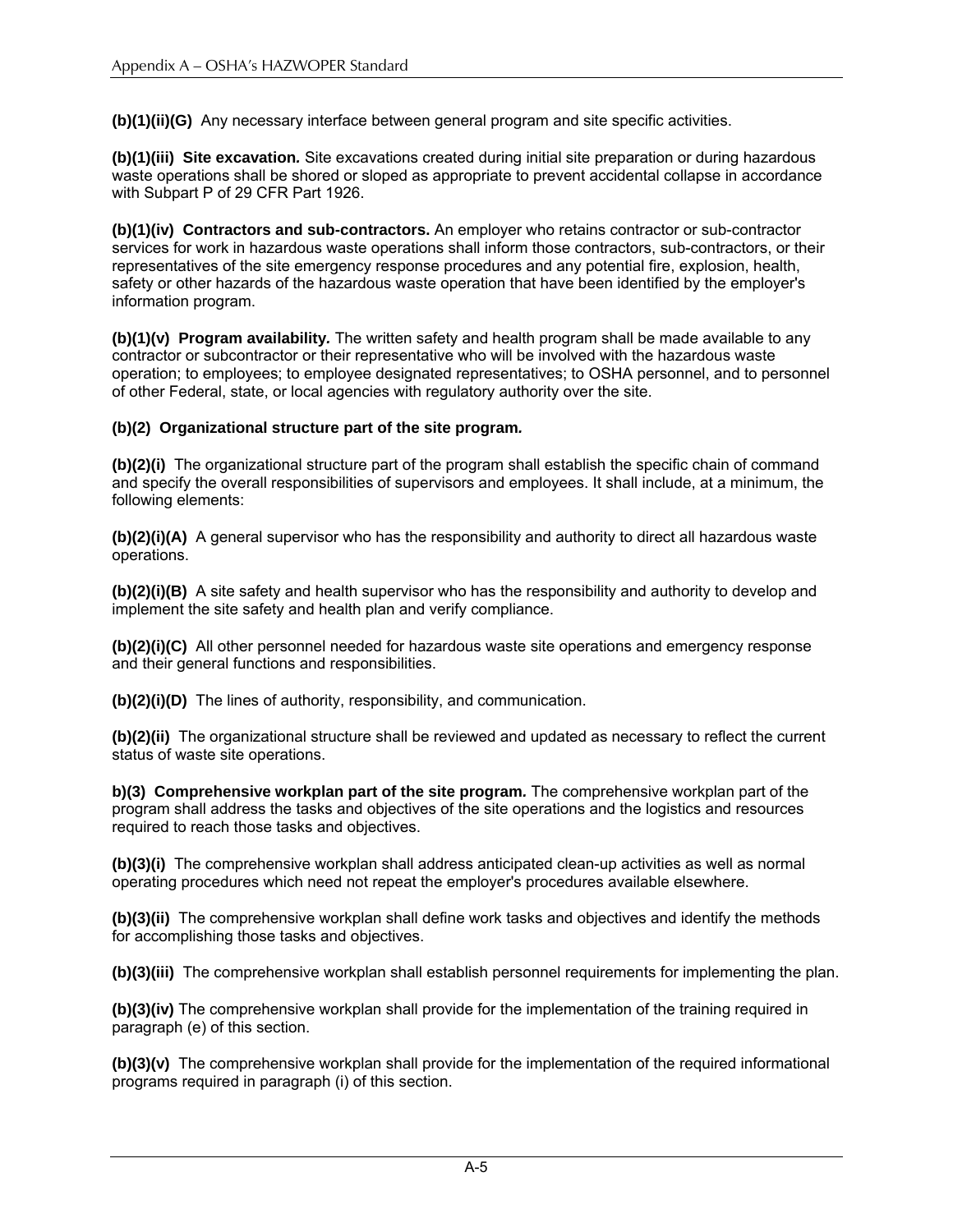**(b)(1)(ii)(G)** Any necessary interface between general program and site specific activities.

**(b)(1)(iii) Site excavation.** Site excavations created during initial site preparation or during hazardous waste operations shall be shored or sloped as appropriate to prevent accidental collapse in accordance with Subpart P of 29 CFR Part 1926.

**(b)(1)(iv) Contractors and sub-contractors.** An employer who retains contractor or sub-contractor services for work in hazardous waste operations shall inform those contractors, sub-contractors, or their representatives of the site emergency response procedures and any potential fire, explosion, health, safety or other hazards of the hazardous waste operation that have been identified by the employer's information program.

**(b)(1)(v) Program availability.** The written safety and health program shall be made available to any contractor or subcontractor or their representative who will be involved with the hazardous waste operation; to employees; to employee designated representatives; to OSHA personnel, and to personnel of other Federal, state, or local agencies with regulatory authority over the site.

**(b)(2) Organizational structure part of the site program.**

**(b)(2)(i)** The organizational structure part of the program shall establish the specific chain of command and specify the overall responsibilities of supervisors and employees. It shall include, at a minimum, the following elements:

**(b)(2)(i)(A)** A general supervisor who has the responsibility and authority to direct all hazardous waste operations.

**(b)(2)(i)(B)** A site safety and health supervisor who has the responsibility and authority to develop and implement the site safety and health plan and verify compliance.

**(b)(2)(i)(C)** All other personnel needed for hazardous waste site operations and emergency response and their general functions and responsibilities.

**(b)(2)(i)(D)** The lines of authority, responsibility, and communication.

**(b)(2)(ii)** The organizational structure shall be reviewed and updated as necessary to reflect the current status of waste site operations.

**b)(3) Comprehensive workplan part of the site program.** The comprehensive workplan part of the program shall address the tasks and objectives of the site operations and the logistics and resources required to reach those tasks and objectives.

**(b)(3)(i)** The comprehensive workplan shall address anticipated clean-up activities as well as normal operating procedures which need not repeat the employer's procedures available elsewhere.

**(b)(3)(ii)** The comprehensive workplan shall define work tasks and objectives and identify the methods for accomplishing those tasks and objectives.

**(b)(3)(iii)** The comprehensive workplan shall establish personnel requirements for implementing the plan.

**(b)(3)(iv)** The comprehensive workplan shall provide for the implementation of the training required in paragraph (e) of this section.

**(b)(3)(v)** The comprehensive workplan shall provide for the implementation of the required informational programs required in paragraph (i) of this section.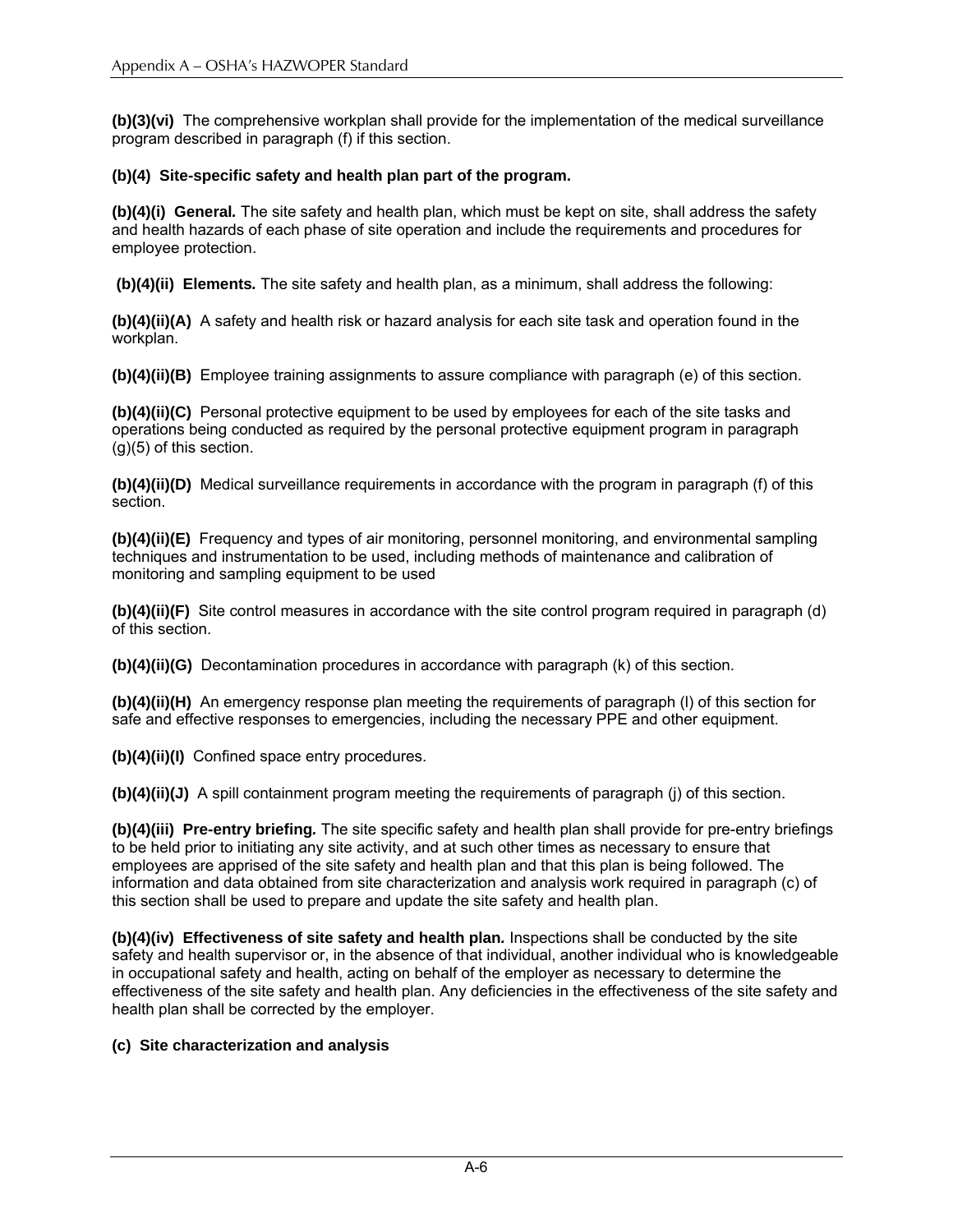**(b)(3)(vi)** The comprehensive workplan shall provide for the implementation of the medical surveillance program described in paragraph (f) if this section.

**(b)(4) Site-specific safety and health plan part of the program.**

**(b)(4)(i) General.** The site safety and health plan, which must be kept on site, shall address the safety and health hazards of each phase of site operation and include the requirements and procedures for employee protection.

**(b)(4)(ii) Elements.** The site safety and health plan, as a minimum, shall address the following:

**(b)(4)(ii)(A)** A safety and health risk or hazard analysis for each site task and operation found in the workplan.

**(b)(4)(ii)(B)** Employee training assignments to assure compliance with paragraph (e) of this section.

**(b)(4)(ii)(C)** Personal protective equipment to be used by employees for each of the site tasks and operations being conducted as required by the personal protective equipment program in paragraph (g)(5) of this section.

**(b)(4)(ii)(D)** Medical surveillance requirements in accordance with the program in paragraph (f) of this section.

**(b)(4)(ii)(E)** Frequency and types of air monitoring, personnel monitoring, and environmental sampling techniques and instrumentation to be used, including methods of maintenance and calibration of monitoring and sampling equipment to be used

**(b)(4)(ii)(F)** Site control measures in accordance with the site control program required in paragraph (d) of this section.

**(b)(4)(ii)(G)** Decontamination procedures in accordance with paragraph (k) of this section.

**(b)(4)(ii)(H)** An emergency response plan meeting the requirements of paragraph (l) of this section for safe and effective responses to emergencies, including the necessary PPE and other equipment.

**(b)(4)(ii)(I)** Confined space entry procedures.

**(b)(4)(ii)(J)** A spill containment program meeting the requirements of paragraph (j) of this section.

**(b)(4)(iii) Pre-entry briefing.** The site specific safety and health plan shall provide for pre-entry briefings to be held prior to initiating any site activity, and at such other times as necessary to ensure that employees are apprised of the site safety and health plan and that this plan is being followed. The information and data obtained from site characterization and analysis work required in paragraph (c) of this section shall be used to prepare and update the site safety and health plan.

**(b)(4)(iv) Effectiveness of site safety and health plan.** Inspections shall be conducted by the site safety and health supervisor or, in the absence of that individual, another individual who is knowledgeable in occupational safety and health, acting on behalf of the employer as necessary to determine the effectiveness of the site safety and health plan. Any deficiencies in the effectiveness of the site safety and health plan shall be corrected by the employer.

**(c) Site characterization and analysis**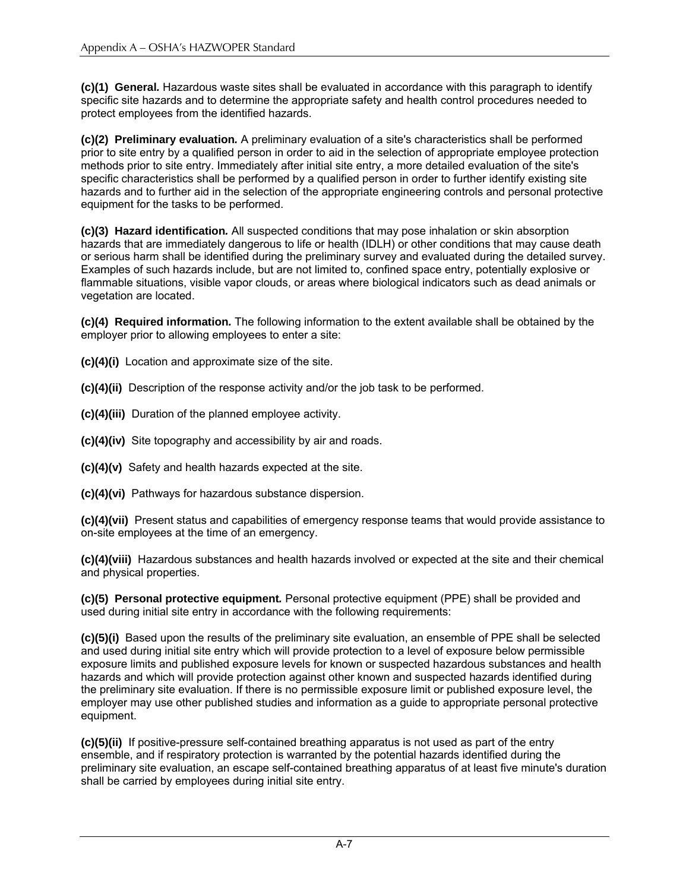**(c)(1) General.** Hazardous waste sites shall be evaluated in accordance with this paragraph to identify specific site hazards and to determine the appropriate safety and health control procedures needed to protect employees from the identified hazards.

**(c)(2) Preliminary evaluation.** A preliminary evaluation of a site's characteristics shall be performed prior to site entry by a qualified person in order to aid in the selection of appropriate employee protection methods prior to site entry. Immediately after initial site entry, a more detailed evaluation of the site's specific characteristics shall be performed by a qualified person in order to further identify existing site hazards and to further aid in the selection of the appropriate engineering controls and personal protective equipment for the tasks to be performed.

**(c)(3) Hazard identification.** All suspected conditions that may pose inhalation or skin absorption hazards that are immediately dangerous to life or health (IDLH) or other conditions that may cause death or serious harm shall be identified during the preliminary survey and evaluated during the detailed survey. Examples of such hazards include, but are not limited to, confined space entry, potentially explosive or flammable situations, visible vapor clouds, or areas where biological indicators such as dead animals or vegetation are located.

**(c)(4) Required information.** The following information to the extent available shall be obtained by the employer prior to allowing employees to enter a site:

**(c)(4)(i)** Location and approximate size of the site.

**(c)(4)(ii)** Description of the response activity and/or the job task to be performed.

**(c)(4)(iii)** Duration of the planned employee activity.

**(c)(4)(iv)** Site topography and accessibility by air and roads.

**(c)(4)(v)** Safety and health hazards expected at the site.

**(c)(4)(vi)** Pathways for hazardous substance dispersion.

**(c)(4)(vii)** Present status and capabilities of emergency response teams that would provide assistance to on-site employees at the time of an emergency.

**(c)(4)(viii)** Hazardous substances and health hazards involved or expected at the site and their chemical and physical properties.

**(c)(5) Personal protective equipment.** Personal protective equipment (PPE) shall be provided and used during initial site entry in accordance with the following requirements:

**(c)(5)(i)** Based upon the results of the preliminary site evaluation, an ensemble of PPE shall be selected and used during initial site entry which will provide protection to a level of exposure below permissible exposure limits and published exposure levels for known or suspected hazardous substances and health hazards and which will provide protection against other known and suspected hazards identified during the preliminary site evaluation. If there is no permissible exposure limit or published exposure level, the employer may use other published studies and information as a guide to appropriate personal protective equipment.

**(c)(5)(ii)** If positive-pressure self-contained breathing apparatus is not used as part of the entry ensemble, and if respiratory protection is warranted by the potential hazards identified during the preliminary site evaluation, an escape self-contained breathing apparatus of at least five minute's duration shall be carried by employees during initial site entry.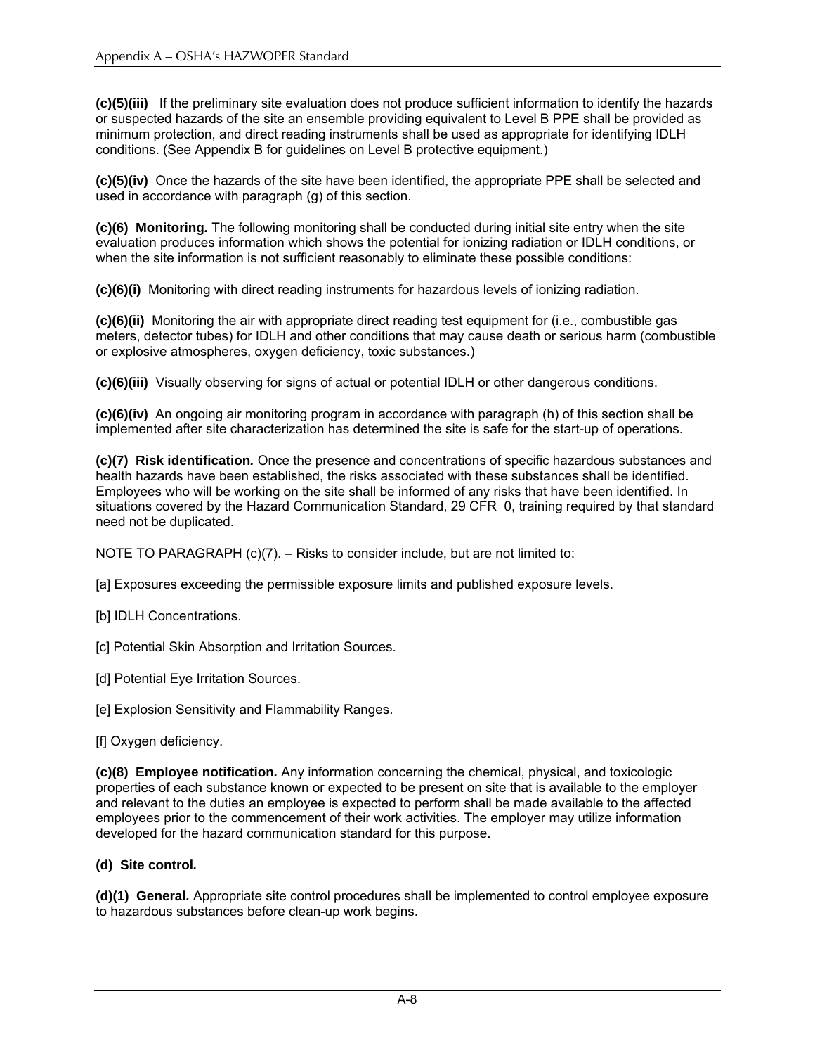**(c)(5)(iii)** If the preliminary site evaluation does not produce sufficient information to identify the hazards or suspected hazards of the site an ensemble providing equivalent to Level B PPE shall be provided as minimum protection, and direct reading instruments shall be used as appropriate for identifying IDLH conditions. (See Appendix B for guidelines on Level B protective equipment.)

**(c)(5)(iv)** Once the hazards of the site have been identified, the appropriate PPE shall be selected and used in accordance with paragraph (g) of this section.

**(c)(6) Monitoring.** The following monitoring shall be conducted during initial site entry when the site evaluation produces information which shows the potential for ionizing radiation or IDLH conditions, or when the site information is not sufficient reasonably to eliminate these possible conditions:

**(c)(6)(i)** Monitoring with direct reading instruments for hazardous levels of ionizing radiation.

**(c)(6)(ii)** Monitoring the air with appropriate direct reading test equipment for (i.e., combustible gas meters, detector tubes) for IDLH and other conditions that may cause death or serious harm (combustible or explosive atmospheres, oxygen deficiency, toxic substances.)

**(c)(6)(iii)** Visually observing for signs of actual or potential IDLH or other dangerous conditions.

**(c)(6)(iv)** An ongoing air monitoring program in accordance with paragraph (h) of this section shall be implemented after site characterization has determined the site is safe for the start-up of operations.

**(c)(7) Risk identification.** Once the presence and concentrations of specific hazardous substances and health hazards have been established, the risks associated with these substances shall be identified. Employees who will be working on the site shall be informed of any risks that have been identified. In situations covered by the Hazard Communication Standard, 29 CFR 0, training required by that standard need not be duplicated.

NOTE TO PARAGRAPH (c)(7). – Risks to consider include, but are not limited to:

[a] Exposures exceeding the permissible exposure limits and published exposure levels.

[b] IDLH Concentrations.

[c] Potential Skin Absorption and Irritation Sources.

[d] Potential Eye Irritation Sources.

[e] Explosion Sensitivity and Flammability Ranges.

[f] Oxygen deficiency.

**(c)(8) Employee notification.** Any information concerning the chemical, physical, and toxicologic properties of each substance known or expected to be present on site that is available to the employer and relevant to the duties an employee is expected to perform shall be made available to the affected employees prior to the commencement of their work activities. The employer may utilize information developed for the hazard communication standard for this purpose.

**(d) Site control.**

**(d)(1) General.** Appropriate site control procedures shall be implemented to control employee exposure to hazardous substances before clean-up work begins.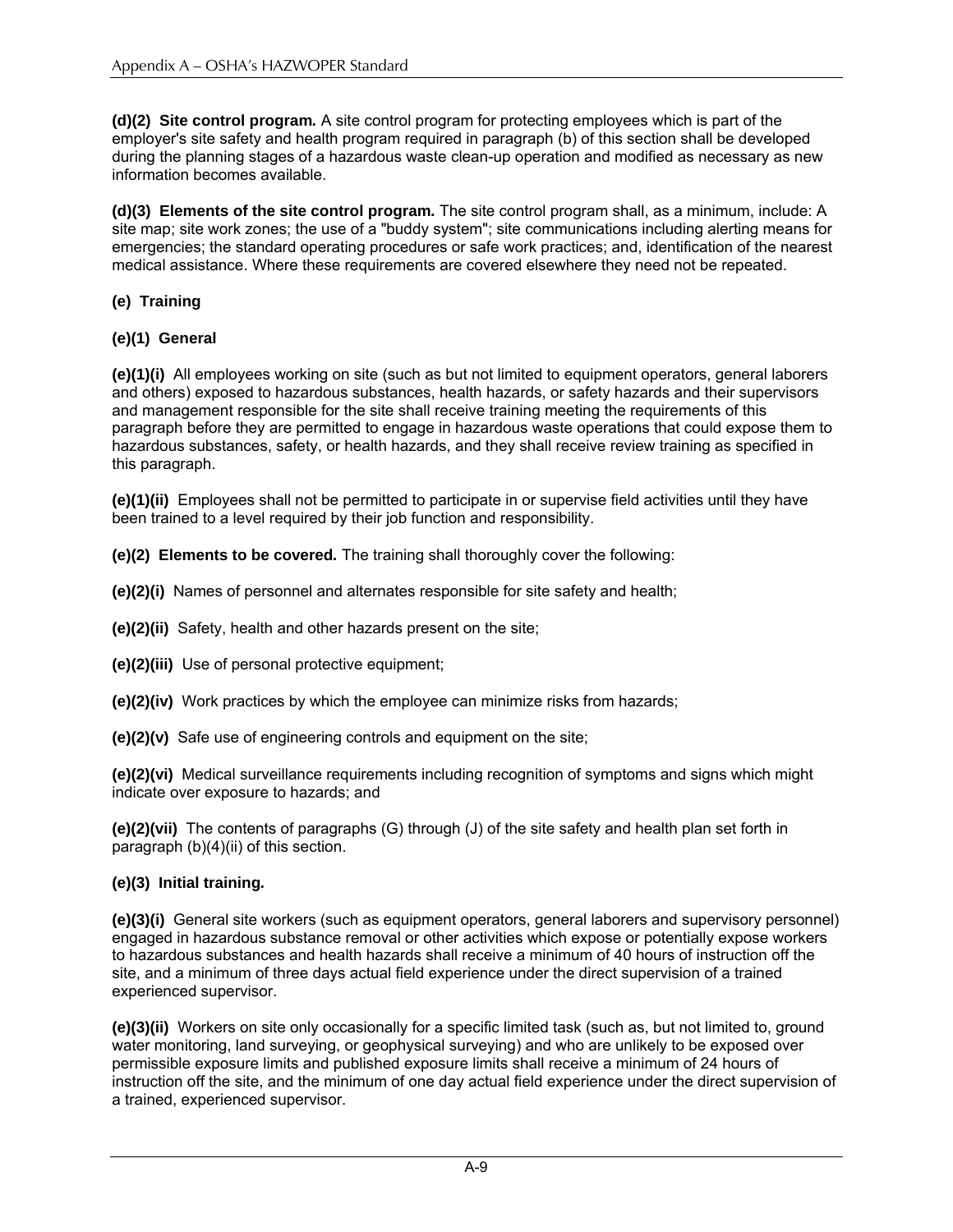**(d)(2) Site control program.** A site control program for protecting employees which is part of the employer's site safety and health program required in paragraph (b) of this section shall be developed during the planning stages of a hazardous waste clean-up operation and modified as necessary as new information becomes available.

**(d)(3) Elements of the site control program.** The site control program shall, as a minimum, include: A site map; site work zones; the use of a "buddy system"; site communications including alerting means for emergencies; the standard operating procedures or safe work practices; and, identification of the nearest medical assistance. Where these requirements are covered elsewhere they need not be repeated.

**(e) Training**

**(e)(1) General**

**(e)(1)(i)** All employees working on site (such as but not limited to equipment operators, general laborers and others) exposed to hazardous substances, health hazards, or safety hazards and their supervisors and management responsible for the site shall receive training meeting the requirements of this paragraph before they are permitted to engage in hazardous waste operations that could expose them to hazardous substances, safety, or health hazards, and they shall receive review training as specified in this paragraph.

**(e)(1)(ii)** Employees shall not be permitted to participate in or supervise field activities until they have been trained to a level required by their job function and responsibility.

**(e)(2) Elements to be covered.** The training shall thoroughly cover the following:

**(e)(2)(i)** Names of personnel and alternates responsible for site safety and health;

**(e)(2)(ii)** Safety, health and other hazards present on the site;

**(e)(2)(iii)** Use of personal protective equipment;

**(e)(2)(iv)** Work practices by which the employee can minimize risks from hazards;

**(e)(2)(v)** Safe use of engineering controls and equipment on the site;

**(e)(2)(vi)** Medical surveillance requirements including recognition of symptoms and signs which might indicate over exposure to hazards; and

**(e)(2)(vii)** The contents of paragraphs (G) through (J) of the site safety and health plan set forth in paragraph (b)(4)(ii) of this section.

**(e)(3) Initial training.**

**(e)(3)(i)** General site workers (such as equipment operators, general laborers and supervisory personnel) engaged in hazardous substance removal or other activities which expose or potentially expose workers to hazardous substances and health hazards shall receive a minimum of 40 hours of instruction off the site, and a minimum of three days actual field experience under the direct supervision of a trained experienced supervisor.

**(e)(3)(ii)** Workers on site only occasionally for a specific limited task (such as, but not limited to, ground water monitoring, land surveying, or geophysical surveying) and who are unlikely to be exposed over permissible exposure limits and published exposure limits shall receive a minimum of 24 hours of instruction off the site, and the minimum of one day actual field experience under the direct supervision of a trained, experienced supervisor.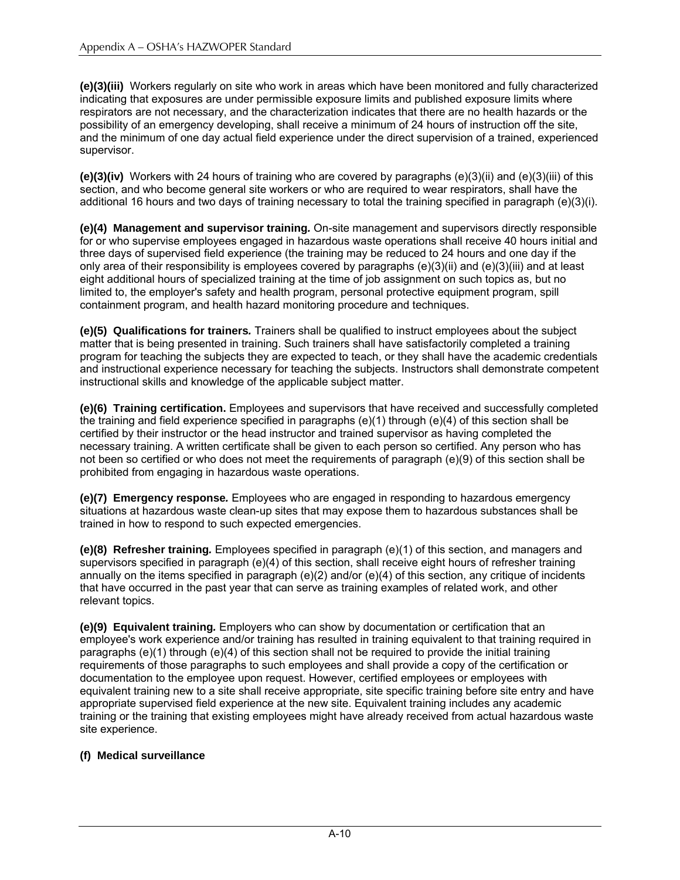**(e)(3)(iii)** Workers regularly on site who work in areas which have been monitored and fully characterized indicating that exposures are under permissible exposure limits and published exposure limits where respirators are not necessary, and the characterization indicates that there are no health hazards or the possibility of an emergency developing, shall receive a minimum of 24 hours of instruction off the site, and the minimum of one day actual field experience under the direct supervision of a trained, experienced supervisor.

**(e)(3)(iv)** Workers with 24 hours of training who are covered by paragraphs (e)(3)(ii) and (e)(3)(iii) of this section, and who become general site workers or who are required to wear respirators, shall have the additional 16 hours and two days of training necessary to total the training specified in paragraph (e)(3)(i).

**(e)(4) Management and supervisor training.** On-site management and supervisors directly responsible for or who supervise employees engaged in hazardous waste operations shall receive 40 hours initial and three days of supervised field experience (the training may be reduced to 24 hours and one day if the only area of their responsibility is employees covered by paragraphs (e)(3)(ii) and (e)(3)(iii) and at least eight additional hours of specialized training at the time of job assignment on such topics as, but no limited to, the employer's safety and health program, personal protective equipment program, spill containment program, and health hazard monitoring procedure and techniques.

**(e)(5) Qualifications for trainers.** Trainers shall be qualified to instruct employees about the subject matter that is being presented in training. Such trainers shall have satisfactorily completed a training program for teaching the subjects they are expected to teach, or they shall have the academic credentials and instructional experience necessary for teaching the subjects. Instructors shall demonstrate competent instructional skills and knowledge of the applicable subject matter.

**(e)(6) Training certification.** Employees and supervisors that have received and successfully completed the training and field experience specified in paragraphs (e)(1) through (e)(4) of this section shall be certified by their instructor or the head instructor and trained supervisor as having completed the necessary training. A written certificate shall be given to each person so certified. Any person who has not been so certified or who does not meet the requirements of paragraph (e)(9) of this section shall be prohibited from engaging in hazardous waste operations.

**(e)(7) Emergency response.** Employees who are engaged in responding to hazardous emergency situations at hazardous waste clean-up sites that may expose them to hazardous substances shall be trained in how to respond to such expected emergencies.

**(e)(8) Refresher training.** Employees specified in paragraph (e)(1) of this section, and managers and supervisors specified in paragraph (e)(4) of this section, shall receive eight hours of refresher training annually on the items specified in paragraph (e)(2) and/or (e)(4) of this section, any critique of incidents that have occurred in the past year that can serve as training examples of related work, and other relevant topics.

**(e)(9) Equivalent training.** Employers who can show by documentation or certification that an employee's work experience and/or training has resulted in training equivalent to that training required in paragraphs (e)(1) through (e)(4) of this section shall not be required to provide the initial training requirements of those paragraphs to such employees and shall provide a copy of the certification or documentation to the employee upon request. However, certified employees or employees with equivalent training new to a site shall receive appropriate, site specific training before site entry and have appropriate supervised field experience at the new site. Equivalent training includes any academic training or the training that existing employees might have already received from actual hazardous waste site experience.

**(f) Medical surveillance**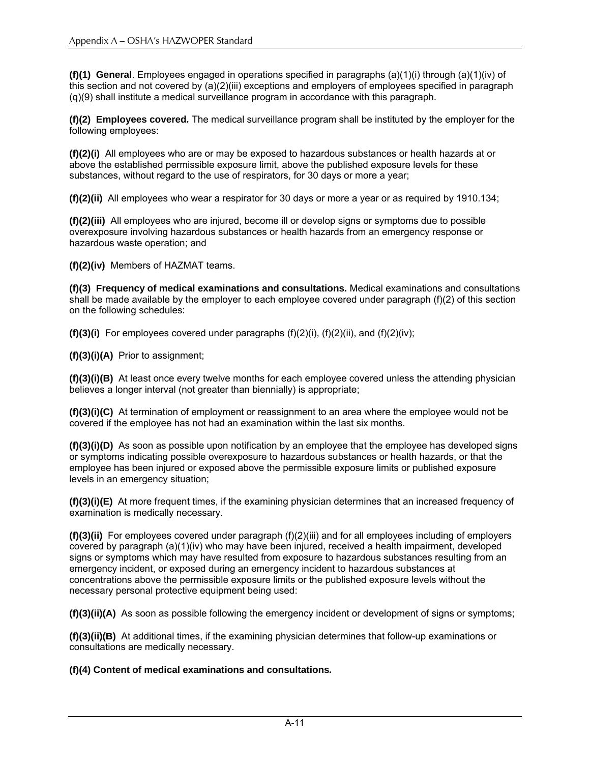**(f)(1) General**. Employees engaged in operations specified in paragraphs (a)(1)(i) through (a)(1)(iv) of this section and not covered by (a)(2)(iii) exceptions and employers of employees specified in paragraph (q)(9) shall institute a medical surveillance program in accordance with this paragraph.

**(f)(2) Employees covered.** The medical surveillance program shall be instituted by the employer for the following employees:

**(f)(2)(i)** All employees who are or may be exposed to hazardous substances or health hazards at or above the established permissible exposure limit, above the published exposure levels for these substances, without regard to the use of respirators, for 30 days or more a year;

**(f)(2)(ii)** All employees who wear a respirator for 30 days or more a year or as required by 1910.134;

**(f)(2)(iii)** All employees who are injured, become ill or develop signs or symptoms due to possible overexposure involving hazardous substances or health hazards from an emergency response or hazardous waste operation; and

**(f)(2)(iv)** Members of HAZMAT teams.

**(f)(3) Frequency of medical examinations and consultations.** Medical examinations and consultations shall be made available by the employer to each employee covered under paragraph (f)(2) of this section on the following schedules:

**(f)(3)(i)** For employees covered under paragraphs (f)(2)(i), (f)(2)(ii), and (f)(2)(iv);

**(f)(3)(i)(A)** Prior to assignment;

**(f)(3)(i)(B)** At least once every twelve months for each employee covered unless the attending physician believes a longer interval (not greater than biennially) is appropriate;

**(f)(3)(i)(C)** At termination of employment or reassignment to an area where the employee would not be covered if the employee has not had an examination within the last six months.

**(f)(3)(i)(D)** As soon as possible upon notification by an employee that the employee has developed signs or symptoms indicating possible overexposure to hazardous substances or health hazards, or that the employee has been injured or exposed above the permissible exposure limits or published exposure levels in an emergency situation;

**(f)(3)(i)(E)** At more frequent times, if the examining physician determines that an increased frequency of examination is medically necessary.

**(f)(3)(ii)** For employees covered under paragraph (f)(2)(iii) and for all employees including of employers covered by paragraph (a)(1)(iv) who may have been injured, received a health impairment, developed signs or symptoms which may have resulted from exposure to hazardous substances resulting from an emergency incident, or exposed during an emergency incident to hazardous substances at concentrations above the permissible exposure limits or the published exposure levels without the necessary personal protective equipment being used:

**(f)(3)(ii)(A)** As soon as possible following the emergency incident or development of signs or symptoms;

**(f)(3)(ii)(B)** At additional times, if the examining physician determines that follow-up examinations or consultations are medically necessary.

**(f)(4) Content of medical examinations and consultations.**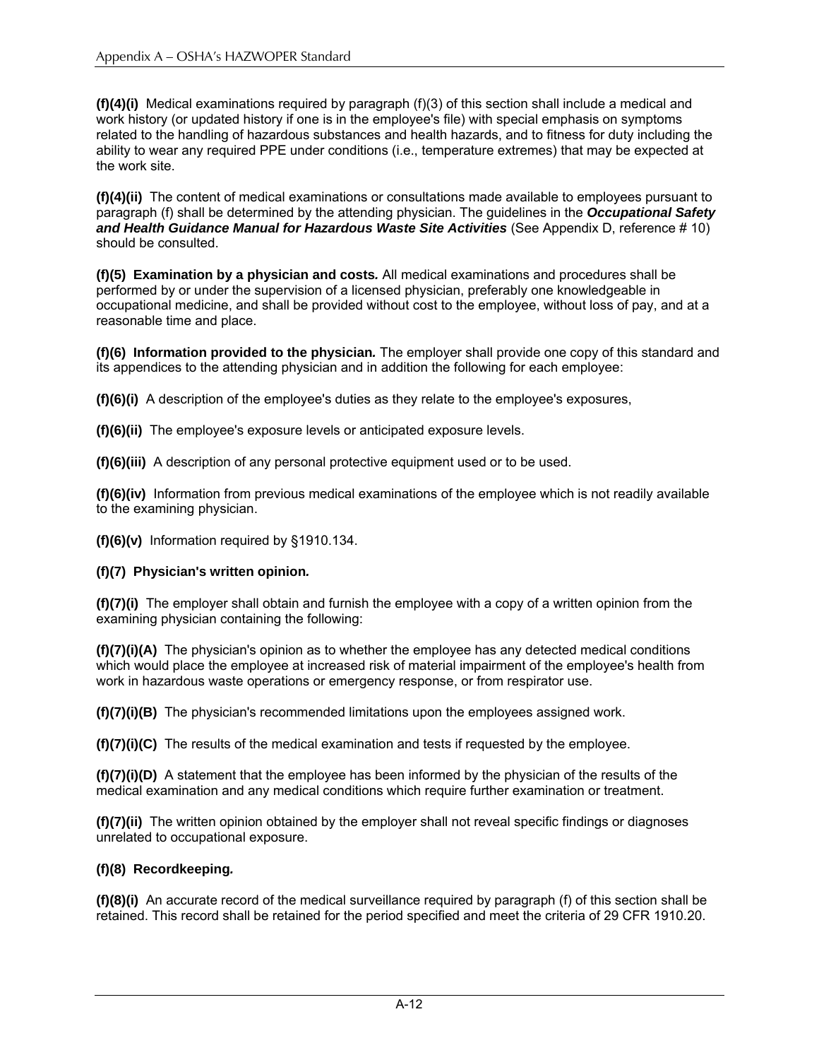**(f)(4)(i)** Medical examinations required by paragraph (f)(3) of this section shall include a medical and work history (or updated history if one is in the employee's file) with special emphasis on symptoms related to the handling of hazardous substances and health hazards, and to fitness for duty including the ability to wear any required PPE under conditions (i.e., temperature extremes) that may be expected at the work site.

**(f)(4)(ii)** The content of medical examinations or consultations made available to employees pursuant to paragraph (f) shall be determined by the attending physician. The guidelines in the ***Occupational Safety and Health Guidance Manual for Hazardous Waste Site Activities*** (See Appendix D, reference # 10) should be consulted.

**(f)(5) Examination by a physician and costs.** All medical examinations and procedures shall be performed by or under the supervision of a licensed physician, preferably one knowledgeable in occupational medicine, and shall be provided without cost to the employee, without loss of pay, and at a reasonable time and place.

**(f)(6) Information provided to the physician.** The employer shall provide one copy of this standard and its appendices to the attending physician and in addition the following for each employee:

**(f)(6)(i)** A description of the employee's duties as they relate to the employee's exposures,

**(f)(6)(ii)** The employee's exposure levels or anticipated exposure levels.

**(f)(6)(iii)** A description of any personal protective equipment used or to be used.

**(f)(6)(iv)** Information from previous medical examinations of the employee which is not readily available to the examining physician.

**(f)(6)(v)** Information required by §1910.134.

**(f)(7) Physician's written opinion.**

**(f)(7)(i)** The employer shall obtain and furnish the employee with a copy of a written opinion from the examining physician containing the following:

**(f)(7)(i)(A)** The physician's opinion as to whether the employee has any detected medical conditions which would place the employee at increased risk of material impairment of the employee's health from work in hazardous waste operations or emergency response, or from respirator use.

**(f)(7)(i)(B)** The physician's recommended limitations upon the employees assigned work.

**(f)(7)(i)(C)** The results of the medical examination and tests if requested by the employee.

**(f)(7)(i)(D)** A statement that the employee has been informed by the physician of the results of the medical examination and any medical conditions which require further examination or treatment.

**(f)(7)(ii)** The written opinion obtained by the employer shall not reveal specific findings or diagnoses unrelated to occupational exposure.

**(f)(8) Recordkeeping.**

**(f)(8)(i)** An accurate record of the medical surveillance required by paragraph (f) of this section shall be retained. This record shall be retained for the period specified and meet the criteria of 29 CFR 1910.20.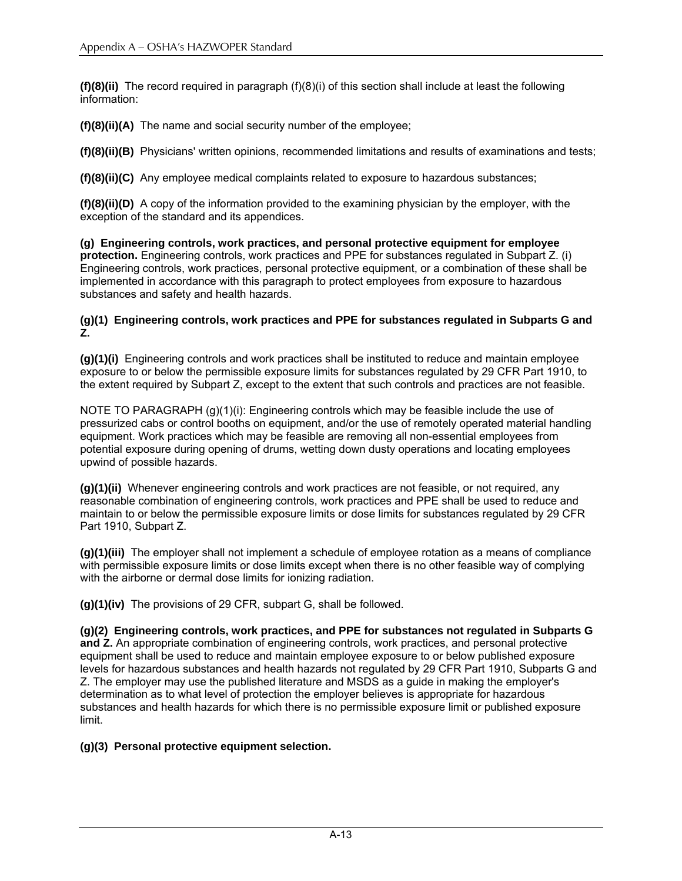**(f)(8)(ii)** The record required in paragraph (f)(8)(i) of this section shall include at least the following information:

**(f)(8)(ii)(A)** The name and social security number of the employee;

**(f)(8)(ii)(B)** Physicians' written opinions, recommended limitations and results of examinations and tests;

**(f)(8)(ii)(C)** Any employee medical complaints related to exposure to hazardous substances;

**(f)(8)(ii)(D)** A copy of the information provided to the examining physician by the employer, with the exception of the standard and its appendices.

**(g) Engineering controls, work practices, and personal protective equipment for employee protection.** Engineering controls, work practices and PPE for substances regulated in Subpart Z. (i) Engineering controls, work practices, personal protective equipment, or a combination of these shall be implemented in accordance with this paragraph to protect employees from exposure to hazardous substances and safety and health hazards.

**(g)(1) Engineering controls, work practices and PPE for substances regulated in Subparts G and Z.**

**(g)(1)(i)** Engineering controls and work practices shall be instituted to reduce and maintain employee exposure to or below the permissible exposure limits for substances regulated by 29 CFR Part 1910, to the extent required by Subpart Z, except to the extent that such controls and practices are not feasible.

NOTE TO PARAGRAPH (g)(1)(i): Engineering controls which may be feasible include the use of pressurized cabs or control booths on equipment, and/or the use of remotely operated material handling equipment. Work practices which may be feasible are removing all non-essential employees from potential exposure during opening of drums, wetting down dusty operations and locating employees upwind of possible hazards.

**(g)(1)(ii)** Whenever engineering controls and work practices are not feasible, or not required, any reasonable combination of engineering controls, work practices and PPE shall be used to reduce and maintain to or below the permissible exposure limits or dose limits for substances regulated by 29 CFR Part 1910, Subpart Z.

**(g)(1)(iii)** The employer shall not implement a schedule of employee rotation as a means of compliance with permissible exposure limits or dose limits except when there is no other feasible way of complying with the airborne or dermal dose limits for ionizing radiation.

**(g)(1)(iv)** The provisions of 29 CFR, subpart G, shall be followed.

**(g)(2) Engineering controls, work practices, and PPE for substances not regulated in Subparts G and Z.** An appropriate combination of engineering controls, work practices, and personal protective equipment shall be used to reduce and maintain employee exposure to or below published exposure levels for hazardous substances and health hazards not regulated by 29 CFR Part 1910, Subparts G and Z. The employer may use the published literature and MSDS as a guide in making the employer's determination as to what level of protection the employer believes is appropriate for hazardous substances and health hazards for which there is no permissible exposure limit or published exposure limit.

**(g)(3) Personal protective equipment selection.**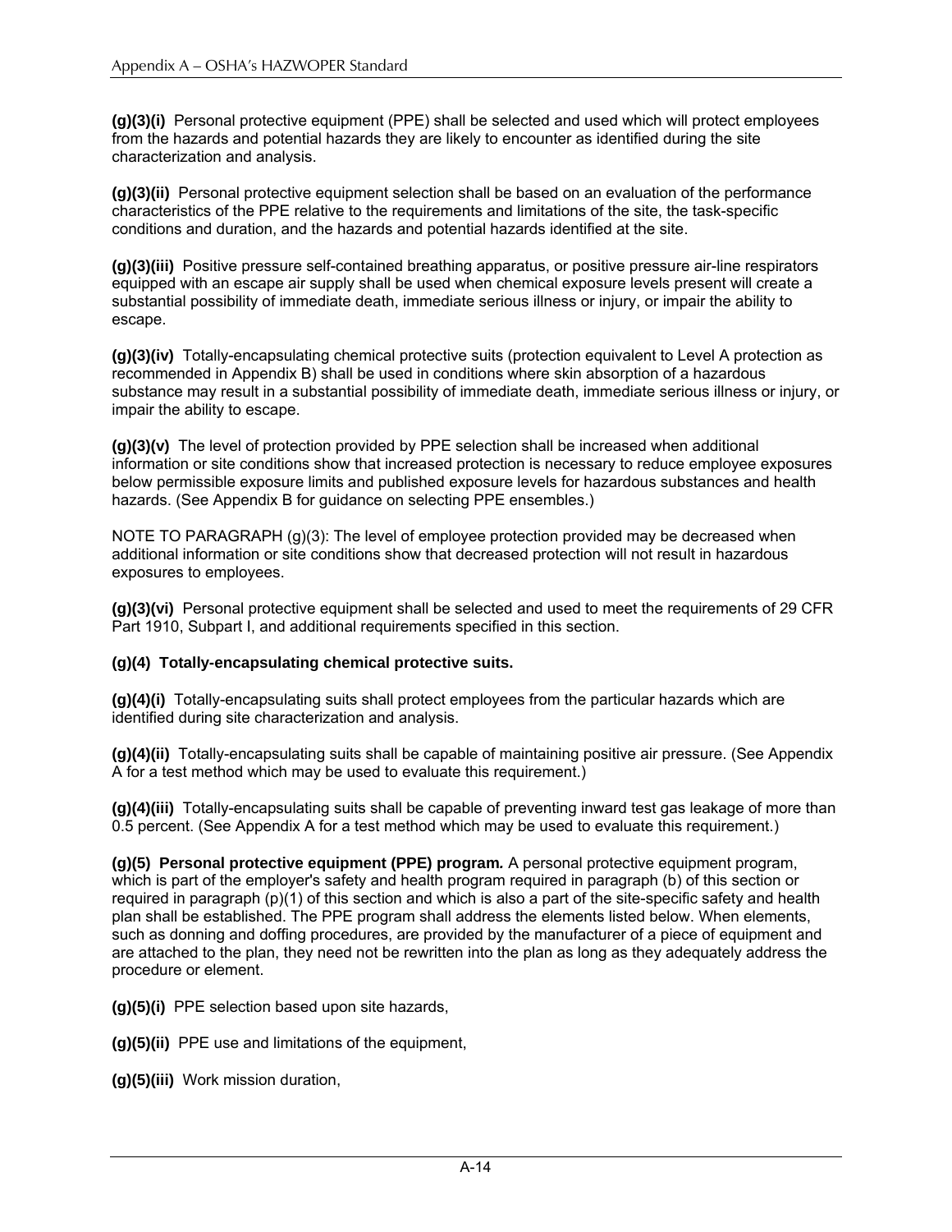**(g)(3)(i)** Personal protective equipment (PPE) shall be selected and used which will protect employees from the hazards and potential hazards they are likely to encounter as identified during the site characterization and analysis.

**(g)(3)(ii)** Personal protective equipment selection shall be based on an evaluation of the performance characteristics of the PPE relative to the requirements and limitations of the site, the task-specific conditions and duration, and the hazards and potential hazards identified at the site.

**(g)(3)(iii)** Positive pressure self-contained breathing apparatus, or positive pressure air-line respirators equipped with an escape air supply shall be used when chemical exposure levels present will create a substantial possibility of immediate death, immediate serious illness or injury, or impair the ability to escape.

**(g)(3)(iv)** Totally-encapsulating chemical protective suits (protection equivalent to Level A protection as recommended in Appendix B) shall be used in conditions where skin absorption of a hazardous substance may result in a substantial possibility of immediate death, immediate serious illness or injury, or impair the ability to escape.

**(g)(3)(v)** The level of protection provided by PPE selection shall be increased when additional information or site conditions show that increased protection is necessary to reduce employee exposures below permissible exposure limits and published exposure levels for hazardous substances and health hazards. (See Appendix B for guidance on selecting PPE ensembles.)

NOTE TO PARAGRAPH (g)(3): The level of employee protection provided may be decreased when additional information or site conditions show that decreased protection will not result in hazardous exposures to employees.

**(g)(3)(vi)** Personal protective equipment shall be selected and used to meet the requirements of 29 CFR Part 1910, Subpart I, and additional requirements specified in this section.

**(g)(4) Totally-encapsulating chemical protective suits.**

**(g)(4)(i)** Totally-encapsulating suits shall protect employees from the particular hazards which are identified during site characterization and analysis.

**(g)(4)(ii)** Totally-encapsulating suits shall be capable of maintaining positive air pressure. (See Appendix A for a test method which may be used to evaluate this requirement.)

**(g)(4)(iii)** Totally-encapsulating suits shall be capable of preventing inward test gas leakage of more than 0.5 percent. (See Appendix A for a test method which may be used to evaluate this requirement.)

**(g)(5) Personal protective equipment (PPE) program.** A personal protective equipment program, which is part of the employer's safety and health program required in paragraph (b) of this section or required in paragraph (p)(1) of this section and which is also a part of the site-specific safety and health plan shall be established. The PPE program shall address the elements listed below. When elements, such as donning and doffing procedures, are provided by the manufacturer of a piece of equipment and are attached to the plan, they need not be rewritten into the plan as long as they adequately address the procedure or element.

**(g)(5)(i)** PPE selection based upon site hazards,

**(g)(5)(ii)** PPE use and limitations of the equipment,

**(g)(5)(iii)** Work mission duration,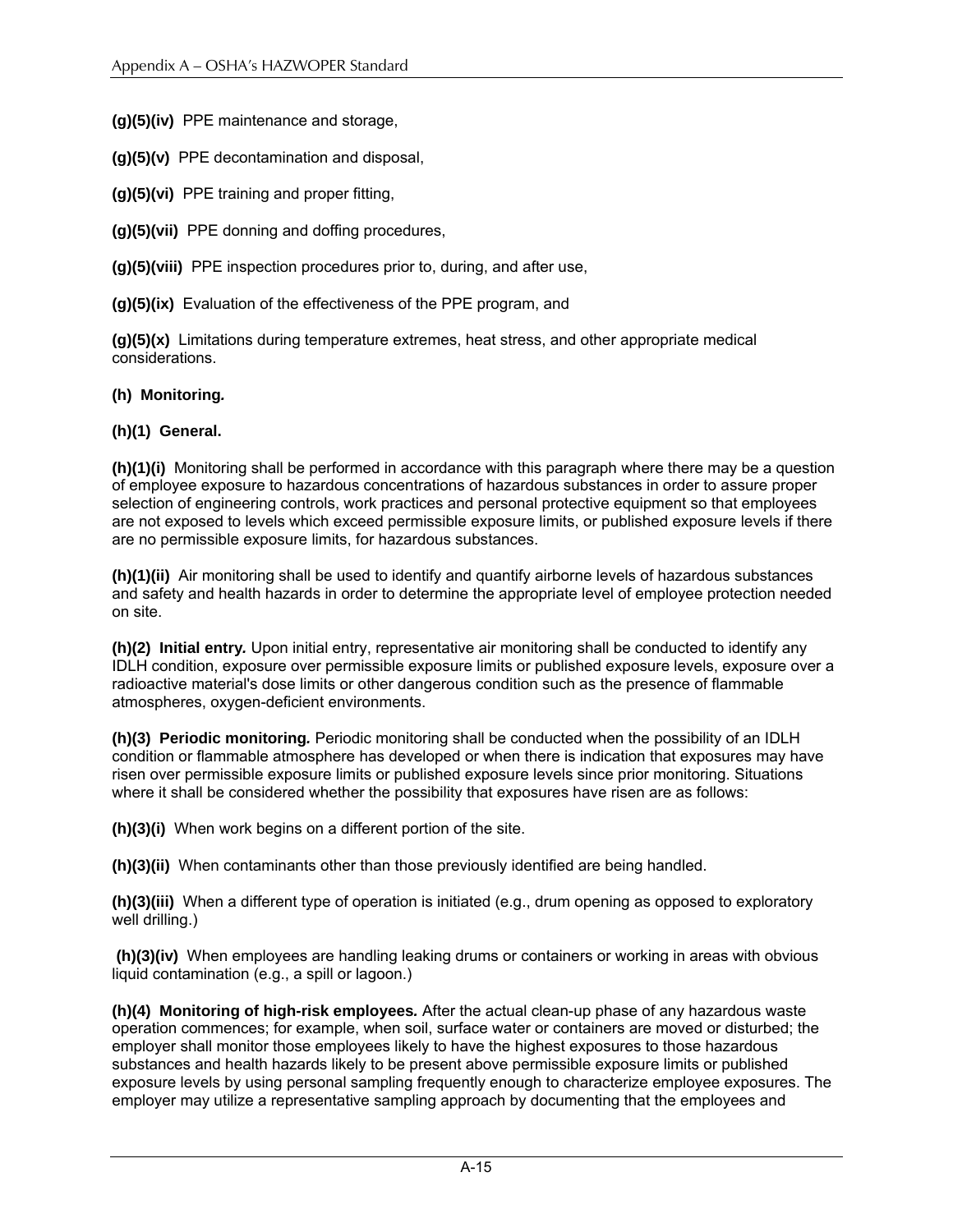**(g)(5)(iv)** PPE maintenance and storage,

**(g)(5)(v)** PPE decontamination and disposal,

**(g)(5)(vi)** PPE training and proper fitting,

**(g)(5)(vii)** PPE donning and doffing procedures,

**(g)(5)(viii)** PPE inspection procedures prior to, during, and after use,

**(g)(5)(ix)** Evaluation of the effectiveness of the PPE program, and

**(g)(5)(x)** Limitations during temperature extremes, heat stress, and other appropriate medical considerations.

**(h) Monitoring.**

**(h)(1) General.**

**(h)(1)(i)** Monitoring shall be performed in accordance with this paragraph where there may be a question of employee exposure to hazardous concentrations of hazardous substances in order to assure proper selection of engineering controls, work practices and personal protective equipment so that employees are not exposed to levels which exceed permissible exposure limits, or published exposure levels if there are no permissible exposure limits, for hazardous substances.

**(h)(1)(ii)** Air monitoring shall be used to identify and quantify airborne levels of hazardous substances and safety and health hazards in order to determine the appropriate level of employee protection needed on site.

**(h)(2) Initial entry.** Upon initial entry, representative air monitoring shall be conducted to identify any IDLH condition, exposure over permissible exposure limits or published exposure levels, exposure over a radioactive material's dose limits or other dangerous condition such as the presence of flammable atmospheres, oxygen-deficient environments.

**(h)(3) Periodic monitoring.** Periodic monitoring shall be conducted when the possibility of an IDLH condition or flammable atmosphere has developed or when there is indication that exposures may have risen over permissible exposure limits or published exposure levels since prior monitoring. Situations where it shall be considered whether the possibility that exposures have risen are as follows:

**(h)(3)(i)** When work begins on a different portion of the site.

**(h)(3)(ii)** When contaminants other than those previously identified are being handled.

**(h)(3)(iii)** When a different type of operation is initiated (e.g., drum opening as opposed to exploratory well drilling.)

**(h)(3)(iv)** When employees are handling leaking drums or containers or working in areas with obvious liquid contamination (e.g., a spill or lagoon.)

**(h)(4) Monitoring of high-risk employees.** After the actual clean-up phase of any hazardous waste operation commences; for example, when soil, surface water or containers are moved or disturbed; the employer shall monitor those employees likely to have the highest exposures to those hazardous substances and health hazards likely to be present above permissible exposure limits or published exposure levels by using personal sampling frequently enough to characterize employee exposures. The employer may utilize a representative sampling approach by documenting that the employees and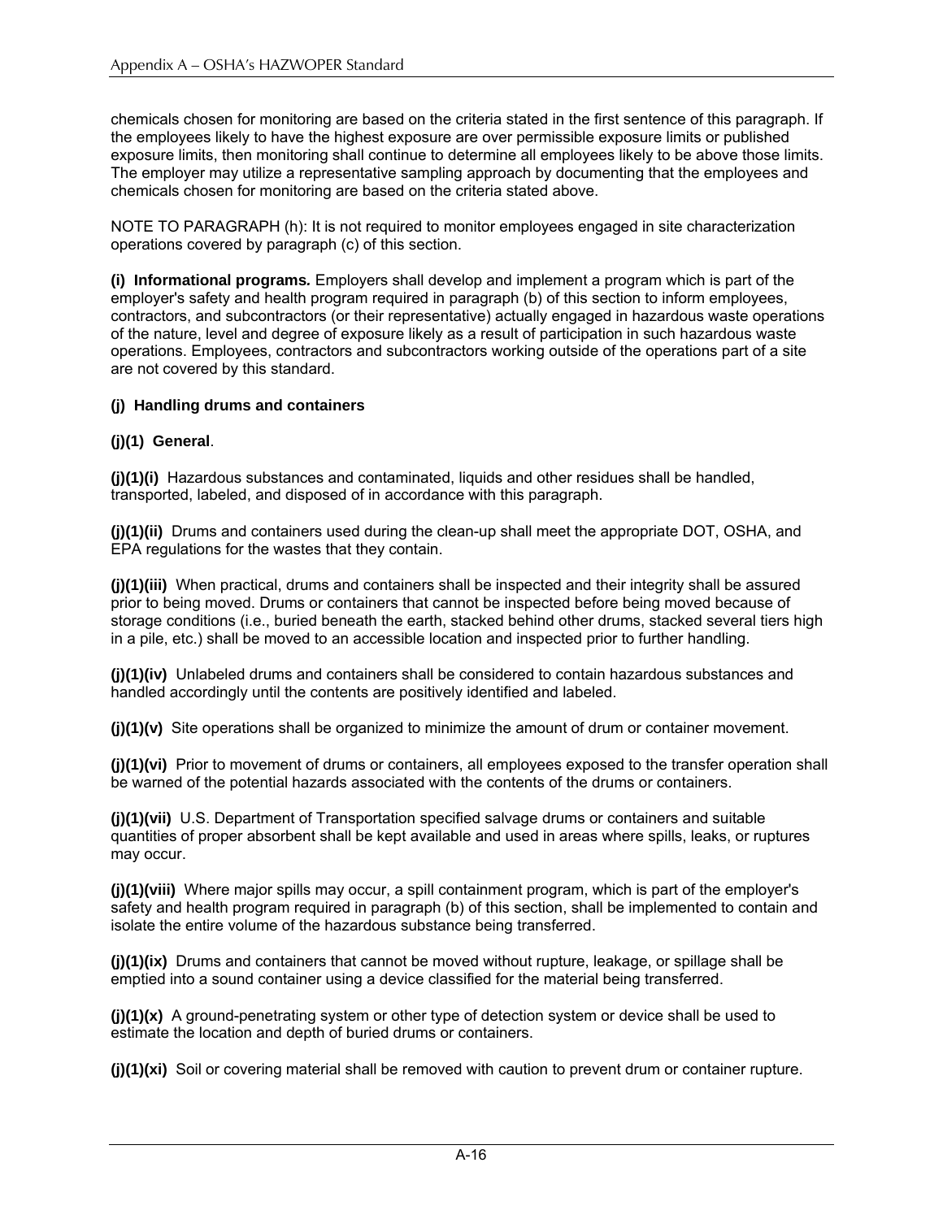chemicals chosen for monitoring are based on the criteria stated in the first sentence of this paragraph. If the employees likely to have the highest exposure are over permissible exposure limits or published exposure limits, then monitoring shall continue to determine all employees likely to be above those limits. The employer may utilize a representative sampling approach by documenting that the employees and chemicals chosen for monitoring are based on the criteria stated above.

NOTE TO PARAGRAPH (h): It is not required to monitor employees engaged in site characterization operations covered by paragraph (c) of this section.

**(i) Informational programs.** Employers shall develop and implement a program which is part of the employer's safety and health program required in paragraph (b) of this section to inform employees, contractors, and subcontractors (or their representative) actually engaged in hazardous waste operations of the nature, level and degree of exposure likely as a result of participation in such hazardous waste operations. Employees, contractors and subcontractors working outside of the operations part of a site are not covered by this standard.

**(j) Handling drums and containers**

**(j)(1) General**.

**(j)(1)(i)** Hazardous substances and contaminated, liquids and other residues shall be handled, transported, labeled, and disposed of in accordance with this paragraph.

**(j)(1)(ii)** Drums and containers used during the clean-up shall meet the appropriate DOT, OSHA, and EPA regulations for the wastes that they contain.

**(j)(1)(iii)** When practical, drums and containers shall be inspected and their integrity shall be assured prior to being moved. Drums or containers that cannot be inspected before being moved because of storage conditions (i.e., buried beneath the earth, stacked behind other drums, stacked several tiers high in a pile, etc.) shall be moved to an accessible location and inspected prior to further handling.

**(j)(1)(iv)** Unlabeled drums and containers shall be considered to contain hazardous substances and handled accordingly until the contents are positively identified and labeled.

**(j)(1)(v)** Site operations shall be organized to minimize the amount of drum or container movement.

**(j)(1)(vi)** Prior to movement of drums or containers, all employees exposed to the transfer operation shall be warned of the potential hazards associated with the contents of the drums or containers.

**(j)(1)(vii)** U.S. Department of Transportation specified salvage drums or containers and suitable quantities of proper absorbent shall be kept available and used in areas where spills, leaks, or ruptures may occur.

**(j)(1)(viii)** Where major spills may occur, a spill containment program, which is part of the employer's safety and health program required in paragraph (b) of this section, shall be implemented to contain and isolate the entire volume of the hazardous substance being transferred.

**(j)(1)(ix)** Drums and containers that cannot be moved without rupture, leakage, or spillage shall be emptied into a sound container using a device classified for the material being transferred.

**(j)(1)(x)** A ground-penetrating system or other type of detection system or device shall be used to estimate the location and depth of buried drums or containers.

**(j)(1)(xi)** Soil or covering material shall be removed with caution to prevent drum or container rupture.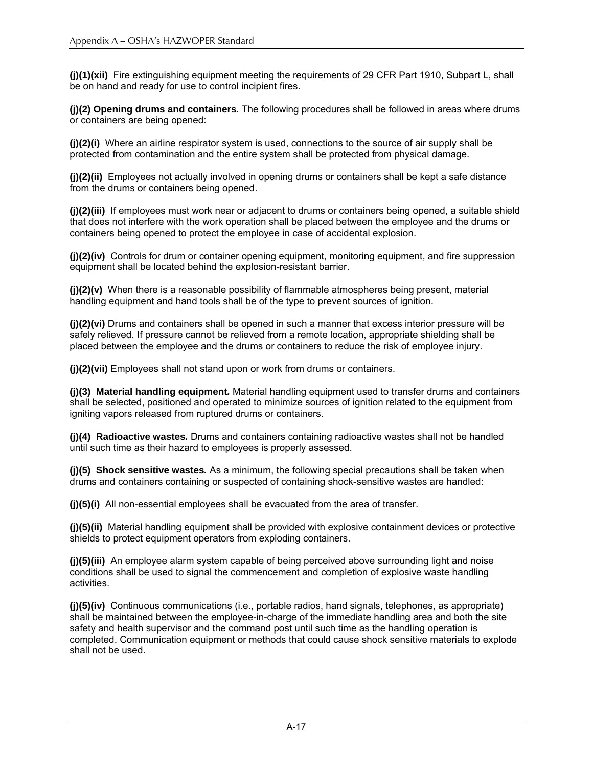**(j)(1)(xii)** Fire extinguishing equipment meeting the requirements of 29 CFR Part 1910, Subpart L, shall be on hand and ready for use to control incipient fires.

**(j)(2) Opening drums and containers.** The following procedures shall be followed in areas where drums or containers are being opened:

**(j)(2)(i)** Where an airline respirator system is used, connections to the source of air supply shall be protected from contamination and the entire system shall be protected from physical damage.

**(j)(2)(ii)** Employees not actually involved in opening drums or containers shall be kept a safe distance from the drums or containers being opened.

**(j)(2)(iii)** If employees must work near or adjacent to drums or containers being opened, a suitable shield that does not interfere with the work operation shall be placed between the employee and the drums or containers being opened to protect the employee in case of accidental explosion.

**(j)(2)(iv)** Controls for drum or container opening equipment, monitoring equipment, and fire suppression equipment shall be located behind the explosion-resistant barrier.

**(j)(2)(v)** When there is a reasonable possibility of flammable atmospheres being present, material handling equipment and hand tools shall be of the type to prevent sources of ignition.

**(j)(2)(vi)** Drums and containers shall be opened in such a manner that excess interior pressure will be safely relieved. If pressure cannot be relieved from a remote location, appropriate shielding shall be placed between the employee and the drums or containers to reduce the risk of employee injury.

**(j)(2)(vii)** Employees shall not stand upon or work from drums or containers.

**(j)(3) Material handling equipment.** Material handling equipment used to transfer drums and containers shall be selected, positioned and operated to minimize sources of ignition related to the equipment from igniting vapors released from ruptured drums or containers.

**(j)(4) Radioactive wastes.** Drums and containers containing radioactive wastes shall not be handled until such time as their hazard to employees is properly assessed.

**(j)(5) Shock sensitive wastes.** As a minimum, the following special precautions shall be taken when drums and containers containing or suspected of containing shock-sensitive wastes are handled:

**(j)(5)(i)** All non-essential employees shall be evacuated from the area of transfer.

**(j)(5)(ii)** Material handling equipment shall be provided with explosive containment devices or protective shields to protect equipment operators from exploding containers.

**(j)(5)(iii)** An employee alarm system capable of being perceived above surrounding light and noise conditions shall be used to signal the commencement and completion of explosive waste handling activities.

**(j)(5)(iv)** Continuous communications (i.e., portable radios, hand signals, telephones, as appropriate) shall be maintained between the employee-in-charge of the immediate handling area and both the site safety and health supervisor and the command post until such time as the handling operation is completed. Communication equipment or methods that could cause shock sensitive materials to explode shall not be used.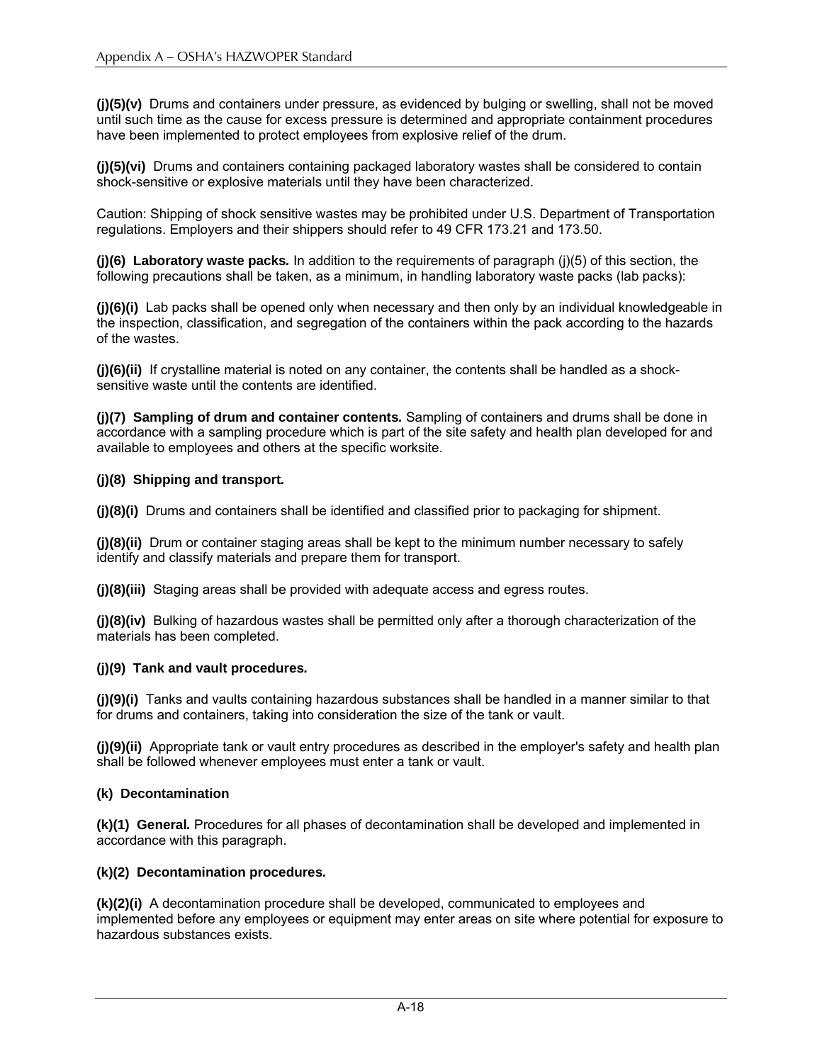**(j)(5)(v)** Drums and containers under pressure, as evidenced by bulging or swelling, shall not be moved until such time as the cause for excess pressure is determined and appropriate containment procedures have been implemented to protect employees from explosive relief of the drum.

**(j)(5)(vi)** Drums and containers containing packaged laboratory wastes shall be considered to contain shock-sensitive or explosive materials until they have been characterized.

Caution: Shipping of shock sensitive wastes may be prohibited under U.S. Department of Transportation regulations. Employers and their shippers should refer to 49 CFR 173.21 and 173.50.

**(j)(6) Laboratory waste packs.** In addition to the requirements of paragraph (j)(5) of this section, the following precautions shall be taken, as a minimum, in handling laboratory waste packs (lab packs):

**(j)(6)(i)** Lab packs shall be opened only when necessary and then only by an individual knowledgeable in the inspection, classification, and segregation of the containers within the pack according to the hazards of the wastes.

**(j)(6)(ii)** If crystalline material is noted on any container, the contents shall be handled as a shock-sensitive waste until the contents are identified.

**(j)(7) Sampling of drum and container contents.** Sampling of containers and drums shall be done in accordance with a sampling procedure which is part of the site safety and health plan developed for and available to employees and others at the specific worksite.

**(j)(8) Shipping and transport.**

**(j)(8)(i)** Drums and containers shall be identified and classified prior to packaging for shipment.

**(j)(8)(ii)** Drum or container staging areas shall be kept to the minimum number necessary to safely identify and classify materials and prepare them for transport.

**(j)(8)(iii)** Staging areas shall be provided with adequate access and egress routes.

**(j)(8)(iv)** Bulking of hazardous wastes shall be permitted only after a thorough characterization of the materials has been completed.

**(j)(9) Tank and vault procedures.**

**(j)(9)(i)** Tanks and vaults containing hazardous substances shall be handled in a manner similar to that for drums and containers, taking into consideration the size of the tank or vault.

**(j)(9)(ii)** Appropriate tank or vault entry procedures as described in the employer's safety and health plan shall be followed whenever employees must enter a tank or vault.

**(k) Decontamination**

**(k)(1) General.** Procedures for all phases of decontamination shall be developed and implemented in accordance with this paragraph.

**(k)(2) Decontamination procedures.**

**(k)(2)(i)** A decontamination procedure shall be developed, communicated to employees and implemented before any employees or equipment may enter areas on site where potential for exposure to hazardous substances exists.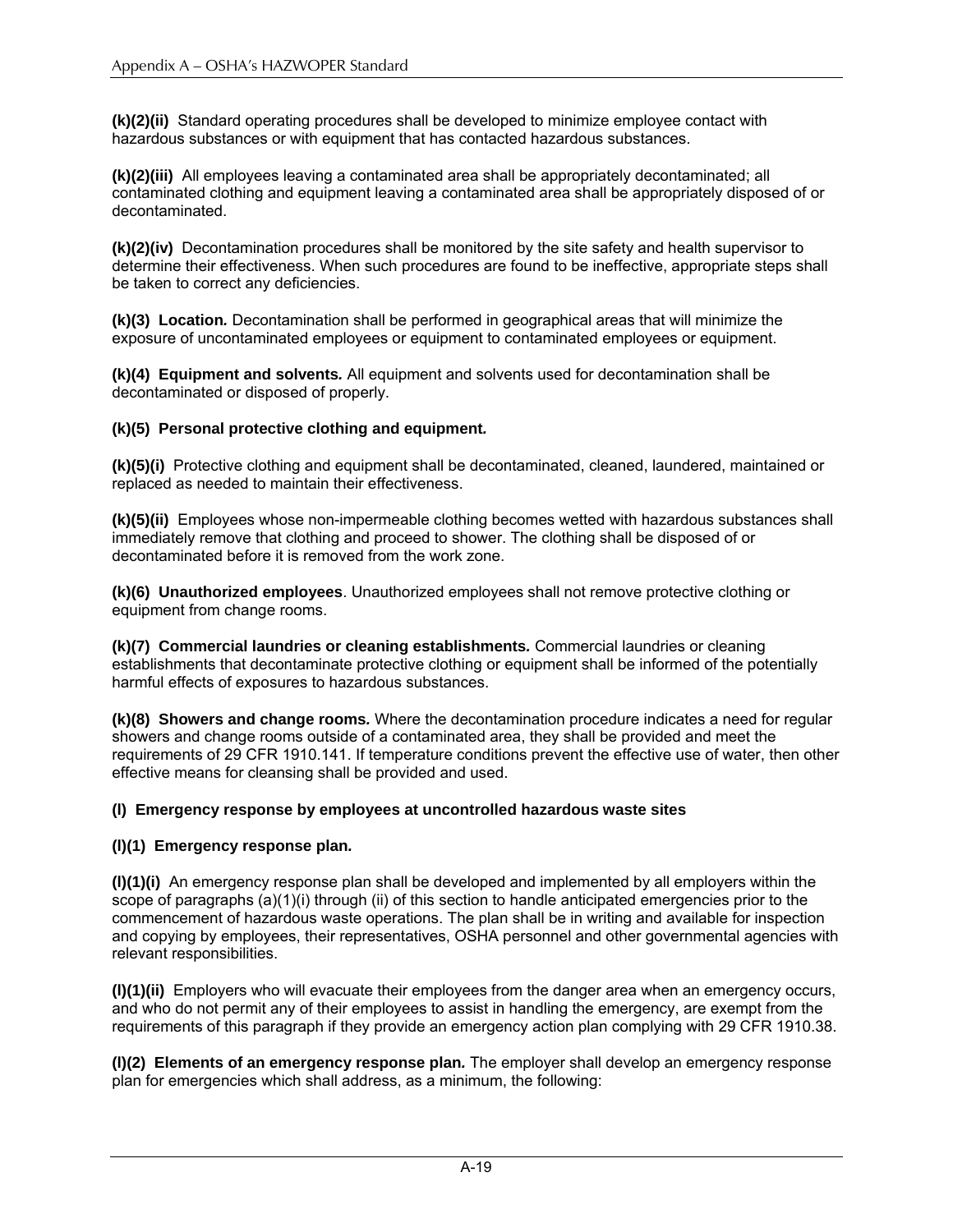**(k)(2)(ii)** Standard operating procedures shall be developed to minimize employee contact with hazardous substances or with equipment that has contacted hazardous substances.

**(k)(2)(iii)** All employees leaving a contaminated area shall be appropriately decontaminated; all contaminated clothing and equipment leaving a contaminated area shall be appropriately disposed of or decontaminated.

**(k)(2)(iv)** Decontamination procedures shall be monitored by the site safety and health supervisor to determine their effectiveness. When such procedures are found to be ineffective, appropriate steps shall be taken to correct any deficiencies.

**(k)(3) Location.** Decontamination shall be performed in geographical areas that will minimize the exposure of uncontaminated employees or equipment to contaminated employees or equipment.

**(k)(4) Equipment and solvents.** All equipment and solvents used for decontamination shall be decontaminated or disposed of properly.

**(k)(5) Personal protective clothing and equipment.**

**(k)(5)(i)** Protective clothing and equipment shall be decontaminated, cleaned, laundered, maintained or replaced as needed to maintain their effectiveness.

**(k)(5)(ii)** Employees whose non-impermeable clothing becomes wetted with hazardous substances shall immediately remove that clothing and proceed to shower. The clothing shall be disposed of or decontaminated before it is removed from the work zone.

**(k)(6) Unauthorized employees**. Unauthorized employees shall not remove protective clothing or equipment from change rooms.

**(k)(7) Commercial laundries or cleaning establishments.** Commercial laundries or cleaning establishments that decontaminate protective clothing or equipment shall be informed of the potentially harmful effects of exposures to hazardous substances.

**(k)(8) Showers and change rooms.** Where the decontamination procedure indicates a need for regular showers and change rooms outside of a contaminated area, they shall be provided and meet the requirements of 29 CFR 1910.141. If temperature conditions prevent the effective use of water, then other effective means for cleansing shall be provided and used.

**(l) Emergency response by employees at uncontrolled hazardous waste sites**

**(l)(1) Emergency response plan.**

**(l)(1)(i)** An emergency response plan shall be developed and implemented by all employers within the scope of paragraphs (a)(1)(i) through (ii) of this section to handle anticipated emergencies prior to the commencement of hazardous waste operations. The plan shall be in writing and available for inspection and copying by employees, their representatives, OSHA personnel and other governmental agencies with relevant responsibilities.

**(l)(1)(ii)** Employers who will evacuate their employees from the danger area when an emergency occurs, and who do not permit any of their employees to assist in handling the emergency, are exempt from the requirements of this paragraph if they provide an emergency action plan complying with 29 CFR 1910.38.

**(l)(2) Elements of an emergency response plan.** The employer shall develop an emergency response plan for emergencies which shall address, as a minimum, the following: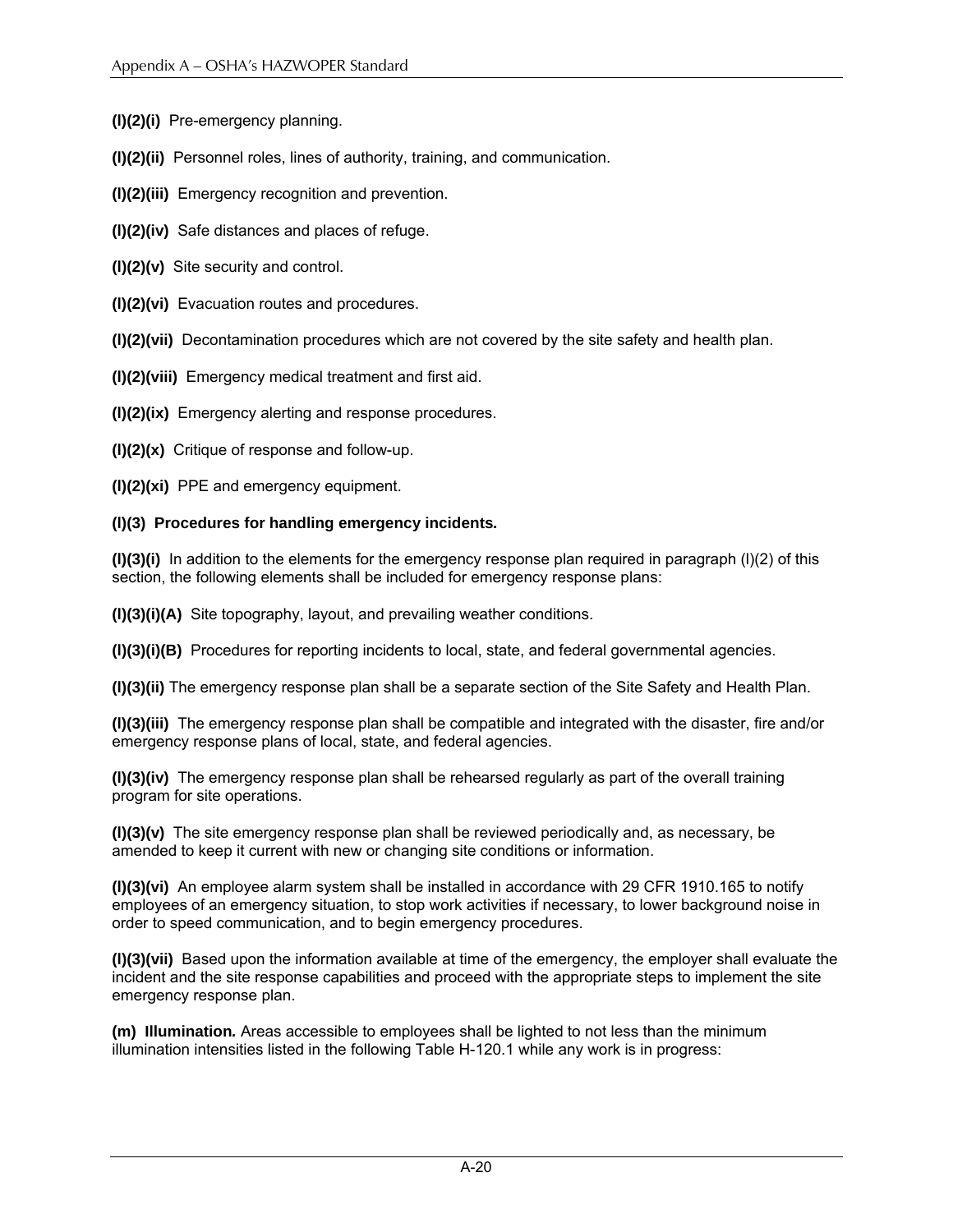**(l)(2)(i)** Pre-emergency planning.

**(l)(2)(ii)** Personnel roles, lines of authority, training, and communication.

**(l)(2)(iii)** Emergency recognition and prevention.

**(l)(2)(iv)** Safe distances and places of refuge.

**(l)(2)(v)** Site security and control.

**(l)(2)(vi)** Evacuation routes and procedures.

**(l)(2)(vii)** Decontamination procedures which are not covered by the site safety and health plan.

**(l)(2)(viii)** Emergency medical treatment and first aid.

**(l)(2)(ix)** Emergency alerting and response procedures.

**(l)(2)(x)** Critique of response and follow-up.

**(l)(2)(xi)** PPE and emergency equipment.

**(l)(3) Procedures for handling emergency incidents.**

**(l)(3)(i)** In addition to the elements for the emergency response plan required in paragraph (l)(2) of this section, the following elements shall be included for emergency response plans:

**(l)(3)(i)(A)** Site topography, layout, and prevailing weather conditions.

**(l)(3)(i)(B)** Procedures for reporting incidents to local, state, and federal governmental agencies.

**(l)(3)(ii)** The emergency response plan shall be a separate section of the Site Safety and Health Plan.

**(l)(3)(iii)** The emergency response plan shall be compatible and integrated with the disaster, fire and/or emergency response plans of local, state, and federal agencies.

**(l)(3)(iv)** The emergency response plan shall be rehearsed regularly as part of the overall training program for site operations.

**(l)(3)(v)** The site emergency response plan shall be reviewed periodically and, as necessary, be amended to keep it current with new or changing site conditions or information.

**(l)(3)(vi)** An employee alarm system shall be installed in accordance with 29 CFR 1910.165 to notify employees of an emergency situation, to stop work activities if necessary, to lower background noise in order to speed communication, and to begin emergency procedures.

**(l)(3)(vii)** Based upon the information available at time of the emergency, the employer shall evaluate the incident and the site response capabilities and proceed with the appropriate steps to implement the site emergency response plan.

**(m) Illumination.** Areas accessible to employees shall be lighted to not less than the minimum illumination intensities listed in the following Table H-120.1 while any work is in progress: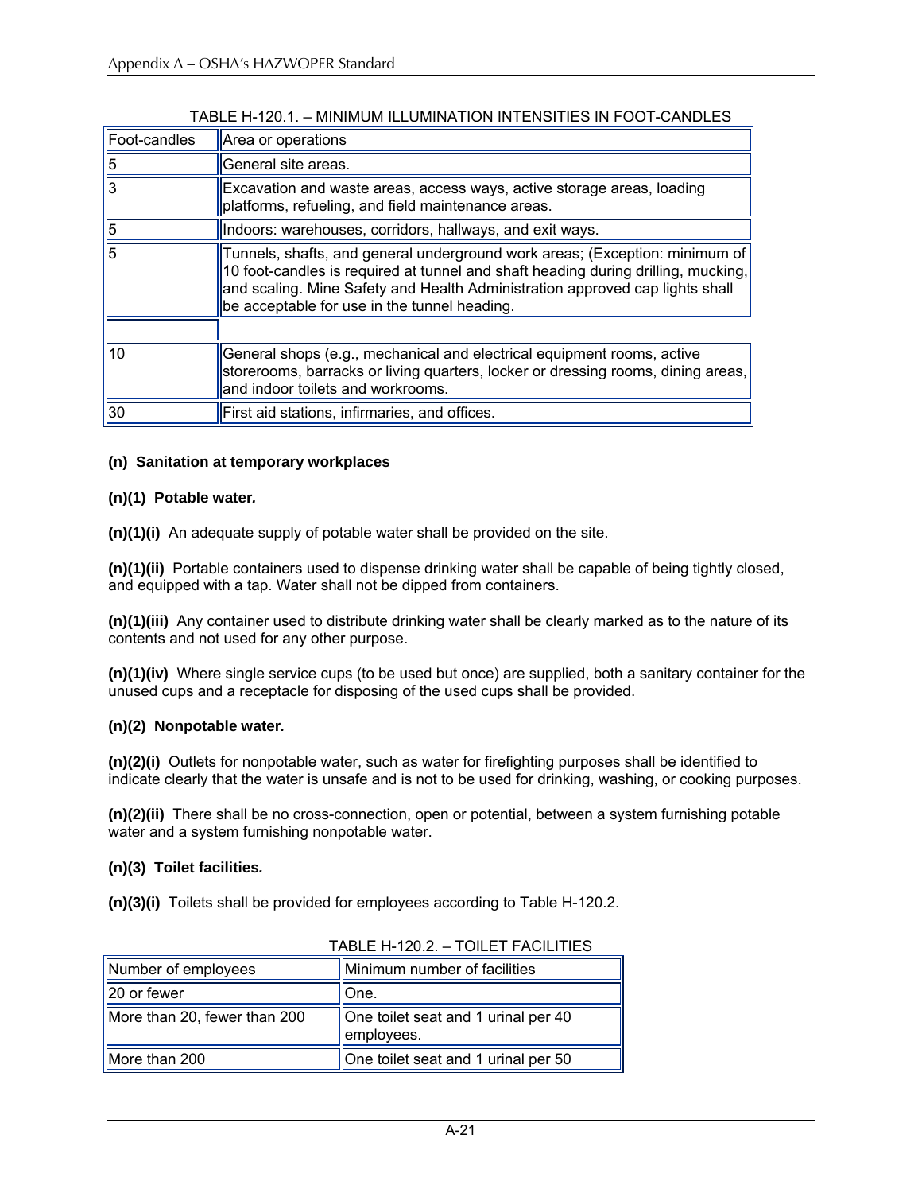TABLE H-120.1. – MINIMUM ILLUMINATION INTENSITIES IN FOOT-CANDLES

| Foot-candles | Area or operations |
|---|---|
| 5 | General site areas. |
| 3 | Excavation and waste areas, access ways, active storage areas, loading platforms, refueling, and field maintenance areas. |
| 5 | Indoors: warehouses, corridors, hallways, and exit ways. |
| 5 | Tunnels, shafts, and general underground work areas; (Exception: minimum of 10 foot-candles is required at tunnel and shaft heading during drilling, mucking, and scaling. Mine Safety and Health Administration approved cap lights shall be acceptable for use in the tunnel heading. |
| | |
| 10 | General shops (e.g., mechanical and electrical equipment rooms, active storerooms, barracks or living quarters, locker or dressing rooms, dining areas, and indoor toilets and workrooms. |
| 30 | First aid stations, infirmaries, and offices. |

**(n) Sanitation at temporary workplaces**

**(n)(1) Potable water.**

**(n)(1)(i)** An adequate supply of potable water shall be provided on the site.

**(n)(1)(ii)** Portable containers used to dispense drinking water shall be capable of being tightly closed, and equipped with a tap. Water shall not be dipped from containers.

**(n)(1)(iii)** Any container used to distribute drinking water shall be clearly marked as to the nature of its contents and not used for any other purpose.

**(n)(1)(iv)** Where single service cups (to be used but once) are supplied, both a sanitary container for the unused cups and a receptacle for disposing of the used cups shall be provided.

**(n)(2) Nonpotable water.**

**(n)(2)(i)** Outlets for nonpotable water, such as water for firefighting purposes shall be identified to indicate clearly that the water is unsafe and is not to be used for drinking, washing, or cooking purposes.

**(n)(2)(ii)** There shall be no cross-connection, open or potential, between a system furnishing potable water and a system furnishing nonpotable water.

**(n)(3) Toilet facilities.**

**(n)(3)(i)** Toilets shall be provided for employees according to Table H-120.2.

TABLE H-120.2. – TOILET FACILITIES

| Number of employees | Minimum number of facilities |
|---|---|
| 20 or fewer | One. |
| More than 20, fewer than 200 | One toilet seat and 1 urinal per 40 employees. |
| More than 200 | One toilet seat and 1 urinal per 50 |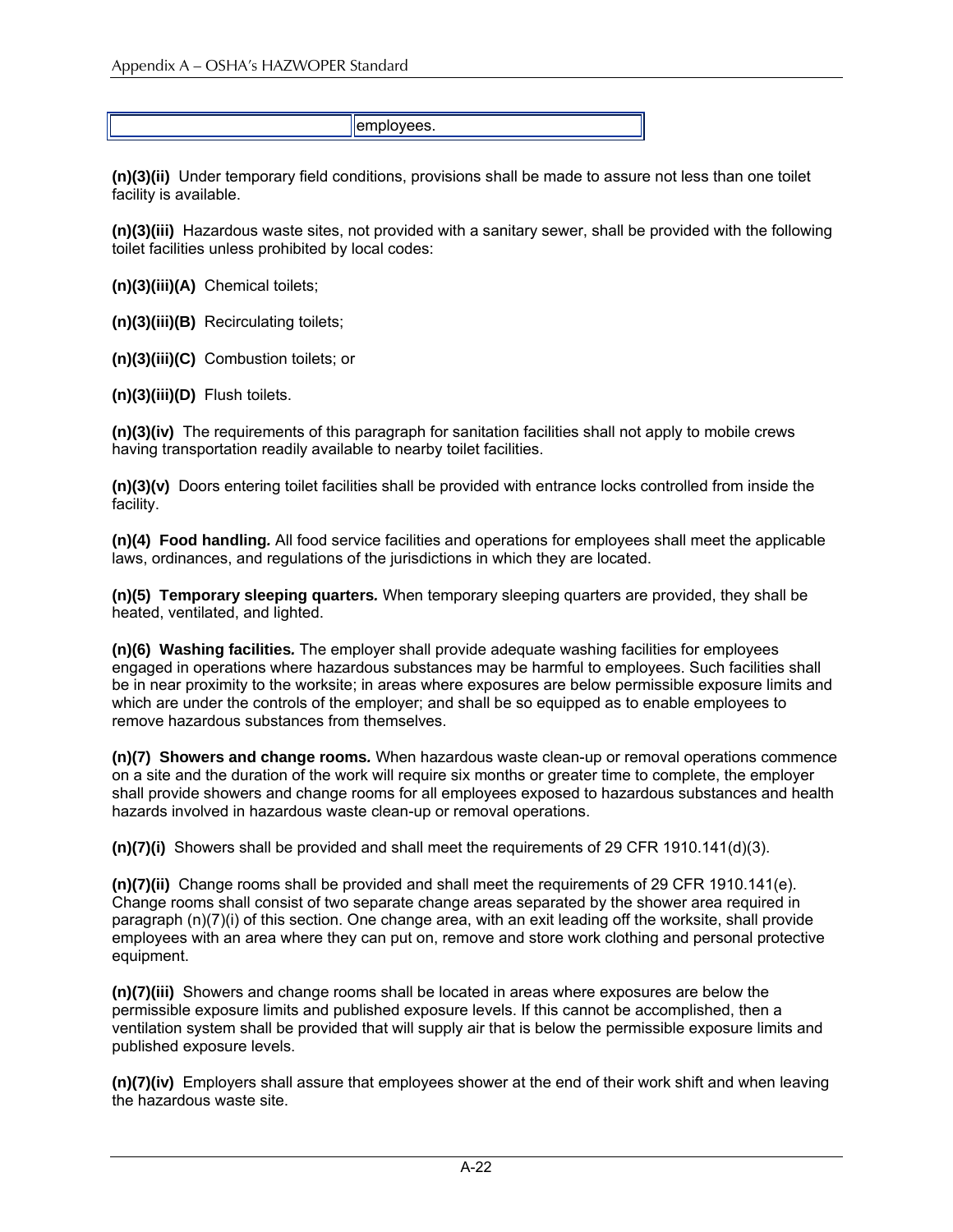| | employees. |
|---|---|

**(n)(3)(ii)** Under temporary field conditions, provisions shall be made to assure not less than one toilet facility is available.

**(n)(3)(iii)** Hazardous waste sites, not provided with a sanitary sewer, shall be provided with the following toilet facilities unless prohibited by local codes:

**(n)(3)(iii)(A)** Chemical toilets;

**(n)(3)(iii)(B)** Recirculating toilets;

**(n)(3)(iii)(C)** Combustion toilets; or

**(n)(3)(iii)(D)** Flush toilets.

**(n)(3)(iv)** The requirements of this paragraph for sanitation facilities shall not apply to mobile crews having transportation readily available to nearby toilet facilities.

**(n)(3)(v)** Doors entering toilet facilities shall be provided with entrance locks controlled from inside the facility.

**(n)(4) Food handling.** All food service facilities and operations for employees shall meet the applicable laws, ordinances, and regulations of the jurisdictions in which they are located.

**(n)(5) Temporary sleeping quarters.** When temporary sleeping quarters are provided, they shall be heated, ventilated, and lighted.

**(n)(6) Washing facilities.** The employer shall provide adequate washing facilities for employees engaged in operations where hazardous substances may be harmful to employees. Such facilities shall be in near proximity to the worksite; in areas where exposures are below permissible exposure limits and which are under the controls of the employer; and shall be so equipped as to enable employees to remove hazardous substances from themselves.

**(n)(7) Showers and change rooms.** When hazardous waste clean-up or removal operations commence on a site and the duration of the work will require six months or greater time to complete, the employer shall provide showers and change rooms for all employees exposed to hazardous substances and health hazards involved in hazardous waste clean-up or removal operations.

**(n)(7)(i)** Showers shall be provided and shall meet the requirements of 29 CFR 1910.141(d)(3).

**(n)(7)(ii)** Change rooms shall be provided and shall meet the requirements of 29 CFR 1910.141(e). Change rooms shall consist of two separate change areas separated by the shower area required in paragraph (n)(7)(i) of this section. One change area, with an exit leading off the worksite, shall provide employees with an area where they can put on, remove and store work clothing and personal protective equipment.

**(n)(7)(iii)** Showers and change rooms shall be located in areas where exposures are below the permissible exposure limits and published exposure levels. If this cannot be accomplished, then a ventilation system shall be provided that will supply air that is below the permissible exposure limits and published exposure levels.

**(n)(7)(iv)** Employers shall assure that employees shower at the end of their work shift and when leaving the hazardous waste site.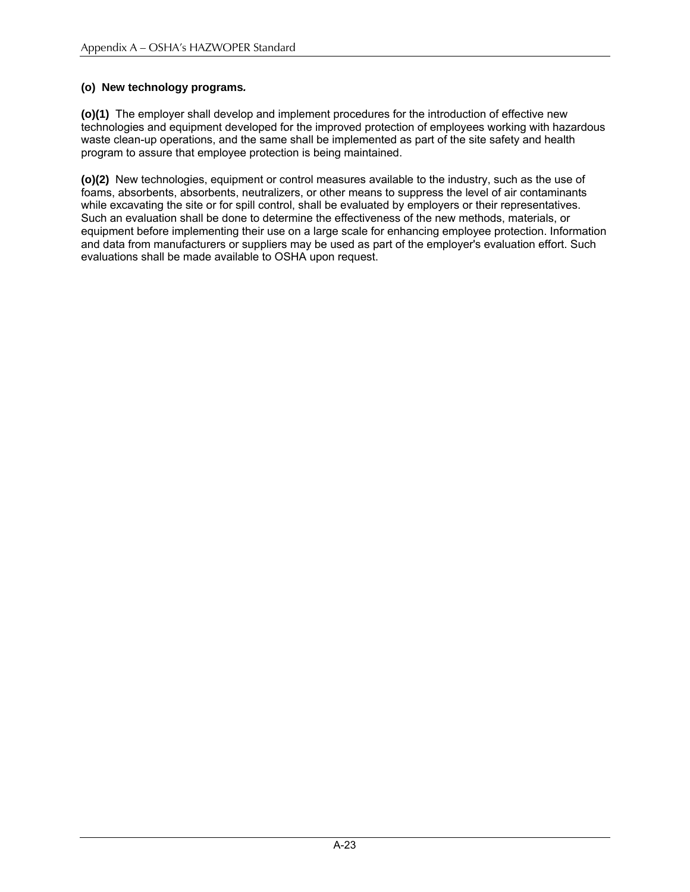**(o) New technology programs.**

**(o)(1)** The employer shall develop and implement procedures for the introduction of effective new technologies and equipment developed for the improved protection of employees working with hazardous waste clean-up operations, and the same shall be implemented as part of the site safety and health program to assure that employee protection is being maintained.

**(o)(2)** New technologies, equipment or control measures available to the industry, such as the use of foams, absorbents, absorbents, neutralizers, or other means to suppress the level of air contaminants while excavating the site or for spill control, shall be evaluated by employers or their representatives. Such an evaluation shall be done to determine the effectiveness of the new methods, materials, or equipment before implementing their use on a large scale for enhancing employee protection. Information and data from manufacturers or suppliers may be used as part of the employer's evaluation effort. Such evaluations shall be made available to OSHA upon request.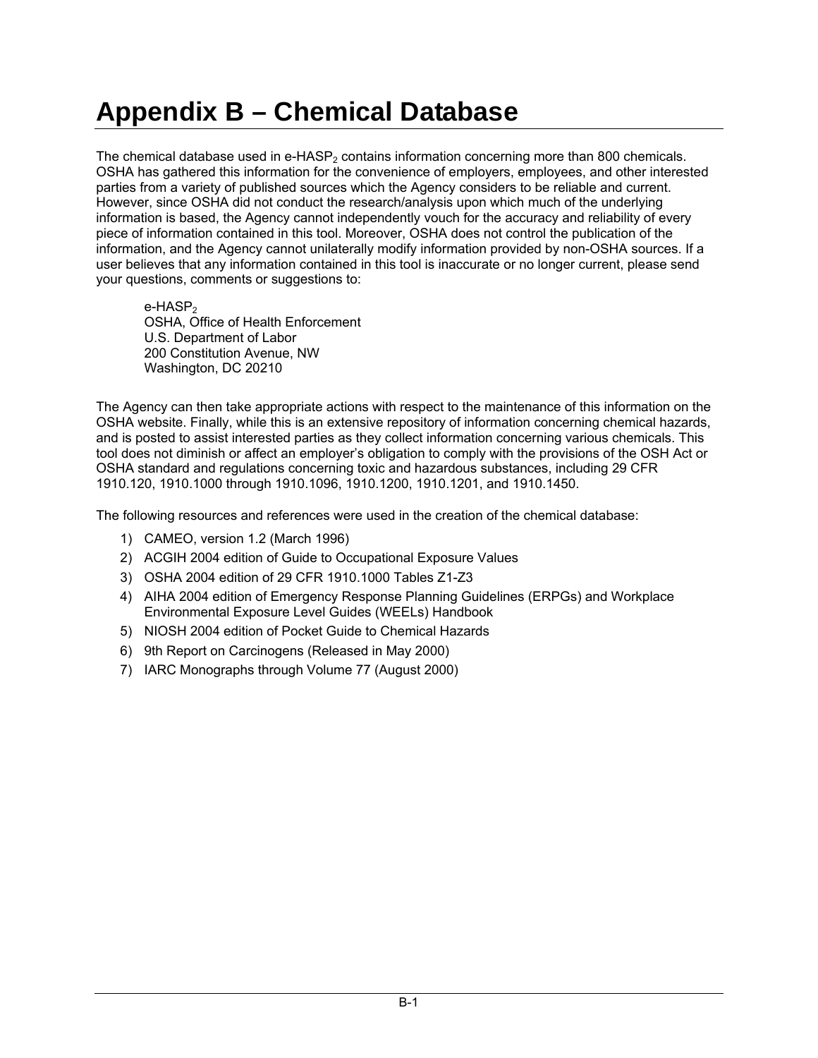# Appendix B – Chemical Database

The chemical database used in e-HASP$_2$ contains information concerning more than 800 chemicals. OSHA has gathered this information for the convenience of employers, employees, and other interested parties from a variety of published sources which the Agency considers to be reliable and current. However, since OSHA did not conduct the research/analysis upon which much of the underlying information is based, the Agency cannot independently vouch for the accuracy and reliability of every piece of information contained in this tool. Moreover, OSHA does not control the publication of the information, and the Agency cannot unilaterally modify information provided by non-OSHA sources. If a user believes that any information contained in this tool is inaccurate or no longer current, please send your questions, comments or suggestions to:

> e-HASP$_2$
> OSHA, Office of Health Enforcement
> U.S. Department of Labor
> 200 Constitution Avenue, NW
> Washington, DC 20210

The Agency can then take appropriate actions with respect to the maintenance of this information on the OSHA website. Finally, while this is an extensive repository of information concerning chemical hazards, and is posted to assist interested parties as they collect information concerning various chemicals. This tool does not diminish or affect an employer's obligation to comply with the provisions of the OSH Act or OSHA standard and regulations concerning toxic and hazardous substances, including 29 CFR 1910.120, 1910.1000 through 1910.1096, 1910.1200, 1910.1201, and 1910.1450.

The following resources and references were used in the creation of the chemical database:

1) CAMEO, version 1.2 (March 1996)
2) ACGIH 2004 edition of Guide to Occupational Exposure Values
3) OSHA 2004 edition of 29 CFR 1910.1000 Tables Z1-Z3
4) AIHA 2004 edition of Emergency Response Planning Guidelines (ERPGs) and Workplace Environmental Exposure Level Guides (WEELs) Handbook
5) NIOSH 2004 edition of Pocket Guide to Chemical Hazards
6) 9th Report on Carcinogens (Released in May 2000)
7) IARC Monographs through Volume 77 (August 2000)